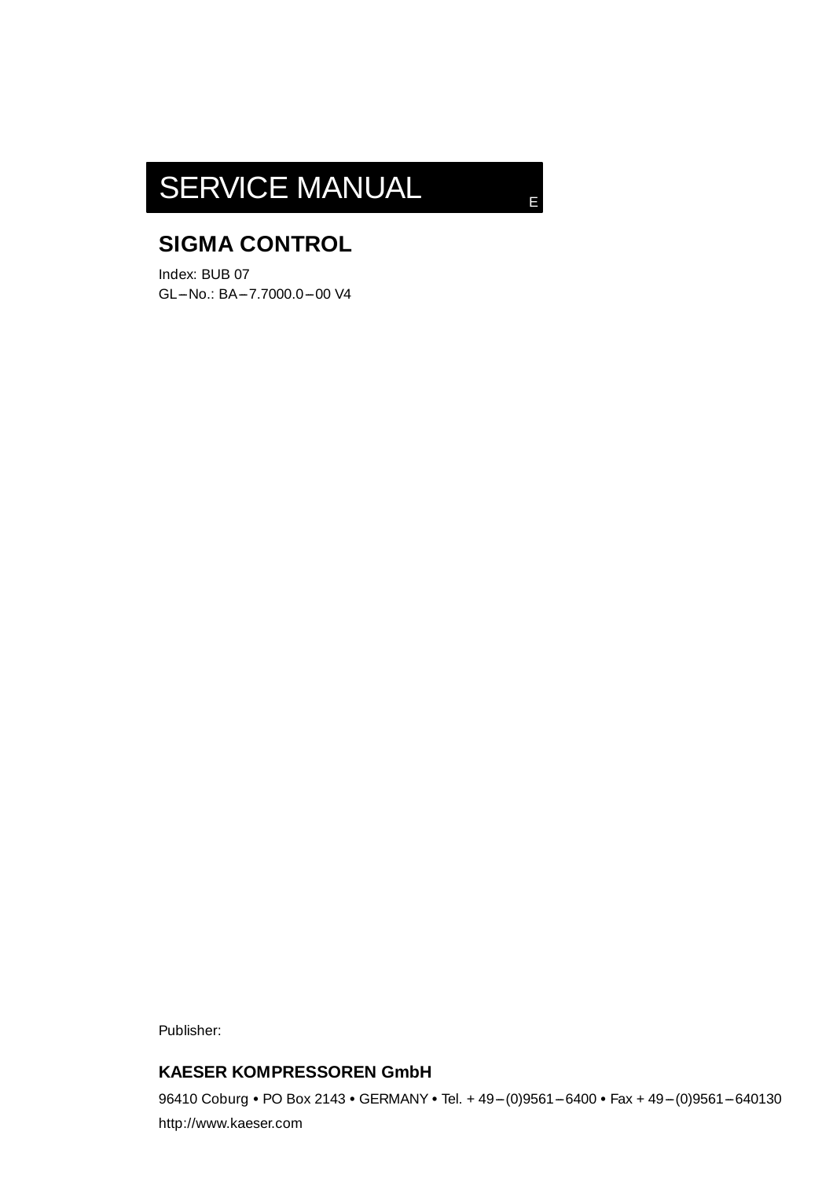# SERVICE MANUAL

E

## SIGMA CONTROL

Index: BUB 07
GL–No.: BA–7.7000.0–00 V4

Publisher:

**KAESER KOMPRESSOREN GmbH**

96410 Coburg • PO Box 2143 • GERMANY • Tel. + 49–(0)9561–6400 • Fax + 49–(0)9561–640130
http://www.kaeser.com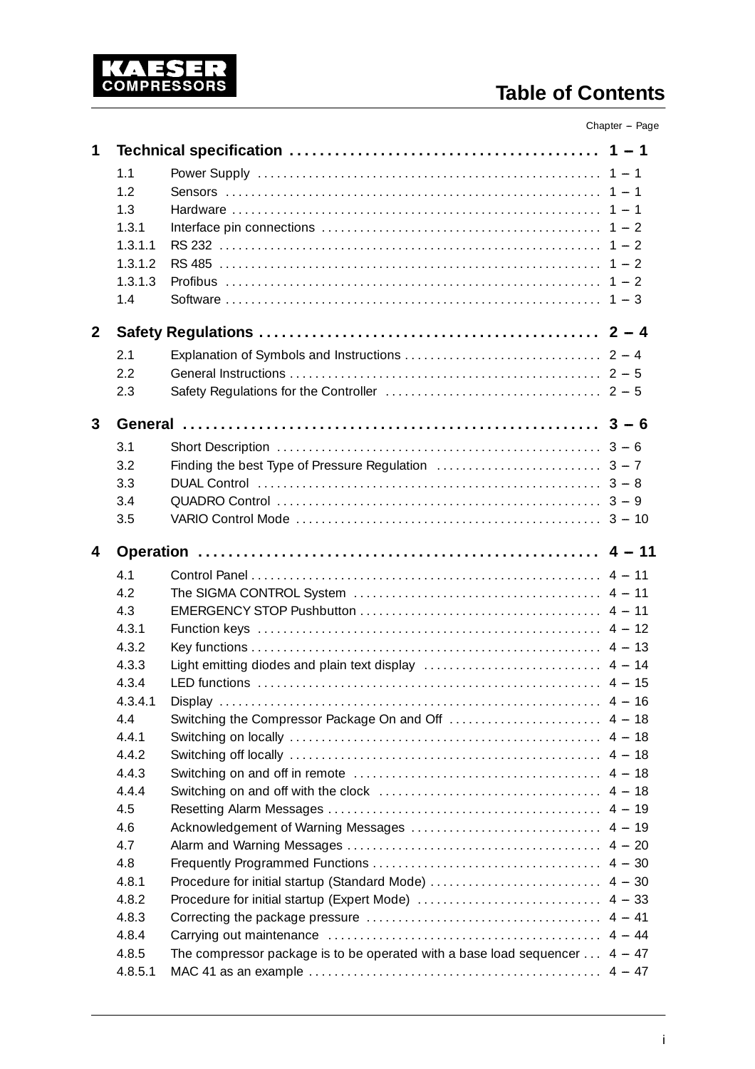# Table of Contents

Chapter – Page

| | | | |
|---|---|---|---|
| **1** | **Technical specification** | | **1 – 1** |
| | 1.1 | Power Supply | 1 – 1 |
| | 1.2 | Sensors | 1 – 1 |
| | 1.3 | Hardware | 1 – 1 |
| | 1.3.1 | Interface pin connections | 1 – 2 |
| | 1.3.1.1 | RS 232 | 1 – 2 |
| | 1.3.1.2 | RS 485 | 1 – 2 |
| | 1.3.1.3 | Profibus | 1 – 2 |
| | 1.4 | Software | 1 – 3 |
| **2** | **Safety Regulations** | | **2 – 4** |
| | 2.1 | Explanation of Symbols and Instructions | 2 – 4 |
| | 2.2 | General Instructions | 2 – 5 |
| | 2.3 | Safety Regulations for the Controller | 2 – 5 |
| **3** | **General** | | **3 – 6** |
| | 3.1 | Short Description | 3 – 6 |
| | 3.2 | Finding the best Type of Pressure Regulation | 3 – 7 |
| | 3.3 | DUAL Control | 3 – 8 |
| | 3.4 | QUADRO Control | 3 – 9 |
| | 3.5 | VARIO Control Mode | 3 – 10 |
| **4** | **Operation** | | **4 – 11** |
| | 4.1 | Control Panel | 4 – 11 |
| | 4.2 | The SIGMA CONTROL System | 4 – 11 |
| | 4.3 | EMERGENCY STOP Pushbutton | 4 – 11 |
| | 4.3.1 | Function keys | 4 – 12 |
| | 4.3.2 | Key functions | 4 – 13 |
| | 4.3.3 | Light emitting diodes and plain text display | 4 – 14 |
| | 4.3.4 | LED functions | 4 – 15 |
| | 4.3.4.1 | Display | 4 – 16 |
| | 4.4 | Switching the Compressor Package On and Off | 4 – 18 |
| | 4.4.1 | Switching on locally | 4 – 18 |
| | 4.4.2 | Switching off locally | 4 – 18 |
| | 4.4.3 | Switching on and off in remote | 4 – 18 |
| | 4.4.4 | Switching on and off with the clock | 4 – 18 |
| | 4.5 | Resetting Alarm Messages | 4 – 19 |
| | 4.6 | Acknowledgement of Warning Messages | 4 – 19 |
| | 4.7 | Alarm and Warning Messages | 4 – 20 |
| | 4.8 | Frequently Programmed Functions | 4 – 30 |
| | 4.8.1 | Procedure for initial startup (Standard Mode) | 4 – 30 |
| | 4.8.2 | Procedure for initial startup (Expert Mode) | 4 – 33 |
| | 4.8.3 | Correcting the package pressure | 4 – 41 |
| | 4.8.4 | Carrying out maintenance | 4 – 44 |
| | 4.8.5 | The compressor package is to be operated with a base load sequencer | 4 – 47 |
| | 4.8.5.1 | MAC 41 as an example | 4 – 47 |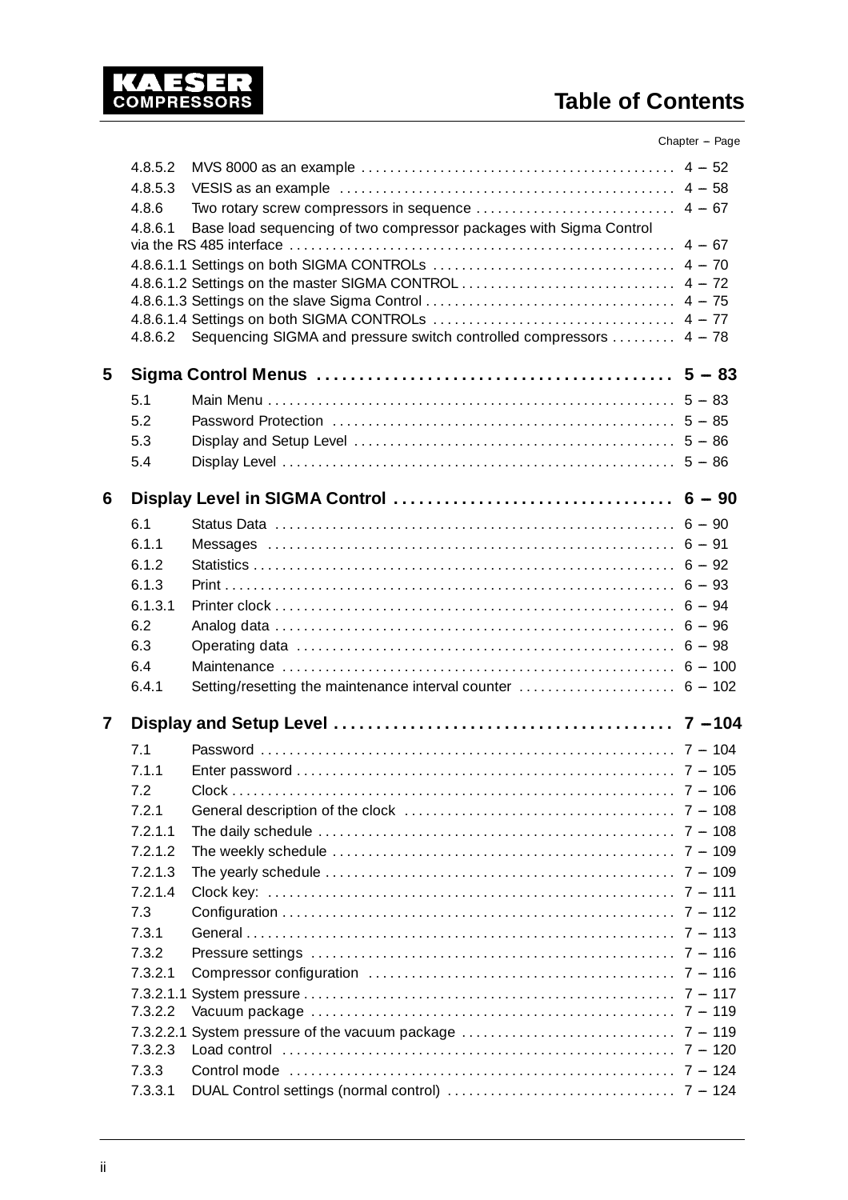Chapter – Page

4.8.5.2 MVS 8000 as an example ........................................ 4 – 52
4.8.5.3 VESIS as an example ........................................ 4 – 58
4.8.6 Two rotary screw compressors in sequence ........................................ 4 – 67
4.8.6.1 Base load sequencing of two compressor packages with Sigma Control via the RS 485 interface ........................................ 4 – 67
4.8.6.1.1 Settings on both SIGMA CONTROLs ........................................ 4 – 70
4.8.6.1.2 Settings on the master SIGMA CONTROL ........................................ 4 – 72
4.8.6.1.3 Settings on the slave Sigma Control ........................................ 4 – 75
4.8.6.1.4 Settings on both SIGMA CONTROLs ........................................ 4 – 77
4.8.6.2 Sequencing SIGMA and pressure switch controlled compressors ........................................ 4 – 78

**5 Sigma Control Menus ........................................ 5 – 83**

5.1 Main Menu ........................................ 5 – 83
5.2 Password Protection ........................................ 5 – 85
5.3 Display and Setup Level ........................................ 5 – 86
5.4 Display Level ........................................ 5 – 86

**6 Display Level in SIGMA Control ........................................ 6 – 90**

6.1 Status Data ........................................ 6 – 90
6.1.1 Messages ........................................ 6 – 91
6.1.2 Statistics ........................................ 6 – 92
6.1.3 Print ........................................ 6 – 93
6.1.3.1 Printer clock ........................................ 6 – 94
6.2 Analog data ........................................ 6 – 96
6.3 Operating data ........................................ 6 – 98
6.4 Maintenance ........................................ 6 – 100
6.4.1 Setting/resetting the maintenance interval counter ........................................ 6 – 102

**7 Display and Setup Level ........................................ 7 – 104**

7.1 Password ........................................ 7 – 104
7.1.1 Enter password ........................................ 7 – 105
7.2 Clock ........................................ 7 – 106
7.2.1 General description of the clock ........................................ 7 – 108
7.2.1.1 The daily schedule ........................................ 7 – 108
7.2.1.2 The weekly schedule ........................................ 7 – 109
7.2.1.3 The yearly schedule ........................................ 7 – 109
7.2.1.4 Clock key: ........................................ 7 – 111
7.3 Configuration ........................................ 7 – 112
7.3.1 General ........................................ 7 – 113
7.3.2 Pressure settings ........................................ 7 – 116
7.3.2.1 Compressor configuration ........................................ 7 – 116
7.3.2.1.1 System pressure ........................................ 7 – 117
7.3.2.2 Vacuum package ........................................ 7 – 119
7.3.2.2.1 System pressure of the vacuum package ........................................ 7 – 119
7.3.2.3 Load control ........................................ 7 – 120
7.3.3 Control mode ........................................ 7 – 124
7.3.3.1 DUAL Control settings (normal control) ........................................ 7 – 124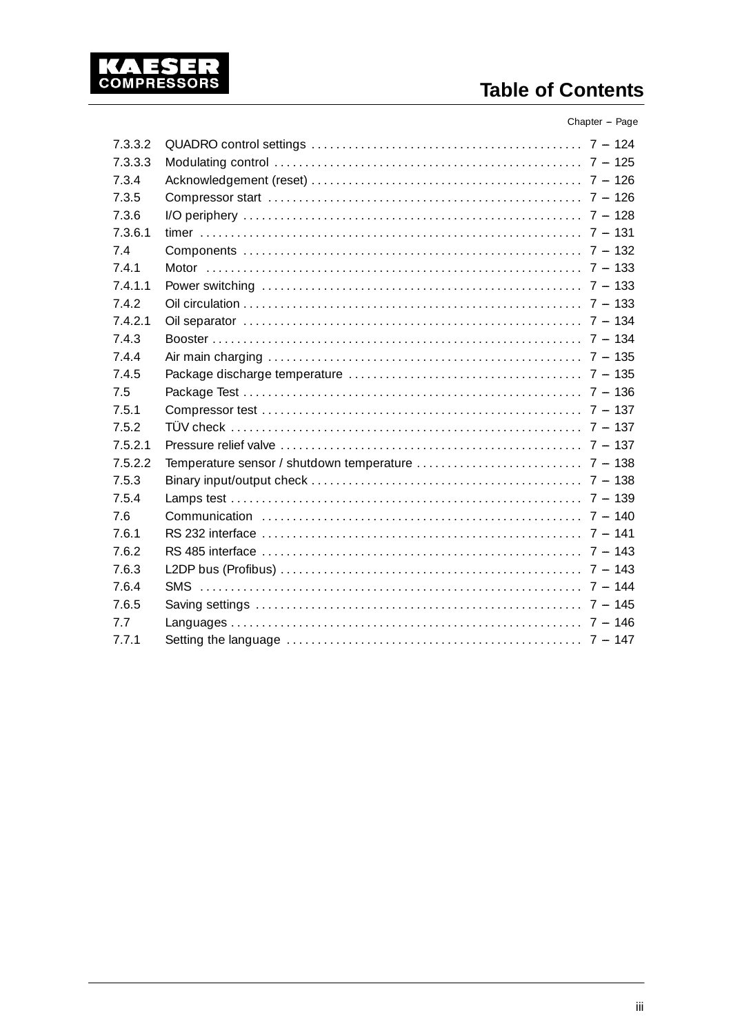# Table of Contents

| | | Chapter – Page |
|---|---|---|
| 7.3.3.2 | QUADRO control settings | 7 – 124 |
| 7.3.3.3 | Modulating control | 7 – 125 |
| 7.3.4 | Acknowledgement (reset) | 7 – 126 |
| 7.3.5 | Compressor start | 7 – 126 |
| 7.3.6 | I/O periphery | 7 – 128 |
| 7.3.6.1 | timer | 7 – 131 |
| 7.4 | Components | 7 – 132 |
| 7.4.1 | Motor | 7 – 133 |
| 7.4.1.1 | Power switching | 7 – 133 |
| 7.4.2 | Oil circulation | 7 – 133 |
| 7.4.2.1 | Oil separator | 7 – 134 |
| 7.4.3 | Booster | 7 – 134 |
| 7.4.4 | Air main charging | 7 – 135 |
| 7.4.5 | Package discharge temperature | 7 – 135 |
| 7.5 | Package Test | 7 – 136 |
| 7.5.1 | Compressor test | 7 – 137 |
| 7.5.2 | TÜV check | 7 – 137 |
| 7.5.2.1 | Pressure relief valve | 7 – 137 |
| 7.5.2.2 | Temperature sensor / shutdown temperature | 7 – 138 |
| 7.5.3 | Binary input/output check | 7 – 138 |
| 7.5.4 | Lamps test | 7 – 139 |
| 7.6 | Communication | 7 – 140 |
| 7.6.1 | RS 232 interface | 7 – 141 |
| 7.6.2 | RS 485 interface | 7 – 143 |
| 7.6.3 | L2DP bus (Profibus) | 7 – 143 |
| 7.6.4 | SMS | 7 – 144 |
| 7.6.5 | Saving settings | 7 – 145 |
| 7.7 | Languages | 7 – 146 |
| 7.7.1 | Setting the language | 7 – 147 |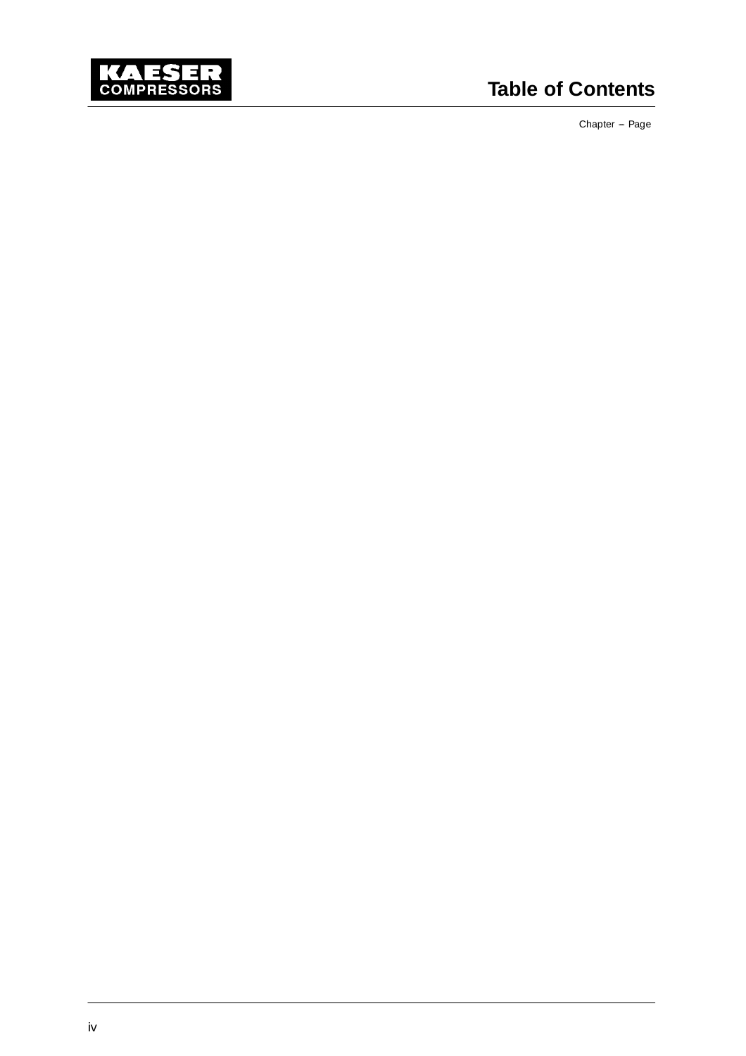# Table of Contents

Chapter – Page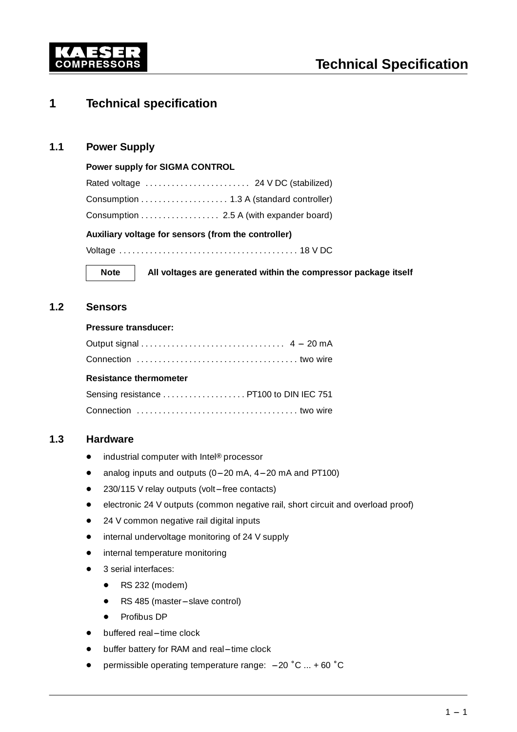# 1 Technical specification

## 1.1 Power Supply

**Power supply for SIGMA CONTROL**

Rated voltage . . . . . . . . . . . . . . . . . . . . . . . . 24 V DC (stabilized)

Consumption . . . . . . . . . . . . . . . . . . . . 1.3 A (standard controller)

Consumption . . . . . . . . . . . . . . . . . . 2.5 A (with expander board)

**Auxiliary voltage for sensors (from the controller)**

Voltage . . . . . . . . . . . . . . . . . . . . . . . . . . . . . . . . . . . . . . . . . 18 V DC

| Note | **All voltages are generated within the compressor package itself** |
|---|---|

## 1.2 Sensors

**Pressure transducer:**

Output signal . . . . . . . . . . . . . . . . . . . . . . . . . . . . . . . . . 4 – 20 mA

Connection . . . . . . . . . . . . . . . . . . . . . . . . . . . . . . . . . . . . . two wire

**Resistance thermometer**

Sensing resistance . . . . . . . . . . . . . . . . . . . PT100 to DIN IEC 751

Connection . . . . . . . . . . . . . . . . . . . . . . . . . . . . . . . . . . . . . two wire

## 1.3 Hardware

- industrial computer with Intel® processor
- analog inputs and outputs (0–20 mA, 4–20 mA and PT100)
- 230/115 V relay outputs (volt–free contacts)
- electronic 24 V outputs (common negative rail, short circuit and overload proof)
- 24 V common negative rail digital inputs
- internal undervoltage monitoring of 24 V supply
- internal temperature monitoring
- 3 serial interfaces:
  - RS 232 (modem)
  - RS 485 (master–slave control)
  - Profibus DP
- buffered real–time clock
- buffer battery for RAM and real–time clock
- permissible operating temperature range: –20 °C ... + 60 °C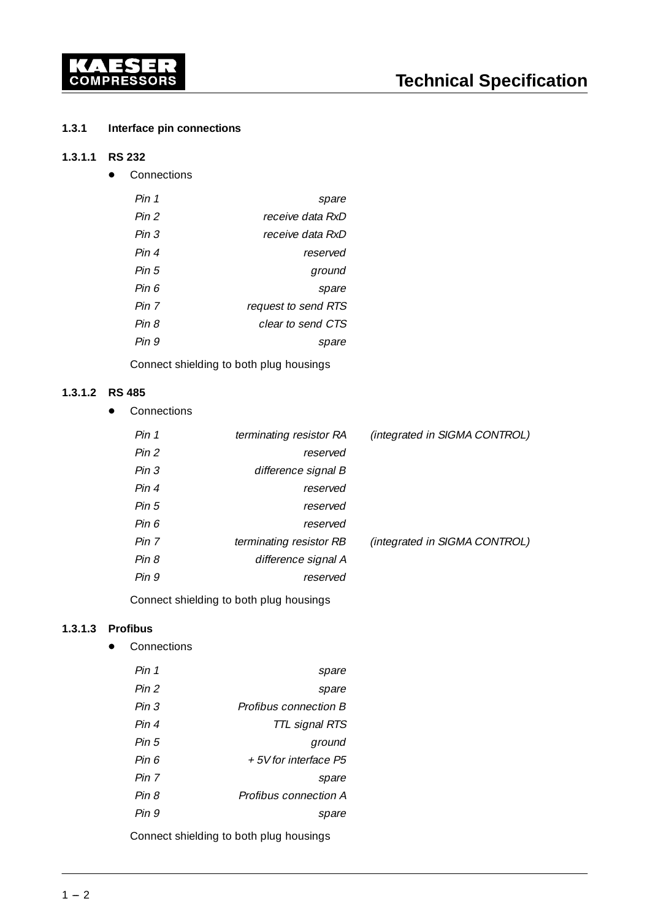### 1.3.1 Interface pin connections

#### 1.3.1.1 RS 232

- Connections

| | |
|---|---|
| *Pin 1* | *spare* |
| *Pin 2* | *receive data RxD* |
| *Pin 3* | *receive data RxD* |
| *Pin 4* | *reserved* |
| *Pin 5* | *ground* |
| *Pin 6* | *spare* |
| *Pin 7* | *request to send RTS* |
| *Pin 8* | *clear to send CTS* |
| *Pin 9* | *spare* |

Connect shielding to both plug housings

#### 1.3.1.2 RS 485

- Connections

| | | |
|---|---|---|
| *Pin 1* | *terminating resistor RA* | *(integrated in SIGMA CONTROL)* |
| *Pin 2* | *reserved* | |
| *Pin 3* | *difference signal B* | |
| *Pin 4* | *reserved* | |
| *Pin 5* | *reserved* | |
| *Pin 6* | *reserved* | |
| *Pin 7* | *terminating resistor RB* | *(integrated in SIGMA CONTROL)* |
| *Pin 8* | *difference signal A* | |
| *Pin 9* | *reserved* | |

Connect shielding to both plug housings

#### 1.3.1.3 Profibus

- Connections

| | |
|---|---|
| *Pin 1* | *spare* |
| *Pin 2* | *spare* |
| *Pin 3* | *Profibus connection B* |
| *Pin 4* | *TTL signal RTS* |
| *Pin 5* | *ground* |
| *Pin 6* | *+ 5V for interface P5* |
| *Pin 7* | *spare* |
| *Pin 8* | *Profibus connection A* |
| *Pin 9* | *spare* |

Connect shielding to both plug housings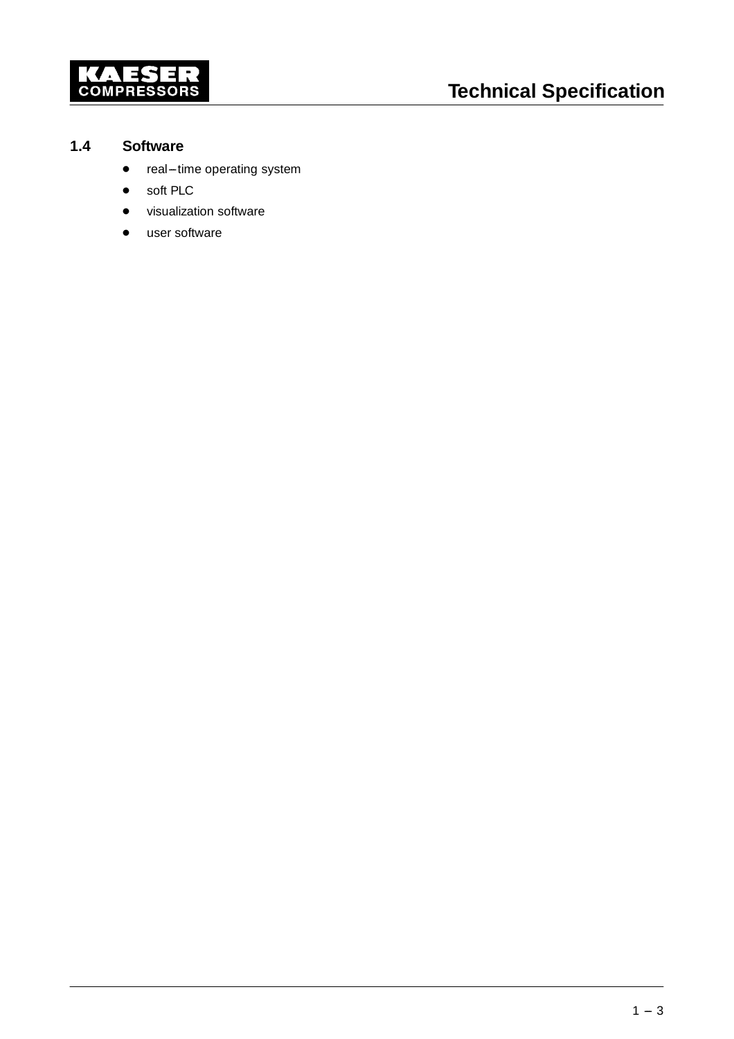## 1.4 Software

- real–time operating system
- soft PLC
- visualization software
- user software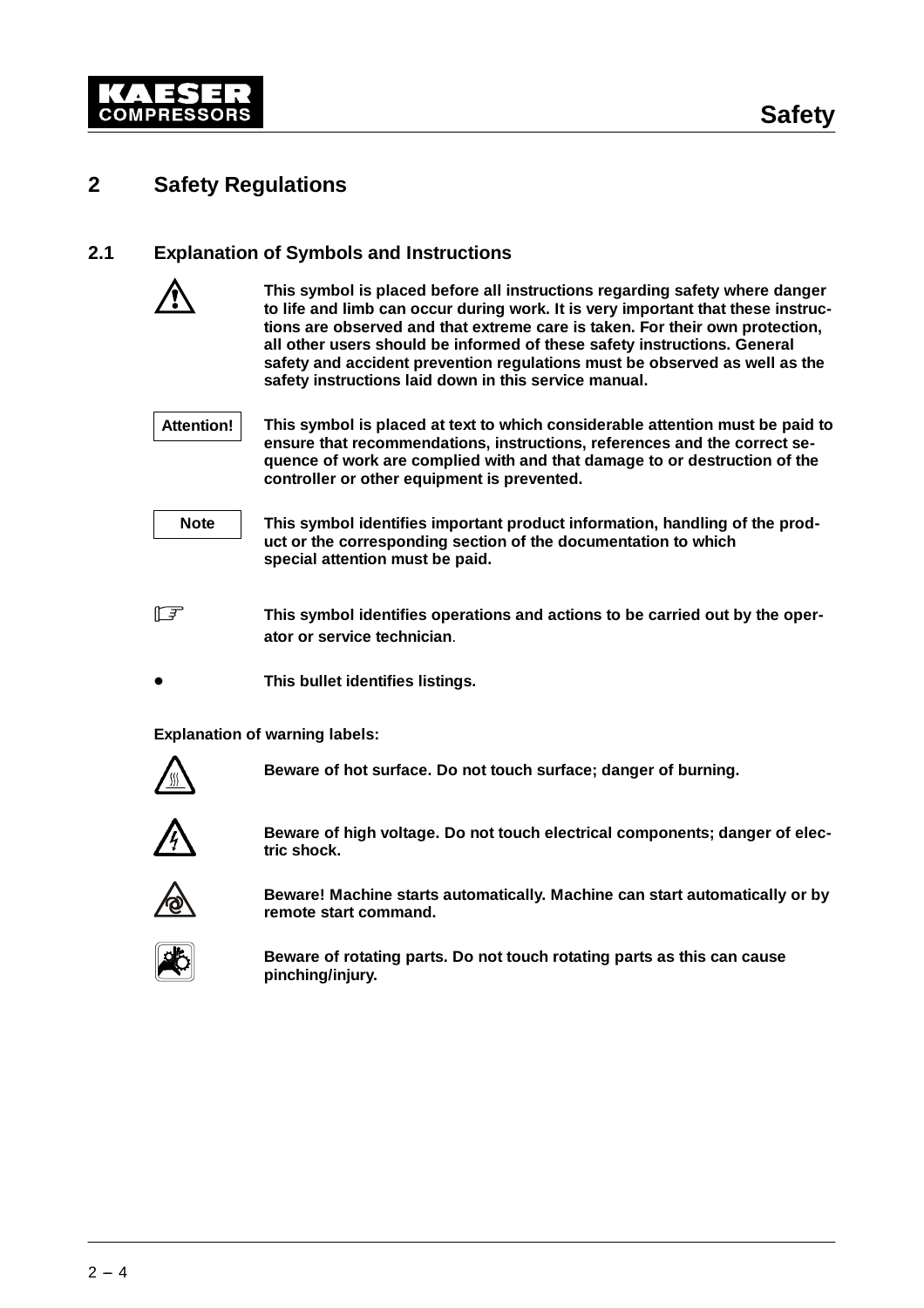# 2 Safety Regulations

## 2.1 Explanation of Symbols and Instructions

⚠ **This symbol is placed before all instructions regarding safety where danger to life and limb can occur during work. It is very important that these instructions are observed and that extreme care is taken. For their own protection, all other users should be informed of these safety instructions. General safety and accident prevention regulations must be observed as well as the safety instructions laid down in this service manual.**

Attention! **This symbol is placed at text to which considerable attention must be paid to ensure that recommendations, instructions, references and the correct sequence of work are complied with and that damage to or destruction of the controller or other equipment is prevented.**

Note **This symbol identifies important product information, handling of the product or the corresponding section of the documentation to which special attention must be paid.**

☞ **This symbol identifies operations and actions to be carried out by the operator or service technician**.

- **This bullet identifies listings.**

**Explanation of warning labels:**

**Beware of hot surface. Do not touch surface; danger of burning.**

**Beware of high voltage. Do not touch electrical components; danger of electric shock.**

**Beware! Machine starts automatically. Machine can start automatically or by remote start command.**

**Beware of rotating parts. Do not touch rotating parts as this can cause pinching/injury.**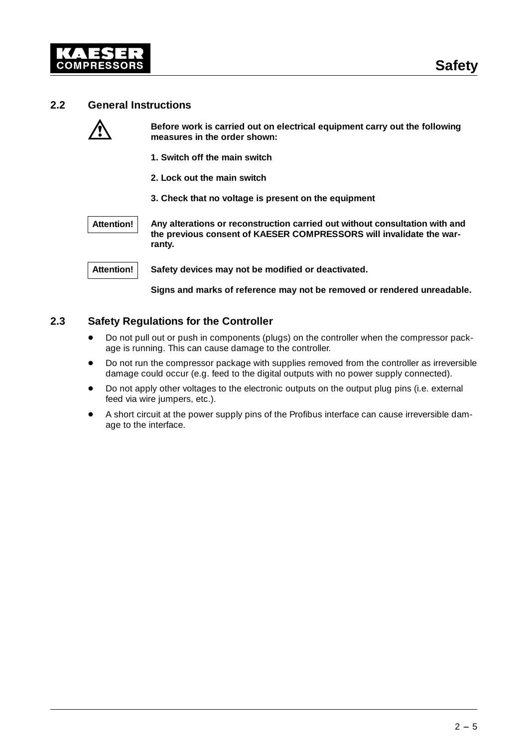## 2.2 General Instructions

⚠ **Before work is carried out on electrical equipment carry out the following measures in the order shown:**

**1. Switch off the main switch**

**2. Lock out the main switch**

**3. Check that no voltage is present on the equipment**

Attention! **Any alterations or reconstruction carried out without consultation with and the previous consent of KAESER COMPRESSORS will invalidate the warranty.**

Attention! **Safety devices may not be modified or deactivated.**

**Signs and marks of reference may not be removed or rendered unreadable.**

## 2.3 Safety Regulations for the Controller

- Do not pull out or push in components (plugs) on the controller when the compressor package is running. This can cause damage to the controller.
- Do not run the compressor package with supplies removed from the controller as irreversible damage could occur (e.g. feed to the digital outputs with no power supply connected).
- Do not apply other voltages to the electronic outputs on the output plug pins (i.e. external feed via wire jumpers, etc.).
- A short circuit at the power supply pins of the Profibus interface can cause irreversible damage to the interface.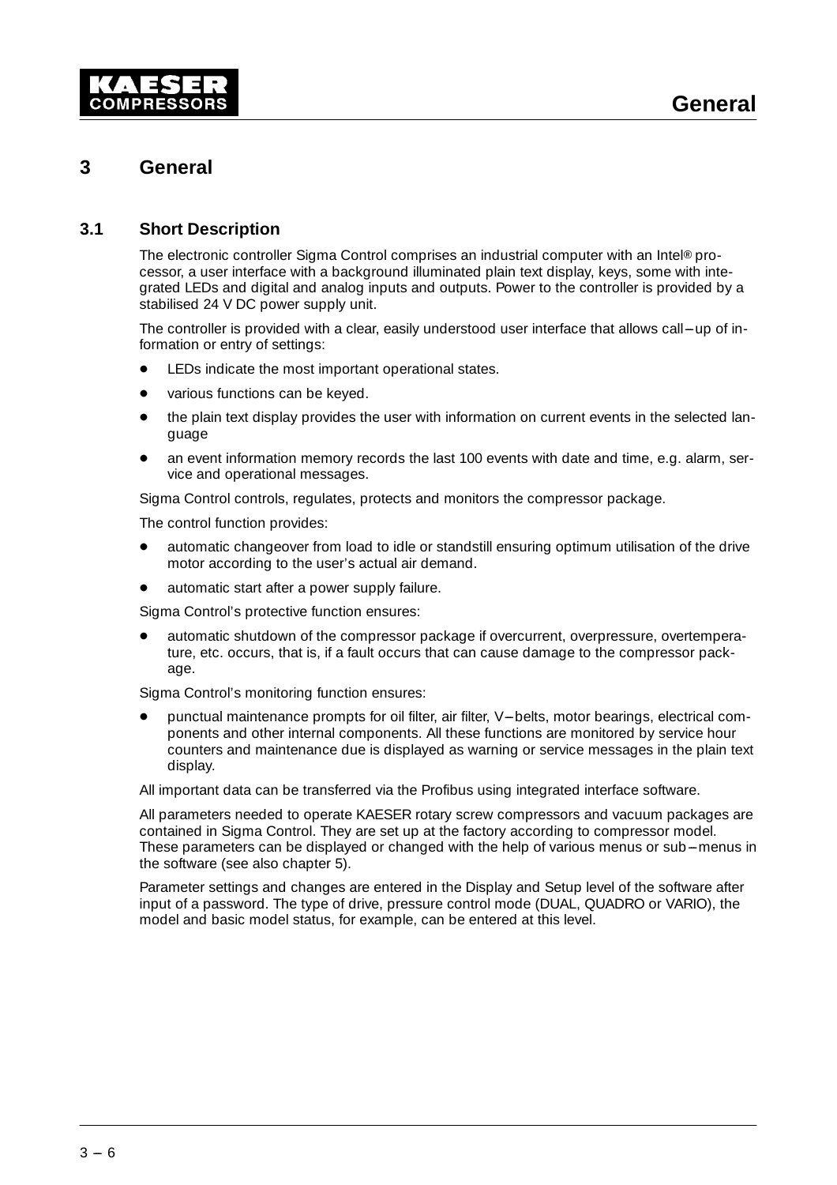# 3 General

## 3.1 Short Description

The electronic controller Sigma Control comprises an industrial computer with an Intel® processor, a user interface with a background illuminated plain text display, keys, some with integrated LEDs and digital and analog inputs and outputs. Power to the controller is provided by a stabilised 24 V DC power supply unit.

The controller is provided with a clear, easily understood user interface that allows call–up of information or entry of settings:

- LEDs indicate the most important operational states.
- various functions can be keyed.
- the plain text display provides the user with information on current events in the selected language
- an event information memory records the last 100 events with date and time, e.g. alarm, service and operational messages.

Sigma Control controls, regulates, protects and monitors the compressor package.

The control function provides:

- automatic changeover from load to idle or standstill ensuring optimum utilisation of the drive motor according to the user's actual air demand.
- automatic start after a power supply failure.

Sigma Control's protective function ensures:

- automatic shutdown of the compressor package if overcurrent, overpressure, overtemperature, etc. occurs, that is, if a fault occurs that can cause damage to the compressor package.

Sigma Control's monitoring function ensures:

- punctual maintenance prompts for oil filter, air filter, V–belts, motor bearings, electrical components and other internal components. All these functions are monitored by service hour counters and maintenance due is displayed as warning or service messages in the plain text display.

All important data can be transferred via the Profibus using integrated interface software.

All parameters needed to operate KAESER rotary screw compressors and vacuum packages are contained in Sigma Control. They are set up at the factory according to compressor model. These parameters can be displayed or changed with the help of various menus or sub–menus in the software (see also chapter 5).

Parameter settings and changes are entered in the Display and Setup level of the software after input of a password. The type of drive, pressure control mode (DUAL, QUADRO or VARIO), the model and basic model status, for example, can be entered at this level.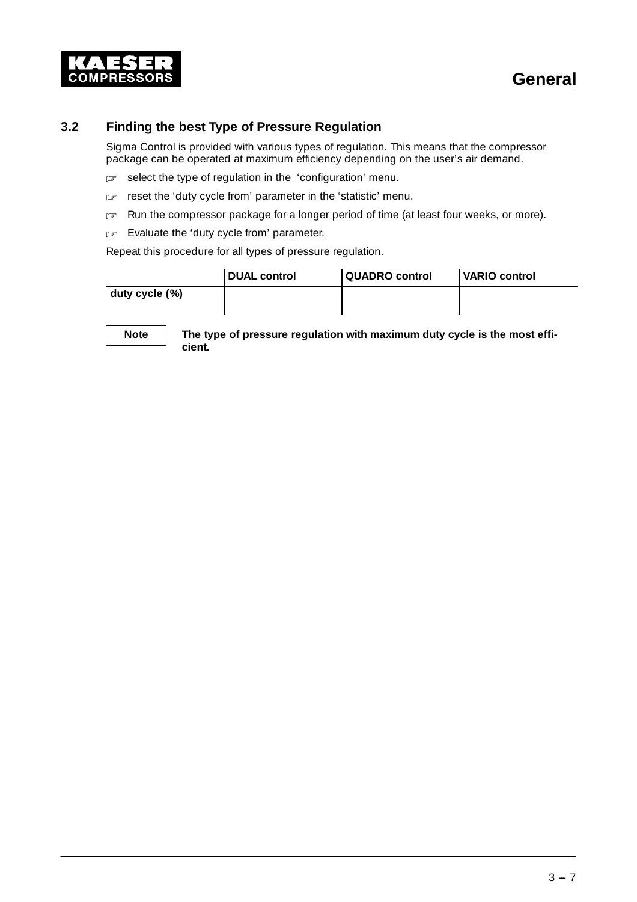## 3.2 Finding the best Type of Pressure Regulation

Sigma Control is provided with various types of regulation. This means that the compressor package can be operated at maximum efficiency depending on the user's air demand.

- ☞ select the type of regulation in the 'configuration' menu.
- ☞ reset the 'duty cycle from' parameter in the 'statistic' menu.
- ☞ Run the compressor package for a longer period of time (at least four weeks, or more).
- ☞ Evaluate the 'duty cycle from' parameter.

Repeat this procedure for all types of pressure regulation.

| | DUAL control | QUADRO control | VARIO control |
|---|---|---|---|
| duty cycle (%) | | | |

**Note** — **The type of pressure regulation with maximum duty cycle is the most efficient.**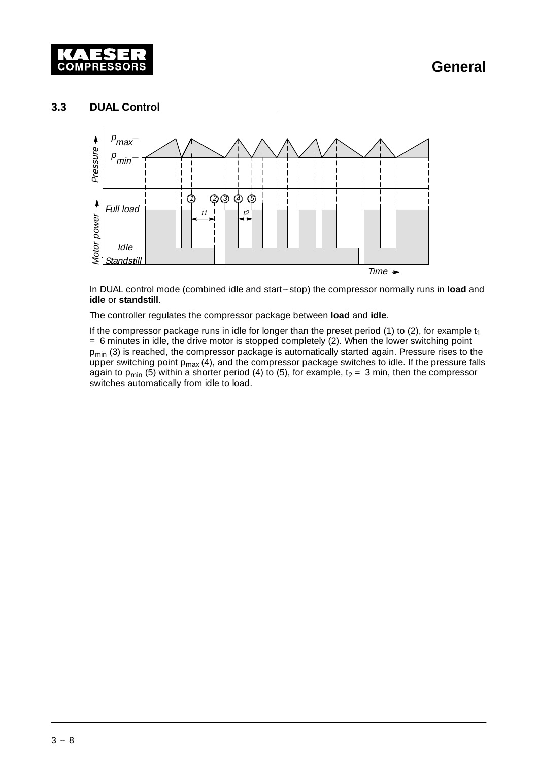### 3.3 DUAL Control

In DUAL control mode (combined idle and start–stop) the compressor normally runs in **load** and **idle** or **standstill**.

The controller regulates the compressor package between **load** and **idle**.

If the compressor package runs in idle for longer than the preset period (1) to (2), for example $t_1$ = 6 minutes in idle, the drive motor is stopped completely (2). When the lower switching point $p_{min}$ (3) is reached, the compressor package is automatically started again. Pressure rises to the upper switching point $p_{max}$ (4), and the compressor package switches to idle. If the pressure falls again to $p_{min}$ (5) within a shorter period (4) to (5), for example, $t_2$ = 3 min, then the compressor switches automatically from idle to load.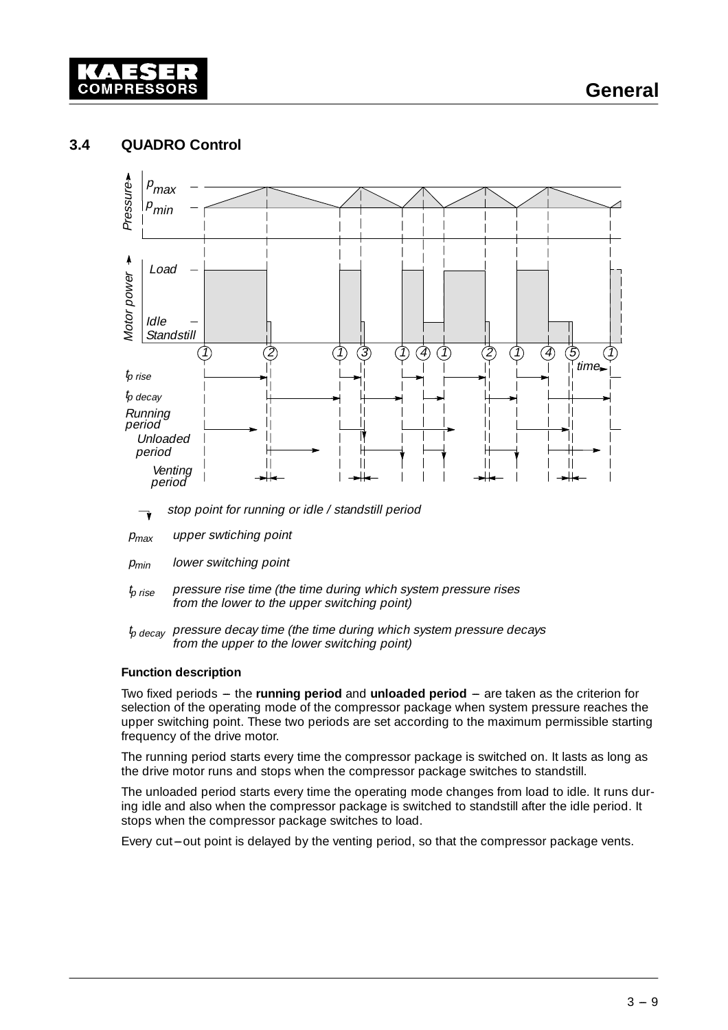## 3.4 QUADRO Control

stop point for running or idle / standstill period

$p_{max}$ upper swtiching point

$p_{min}$ lower switching point

$t_{p\ rise}$ pressure rise time (the time during which system pressure rises from the lower to the upper switching point)

$t_{p\ decay}$ pressure decay time (the time during which system pressure decays from the upper to the lower switching point)

**Function description**

Two fixed periods – the **running period** and **unloaded period** – are taken as the criterion for selection of the operating mode of the compressor package when system pressure reaches the upper switching point. These two periods are set according to the maximum permissible starting frequency of the drive motor.

The running period starts every time the compressor package is switched on. It lasts as long as the drive motor runs and stops when the compressor package switches to standstill.

The unloaded period starts every time the operating mode changes from load to idle. It runs during idle and also when the compressor package is switched to standstill after the idle period. It stops when the compressor package switches to load.

Every cut–out point is delayed by the venting period, so that the compressor package vents.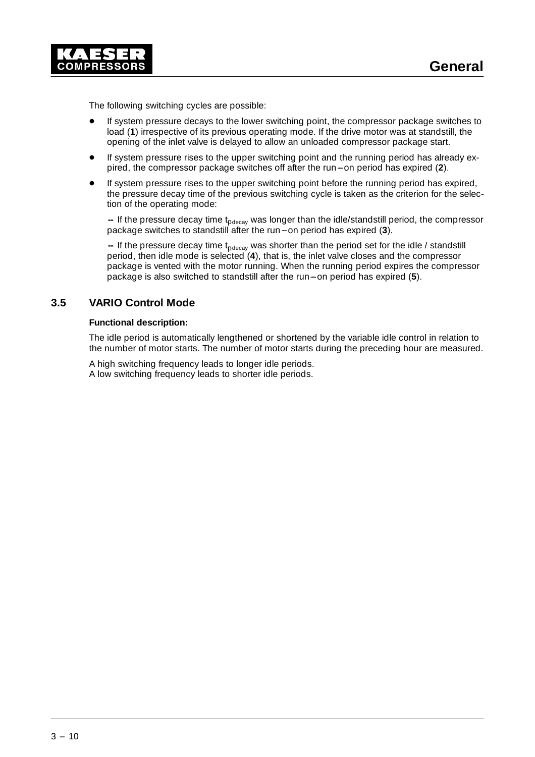The following switching cycles are possible:

- If system pressure decays to the lower switching point, the compressor package switches to load (**1**) irrespective of its previous operating mode. If the drive motor was at standstill, the opening of the inlet valve is delayed to allow an unloaded compressor package start.
- If system pressure rises to the upper switching point and the running period has already expired, the compressor package switches off after the run–on period has expired (**2**).
- If system pressure rises to the upper switching point before the running period has expired, the pressure decay time of the previous switching cycle is taken as the criterion for the selection of the operating mode:

  -- If the pressure decay time $t_{pdecay}$ was longer than the idle/standstill period, the compressor package switches to standstill after the run–on period has expired (**3**).

  -- If the pressure decay time $t_{pdecay}$ was shorter than the period set for the idle / standstill period, then idle mode is selected (**4**), that is, the inlet valve closes and the compressor package is vented with the motor running. When the running period expires the compressor package is also switched to standstill after the run–on period has expired (**5**).

## 3.5 VARIO Control Mode

**Functional description:**

The idle period is automatically lengthened or shortened by the variable idle control in relation to the number of motor starts. The number of motor starts during the preceding hour are measured.

A high switching frequency leads to longer idle periods.
A low switching frequency leads to shorter idle periods.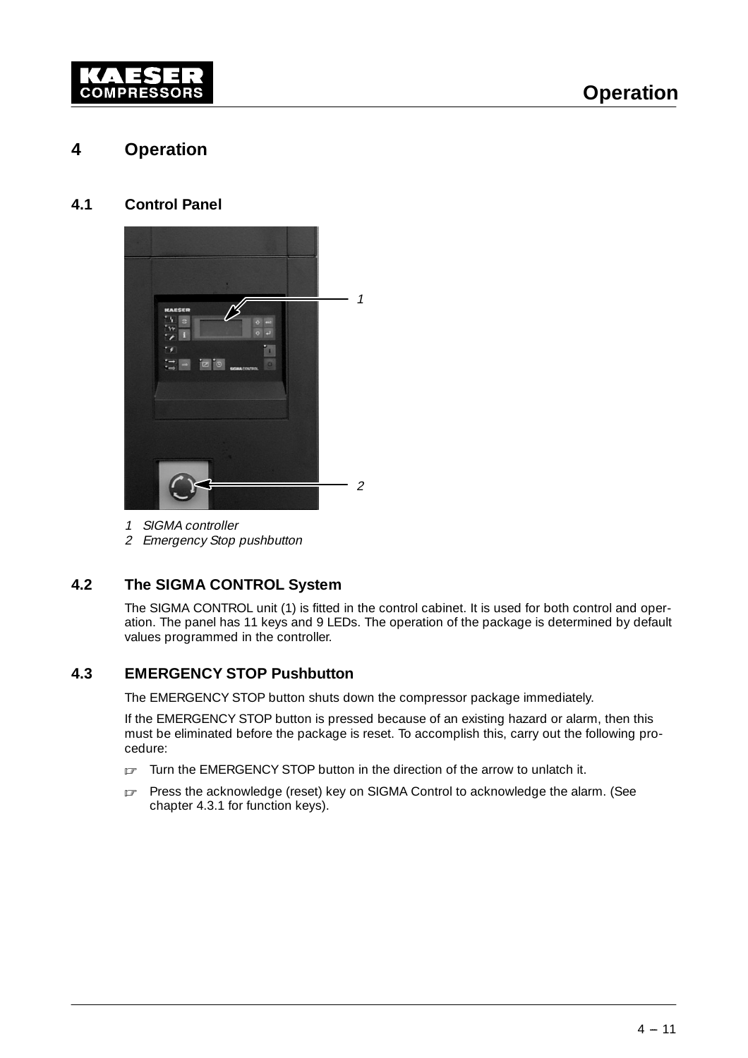# 4 Operation

## 4.1 Control Panel

1 *SIGMA controller*
2 *Emergency Stop pushbutton*

## 4.2 The SIGMA CONTROL System

The SIGMA CONTROL unit (1) is fitted in the control cabinet. It is used for both control and operation. The panel has 11 keys and 9 LEDs. The operation of the package is determined by default values programmed in the controller.

## 4.3 EMERGENCY STOP Pushbutton

The EMERGENCY STOP button shuts down the compressor package immediately.

If the EMERGENCY STOP button is pressed because of an existing hazard or alarm, then this must be eliminated before the package is reset. To accomplish this, carry out the following procedure:

☞ Turn the EMERGENCY STOP button in the direction of the arrow to unlatch it.

☞ Press the acknowledge (reset) key on SIGMA Control to acknowledge the alarm. (See chapter 4.3.1 for function keys).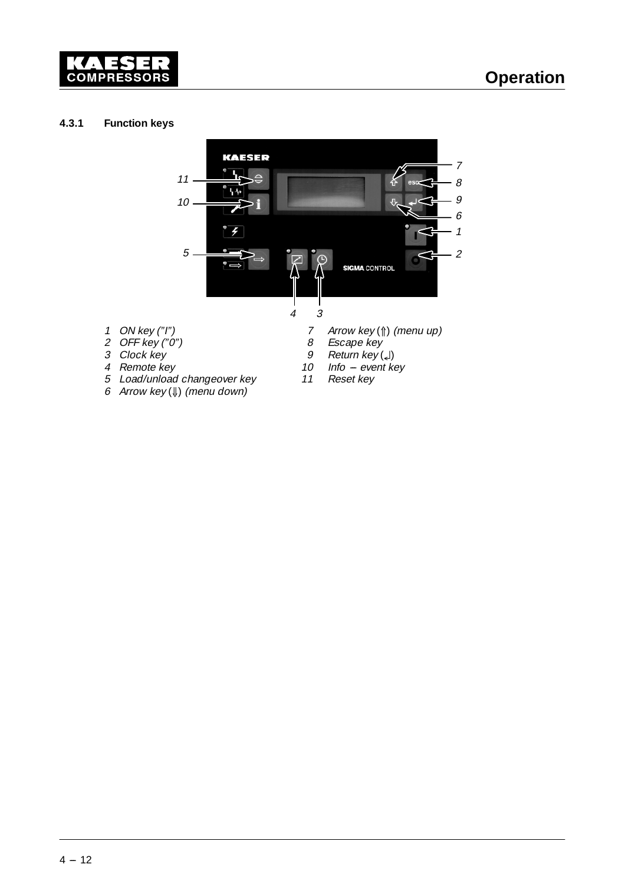### 4.3.1 Function keys

1 ON key ("I")
2 OFF key ("0")
3 Clock key
4 Remote key
5 Load/unload changeover key
6 Arrow key (⇓) (menu down)
7 Arrow key (⇑) (menu up)
8 Escape key
9 Return key (↵)
10 Info – event key
11 Reset key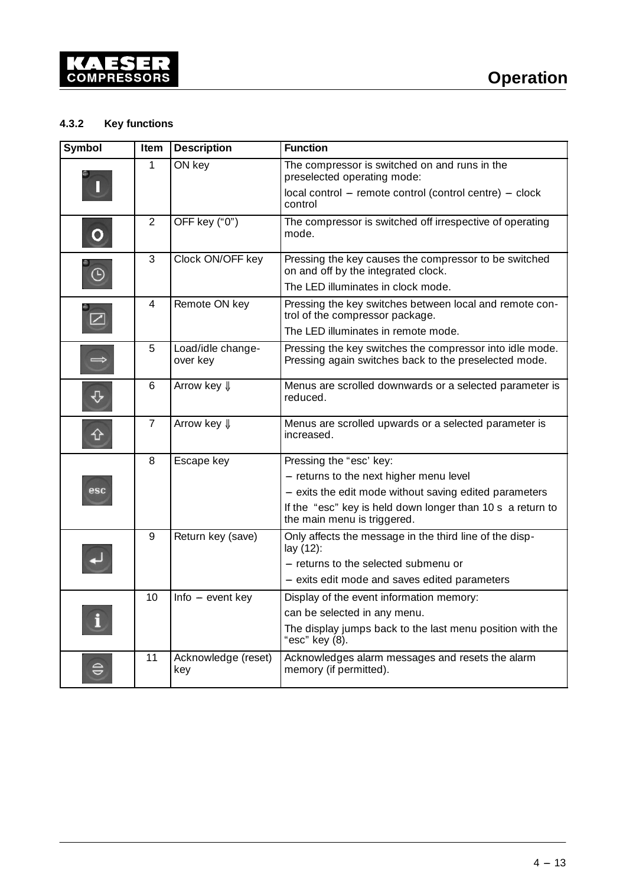### 4.3.2 Key functions

| Symbol | Item | Description | Function |
|---|---|---|---|
| | 1 | ON key | The compressor is switched on and runs in the preselected operating mode:<br>local control – remote control (control centre) – clock control |
| | 2 | OFF key ("0") | The compressor is switched off irrespective of operating mode. |
| | 3 | Clock ON/OFF key | Pressing the key causes the compressor to be switched on and off by the integrated clock.<br>The LED illuminates in clock mode. |
| | 4 | Remote ON key | Pressing the key switches between local and remote control of the compressor package.<br>The LED illuminates in remote mode. |
| | 5 | Load/idle change-over key | Pressing the key switches the compressor into idle mode. Pressing again switches back to the preselected mode. |
| | 6 | Arrow key ⇓ | Menus are scrolled downwards or a selected parameter is reduced. |
| | 7 | Arrow key ⇓ | Menus are scrolled upwards or a selected parameter is increased. |
| | 8 | Escape key | Pressing the "esc' key:<br>– returns to the next higher menu level<br>– exits the edit mode without saving edited parameters<br>If the "esc" key is held down longer than 10 s a return to the main menu is triggered. |
| | 9 | Return key (save) | Only affects the message in the third line of the display (12):<br>– returns to the selected submenu or<br>– exits edit mode and saves edited parameters |
| | 10 | Info – event key | Display of the event information memory:<br>can be selected in any menu.<br>The display jumps back to the last menu position with the "esc" key (8). |
| | 11 | Acknowledge (reset) key | Acknowledges alarm messages and resets the alarm memory (if permitted). |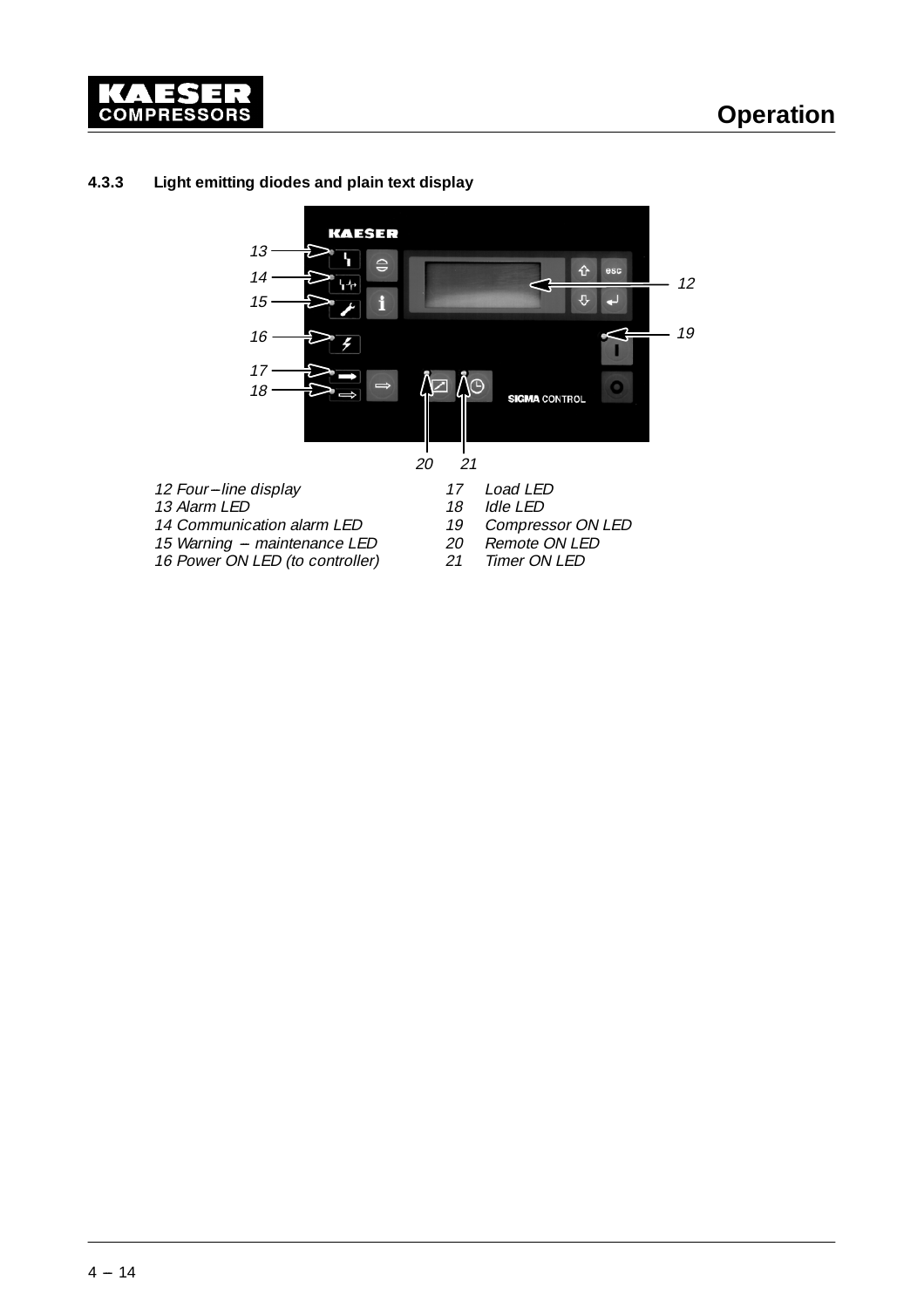### 4.3.3 Light emitting diodes and plain text display

12 Four–line display
13 Alarm LED
14 Communication alarm LED
15 Warning – maintenance LED
16 Power ON LED (to controller)
17 Load LED
18 Idle LED
19 Compressor ON LED
20 Remote ON LED
21 Timer ON LED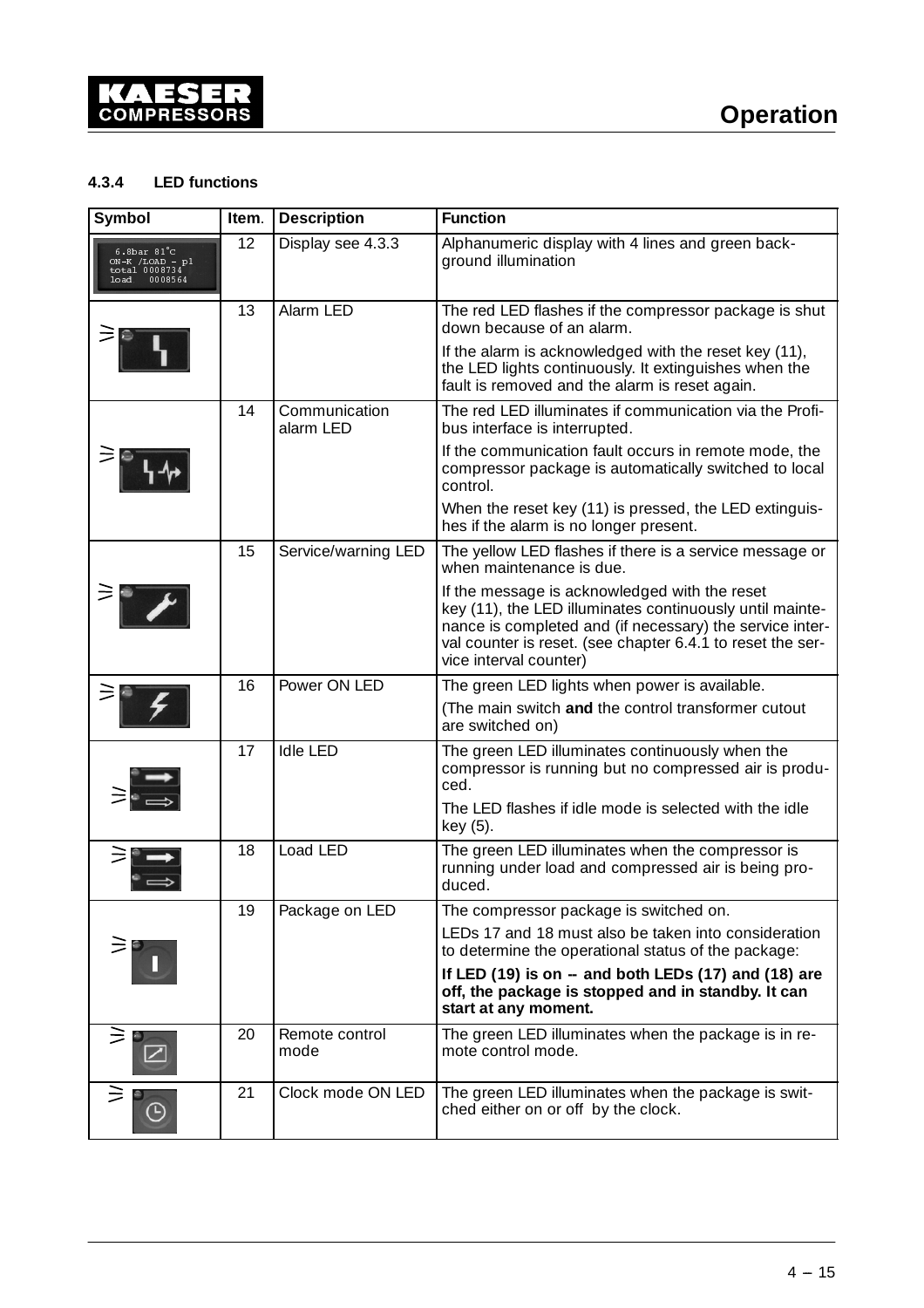### 4.3.4 LED functions

| Symbol | Item. | Description | Function |
|---|---|---|---|
| 6.8bar 81°C ON-K /LOAD – p1 total 0008734 load 0008564 | 12 | Display see 4.3.3 | Alphanumeric display with 4 lines and green background illumination |
| | 13 | Alarm LED | The red LED flashes if the compressor package is shut down because of an alarm. If the alarm is acknowledged with the reset key (11), the LED lights continuously. It extinguishes when the fault is removed and the alarm is reset again. |
| | 14 | Communication alarm LED | The red LED illuminates if communication via the Profibus interface is interrupted. If the communication fault occurs in remote mode, the compressor package is automatically switched to local control. When the reset key (11) is pressed, the LED extinguishes if the alarm is no longer present. |
| | 15 | Service/warning LED | The yellow LED flashes if there is a service message or when maintenance is due. If the message is acknowledged with the reset key (11), the LED illuminates continuously until maintenance is completed and (if necessary) the service interval counter is reset. (see chapter 6.4.1 to reset the service interval counter) |
| | 16 | Power ON LED | The green LED lights when power is available. (The main switch **and** the control transformer cutout are switched on) |
| | 17 | Idle LED | The green LED illuminates continuously when the compressor is running but no compressed air is produced. The LED flashes if idle mode is selected with the idle key (5). |
| | 18 | Load LED | The green LED illuminates when the compressor is running under load and compressed air is being produced. |
| | 19 | Package on LED | The compressor package is switched on. LEDs 17 and 18 must also be taken into consideration to determine the operational status of the package: **If LED (19) is on – and both LEDs (17) and (18) are off, the package is stopped and in standby. It can start at any moment.** |
| | 20 | Remote control mode | The green LED illuminates when the package is in remote control mode. |
| | 21 | Clock mode ON LED | The green LED illuminates when the package is switched either on or off by the clock. |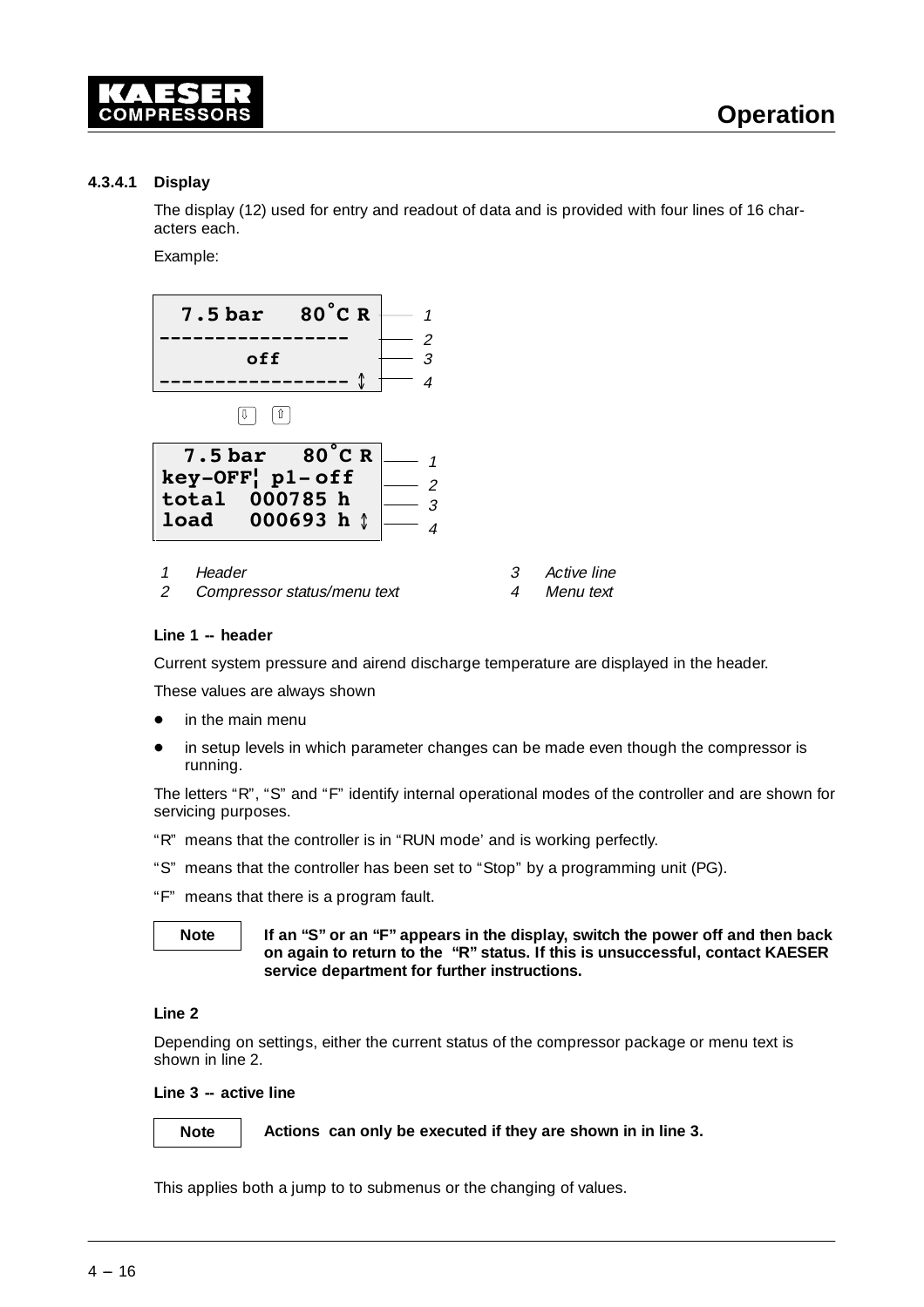#### 4.3.4.1 Display

The display (12) used for entry and readout of data and is provided with four lines of 16 characters each.

Example:

```
  7.5 bar   80°C R      1
----------------        2
       off              3
---------------- ↕      4

      ⇩   ⇧

  7.5 bar   80°C R      1
key–OFF¦ p1– off        2
total  000785 h         3
load   000693 h ↕       4
```

| | | | |
|---|---|---|---|
| 1 | *Header* | 3 | *Active line* |
| 2 | *Compressor status/menu text* | 4 | *Menu text* |

**Line 1 -- header**

Current system pressure and airend discharge temperature are displayed in the header.

These values are always shown

- in the main menu
- in setup levels in which parameter changes can be made even though the compressor is running.

The letters "R", "S" and "F" identify internal operational modes of the controller and are shown for servicing purposes.

"R" means that the controller is in "RUN mode' and is working perfectly.

"S" means that the controller has been set to "Stop" by a programming unit (PG).

"F" means that there is a program fault.

**Note** **If an "S" or an "F" appears in the display, switch the power off and then back on again to return to the "R" status. If this is unsuccessful, contact KAESER service department for further instructions.**

**Line 2**

Depending on settings, either the current status of the compressor package or menu text is shown in line 2.

**Line 3 -- active line**

**Note** **Actions can only be executed if they are shown in in line 3.**

This applies both a jump to to submenus or the changing of values.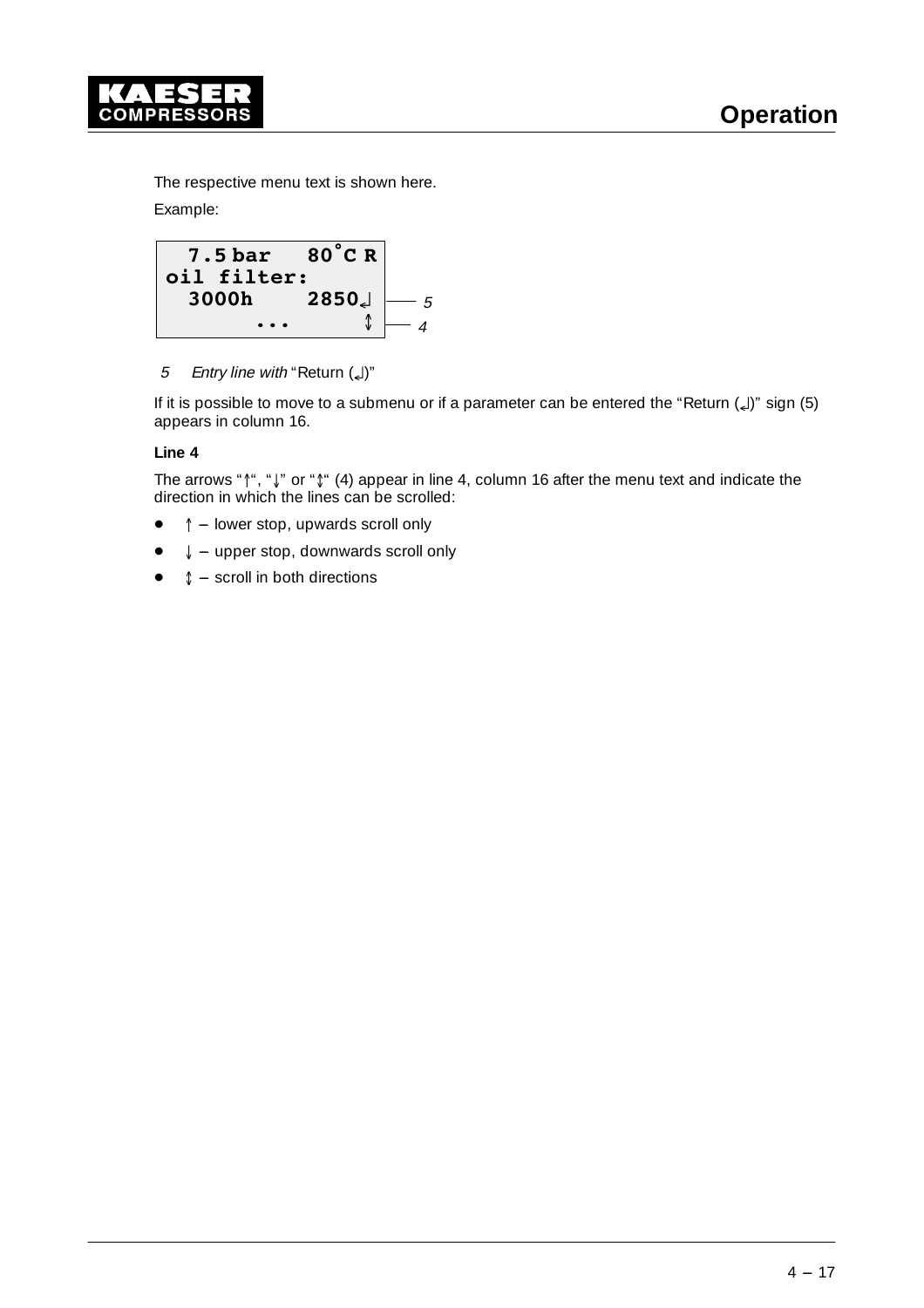The respective menu text is shown here.

Example:

```
  7.5 bar   80°C R
oil filter:
  3000h    2850↲      — 5
       ...       ↕    — 4
```

*5 Entry line with* “Return (↲)”

If it is possible to move to a submenu or if a parameter can be entered the “Return (↲)” sign (5) appears in column 16.

**Line 4**

The arrows “↑“, “↓” or “↕“ (4) appear in line 4, column 16 after the menu text and indicate the direction in which the lines can be scrolled:

- ↑ – lower stop, upwards scroll only
- ↓ – upper stop, downwards scroll only
- ↕ – scroll in both directions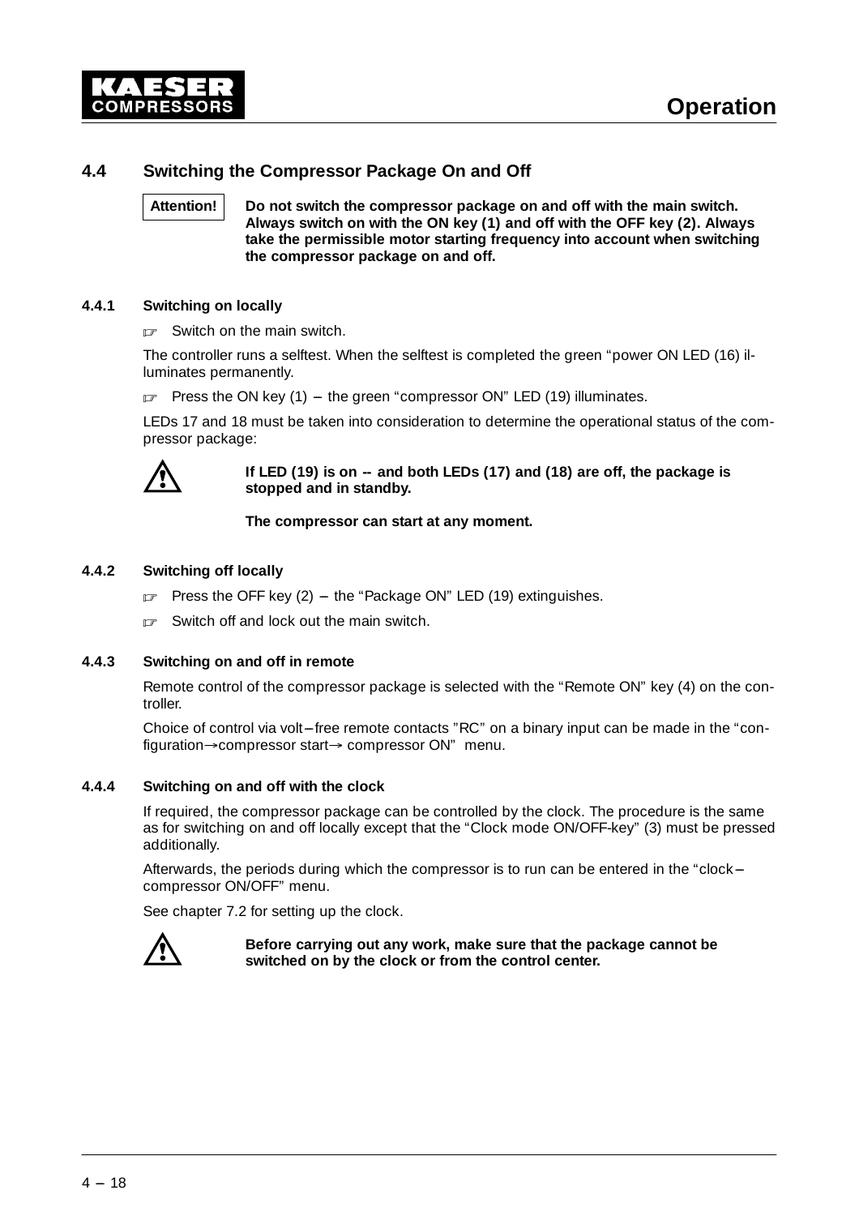## 4.4 Switching the Compressor Package On and Off

**Attention!** **Do not switch the compressor package on and off with the main switch. Always switch on with the ON key (1) and off with the OFF key (2). Always take the permissible motor starting frequency into account when switching the compressor package on and off.**

### 4.4.1 Switching on locally

☞ Switch on the main switch.

The controller runs a selftest. When the selftest is completed the green "power ON LED (16) illuminates permanently.

☞ Press the ON key (1) – the green "compressor ON" LED (19) illuminates.

LEDs 17 and 18 must be taken into consideration to determine the operational status of the compressor package:

⚠ **If LED (19) is on -- and both LEDs (17) and (18) are off, the package is stopped and in standby.**

**The compressor can start at any moment.**

### 4.4.2 Switching off locally

☞ Press the OFF key (2) – the "Package ON" LED (19) extinguishes.

☞ Switch off and lock out the main switch.

### 4.4.3 Switching on and off in remote

Remote control of the compressor package is selected with the "Remote ON" key (4) on the controller.

Choice of control via volt–free remote contacts "RC" on a binary input can be made in the "configuration→compressor start→ compressor ON" menu.

### 4.4.4 Switching on and off with the clock

If required, the compressor package can be controlled by the clock. The procedure is the same as for switching on and off locally except that the "Clock mode ON/OFF-key" (3) must be pressed additionally.

Afterwards, the periods during which the compressor is to run can be entered in the "clock–compressor ON/OFF" menu.

See chapter 7.2 for setting up the clock.

⚠ **Before carrying out any work, make sure that the package cannot be switched on by the clock or from the control center.**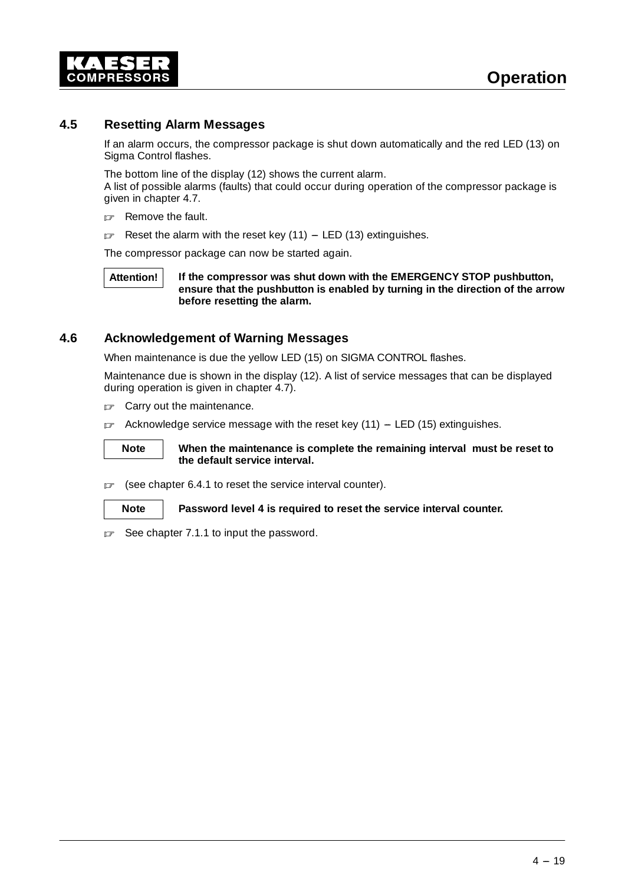## 4.5 Resetting Alarm Messages

If an alarm occurs, the compressor package is shut down automatically and the red LED (13) on Sigma Control flashes.

The bottom line of the display (12) shows the current alarm.
A list of possible alarms (faults) that could occur during operation of the compressor package is given in chapter 4.7.

☞ Remove the fault.

☞ Reset the alarm with the reset key (11) – LED (13) extinguishes.

The compressor package can now be started again.

**Attention!** **If the compressor was shut down with the EMERGENCY STOP pushbutton, ensure that the pushbutton is enabled by turning in the direction of the arrow before resetting the alarm.**

## 4.6 Acknowledgement of Warning Messages

When maintenance is due the yellow LED (15) on SIGMA CONTROL flashes.

Maintenance due is shown in the display (12). A list of service messages that can be displayed during operation is given in chapter 4.7).

☞ Carry out the maintenance.

☞ Acknowledge service message with the reset key (11) – LED (15) extinguishes.

**Note** **When the maintenance is complete the remaining interval must be reset to the default service interval.**

☞ (see chapter 6.4.1 to reset the service interval counter).

**Note** **Password level 4 is required to reset the service interval counter.**

☞ See chapter 7.1.1 to input the password.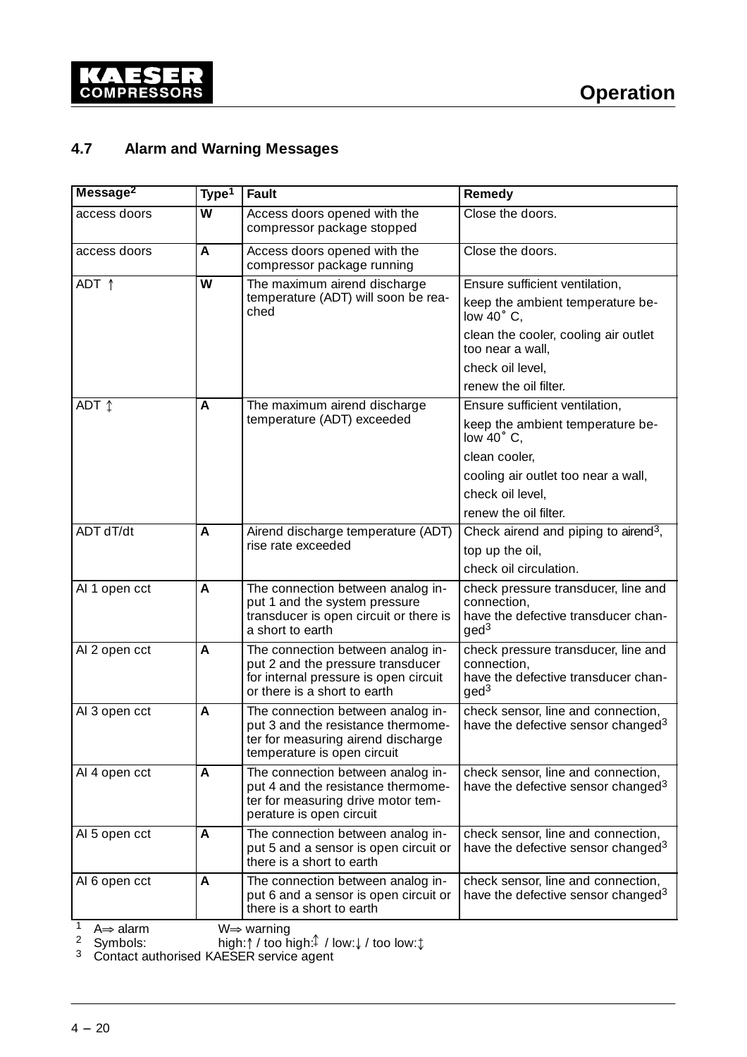## 4.7 Alarm and Warning Messages

| Message[2] | Type[1] | Fault | Remedy |
|---|---|---|---|
| access doors | **W** | Access doors opened with the compressor package stopped | Close the doors. |
| access doors | **A** | Access doors opened with the compressor package running | Close the doors. |
| ADT ↑ | **W** | The maximum airend discharge temperature (ADT) will soon be reached | Ensure sufficient ventilation,<br>keep the ambient temperature below 40° C,<br>clean the cooler, cooling air outlet too near a wall,<br>check oil level,<br>renew the oil filter. |
| ADT ↥ | **A** | The maximum airend discharge temperature (ADT) exceeded | Ensure sufficient ventilation,<br>keep the ambient temperature below 40° C,<br>clean cooler,<br>cooling air outlet too near a wall,<br>check oil level,<br>renew the oil filter. |
| ADT dT/dt | **A** | Airend discharge temperature (ADT) rise rate exceeded | Check airend and piping to airend[3],<br>top up the oil,<br>check oil circulation. |
| AI 1 open cct | **A** | The connection between analog input 1 and the system pressure transducer is open circuit or there is a short to earth | check pressure transducer, line and connection,<br>have the defective transducer changed[3] |
| AI 2 open cct | **A** | The connection between analog input 2 and the pressure transducer for internal pressure is open circuit or there is a short to earth | check pressure transducer, line and connection,<br>have the defective transducer changed[3] |
| AI 3 open cct | **A** | The connection between analog input 3 and the resistance thermometer for measuring airend discharge temperature is open circuit | check sensor, line and connection,<br>have the defective sensor changed[3] |
| AI 4 open cct | **A** | The connection between analog input 4 and the resistance thermometer for measuring drive motor temperature is open circuit | check sensor, line and connection,<br>have the defective sensor changed[3] |
| AI 5 open cct | **A** | The connection between analog input 5 and a sensor is open circuit or there is a short to earth | check sensor, line and connection,<br>have the defective sensor changed[3] |
| AI 6 open cct | **A** | The connection between analog input 6 and a sensor is open circuit or there is a short to earth | check sensor, line and connection,<br>have the defective sensor changed[3] |

[1] A⟹ alarm W⟹ warning
[2] Symbols: high:↑ / too high:↥ / low:↓ / too low:↧
[3] Contact authorised KAESER service agent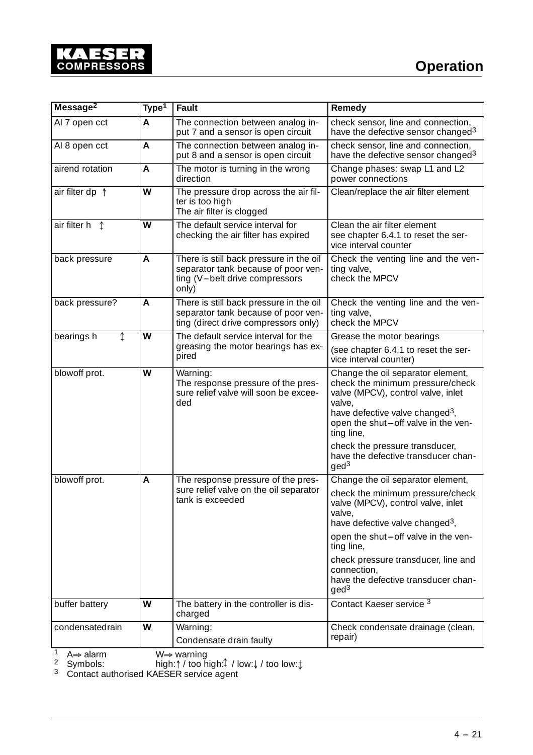| Message[2] | Type[1] | Fault | Remedy |
|---|---|---|---|
| AI 7 open cct | A | The connection between analog input 7 and a sensor is open circuit | check sensor, line and connection, have the defective sensor changed[3] |
| AI 8 open cct | A | The connection between analog input 8 and a sensor is open circuit | check sensor, line and connection, have the defective sensor changed[3] |
| airend rotation | A | The motor is turning in the wrong direction | Change phases: swap L1 and L2 power connections |
| air filter dp ↑ | W | The pressure drop across the air filter is too high<br>The air filter is clogged | Clean/replace the air filter element |
| air filter h ↕ | W | The default service interval for checking the air filter has expired | Clean the air filter element<br>see chapter 6.4.1 to reset the service interval counter |
| back pressure | A | There is still back pressure in the oil separator tank because of poor venting (V–belt drive compressors only) | Check the venting line and the venting valve,<br>check the MPCV |
| back pressure? | A | There is still back pressure in the oil separator tank because of poor venting (direct drive compressors only) | Check the venting line and the venting valve,<br>check the MPCV |
| bearings h ↕ | W | The default service interval for the greasing the motor bearings has expired | Grease the motor bearings<br>(see chapter 6.4.1 to reset the service interval counter) |
| blowoff prot. | W | Warning:<br>The response pressure of the pressure relief valve will soon be exceeded | Change the oil separator element, check the minimum pressure/check valve (MPCV), control valve, inlet valve,<br>have defective valve changed[3],<br>open the shut–off valve in the venting line,<br>check the pressure transducer, have the defective transducer changed[3] |
| blowoff prot. | A | The response pressure of the pressure relief valve on the oil separator tank is exceeded | Change the oil separator element,<br>check the minimum pressure/check valve (MPCV), control valve, inlet valve,<br>have defective valve changed[3],<br>open the shut–off valve in the venting line,<br>check pressure transducer, line and connection,<br>have the defective transducer changed[3] |
| buffer battery | W | The battery in the controller is discharged | Contact Kaeser service [3] |
| condensatedrain | W | Warning:<br>Condensate drain faulty | Check condensate drainage (clean, repair) |

[1] A⟹ alarm W⟹ warning
[2] Symbols: high:↑ / too high:↕ / low:↓ / too low:↕
[3] Contact authorised KAESER service agent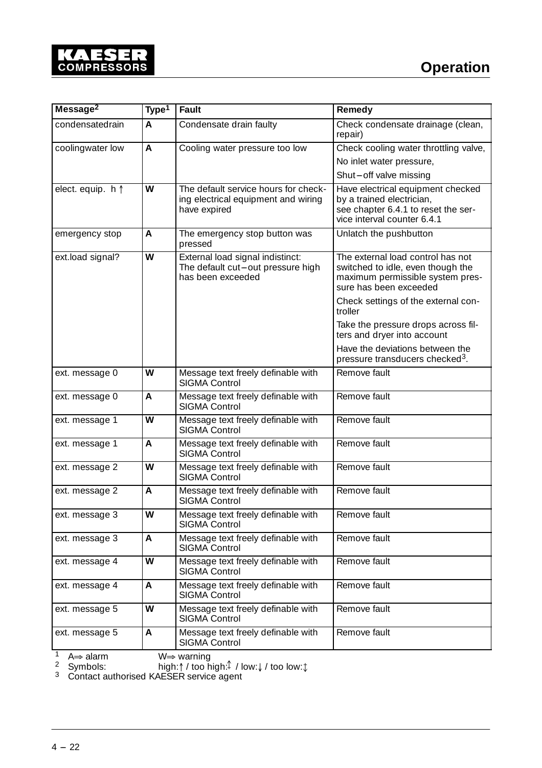| Message[2] | Type[1] | Fault | Remedy |
|---|---|---|---|
| condensatedrain | **A** | Condensate drain faulty | Check condensate drainage (clean, repair) |
| coolingwater low | **A** | Cooling water pressure too low | Check cooling water throttling valve,<br>No inlet water pressure,<br>Shut–off valve missing |
| elect. equip. h ↑ | **W** | The default service hours for checking electrical equipment and wiring have expired | Have electrical equipment checked by a trained electrician,<br>see chapter 6.4.1 to reset the service interval counter 6.4.1 |
| emergency stop | **A** | The emergency stop button was pressed | Unlatch the pushbutton |
| ext.load signal? | **W** | External load signal indistinct:<br>The default cut–out pressure high has been exceeded | The external load control has not switched to idle, even though the maximum permissible system pressure has been exceeded<br>Check settings of the external controller<br>Take the pressure drops across filters and dryer into account<br>Have the deviations between the pressure transducers checked[3]. |
| ext. message 0 | **W** | Message text freely definable with SIGMA Control | Remove fault |
| ext. message 0 | **A** | Message text freely definable with SIGMA Control | Remove fault |
| ext. message 1 | **W** | Message text freely definable with SIGMA Control | Remove fault |
| ext. message 1 | **A** | Message text freely definable with SIGMA Control | Remove fault |
| ext. message 2 | **W** | Message text freely definable with SIGMA Control | Remove fault |
| ext. message 2 | **A** | Message text freely definable with SIGMA Control | Remove fault |
| ext. message 3 | **W** | Message text freely definable with SIGMA Control | Remove fault |
| ext. message 3 | **A** | Message text freely definable with SIGMA Control | Remove fault |
| ext. message 4 | **W** | Message text freely definable with SIGMA Control | Remove fault |
| ext. message 4 | **A** | Message text freely definable with SIGMA Control | Remove fault |
| ext. message 5 | **W** | Message text freely definable with SIGMA Control | Remove fault |
| ext. message 5 | **A** | Message text freely definable with SIGMA Control | Remove fault |

[1] A⇒ alarm W⇒ warning
[2] Symbols: high:↑ / too high:↥ / low:↓ / too low:↧
[3] Contact authorised KAESER service agent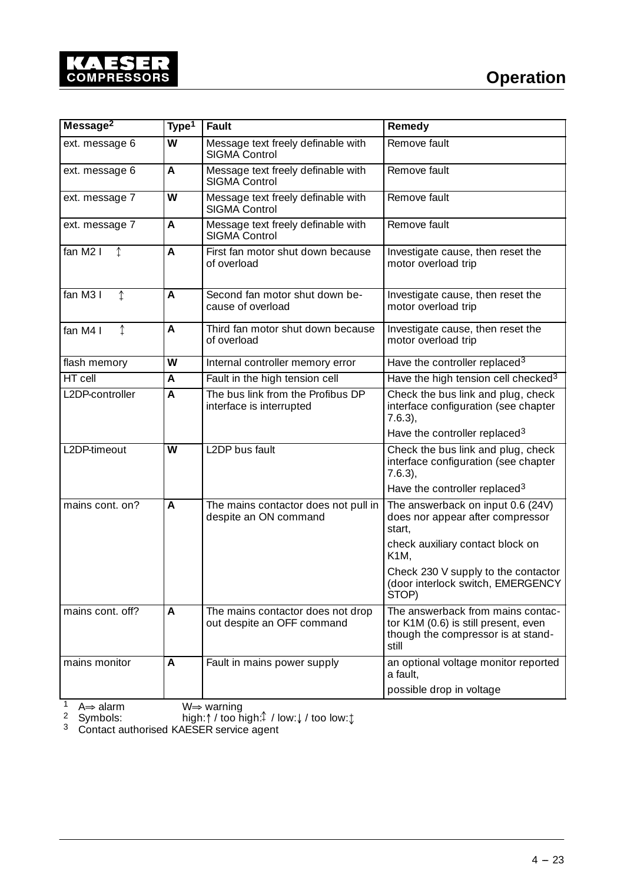| Message[2] | Type[1] | Fault | Remedy |
|---|---|---|---|
| ext. message 6 | **W** | Message text freely definable with SIGMA Control | Remove fault |
| ext. message 6 | **A** | Message text freely definable with SIGMA Control | Remove fault |
| ext. message 7 | **W** | Message text freely definable with SIGMA Control | Remove fault |
| ext. message 7 | **A** | Message text freely definable with SIGMA Control | Remove fault |
| fan M2 I ↥ | **A** | First fan motor shut down because of overload | Investigate cause, then reset the motor overload trip |
| fan M3 I ↥ | **A** | Second fan motor shut down because of overload | Investigate cause, then reset the motor overload trip |
| fan M4 I ↥ | **A** | Third fan motor shut down because of overload | Investigate cause, then reset the motor overload trip |
| flash memory | **W** | Internal controller memory error | Have the controller replaced[3] |
| HT cell | **A** | Fault in the high tension cell | Have the high tension cell checked[3] |
| L2DP-controller | **A** | The bus link from the Profibus DP interface is interrupted | Check the bus link and plug, check interface configuration (see chapter 7.6.3),<br>Have the controller replaced[3] |
| L2DP-timeout | **W** | L2DP bus fault | Check the bus link and plug, check interface configuration (see chapter 7.6.3),<br>Have the controller replaced[3] |
| mains cont. on? | **A** | The mains contactor does not pull in despite an ON command | The answerback on input 0.6 (24V) does nor appear after compressor start,<br>check auxiliary contact block on K1M,<br>Check 230 V supply to the contactor (door interlock switch, EMERGENCY STOP) |
| mains cont. off? | **A** | The mains contactor does not drop out despite an OFF command | The answerback from mains contactor K1M (0.6) is still present, even though the compressor is at standstill |
| mains monitor | **A** | Fault in mains power supply | an optional voltage monitor reported a fault,<br>possible drop in voltage |

[1] A⟹ alarm W⟹ warning
[2] Symbols: high:↑ / too high:↥ / low:↓ / too low:↧
[3] Contact authorised KAESER service agent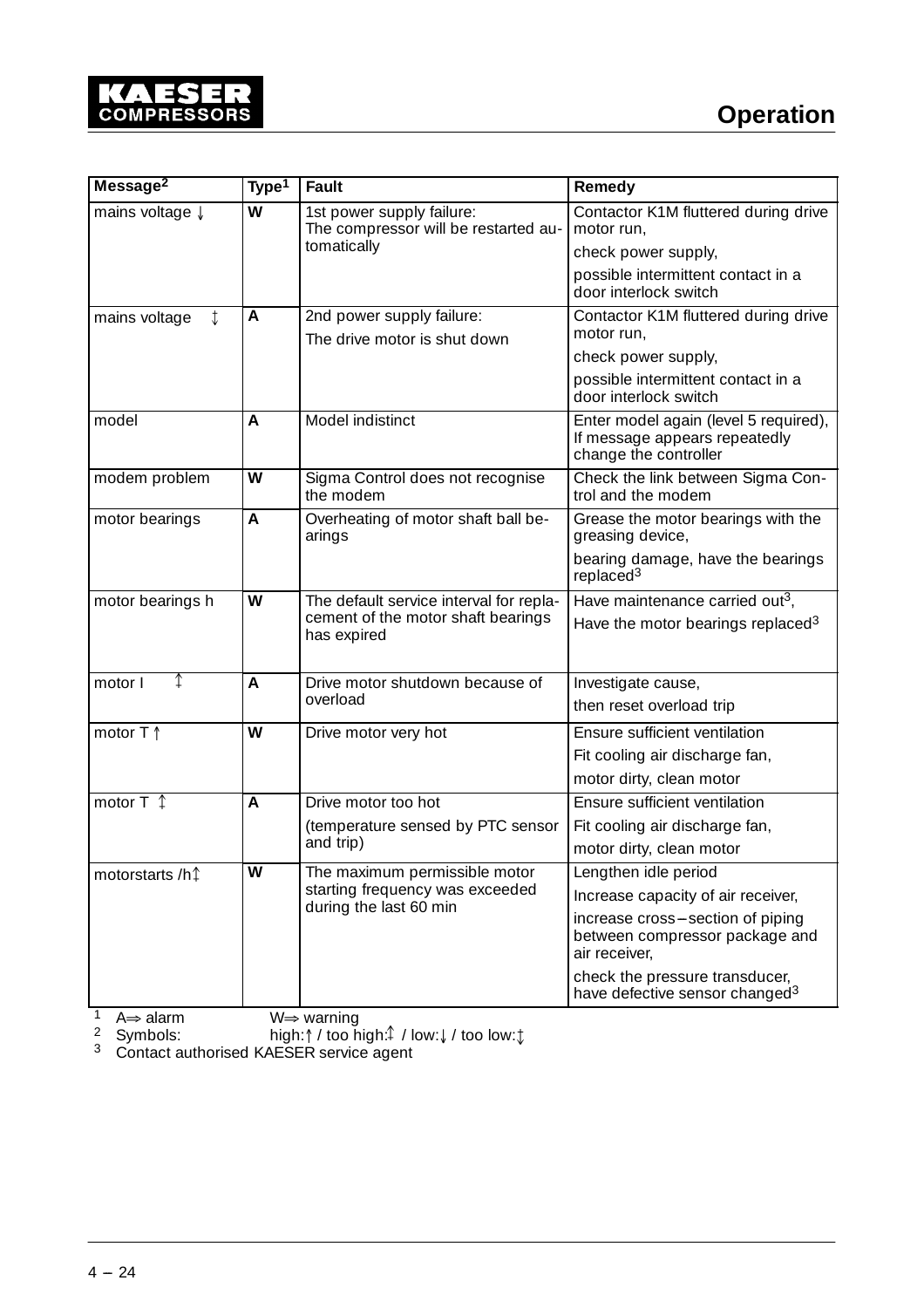| Message[2] | Type[1] | Fault | Remedy |
|---|---|---|---|
| mains voltage ↓ | W | 1st power supply failure: The compressor will be restarted automatically | Contactor K1M fluttered during drive motor run, check power supply, possible intermittent contact in a door interlock switch |
| mains voltage ↨ | A | 2nd power supply failure: The drive motor is shut down | Contactor K1M fluttered during drive motor run, check power supply, possible intermittent contact in a door interlock switch |
| model | A | Model indistinct | Enter model again (level 5 required), If message appears repeatedly change the controller |
| modem problem | W | Sigma Control does not recognise the modem | Check the link between Sigma Control and the modem |
| motor bearings | A | Overheating of motor shaft ball bearings | Grease the motor bearings with the greasing device, bearing damage, have the bearings replaced[3] |
| motor bearings h | W | The default service interval for replacement of the motor shaft bearings has expired | Have maintenance carried out[3], Have the motor bearings replaced[3] |
| motor I ↥ | A | Drive motor shutdown because of overload | Investigate cause, then reset overload trip |
| motor T ↑ | W | Drive motor very hot | Ensure sufficient ventilation Fit cooling air discharge fan, motor dirty, clean motor |
| motor T ↥ | A | Drive motor too hot (temperature sensed by PTC sensor and trip) | Ensure sufficient ventilation Fit cooling air discharge fan, motor dirty, clean motor |
| motorstarts /h↥ | W | The maximum permissible motor starting frequency was exceeded during the last 60 min | Lengthen idle period Increase capacity of air receiver, increase cross–section of piping between compressor package and air receiver, check the pressure transducer, have defective sensor changed[3] |

1 A⇒ alarm W⇒ warning
2 Symbols: high:↑ / too high:↥ / low:↓ / too low:↧
3 Contact authorised KAESER service agent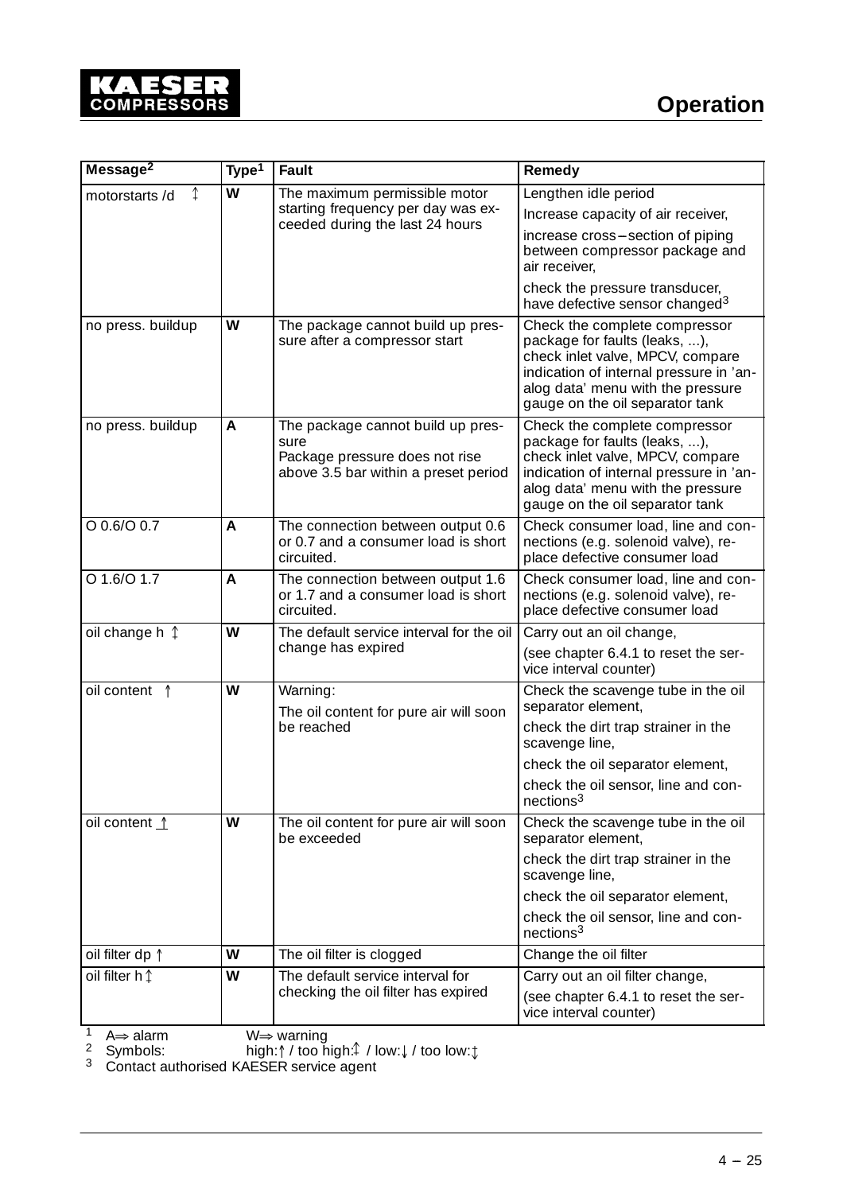| Message[2] | Type[1] | Fault | Remedy |
|---|---|---|---|
| motorstarts /d ↨ | W | The maximum permissible motor starting frequency per day was exceeded during the last 24 hours | Lengthen idle period<br>Increase capacity of air receiver,<br>increase cross–section of piping between compressor package and air receiver,<br>check the pressure transducer, have defective sensor changed[3] |
| no press. buildup | W | The package cannot build up pressure after a compressor start | Check the complete compressor package for faults (leaks, ...), check inlet valve, MPCV, compare indication of internal pressure in 'analog data' menu with the pressure gauge on the oil separator tank |
| no press. buildup | A | The package cannot build up pressure<br>Package pressure does not rise above 3.5 bar within a preset period | Check the complete compressor package for faults (leaks, ...), check inlet valve, MPCV, compare indication of internal pressure in 'analog data' menu with the pressure gauge on the oil separator tank |
| O 0.6/O 0.7 | A | The connection between output 0.6 or 0.7 and a consumer load is short circuited. | Check consumer load, line and connections (e.g. solenoid valve), replace defective consumer load |
| O 1.6/O 1.7 | A | The connection between output 1.6 or 1.7 and a consumer load is short circuited. | Check consumer load, line and connections (e.g. solenoid valve), replace defective consumer load |
| oil change h ↥ | W | The default service interval for the oil change has expired | Carry out an oil change,<br>(see chapter 6.4.1 to reset the service interval counter) |
| oil content ↑ | W | Warning:<br>The oil content for pure air will soon be reached | Check the scavenge tube in the oil separator element,<br>check the dirt trap strainer in the scavenge line,<br>check the oil separator element,<br>check the oil sensor, line and connections[3] |
| oil content ↥ | W | The oil content for pure air will soon be exceeded | Check the scavenge tube in the oil separator element,<br>check the dirt trap strainer in the scavenge line,<br>check the oil separator element,<br>check the oil sensor, line and connections[3] |
| oil filter dp ↑ | W | The oil filter is clogged | Change the oil filter |
| oil filter h ↥ | W | The default service interval for checking the oil filter has expired | Carry out an oil filter change,<br>(see chapter 6.4.1 to reset the service interval counter) |

[1] A⟹ alarm W⟹ warning
[2] Symbols: high:↑ / too high:↥ / low:↓ / too low:↧
[3] Contact authorised KAESER service agent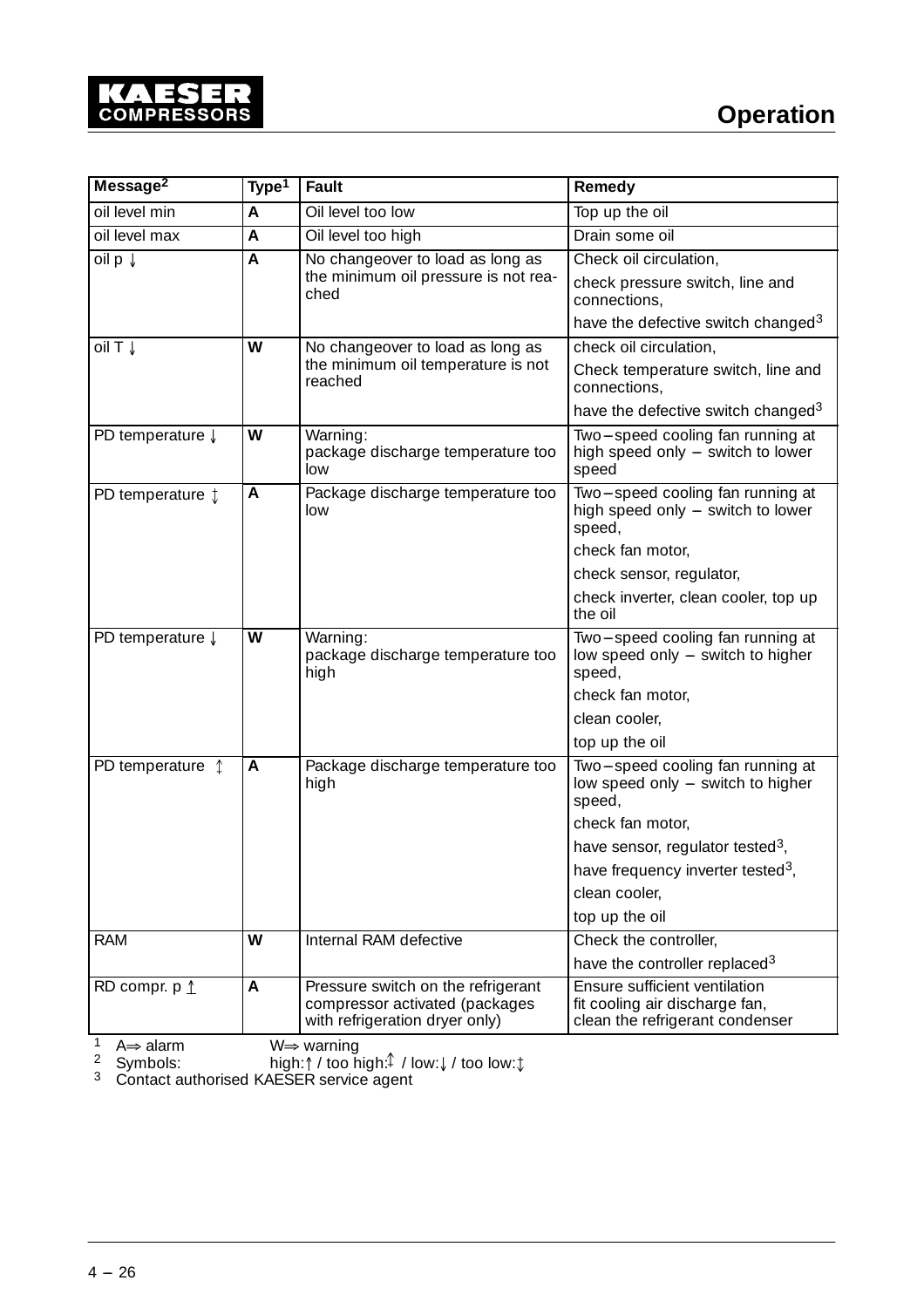| Message[2] | Type[1] | Fault | Remedy |
|---|---|---|---|
| oil level min | **A** | Oil level too low | Top up the oil |
| oil level max | **A** | Oil level too high | Drain some oil |
| oil p ↓ | **A** | No changeover to load as long as the minimum oil pressure is not reached | Check oil circulation,<br>check pressure switch, line and connections,<br>have the defective switch changed[3] |
| oil T ↓ | **W** | No changeover to load as long as the minimum oil temperature is not reached | check oil circulation,<br>Check temperature switch, line and connections,<br>have the defective switch changed[3] |
| PD temperature ↓ | **W** | Warning:<br>package discharge temperature too low | Two–speed cooling fan running at high speed only – switch to lower speed |
| PD temperature ↨ | **A** | Package discharge temperature too low | Two–speed cooling fan running at high speed only – switch to lower speed,<br>check fan motor,<br>check sensor, regulator,<br>check inverter, clean cooler, top up the oil |
| PD temperature ↓ | **W** | Warning:<br>package discharge temperature too high | Two–speed cooling fan running at low speed only – switch to higher speed,<br>check fan motor,<br>clean cooler,<br>top up the oil |
| PD temperature ↥ | **A** | Package discharge temperature too high | Two–speed cooling fan running at low speed only – switch to higher speed,<br>check fan motor,<br>have sensor, regulator tested[3],<br>have frequency inverter tested[3],<br>clean cooler,<br>top up the oil |
| RAM | **W** | Internal RAM defective | Check the controller,<br>have the controller replaced[3] |
| RD compr. p ↥ | **A** | Pressure switch on the refrigerant compressor activated (packages with refrigeration dryer only) | Ensure sufficient ventilation<br>fit cooling air discharge fan,<br>clean the refrigerant condenser |

[1] A⟹ alarm W⟹ warning
[2] Symbols: high:↑ / too high:↥ / low:↓ / too low:↨
[3] Contact authorised KAESER service agent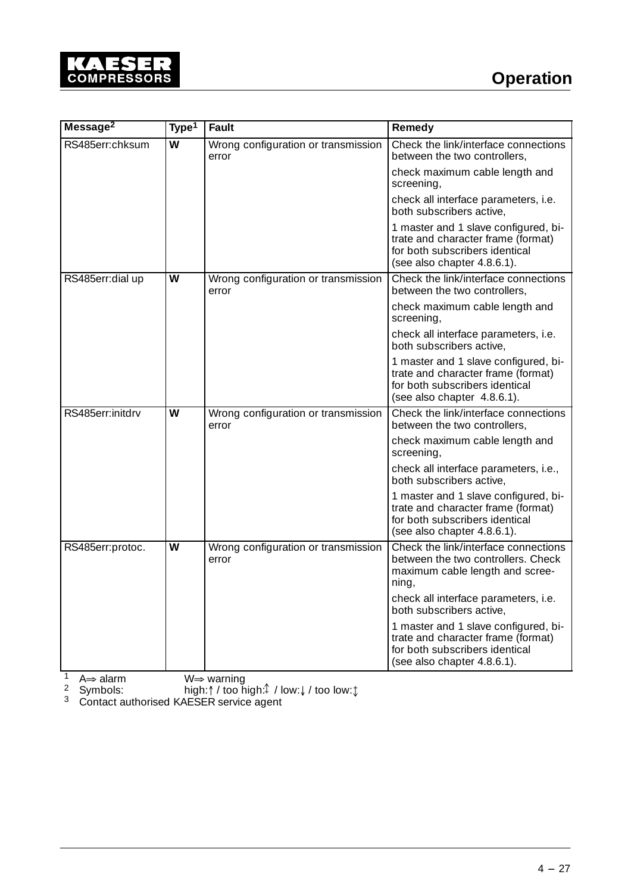| Message[2] | Type[1] | Fault | Remedy |
|---|---|---|---|
| RS485err:chksum | **W** | Wrong configuration or transmission error | Check the link/interface connections between the two controllers,<br>check maximum cable length and screening,<br>check all interface parameters, i.e. both subscribers active,<br>1 master and 1 slave configured, bitrate and character frame (format) for both subscribers identical (see also chapter 4.8.6.1). |
| RS485err:dial up | **W** | Wrong configuration or transmission error | Check the link/interface connections between the two controllers,<br>check maximum cable length and screening,<br>check all interface parameters, i.e. both subscribers active,<br>1 master and 1 slave configured, bitrate and character frame (format) for both subscribers identical (see also chapter 4.8.6.1). |
| RS485err:initdrv | **W** | Wrong configuration or transmission error | Check the link/interface connections between the two controllers,<br>check maximum cable length and screening,<br>check all interface parameters, i.e., both subscribers active,<br>1 master and 1 slave configured, bitrate and character frame (format) for both subscribers identical (see also chapter 4.8.6.1). |
| RS485err:protoc. | **W** | Wrong configuration or transmission error | Check the link/interface connections between the two controllers. Check maximum cable length and screening,<br>check all interface parameters, i.e. both subscribers active,<br>1 master and 1 slave configured, bitrate and character frame (format) for both subscribers identical (see also chapter 4.8.6.1). |

[1] A⇒ alarm W⇒ warning
[2] Symbols: high:↑ / too high:↟ / low:↓ / too low:↡
[3] Contact authorised KAESER service agent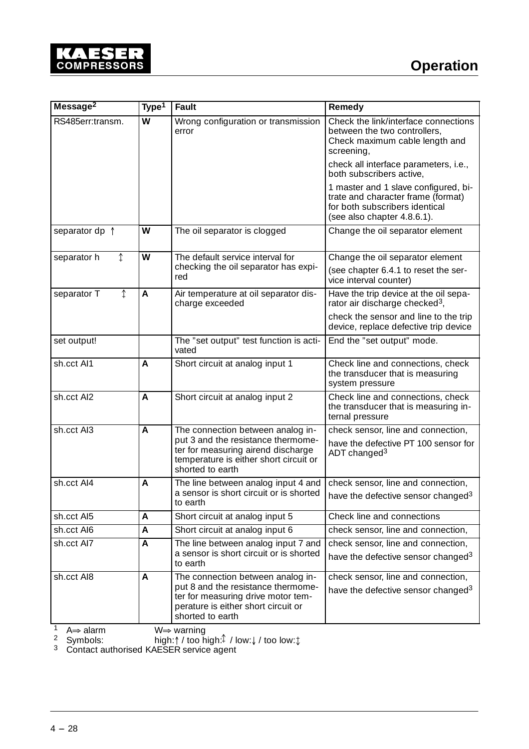| Message[2] | Type[1] | Fault | Remedy |
|---|---|---|---|
| RS485err:transm. | W | Wrong configuration or transmission error | Check the link/interface connections between the two controllers, Check maximum cable length and screening,<br>check all interface parameters, i.e., both subscribers active,<br>1 master and 1 slave configured, bitrate and character frame (format) for both subscribers identical (see also chapter 4.8.6.1). |
| separator dp ↑ | W | The oil separator is clogged | Change the oil separator element |
| separator h ↥ | W | The default service interval for checking the oil separator has expired | Change the oil separator element<br>(see chapter 6.4.1 to reset the service interval counter) |
| separator T ↥ | A | Air temperature at oil separator discharge exceeded | Have the trip device at the oil separator air discharge checked[3],<br>check the sensor and line to the trip device, replace defective trip device |
| set output! | | The "set output" test function is activated | End the "set output" mode. |
| sh.cct AI1 | A | Short circuit at analog input 1 | Check line and connections, check the transducer that is measuring system pressure |
| sh.cct AI2 | A | Short circuit at analog input 2 | Check line and connections, check the transducer that is measuring internal pressure |
| sh.cct AI3 | A | The connection between analog input 3 and the resistance thermometer for measuring airend discharge temperature is either short circuit or shorted to earth | check sensor, line and connection,<br>have the defective PT 100 sensor for ADT changed[3] |
| sh.cct AI4 | A | The line between analog input 4 and a sensor is short circuit or is shorted to earth | check sensor, line and connection,<br>have the defective sensor changed[3] |
| sh.cct AI5 | A | Short circuit at analog input 5 | Check line and connections |
| sh.cct AI6 | A | Short circuit at analog input 6 | check sensor, line and connection, |
| sh.cct AI7 | A | The line between analog input 7 and a sensor is short circuit or is shorted to earth | check sensor, line and connection,<br>have the defective sensor changed[3] |
| sh.cct AI8 | A | The connection between analog input 8 and the resistance thermometer for measuring drive motor temperature is either short circuit or shorted to earth | check sensor, line and connection,<br>have the defective sensor changed[3] |

[1] A⇒ alarm W⇒ warning
[2] Symbols: high:↑ / too high:↥ / low:↓ / too low:↧
[3] Contact authorised KAESER service agent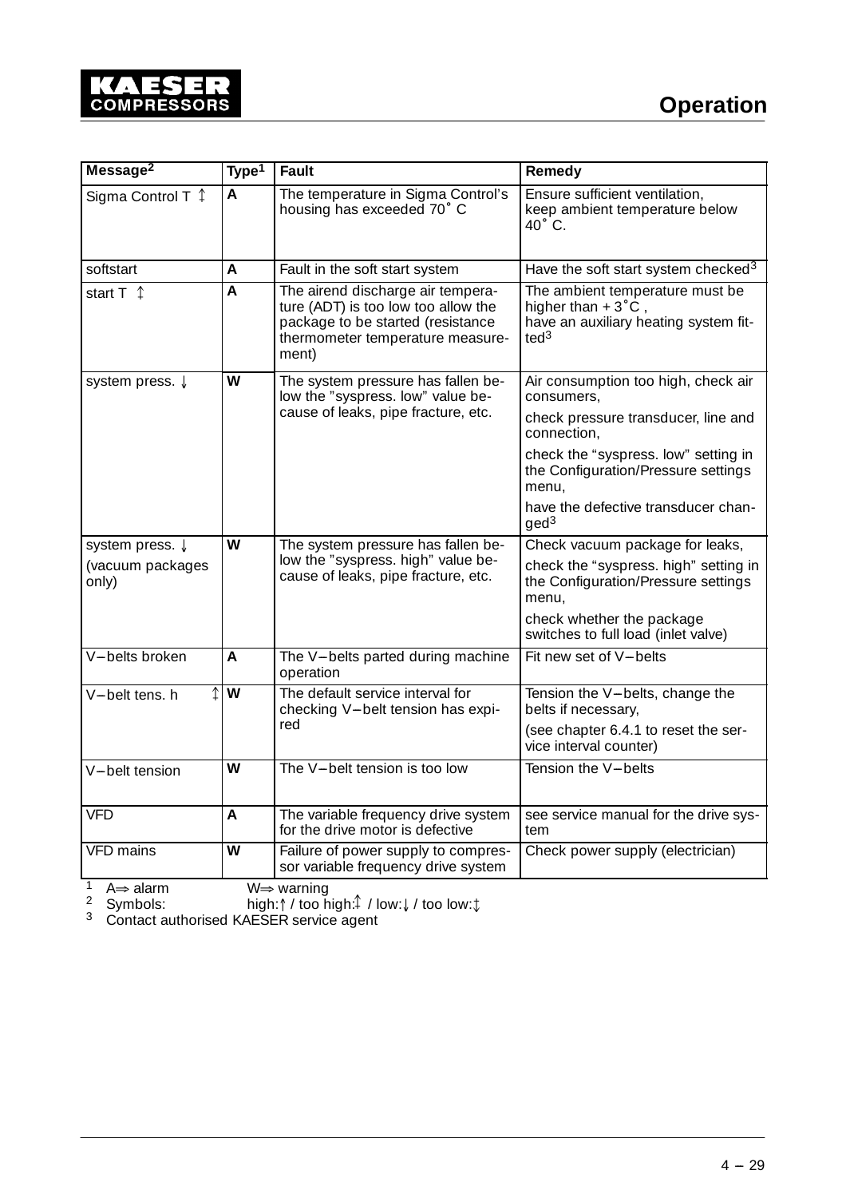| Message[2] | Type[1] | Fault | Remedy |
|---|---|---|---|
| Sigma Control T ↥ | **A** | The temperature in Sigma Control's housing has exceeded 70˚ C | Ensure sufficient ventilation, keep ambient temperature below 40˚ C. |
| softstart | **A** | Fault in the soft start system | Have the soft start system checked[3] |
| start T ↧ | **A** | The airend discharge air temperature (ADT) is too low too allow the package to be started (resistance thermometer temperature measurement) | The ambient temperature must be higher than + 3˚C , have an auxiliary heating system fitted[3] |
| system press. ↓ | **W** | The system pressure has fallen below the "syspress. low" value because of leaks, pipe fracture, etc. | Air consumption too high, check air consumers,<br>check pressure transducer, line and connection,<br>check the "syspress. low" setting in the Configuration/Pressure settings menu,<br>have the defective transducer changed[3] |
| system press. ↓<br>(vacuum packages only) | **W** | The system pressure has fallen below the "syspress. high" value because of leaks, pipe fracture, etc. | Check vacuum package for leaks,<br>check the "syspress. high" setting in the Configuration/Pressure settings menu,<br>check whether the package switches to full load (inlet valve) |
| V–belts broken | **A** | The V–belts parted during machine operation | Fit new set of V–belts |
| V–belt tens. h ↥ | **W** | The default service interval for checking V–belt tension has expired | Tension the V–belts, change the belts if necessary,<br>(see chapter 6.4.1 to reset the service interval counter) |
| V–belt tension | **W** | The V–belt tension is too low | Tension the V–belts |
| VFD | **A** | The variable frequency drive system for the drive motor is defective | see service manual for the drive system |
| VFD mains | **W** | Failure of power supply to compressor variable frequency drive system | Check power supply (electrician) |

[1] A⇒ alarm W⇒ warning
[2] Symbols: high:↑ / too high:↥ / low:↓ / too low:↧
[3] Contact authorised KAESER service agent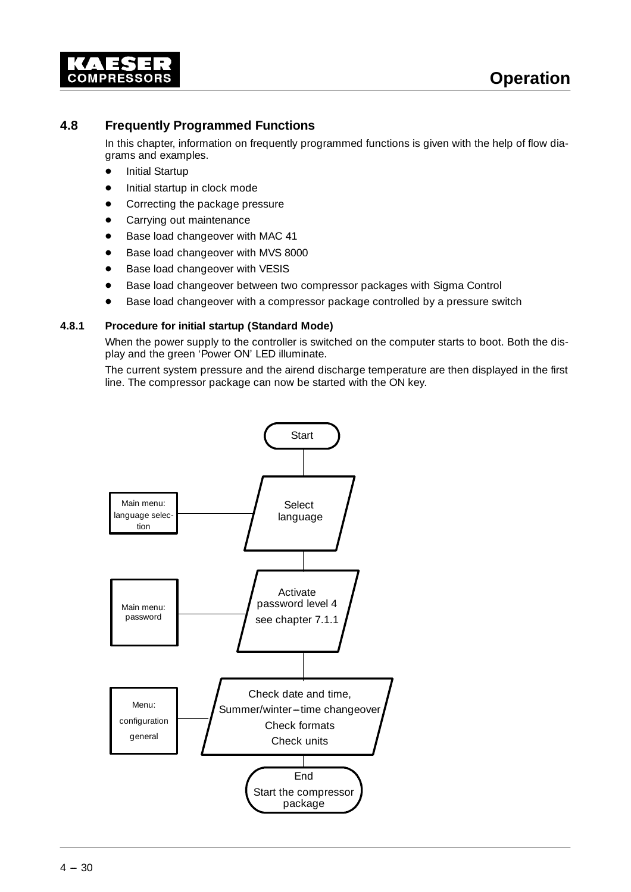## 4.8 Frequently Programmed Functions

In this chapter, information on frequently programmed functions is given with the help of flow diagrams and examples.

- Initial Startup
- Initial startup in clock mode
- Correcting the package pressure
- Carrying out maintenance
- Base load changeover with MAC 41
- Base load changeover with MVS 8000
- Base load changeover with VESIS
- Base load changeover between two compressor packages with Sigma Control
- Base load changeover with a compressor package controlled by a pressure switch

### 4.8.1 Procedure for initial startup (Standard Mode)

When the power supply to the controller is switched on the computer starts to boot. Both the display and the green 'Power ON' LED illuminate.

The current system pressure and the airend discharge temperature are then displayed in the first line. The compressor package can now be started with the ON key.

Start

Main menu: language selection — Select language

Main menu: password — Activate password level 4 see chapter 7.1.1

Menu: configuration general — Check date and time, Summer/winter–time changeover Check formats Check units

End Start the compressor package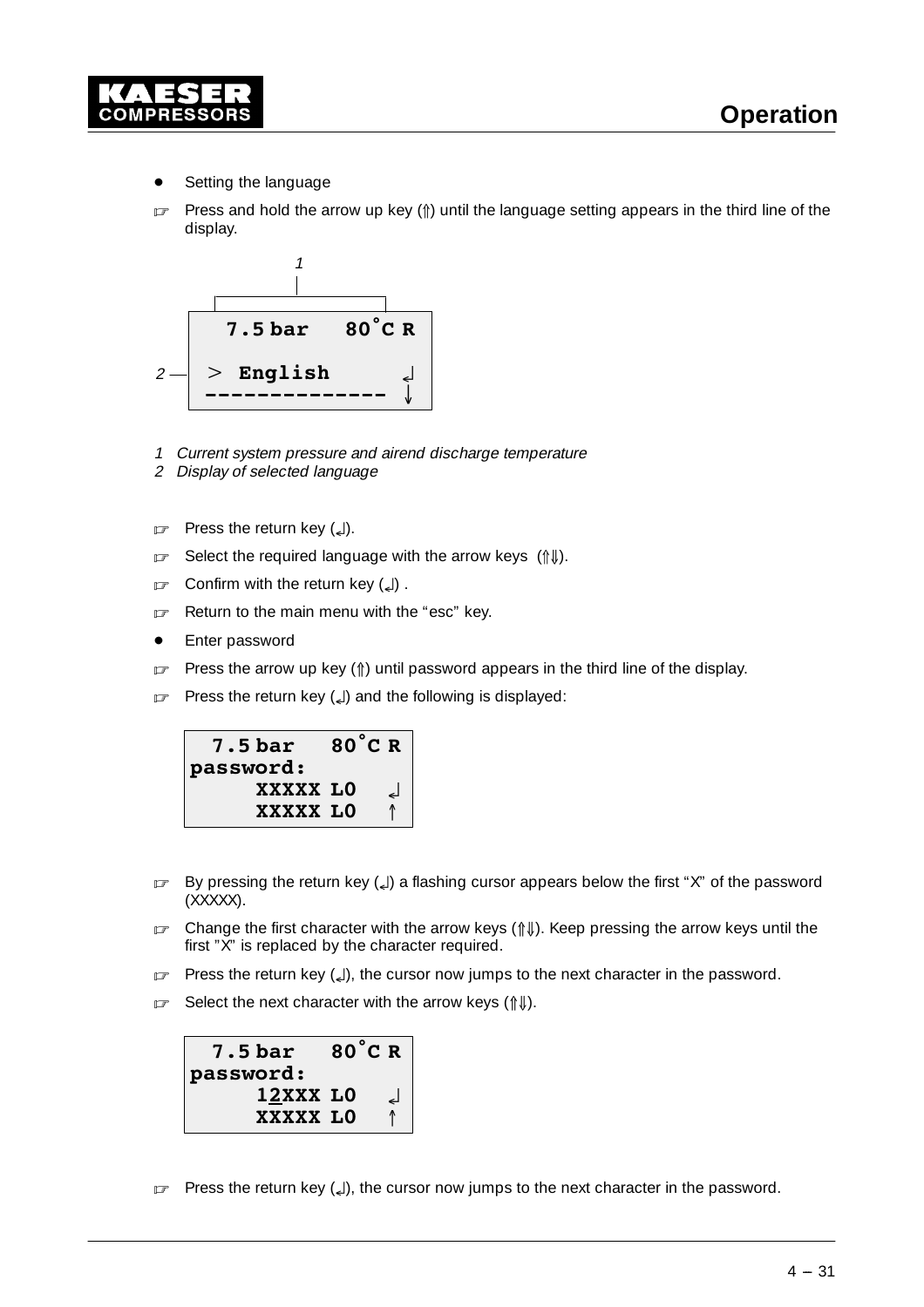- Setting the language

☞ Press and hold the arrow up key (⇑) until the language setting appears in the third line of the display.

```
  7.5 bar   80°C R

> English         ↲
--------------    ↓
```

1 *Current system pressure and airend discharge temperature*
2 *Display of selected language*

☞ Press the return key (↲).

☞ Select the required language with the arrow keys (⇑⇓).

☞ Confirm with the return key (↲) .

☞ Return to the main menu with the “esc” key.

- Enter password

☞ Press the arrow up key (⇑) until password appears in the third line of the display.

☞ Press the return key (↲) and the following is displayed:

```
  7.5 bar   80°C R
password:
     XXXXX L0   ↲
     XXXXX L0   ↑
```

☞ By pressing the return key (↲) a flashing cursor appears below the first “X” of the password (XXXXX).

☞ Change the first character with the arrow keys (⇑⇓). Keep pressing the arrow keys until the first ”X” is replaced by the character required.

☞ Press the return key (↲), the cursor now jumps to the next character in the password.

☞ Select the next character with the arrow keys (⇑⇓).

```
  7.5 bar   80°C R
password:
     12XXX L0   ↲
     XXXXX L0   ↑
```

☞ Press the return key (↲), the cursor now jumps to the next character in the password.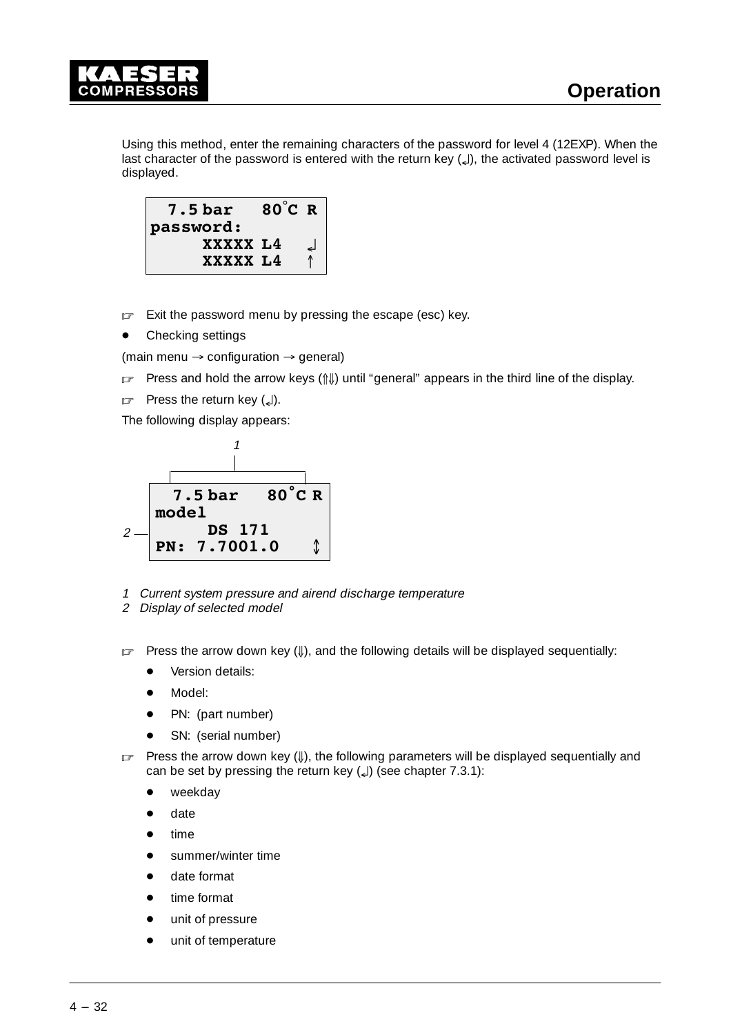Using this method, enter the remaining characters of the password for level 4 (12EXP). When the last character of the password is entered with the return key (↵), the activated password level is displayed.

```
  7.5 bar   80°C R
password:
     XXXXX L4   ↵
     XXXXX L4   ↑
```

☞ Exit the password menu by pressing the escape (esc) key.

- Checking settings

(main menu → configuration → general)

☞ Press and hold the arrow keys (⇑⇓) until “general” appears in the third line of the display.

☞ Press the return key (↵).

The following display appears:

```
  7.5 bar   80°C R
model
      DS 171
PN: 7.7001.0    ↕
```

*1 Current system pressure and airend discharge temperature*
*2 Display of selected model*

☞ Press the arrow down key (⇓), and the following details will be displayed sequentially:

- Version details:
- Model:
- PN: (part number)
- SN: (serial number)

☞ Press the arrow down key (⇓), the following parameters will be displayed sequentially and can be set by pressing the return key (↵) (see chapter 7.3.1):

- weekday
- date
- time
- summer/winter time
- date format
- time format
- unit of pressure
- unit of temperature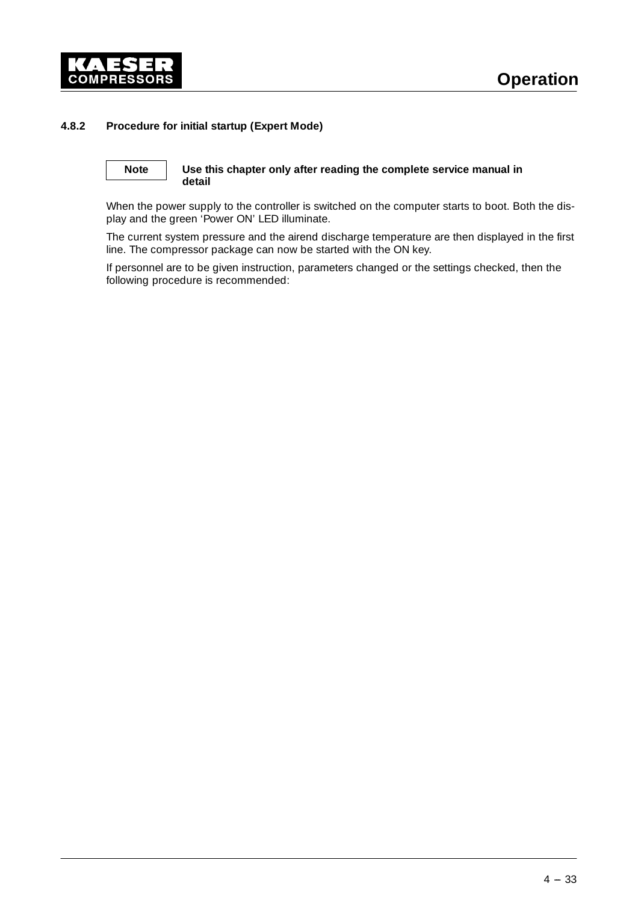### 4.8.2 Procedure for initial startup (Expert Mode)

**Note** — **Use this chapter only after reading the complete service manual in detail**

When the power supply to the controller is switched on the computer starts to boot. Both the display and the green 'Power ON' LED illuminate.

The current system pressure and the airend discharge temperature are then displayed in the first line. The compressor package can now be started with the ON key.

If personnel are to be given instruction, parameters changed or the settings checked, then the following procedure is recommended: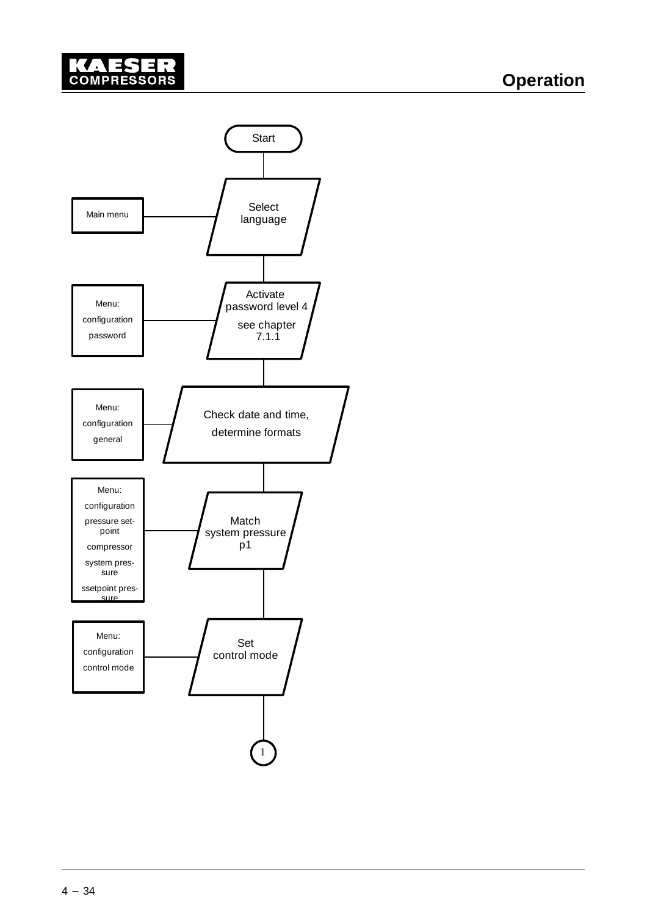Start

| Menu | Step |
|---|---|
| Main menu | Select language |
| Menu: configuration password | Activate password level 4 see chapter 7.1.1 |
| Menu: configuration general | Check date and time, determine formats |
| Menu: configuration pressure set-point compressor system pressure ssetpoint pressure | Match system pressure p1 |
| Menu: configuration control mode | Set control mode |

1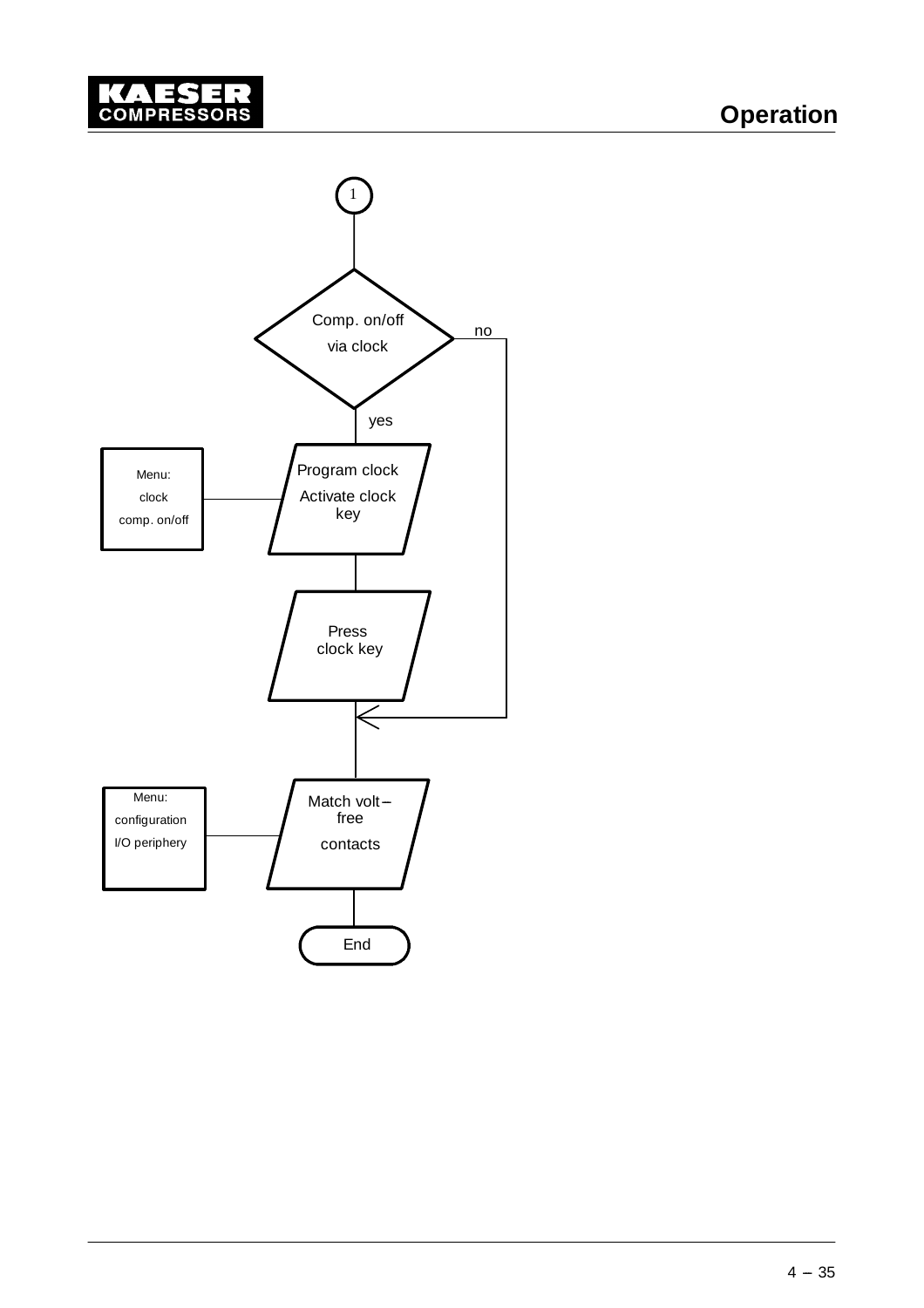1

Comp. on/off via clock

no

yes

Menu: clock comp. on/off

Program clock

Activate clock key

Press clock key

Menu: configuration I/O periphery

Match volt–free contacts

End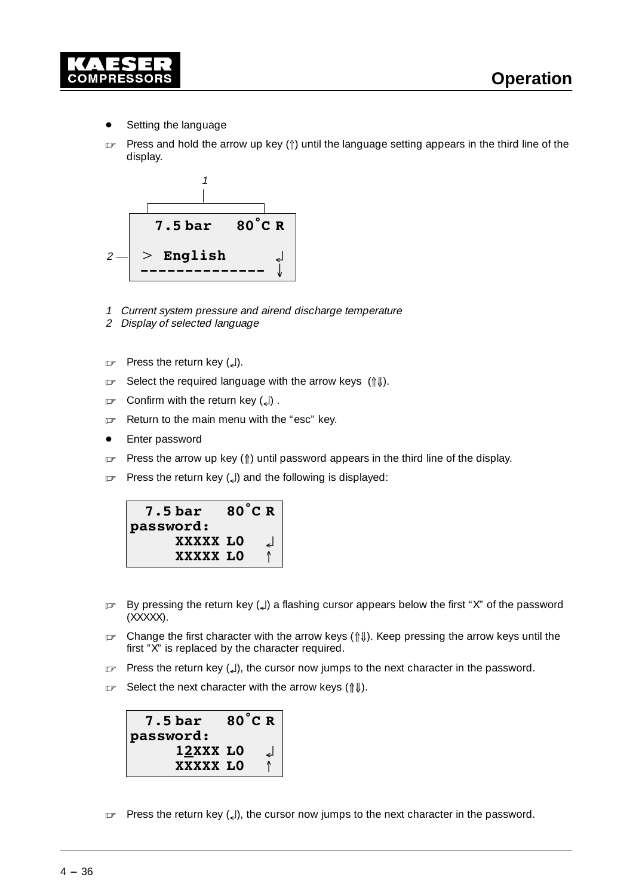- Setting the language

☞ Press and hold the arrow up key (⇑) until the language setting appears in the third line of the display.

```
  7.5 bar   80°C R

 > English      ↲
 -------------- ↓
```

1 *Current system pressure and airend discharge temperature*
2 *Display of selected language*

☞ Press the return key (↲).

☞ Select the required language with the arrow keys (⇑⇓).

☞ Confirm with the return key (↲) .

☞ Return to the main menu with the "esc" key.

- Enter password

☞ Press the arrow up key (⇑) until password appears in the third line of the display.

☞ Press the return key (↲) and the following is displayed:

```
  7.5 bar   80°C R
password:
     XXXXX L0   ↲
     XXXXX L0   ↑
```

☞ By pressing the return key (↲) a flashing cursor appears below the first "X" of the password (XXXXX).

☞ Change the first character with the arrow keys (⇑⇓). Keep pressing the arrow keys until the first "X" is replaced by the character required.

☞ Press the return key (↲), the cursor now jumps to the next character in the password.

☞ Select the next character with the arrow keys (⇑⇓).

```
  7.5 bar   80°C R
password:
     12XXX L0   ↲
     XXXXX L0   ↑
```

☞ Press the return key (↲), the cursor now jumps to the next character in the password.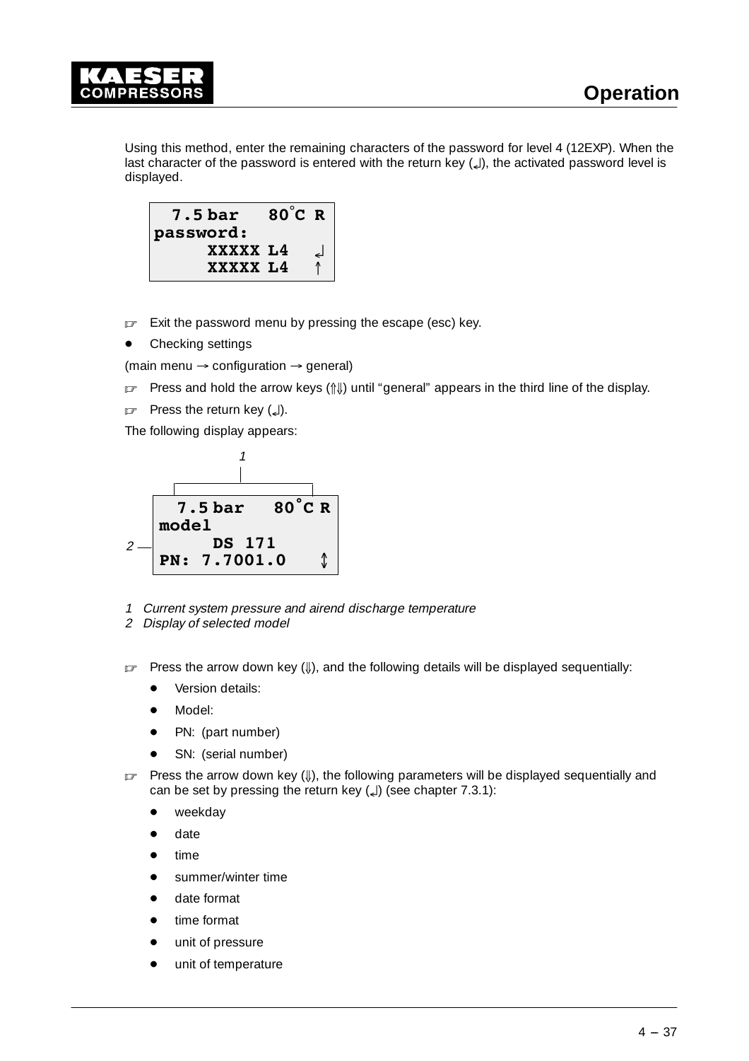Using this method, enter the remaining characters of the password for level 4 (12EXP). When the last character of the password is entered with the return key (↲), the activated password level is displayed.

```
  7.5 bar   80°C R
password:
     XXXXX L4   ↲
     XXXXX L4   ↑
```

☞ Exit the password menu by pressing the escape (esc) key.

- Checking settings

(main menu → configuration → general)

☞ Press and hold the arrow keys (⇑⇓) until "general" appears in the third line of the display.

☞ Press the return key (↲).

The following display appears:

```
  7.5 bar   80°C R
model
      DS 171
PN: 7.7001.0    ↕
```

*1 Current system pressure and airend discharge temperature*
*2 Display of selected model*

☞ Press the arrow down key (⇓), and the following details will be displayed sequentially:

- Version details:
- Model:
- PN: (part number)
- SN: (serial number)

☞ Press the arrow down key (⇓), the following parameters will be displayed sequentially and can be set by pressing the return key (↲) (see chapter 7.3.1):

- weekday
- date
- time
- summer/winter time
- date format
- time format
- unit of pressure
- unit of temperature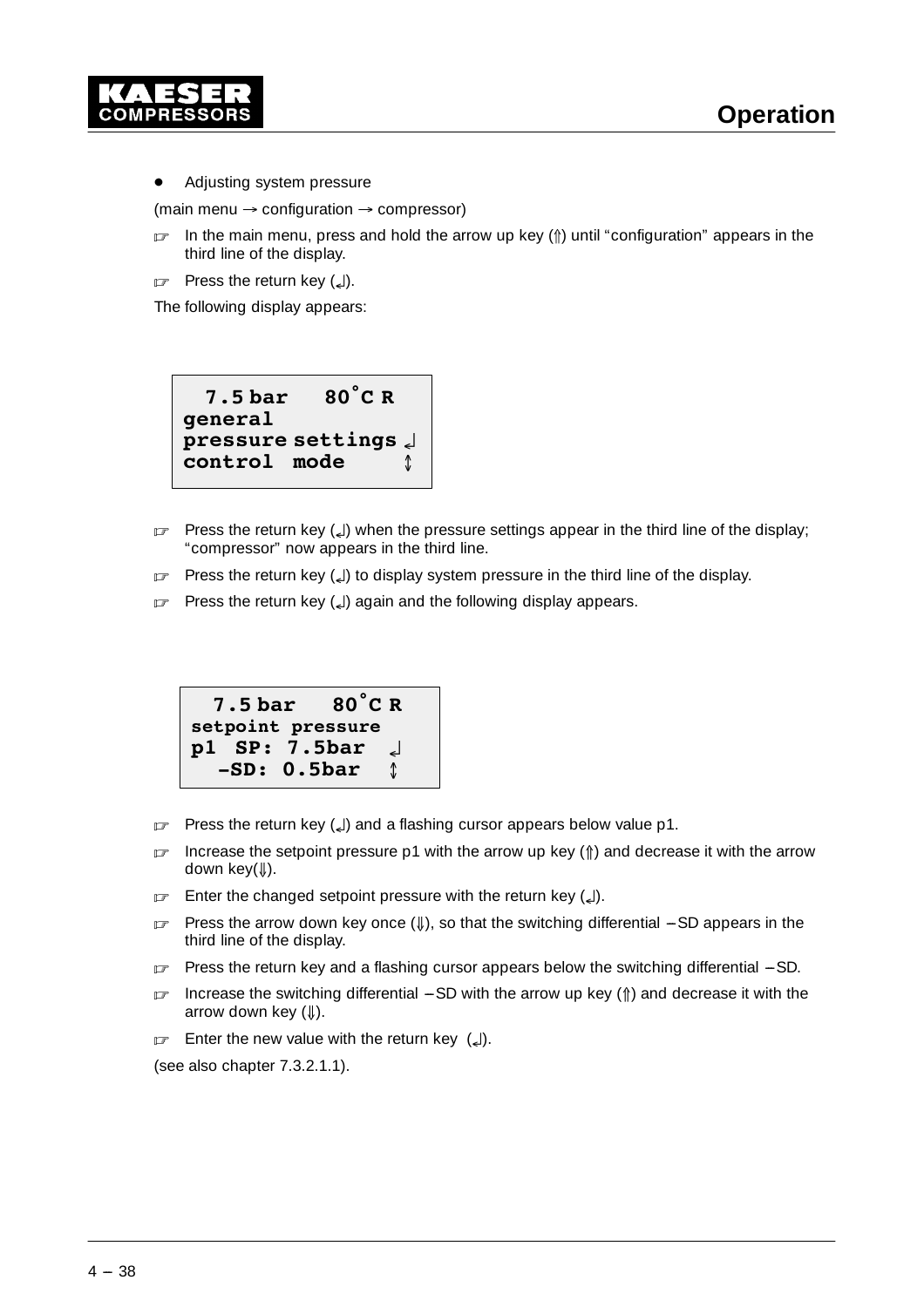- Adjusting system pressure

(main menu → configuration → compressor)

☞ In the main menu, press and hold the arrow up key (⇑) until “configuration” appears in the third line of the display.

☞ Press the return key (↵).

The following display appears:

```
  7.5 bar   80°C R
general
pressure settings ↵
control  mode     ↕
```

☞ Press the return key (↵) when the pressure settings appear in the third line of the display; “compressor” now appears in the third line.

☞ Press the return key (↵) to display system pressure in the third line of the display.

☞ Press the return key (↵) again and the following display appears.

```
  7.5 bar   80°C R
setpoint pressure
p1  SP: 7.5bar  ↵
  –SD: 0.5bar   ↕
```

☞ Press the return key (↵) and a flashing cursor appears below value p1.

☞ Increase the setpoint pressure p1 with the arrow up key (⇑) and decrease it with the arrow down key(⇓).

☞ Enter the changed setpoint pressure with the return key (↵).

☞ Press the arrow down key once (⇓), so that the switching differential –SD appears in the third line of the display.

☞ Press the return key and a flashing cursor appears below the switching differential –SD.

☞ Increase the switching differential –SD with the arrow up key (⇑) and decrease it with the arrow down key (⇓).

☞ Enter the new value with the return key (↵).

(see also chapter 7.3.2.1.1).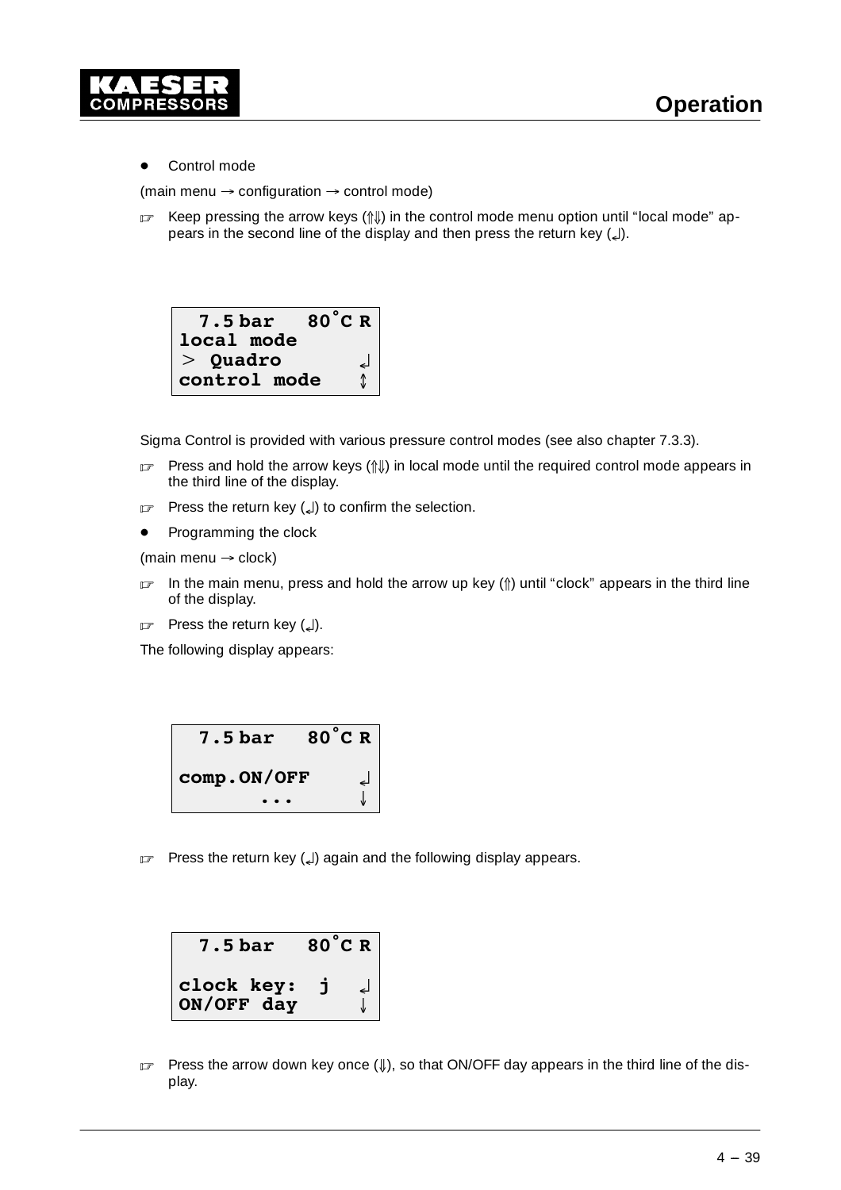- Control mode

(main menu → configuration → control mode)

☞ Keep pressing the arrow keys (⇑⇓) in the control mode menu option until "local mode" appears in the second line of the display and then press the return key (↲).

```
  7.5 bar   80°C R
local mode
> Quadro         ↲
control mode     ↕
```

Sigma Control is provided with various pressure control modes (see also chapter 7.3.3).

☞ Press and hold the arrow keys (⇑⇓) in local mode until the required control mode appears in the third line of the display.

☞ Press the return key (↲) to confirm the selection.

- Programming the clock

(main menu → clock)

☞ In the main menu, press and hold the arrow up key (⇑) until "clock" appears in the third line of the display.

☞ Press the return key (↲).

The following display appears:

```
  7.5 bar   80°C R

comp.ON/OFF      ↲
       ...       ↓
```

☞ Press the return key (↲) again and the following display appears.

```
  7.5 bar   80°C R

clock key:  j    ↲
ON/OFF day       ↓
```

☞ Press the arrow down key once (⇓), so that ON/OFF day appears in the third line of the display.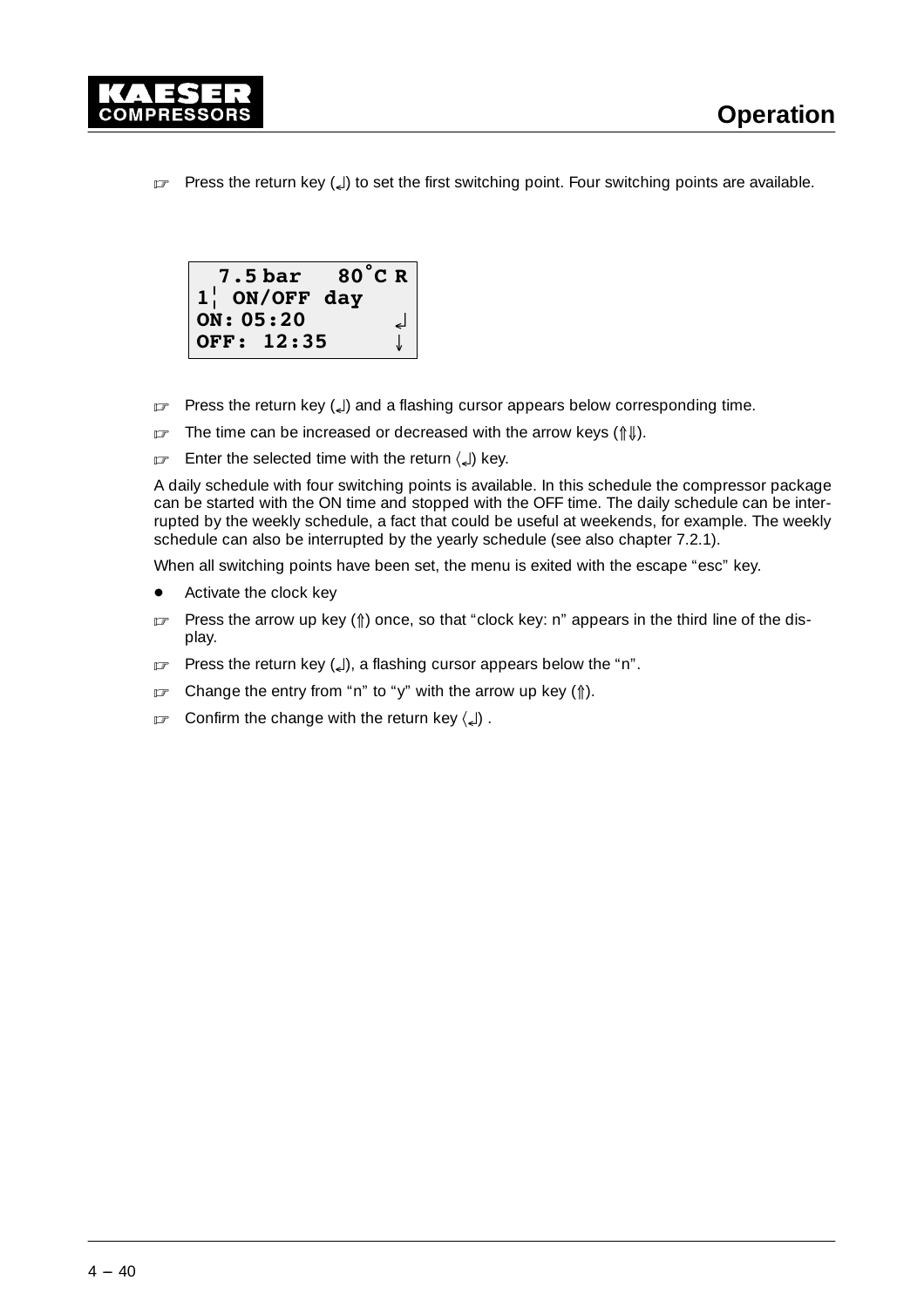☞ Press the return key (↲) to set the first switching point. Four switching points are available.

```
 7.5 bar   80°C R
1¦ ON/OFF day
ON: 05:20       ↲
OFF: 12:35      ↓
```

☞ Press the return key (↲) and a flashing cursor appears below corresponding time.

☞ The time can be increased or decreased with the arrow keys (⇑⇓).

☞ Enter the selected time with the return 〈↲) key.

A daily schedule with four switching points is available. In this schedule the compressor package can be started with the ON time and stopped with the OFF time. The daily schedule can be interrupted by the weekly schedule, a fact that could be useful at weekends, for example. The weekly schedule can also be interrupted by the yearly schedule (see also chapter 7.2.1).

When all switching points have been set, the menu is exited with the escape “esc” key.

- Activate the clock key

☞ Press the arrow up key (⇑) once, so that “clock key: n” appears in the third line of the display.

☞ Press the return key (↲), a flashing cursor appears below the “n”.

☞ Change the entry from “n” to “y” with the arrow up key (⇑).

☞ Confirm the change with the return key 〈↲) .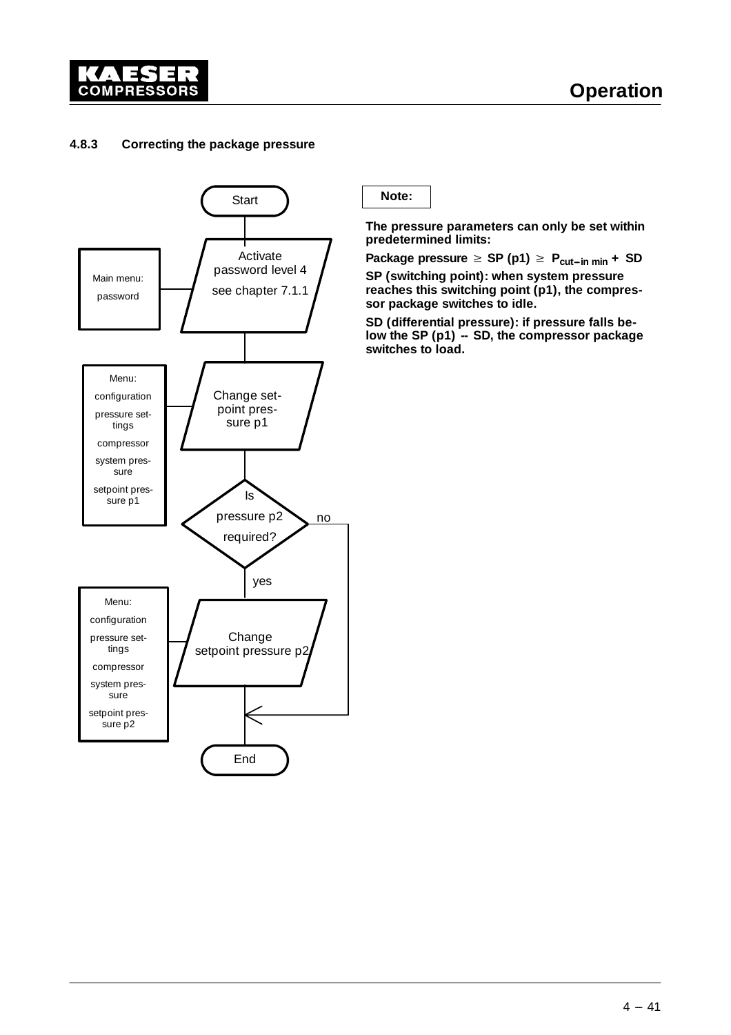### 4.8.3 Correcting the package pressure

Start

Main menu: password → Activate password level 4 see chapter 7.1.1

Menu: configuration, pressure settings, compressor, system pressure, setpoint pressure p1 → Change setpoint pressure p1

Is pressure p2 required? — no → End

yes ↓

Menu: configuration, pressure settings, compressor, system pressure, setpoint pressure p2 → Change setpoint pressure p2

End

**Note:**

**The pressure parameters can only be set within predetermined limits:**

**Package pressure ≥ SP (p1) ≥ $P_{cut-in\ min}$ + SD**

**SP (switching point): when system pressure reaches this switching point (p1), the compressor package switches to idle.**

**SD (differential pressure): if pressure falls below the SP (p1) – SD, the compressor package switches to load.**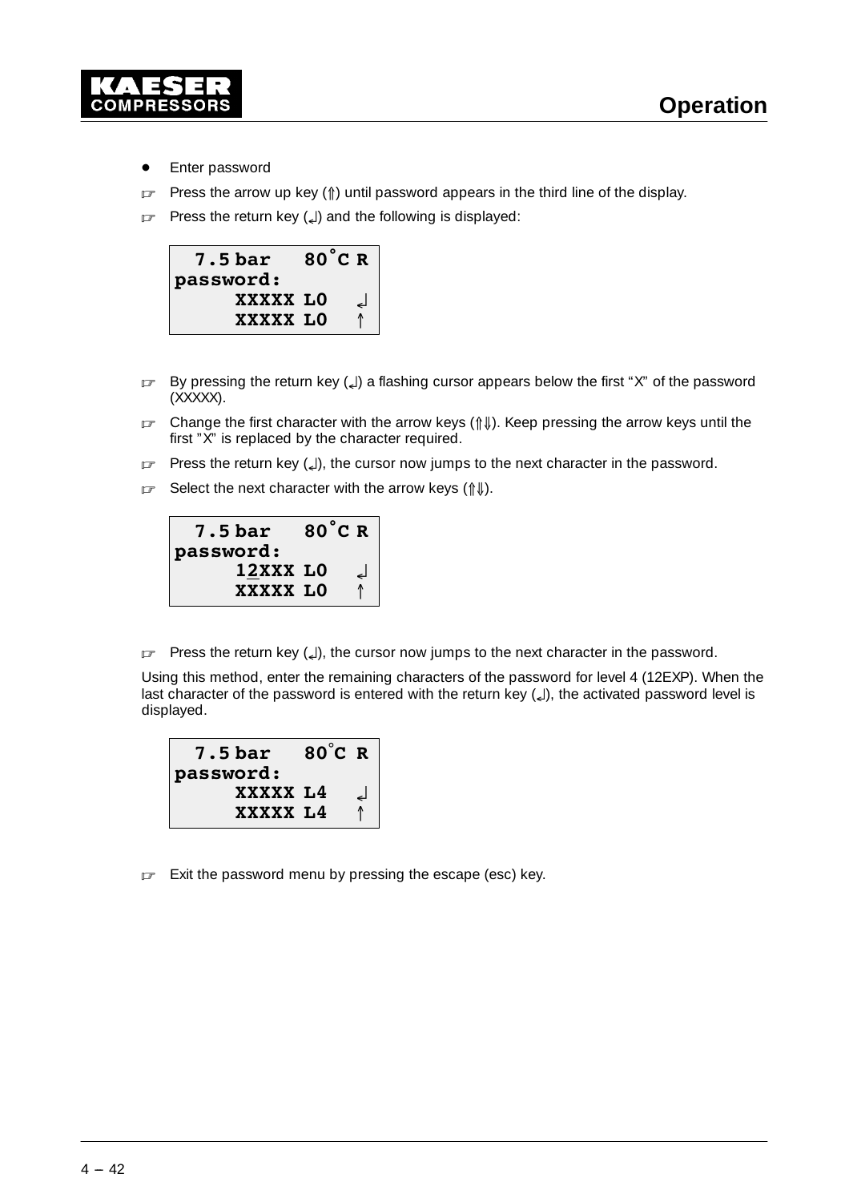- Enter password

☞ Press the arrow up key (⇑) until password appears in the third line of the display.

☞ Press the return key (↲) and the following is displayed:

```
  7.5 bar   80°C R
password:
     XXXXX L0   ↲
     XXXXX L0   ↑
```

☞ By pressing the return key (↲) a flashing cursor appears below the first "X" of the password (XXXXX).

☞ Change the first character with the arrow keys (⇑⇓). Keep pressing the arrow keys until the first "X" is replaced by the character required.

☞ Press the return key (↲), the cursor now jumps to the next character in the password.

☞ Select the next character with the arrow keys (⇑⇓).

```
  7.5 bar   80°C R
password:
     12XXX L0   ↲
     XXXXX L0   ↑
```

☞ Press the return key (↲), the cursor now jumps to the next character in the password.

Using this method, enter the remaining characters of the password for level 4 (12EXP). When the last character of the password is entered with the return key (↲), the activated password level is displayed.

```
  7.5 bar   80°C R
password:
     XXXXX L4   ↲
     XXXXX L4   ↑
```

☞ Exit the password menu by pressing the escape (esc) key.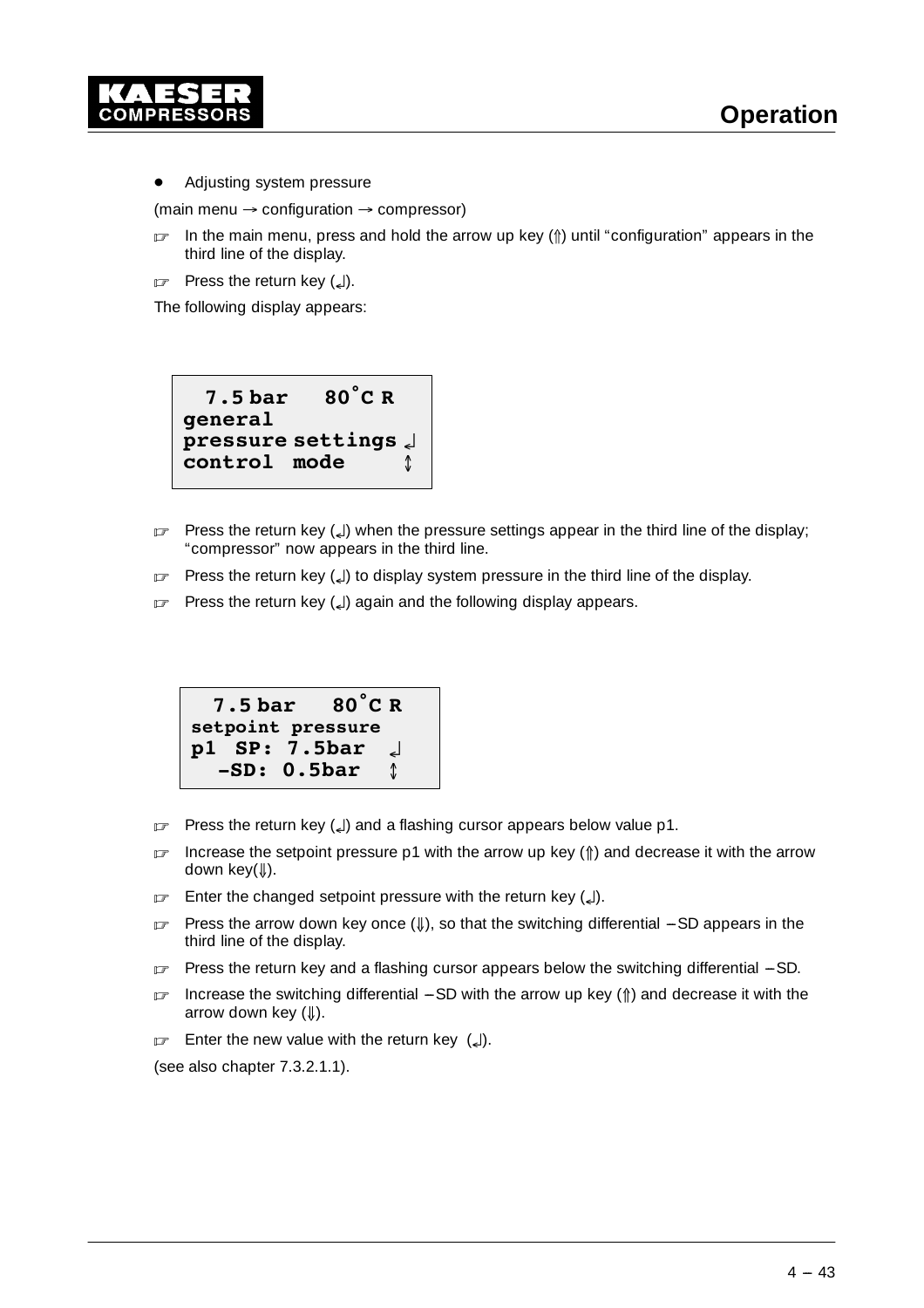- Adjusting system pressure

(main menu → configuration → compressor)

☞ In the main menu, press and hold the arrow up key (⇑) until “configuration” appears in the third line of the display.

☞ Press the return key (↵).

The following display appears:

```
  7.5 bar   80°C R
general
pressure settings ↵
control  mode     ↕
```

☞ Press the return key (↵) when the pressure settings appear in the third line of the display; “compressor” now appears in the third line.

☞ Press the return key (↵) to display system pressure in the third line of the display.

☞ Press the return key (↵) again and the following display appears.

```
  7.5 bar   80°C R
setpoint pressure
p1  SP: 7.5bar  ↵
   –SD: 0.5bar  ↕
```

☞ Press the return key (↵) and a flashing cursor appears below value p1.

☞ Increase the setpoint pressure p1 with the arrow up key (⇑) and decrease it with the arrow down key(⇓).

☞ Enter the changed setpoint pressure with the return key (↵).

☞ Press the arrow down key once (⇓), so that the switching differential –SD appears in the third line of the display.

☞ Press the return key and a flashing cursor appears below the switching differential –SD.

☞ Increase the switching differential –SD with the arrow up key (⇑) and decrease it with the arrow down key (⇓).

☞ Enter the new value with the return key (↵).

(see also chapter 7.3.2.1.1).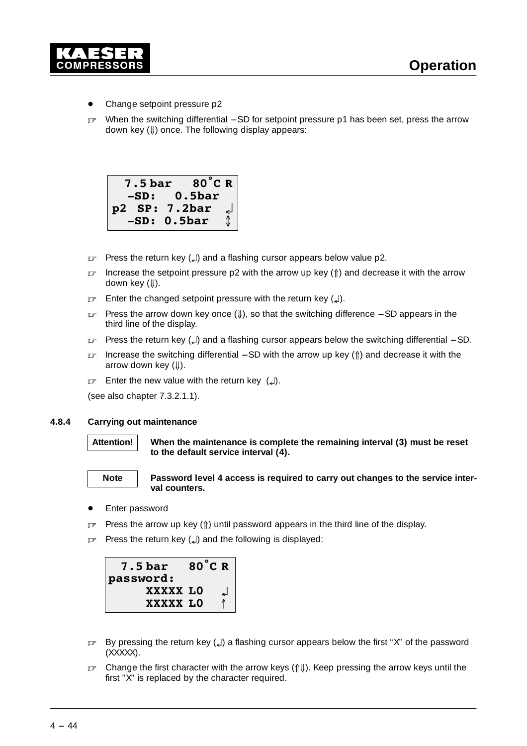- Change setpoint pressure p2

☞ When the switching differential –SD for setpoint pressure p1 has been set, press the arrow down key (⇓) once. The following display appears:

```
  7.5 bar   80°C R
  –SD:   0.5bar
p2 SP: 7.2bar  ↲
  –SD: 0.5bar  ↕
```

☞ Press the return key (↲) and a flashing cursor appears below value p2.

☞ Increase the setpoint pressure p2 with the arrow up key (⇑) and decrease it with the arrow down key (⇓).

☞ Enter the changed setpoint pressure with the return key (↲).

☞ Press the arrow down key once (⇓), so that the switching difference –SD appears in the third line of the display.

☞ Press the return key (↲) and a flashing cursor appears below the switching differential –SD.

☞ Increase the switching differential –SD with the arrow up key (⇑) and decrease it with the arrow down key (⇓).

☞ Enter the new value with the return key (↲).

(see also chapter 7.3.2.1.1).

### 4.8.4 Carrying out maintenance

**Attention!** **When the maintenance is complete the remaining interval (3) must be reset to the default service interval (4).**

**Note** **Password level 4 access is required to carry out changes to the service interval counters.**

- Enter password

☞ Press the arrow up key (⇑) until password appears in the third line of the display.

☞ Press the return key (↲) and the following is displayed:

```
  7.5 bar   80°C R
password:
     XXXXX L0   ↲
     XXXXX L0   ↑
```

☞ By pressing the return key (↲) a flashing cursor appears below the first "X" of the password (XXXXX).

☞ Change the first character with the arrow keys (⇑⇓). Keep pressing the arrow keys until the first "X" is replaced by the character required.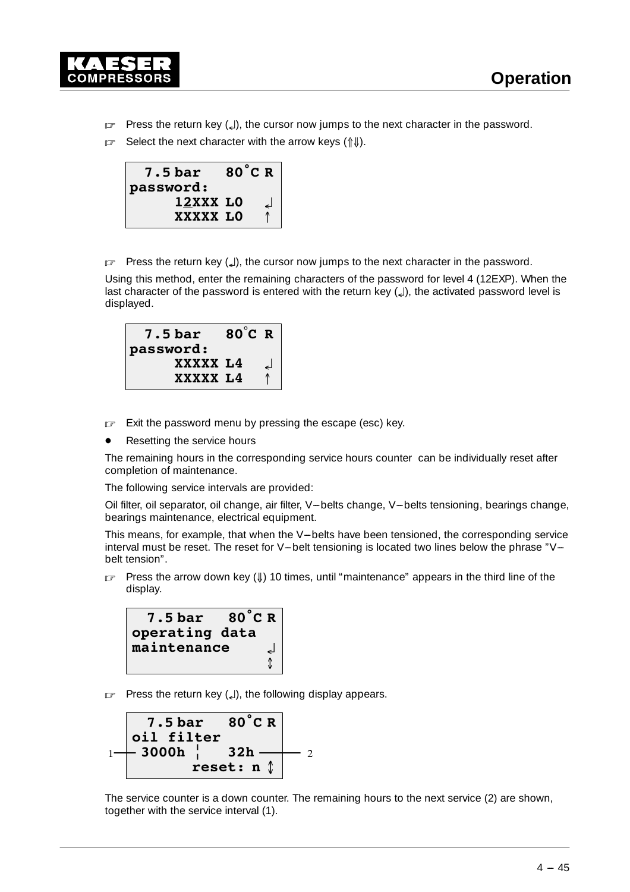☞ Press the return key (↵), the cursor now jumps to the next character in the password.

☞ Select the next character with the arrow keys (⇑⇓).

```
  7.5 bar   80°C R
password:
     12XXX L0   ↵
     XXXXX L0   ↑
```

☞ Press the return key (↵), the cursor now jumps to the next character in the password.

Using this method, enter the remaining characters of the password for level 4 (12EXP). When the last character of the password is entered with the return key (↵), the activated password level is displayed.

```
  7.5 bar   80°C R
password:
     XXXXX L4   ↵
     XXXXX L4   ↑
```

☞ Exit the password menu by pressing the escape (esc) key.

- Resetting the service hours

The remaining hours in the corresponding service hours counter can be individually reset after completion of maintenance.

The following service intervals are provided:

Oil filter, oil separator, oil change, air filter, V–belts change, V–belts tensioning, bearings change, bearings maintenance, electrical equipment.

This means, for example, that when the V–belts have been tensioned, the corresponding service interval must be reset. The reset for V–belt tensioning is located two lines below the phrase "V–belt tension".

☞ Press the arrow down key (⇓) 10 times, until "maintenance" appears in the third line of the display.

```
  7.5 bar   80°C R
operating data
maintenance     ↵
                ↕
```

☞ Press the return key (↵), the following display appears.

```
  7.5 bar   80°C R
oil filter
 3000h ¦   32h
      reset: n ↕
```

1 — 3000h; 2 — 32h

The service counter is a down counter. The remaining hours to the next service (2) are shown, together with the service interval (1).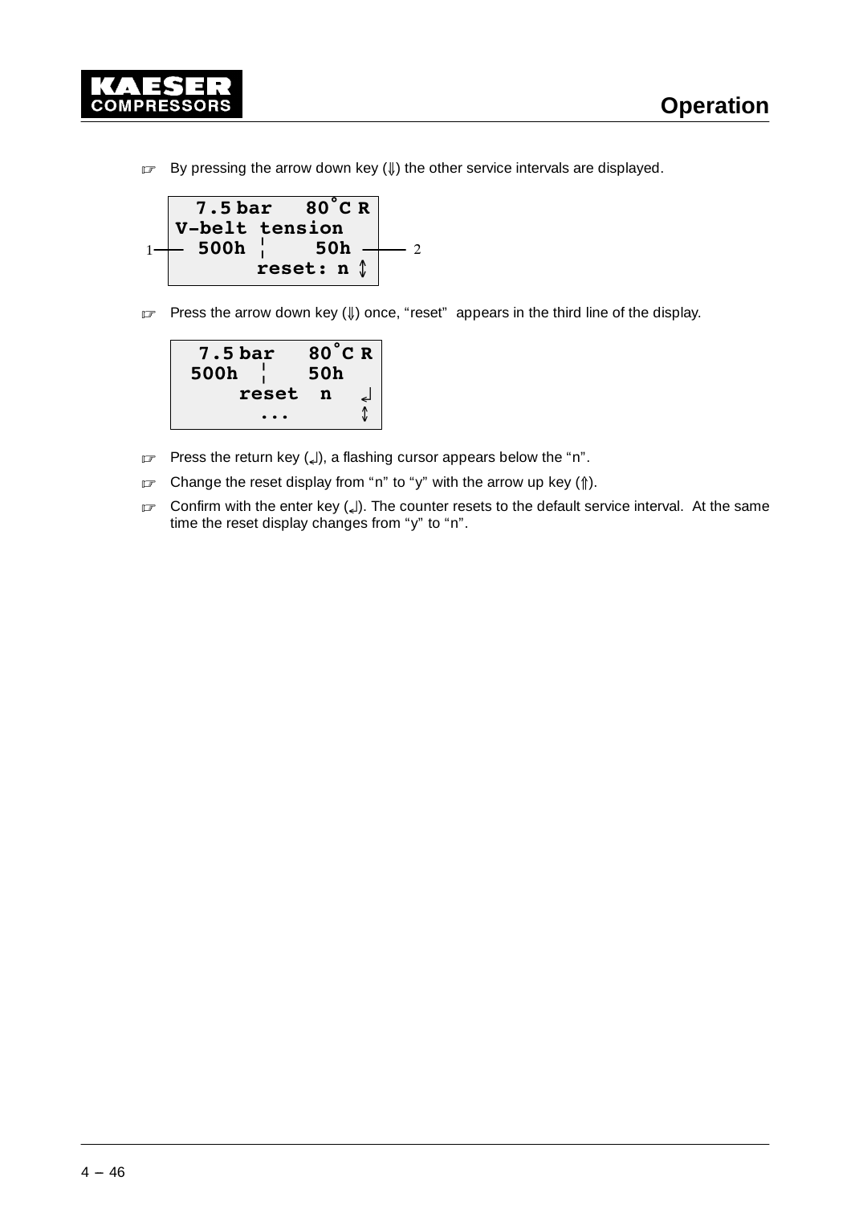☞ By pressing the arrow down key (⇓) the other service intervals are displayed.

```
  7.5 bar   80°C R
V-belt tension
  500h ¦    50h
        reset: n ↕
```

1 — 500h, 2 — 50h

☞ Press the arrow down key (⇓) once, “reset” appears in the third line of the display.

```
  7.5 bar   80°C R
 500h ¦    50h
     reset  n   ↵
       ...      ↕
```

☞ Press the return key (↵), a flashing cursor appears below the “n”.

☞ Change the reset display from “n” to “y” with the arrow up key (⇑).

☞ Confirm with the enter key (↵). The counter resets to the default service interval. At the same time the reset display changes from “y” to “n”.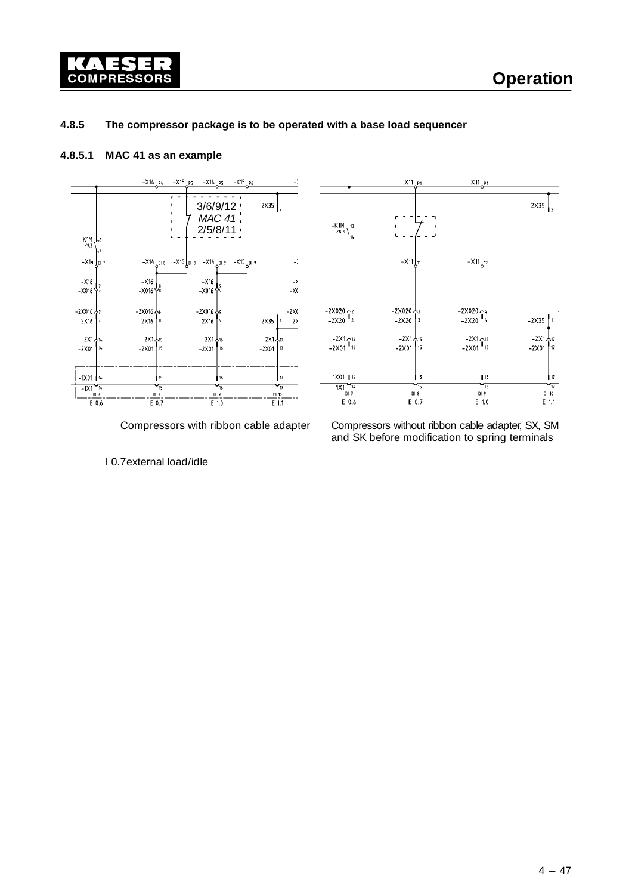### 4.8.5 The compressor package is to be operated with a base load sequencer

#### 4.8.5.1 MAC 41 as an example

Compressors with ribbon cable adapter

Compressors without ribbon cable adapter, SX, SM and SK before modification to spring terminals

I 0.7external load/idle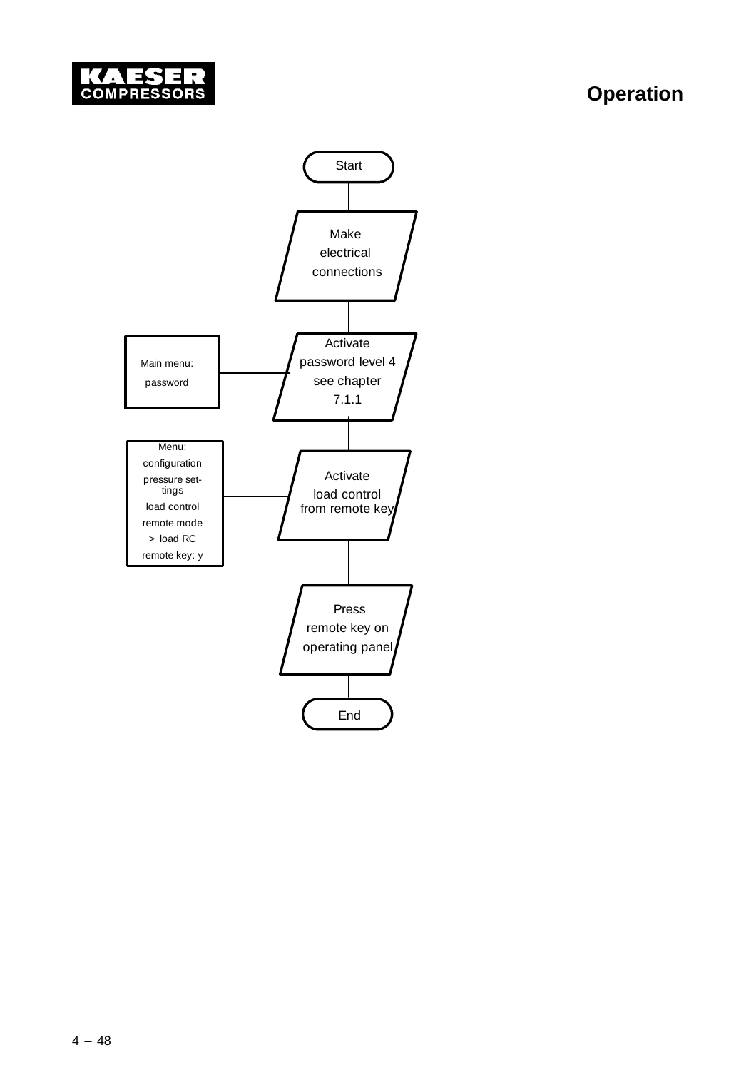Start

Make electrical connections

Activate password level 4 see chapter 7.1.1

Main menu: password

Activate load control from remote key

Menu: configuration pressure settings load control remote mode > load RC remote key: y

Press remote key on operating panel

End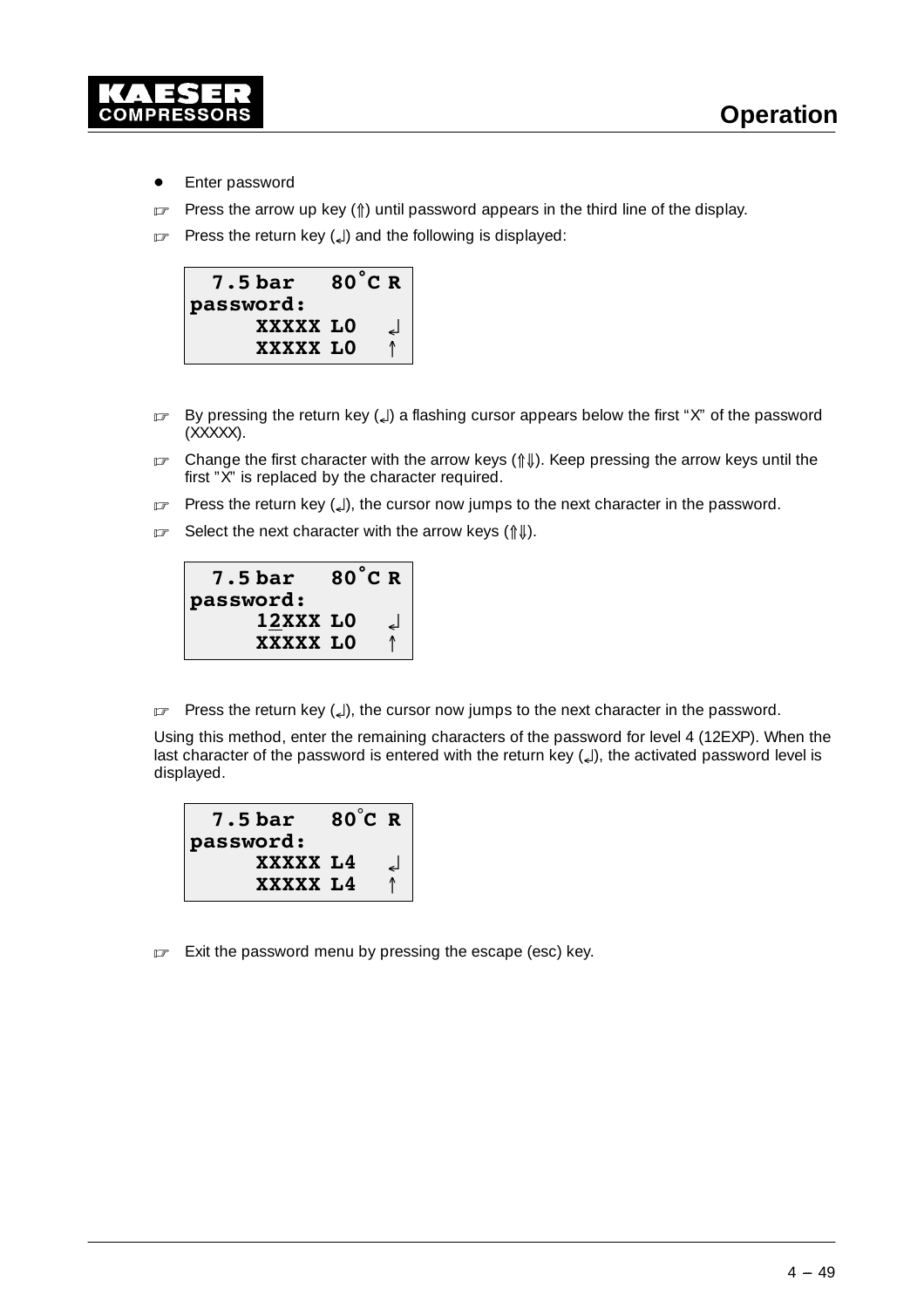- Enter password

☞ Press the arrow up key (⇑) until password appears in the third line of the display.

☞ Press the return key (↲) and the following is displayed:

```
  7.5 bar   80°C R
password:
     XXXXX L0   ↲
     XXXXX L0   ↑
```

☞ By pressing the return key (↲) a flashing cursor appears below the first “X” of the password (XXXXX).

☞ Change the first character with the arrow keys (⇑⇓). Keep pressing the arrow keys until the first ”X” is replaced by the character required.

☞ Press the return key (↲), the cursor now jumps to the next character in the password.

☞ Select the next character with the arrow keys (⇑⇓).

```
  7.5 bar   80°C R
password:
     12XXX L0   ↲
     XXXXX L0   ↑
```

☞ Press the return key (↲), the cursor now jumps to the next character in the password.

Using this method, enter the remaining characters of the password for level 4 (12EXP). When the last character of the password is entered with the return key (↲), the activated password level is displayed.

```
  7.5 bar   80°C R
password:
     XXXXX L4   ↲
     XXXXX L4   ↑
```

☞ Exit the password menu by pressing the escape (esc) key.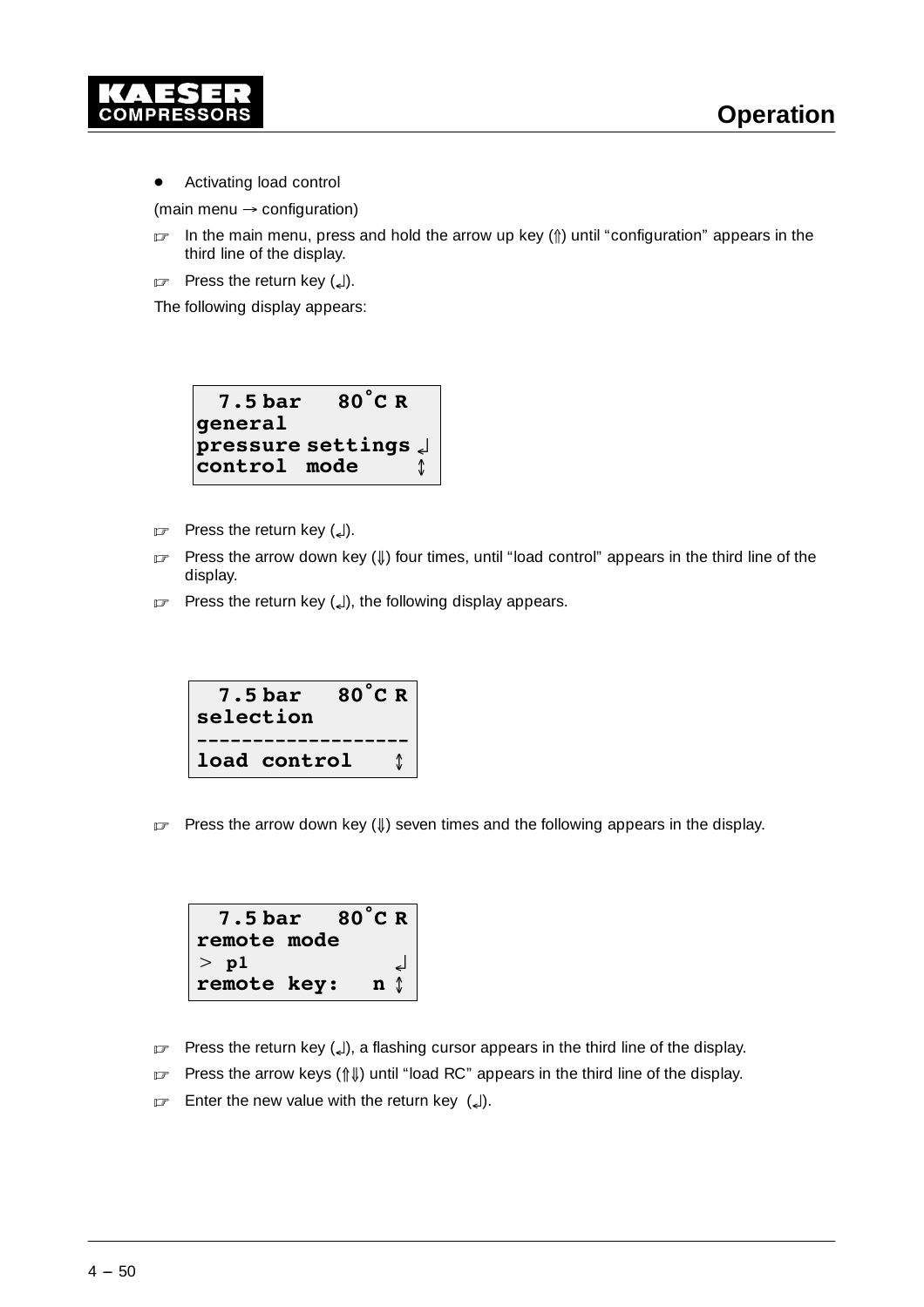- Activating load control

(main menu → configuration)

☞ In the main menu, press and hold the arrow up key (⇑) until "configuration" appears in the third line of the display.

☞ Press the return key (↲).

The following display appears:

```
  7.5 bar   80°C R
general
pressure settings ↲
control  mode     ↕
```

☞ Press the return key (↲).

☞ Press the arrow down key (⇓) four times, until "load control" appears in the third line of the display.

☞ Press the return key (↲), the following display appears.

```
  7.5 bar   80°C R
selection
------------------
load control    ↕
```

☞ Press the arrow down key (⇓) seven times and the following appears in the display.

```
  7.5 bar   80°C R
remote mode
> p1             ↲
remote key:    n ↕
```

☞ Press the return key (↲), a flashing cursor appears in the third line of the display.

☞ Press the arrow keys (⇑⇓) until "load RC" appears in the third line of the display.

☞ Enter the new value with the return key (↲).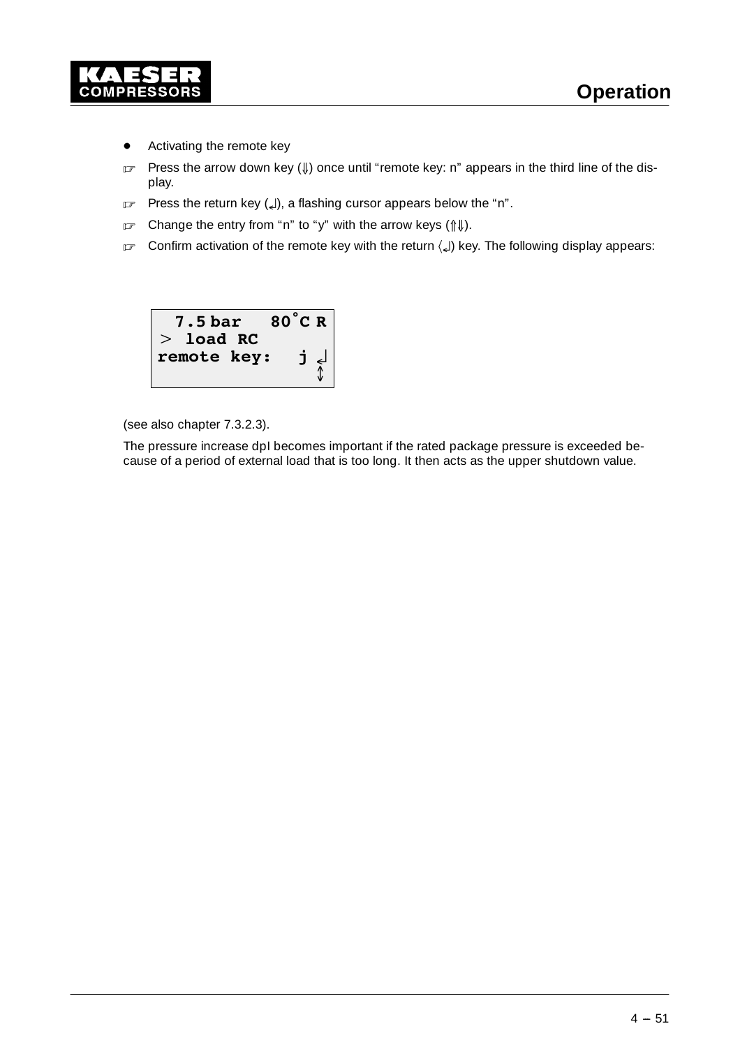- Activating the remote key

☞ Press the arrow down key (⇓) once until “remote key: n” appears in the third line of the display.

☞ Press the return key (↵), a flashing cursor appears below the “n”.

☞ Change the entry from “n” to “y” with the arrow keys (⇑⇓).

☞ Confirm activation of the remote key with the return (↵) key. The following display appears:

```
  7.5 bar   80°C R
> load RC
remote key:   j ↵
                ⇕
```

(see also chapter 7.3.2.3).

The pressure increase dpI becomes important if the rated package pressure is exceeded because of a period of external load that is too long. It then acts as the upper shutdown value.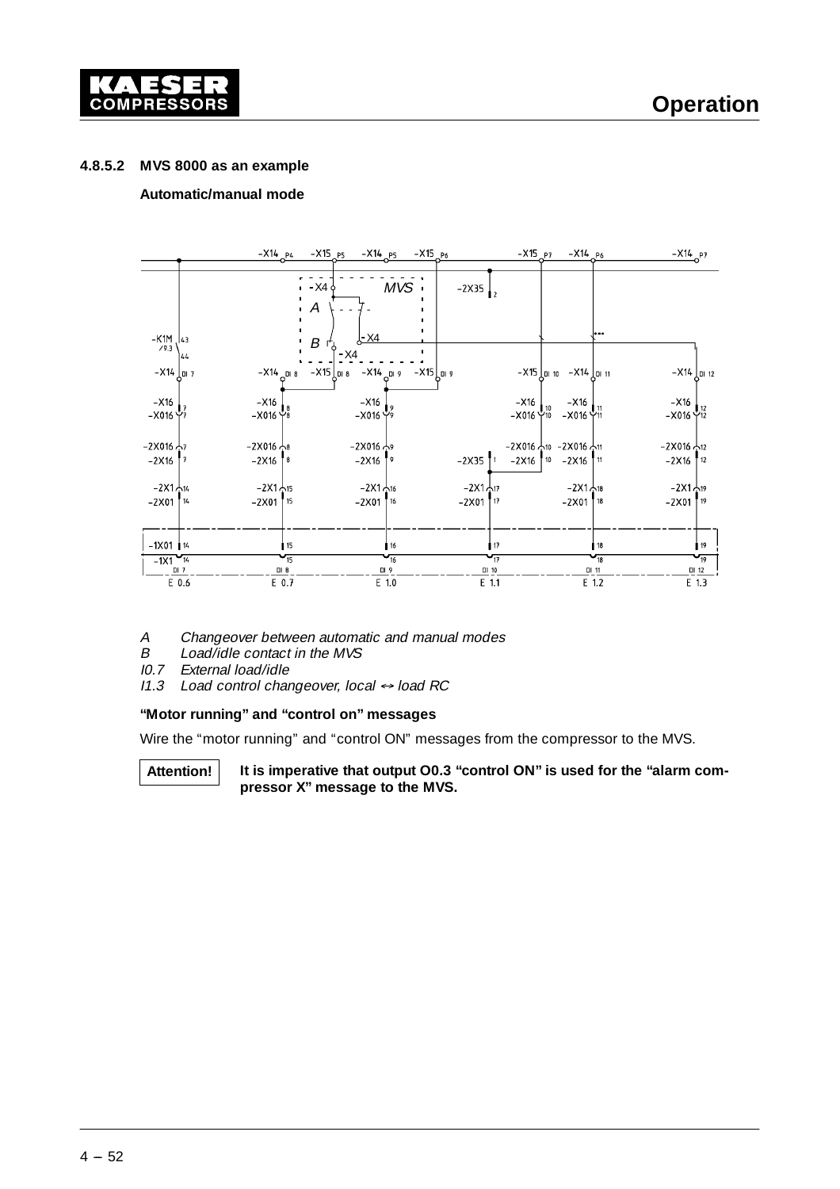### 4.8.5.2 MVS 8000 as an example

**Automatic/manual mode**

*A* *Changeover between automatic and manual modes*
*B* *Load/idle contact in the MVS*
*I0.7* *External load/idle*
*I1.3* *Load control changeover, local ↔ load RC*

**“Motor running” and “control on” messages**

Wire the “motor running” and “control ON” messages from the compressor to the MVS.

**Attention!** **It is imperative that output O0.3 “control ON” is used for the “alarm compressor X” message to the MVS.**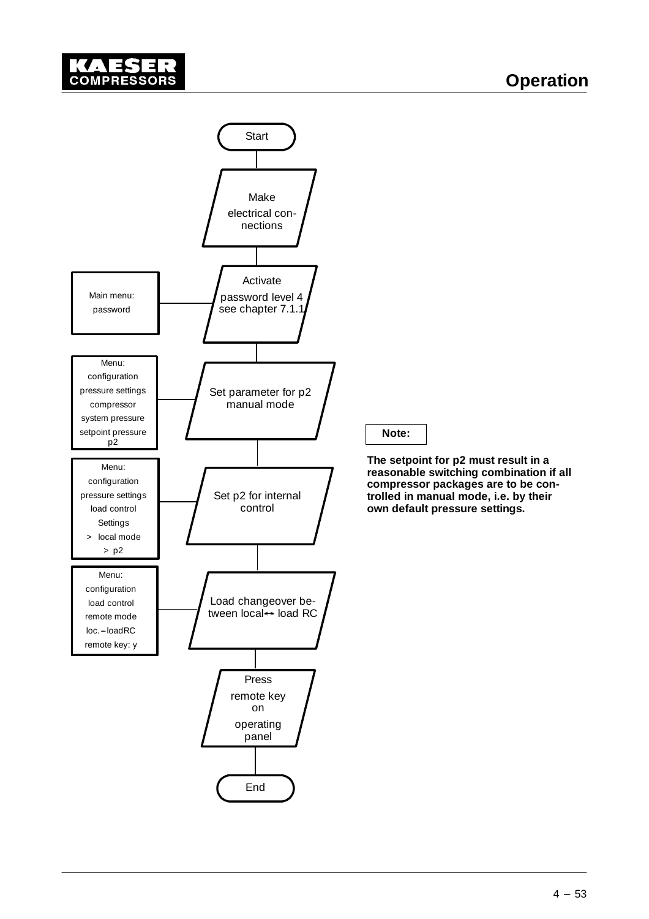Start

Make electrical connections

Activate password level 4 see chapter 7.1.1

| Main menu: password |
|---|

Set parameter for p2 manual mode

| Menu: configuration pressure settings compressor system pressure setpoint pressure p2 |
|---|

Set p2 for internal control

| Menu: configuration pressure settings load control Settings > local mode > p2 |
|---|

Load changeover between local↔ load RC

| Menu: configuration load control remote mode loc.–loadRC remote key: y |
|---|

Press remote key on operating panel

End

**Note:**

**The setpoint for p2 must result in a reasonable switching combination if all compressor packages are to be controlled in manual mode, i.e. by their own default pressure settings.**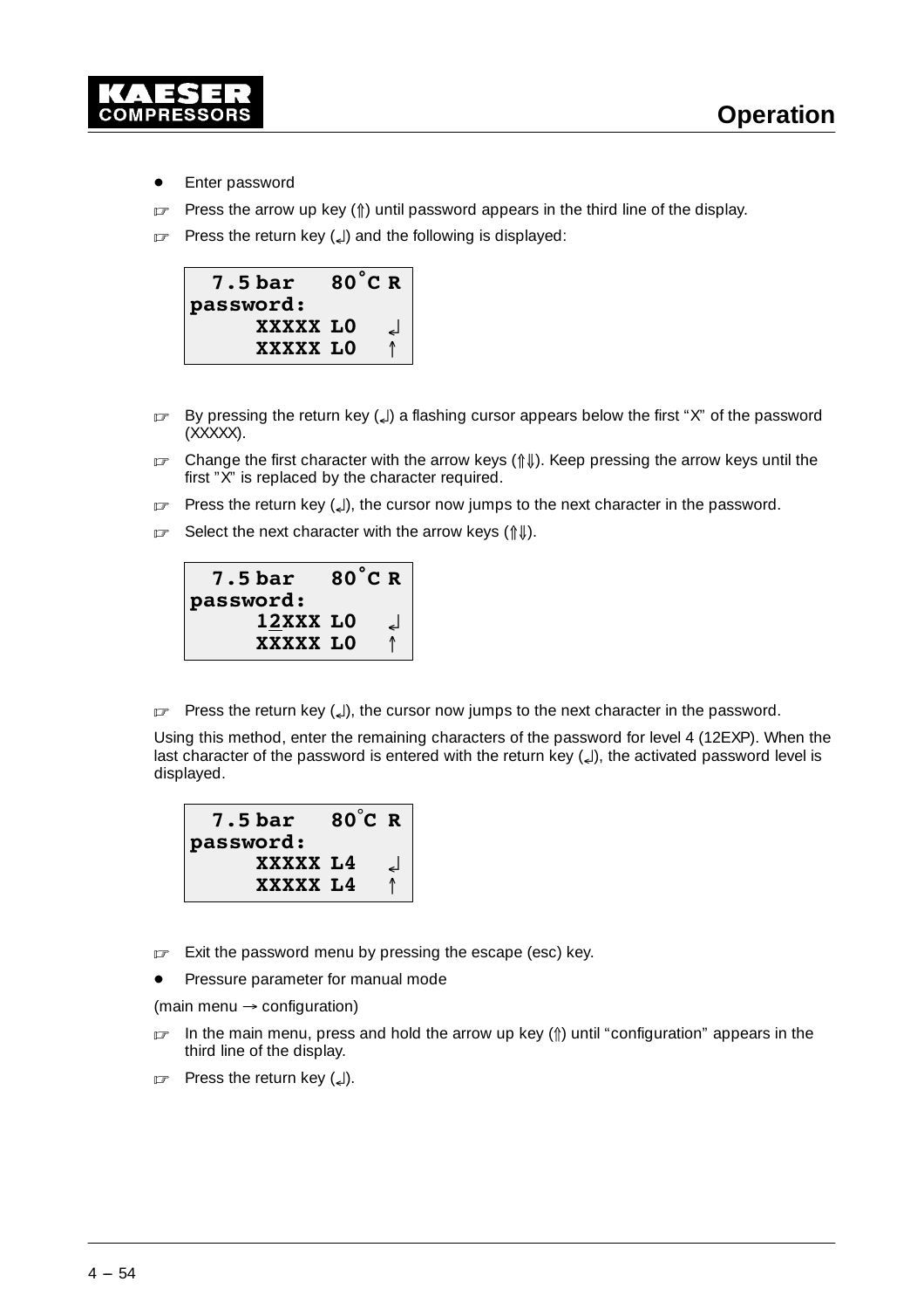- Enter password

☞ Press the arrow up key (⇑) until password appears in the third line of the display.

☞ Press the return key (↵) and the following is displayed:

```
  7.5 bar   80°C R
password:
     XXXXX L0   ↵
     XXXXX L0   ↑
```

☞ By pressing the return key (↵) a flashing cursor appears below the first "X" of the password (XXXXX).

☞ Change the first character with the arrow keys (⇑⇓). Keep pressing the arrow keys until the first "X" is replaced by the character required.

☞ Press the return key (↵), the cursor now jumps to the next character in the password.

☞ Select the next character with the arrow keys (⇑⇓).

```
  7.5 bar   80°C R
password:
     12XXX L0   ↵
     XXXXX L0   ↑
```

☞ Press the return key (↵), the cursor now jumps to the next character in the password.

Using this method, enter the remaining characters of the password for level 4 (12EXP). When the last character of the password is entered with the return key (↵), the activated password level is displayed.

```
  7.5 bar   80°C R
password:
     XXXXX L4   ↵
     XXXXX L4   ↑
```

☞ Exit the password menu by pressing the escape (esc) key.

- Pressure parameter for manual mode

(main menu → configuration)

☞ In the main menu, press and hold the arrow up key (⇑) until "configuration" appears in the third line of the display.

☞ Press the return key (↵).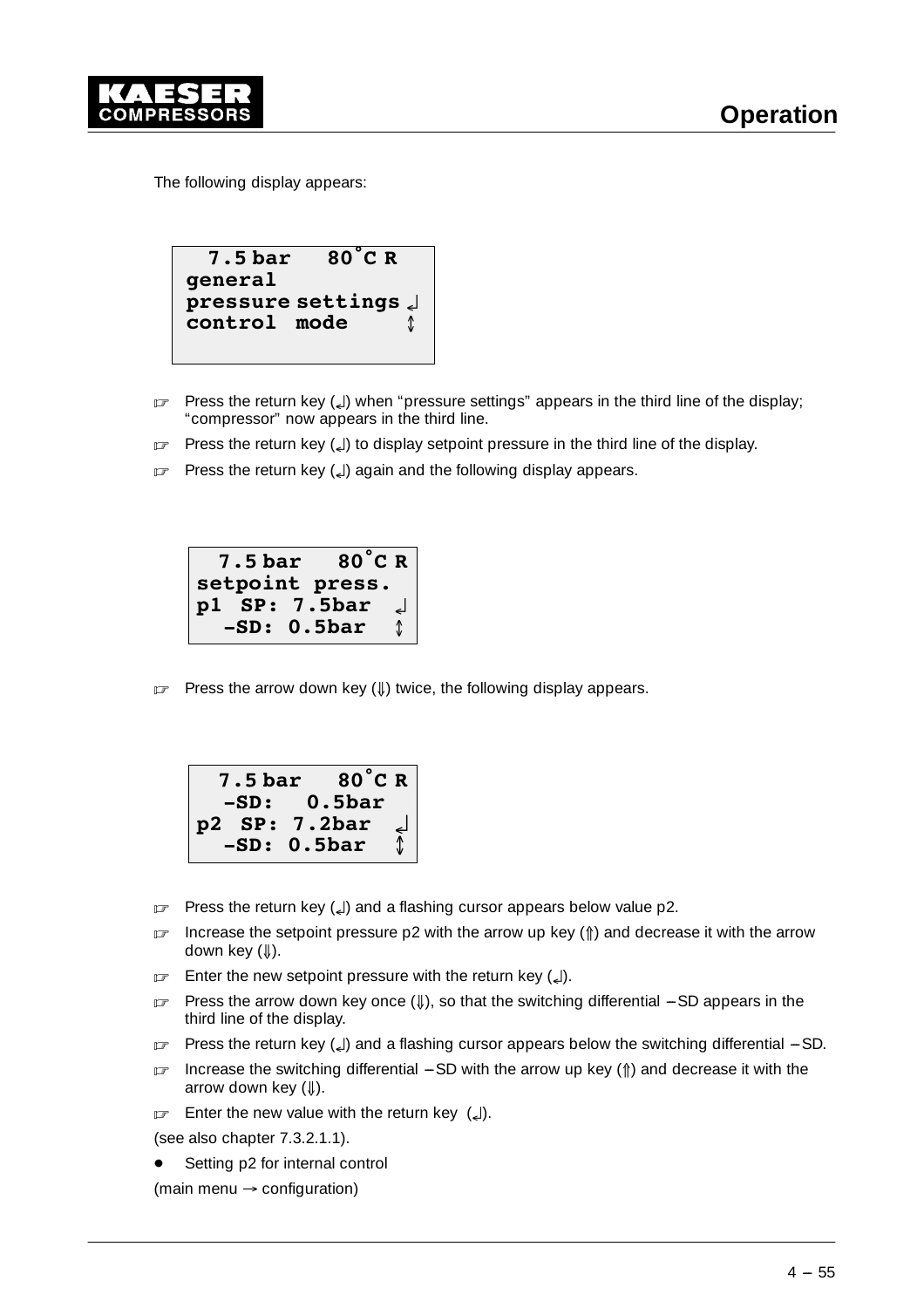The following display appears:

```
  7.5 bar   80°C R
general
pressure settings ↵
control  mode     ↕
```

- ☞ Press the return key (↵) when "pressure settings" appears in the third line of the display; "compressor" now appears in the third line.
- ☞ Press the return key (↵) to display setpoint pressure in the third line of the display.
- ☞ Press the return key (↵) again and the following display appears.

```
  7.5 bar   80°C R
setpoint press.
p1  SP: 7.5bar  ↵
   -SD: 0.5bar  ↕
```

- ☞ Press the arrow down key (⇓) twice, the following display appears.

```
  7.5 bar   80°C R
   -SD:   0.5bar
p2  SP: 7.2bar  ↵
   -SD: 0.5bar  ↕
```

- ☞ Press the return key (↵) and a flashing cursor appears below value p2.
- ☞ Increase the setpoint pressure p2 with the arrow up key (⇑) and decrease it with the arrow down key (⇓).
- ☞ Enter the new setpoint pressure with the return key (↵).
- ☞ Press the arrow down key once (⇓), so that the switching differential –SD appears in the third line of the display.
- ☞ Press the return key (↵) and a flashing cursor appears below the switching differential –SD.
- ☞ Increase the switching differential –SD with the arrow up key (⇑) and decrease it with the arrow down key (⇓).
- ☞ Enter the new value with the return key (↵).

(see also chapter 7.3.2.1.1).

- Setting p2 for internal control

(main menu → configuration)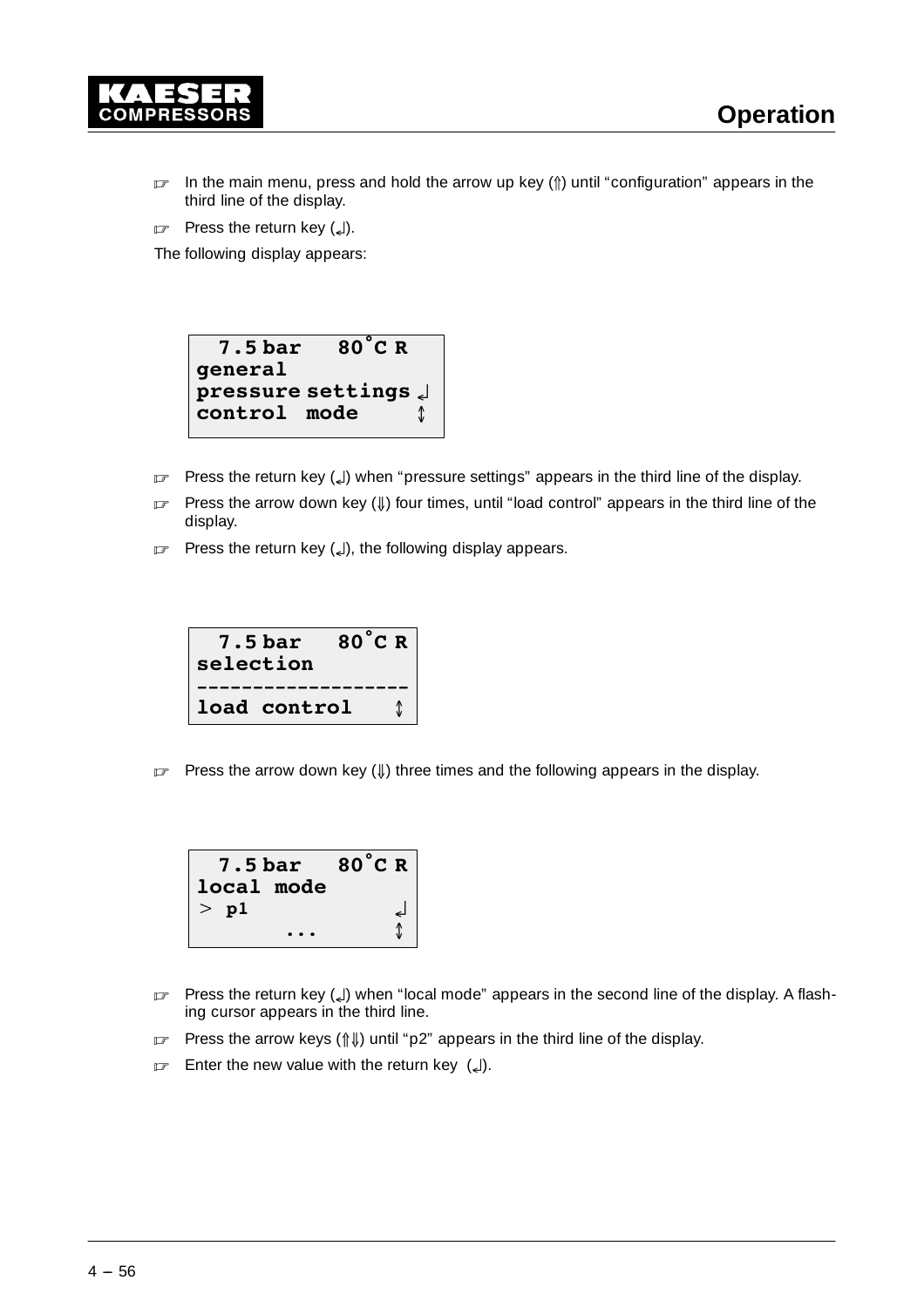☞ In the main menu, press and hold the arrow up key (⇑) until “configuration” appears in the third line of the display.

☞ Press the return key (↵).

The following display appears:

```
  7.5 bar   80°C R
general
pressure settings ↵
control  mode     ↕
```

☞ Press the return key (↵) when “pressure settings” appears in the third line of the display.

☞ Press the arrow down key (⇓) four times, until “load control” appears in the third line of the display.

☞ Press the return key (↵), the following display appears.

```
  7.5 bar   80°C R
selection
------------------
load control    ↕
```

☞ Press the arrow down key (⇓) three times and the following appears in the display.

```
  7.5 bar   80°C R
local mode
> p1            ↵
       ...      ↕
```

☞ Press the return key (↵) when “local mode” appears in the second line of the display. A flashing cursor appears in the third line.

☞ Press the arrow keys (⇑⇓) until “p2” appears in the third line of the display.

☞ Enter the new value with the return key (↵).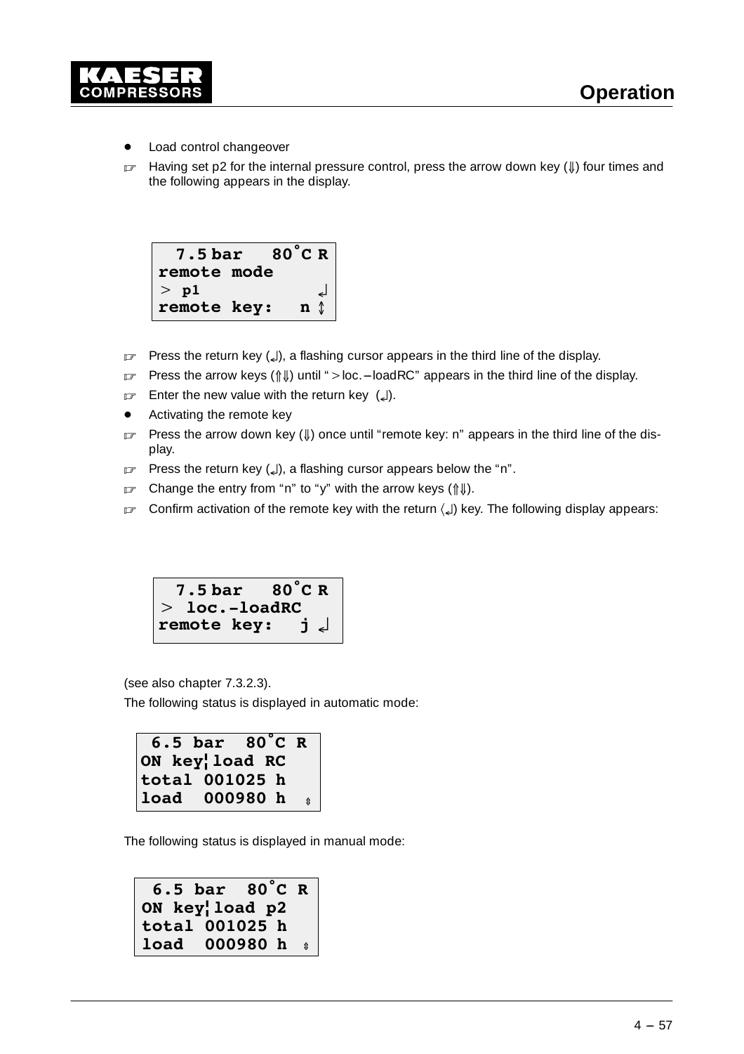- Load control changeover

☞ Having set p2 for the internal pressure control, press the arrow down key (⇓) four times and the following appears in the display.

```
  7.5 bar   80°C R
remote mode
> p1             ↲
remote key:    n ↕
```

☞ Press the return key (↲), a flashing cursor appears in the third line of the display.

☞ Press the arrow keys (⇑⇓) until "> loc.–loadRC" appears in the third line of the display.

☞ Enter the new value with the return key (↲).

- Activating the remote key

☞ Press the arrow down key (⇓) once until "remote key: n" appears in the third line of the display.

☞ Press the return key (↲), a flashing cursor appears below the "n".

☞ Change the entry from "n" to "y" with the arrow keys (⇑⇓).

☞ Confirm activation of the remote key with the return (↲) key. The following display appears:

```
  7.5 bar   80°C R
> loc.-loadRC
remote key:   j ↲
```

(see also chapter 7.3.2.3).

The following status is displayed in automatic mode:

```
 6.5 bar  80°C R
ON key¦load RC
total 001025 h
load  000980 h ⇕
```

The following status is displayed in manual mode:

```
 6.5 bar  80°C R
ON key¦load p2
total 001025 h
load  000980 h ⇕
```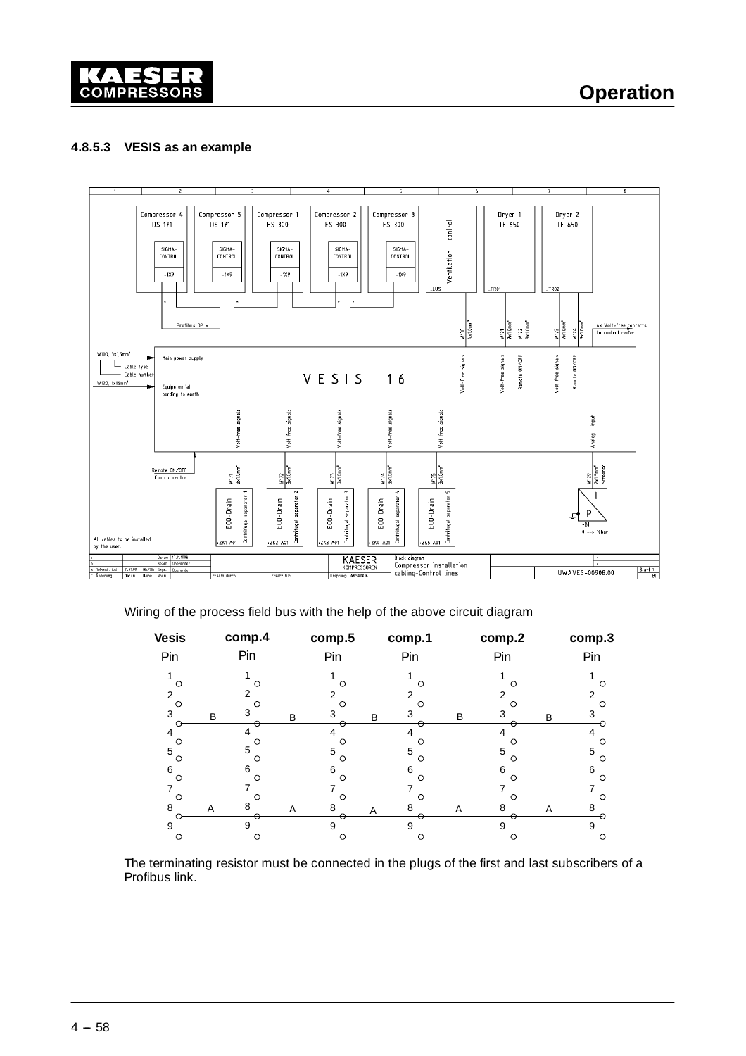#### 4.8.5.3 VESIS as an example

| | 1 | 2 | 3 | 4 | 5 | 6 | 7 | 8 |
|---|---|---|---|---|---|---|---|---|
| Units | | Compressor 4 DS 171, SIGMA-CONTROL -1X9 | Compressor 5 DS 171, SIGMA-CONTROL -1X9 | Compressor 1 ES 300, SIGMA-CONTROL -1X9; Compressor 2 ES 300, SIGMA-CONTROL -1X9 | Compressor 3 ES 300, SIGMA-CONTROL -1X9 | Ventilation control =LUS | Dryer 1 TE 650 =TR01; Dryer 2 TE 650 =TR02 | |

Drawing content (VESIS 16):

- Compressors 4, 5, 1, 2 and 3 (SIGMA CONTROL, connector -1X9) linked via Profibus DP
- Ventilation control =LUS: W130, 4x1,0mm², Volt-free signals
- Dryer 1 TE 650 =TR01: W131, 7x1,0mm², Volt-free signals; W132, 3x1,0mm², Remote ON/OFF
- Dryer 2 TE 650 =TR02: W123, 7x1,0mm², Volt-free signals; W124, 3x1,0mm², Remote ON/OFF
- 4x Volt-free contacts to control centre
- W100, 3x1,5mm²: Main power supply (Cable type / Cable number)
- W120, 1x16mm²: Equipotential bonding to earth
- Remote ON/OFF Control centre
- W171, 3x1,0mm², Volt-free signals: ECO-Drain, Centrifugal separator 1, =ZK1-A01
- W172, 3x1,0mm², Volt-free signals: ECO-Drain, Centrifugal separator 2, =ZK2-A01
- W173, 3x1,0mm², Volt-free signals: ECO-Drain, Centrifugal separator 3, =ZK3-A01
- W174, 3x1,0mm², Volt-free signals: ECO-Drain, Centrifugal separator 4, =ZK4-A01
- W175, 3x1,0mm², Volt-free signals: ECO-Drain, Centrifugal separator 5, =ZK5-A01
- W129, 2x1,5mm², Screened: Analog input, P, -B1, 0 ---> 16bar

All cables to be installed by the user.

Title block: KAESER KOMPRESSOREN — Block diagram, Compressor installation cabling-Control lines — UWAVES-00908.00 — Blatt 1

Wiring of the process field bus with the help of the above circuit diagram

| Vesis Pin | | comp.4 Pin | | comp.5 Pin | | comp.1 Pin | | comp.2 Pin | | comp.3 Pin |
|---|---|---|---|---|---|---|---|---|---|---|
| 1 | | 1 | | 1 | | 1 | | 1 | | 1 |
| 2 | | 2 | | 2 | | 2 | | 2 | | 2 |
| 3 | B | 3 | B | 3 | B | 3 | B | 3 | B | 3 |
| 4 | | 4 | | 4 | | 4 | | 4 | | 4 |
| 5 | | 5 | | 5 | | 5 | | 5 | | 5 |
| 6 | | 6 | | 6 | | 6 | | 6 | | 6 |
| 7 | | 7 | | 7 | | 7 | | 7 | | 7 |
| 8 | A | 8 | A | 8 | A | 8 | A | 8 | A | 8 |
| 9 | | 9 | | 9 | | 9 | | 9 | | 9 |

The terminating resistor must be connected in the plugs of the first and last subscribers of a Profibus link.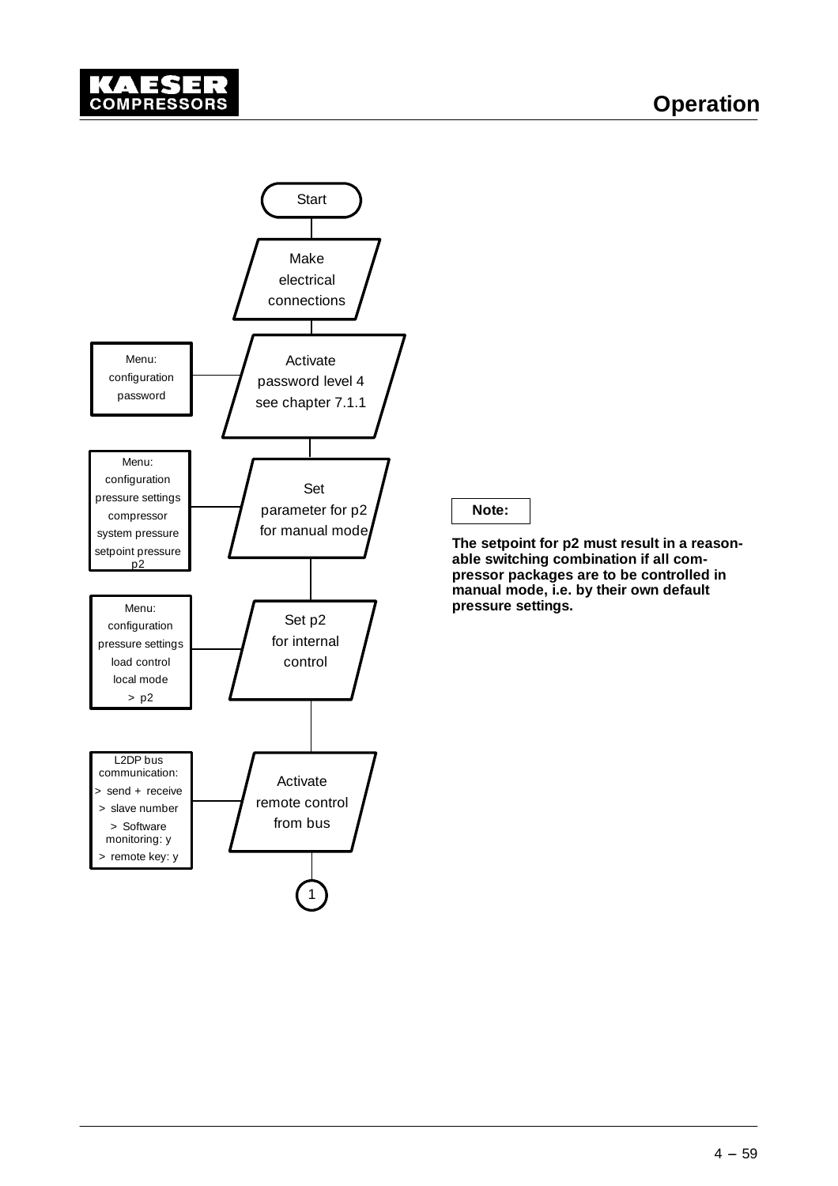Start

Make electrical connections

| Menu | Step |
| --- | --- |
| Menu: configuration password | Activate password level 4 see chapter 7.1.1 |
| Menu: configuration pressure settings compressor system pressure setpoint pressure p2 | Set parameter for p2 for manual mode |
| Menu: configuration pressure settings load control local mode > p2 | Set p2 for internal control |
| L2DP bus communication: > send + receive > slave number > Software monitoring: y > remote key: y | Activate remote control from bus |

1

**Note:**

**The setpoint for p2 must result in a reasonable switching combination if all compressor packages are to be controlled in manual mode, i.e. by their own default pressure settings.**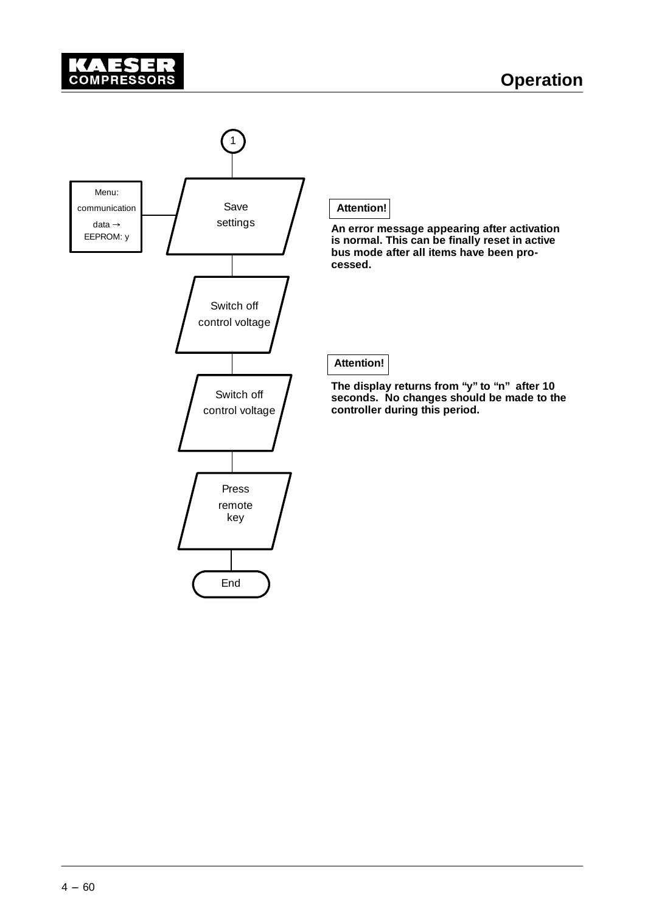1

Menu: communication data → EEPROM: y

Save settings

**Attention!**

**An error message appearing after activation is normal. This can be finally reset in active bus mode after all items have been processed.**

Switch off control voltage

**Attention!**

**The display returns from “y” to “n” after 10 seconds. No changes should be made to the controller during this period.**

Switch off control voltage

Press remote key

End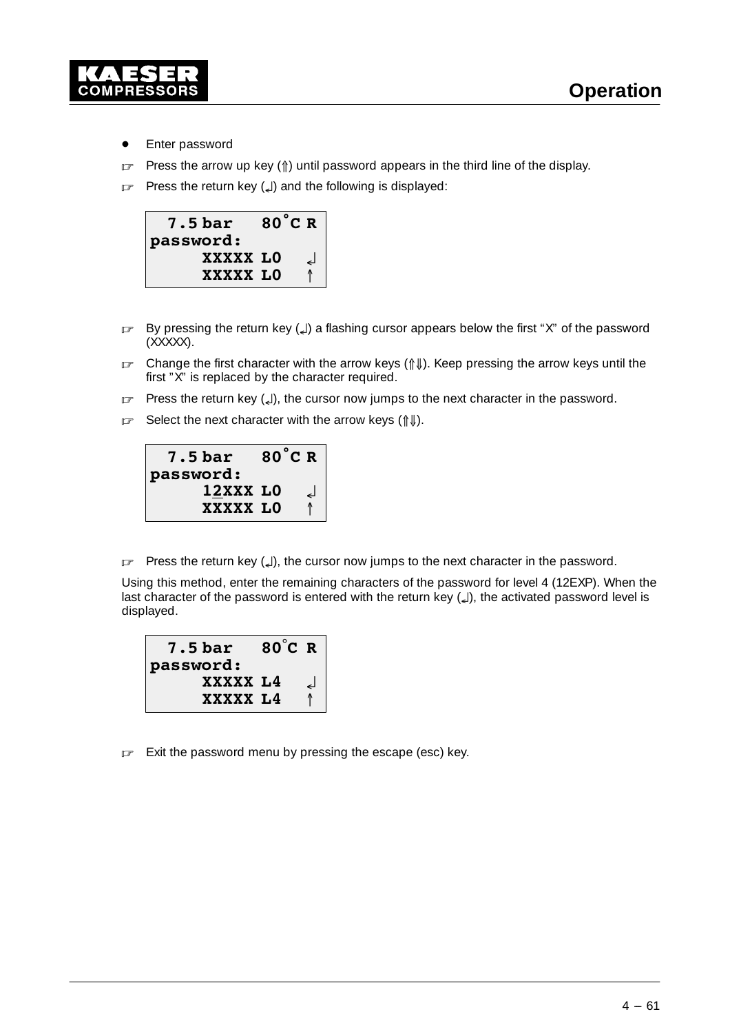- Enter password

☞ Press the arrow up key (⇑) until password appears in the third line of the display.

☞ Press the return key (↵) and the following is displayed:

```
  7.5 bar   80°C R
password:
     XXXXX L0   ↵
     XXXXX L0   ↑
```

☞ By pressing the return key (↵) a flashing cursor appears below the first “X” of the password (XXXXX).

☞ Change the first character with the arrow keys (⇑⇓). Keep pressing the arrow keys until the first ”X” is replaced by the character required.

☞ Press the return key (↵), the cursor now jumps to the next character in the password.

☞ Select the next character with the arrow keys (⇑⇓).

```
  7.5 bar   80°C R
password:
     12XXX L0   ↵
     XXXXX L0   ↑
```

☞ Press the return key (↵), the cursor now jumps to the next character in the password.

Using this method, enter the remaining characters of the password for level 4 (12EXP). When the last character of the password is entered with the return key (↵), the activated password level is displayed.

```
  7.5 bar   80°C R
password:
     XXXXX L4   ↵
     XXXXX L4   ↑
```

☞ Exit the password menu by pressing the escape (esc) key.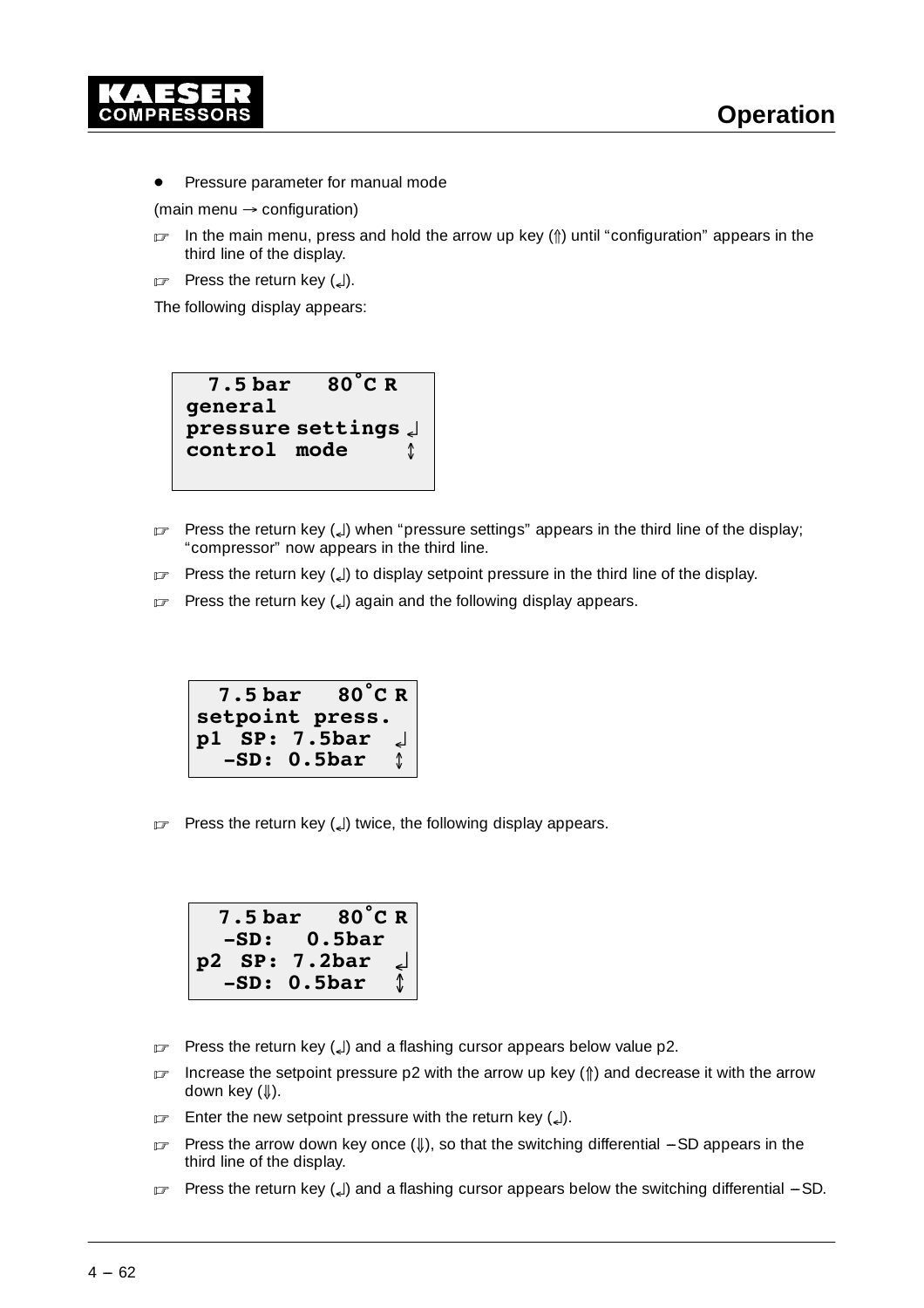- Pressure parameter for manual mode

(main menu → configuration)

☞ In the main menu, press and hold the arrow up key (⇑) until "configuration" appears in the third line of the display.

☞ Press the return key (↲).

The following display appears:

```
  7.5 bar   80°C R
general
pressure settings ↲
control  mode     ↕
```

☞ Press the return key (↲) when "pressure settings" appears in the third line of the display; "compressor" now appears in the third line.

☞ Press the return key (↲) to display setpoint pressure in the third line of the display.

☞ Press the return key (↲) again and the following display appears.

```
  7.5 bar   80°C R
setpoint press.
p1  SP: 7.5bar  ↲
  –SD: 0.5bar   ↕
```

☞ Press the return key (↲) twice, the following display appears.

```
  7.5 bar   80°C R
  –SD:   0.5bar
p2  SP: 7.2bar  ↲
  –SD: 0.5bar   ↕
```

☞ Press the return key (↲) and a flashing cursor appears below value p2.

☞ Increase the setpoint pressure p2 with the arrow up key (⇑) and decrease it with the arrow down key (⇓).

☞ Enter the new setpoint pressure with the return key (↲).

☞ Press the arrow down key once (⇓), so that the switching differential –SD appears in the third line of the display.

☞ Press the return key (↲) and a flashing cursor appears below the switching differential –SD.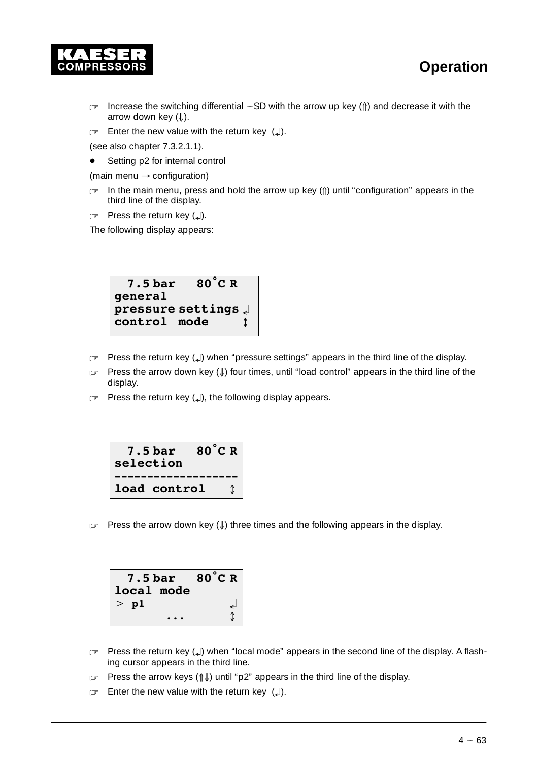☞ Increase the switching differential –SD with the arrow up key (⇑) and decrease it with the arrow down key (⇓).

☞ Enter the new value with the return key (↵).

(see also chapter 7.3.2.1.1).

- Setting p2 for internal control

(main menu → configuration)

☞ In the main menu, press and hold the arrow up key (⇑) until "configuration" appears in the third line of the display.

☞ Press the return key (↵).

The following display appears:

```
  7.5 bar   80°C R
general
pressure settings ↵
control  mode     ↕
```

☞ Press the return key (↵) when "pressure settings" appears in the third line of the display.

☞ Press the arrow down key (⇓) four times, until "load control" appears in the third line of the display.

☞ Press the return key (↵), the following display appears.

```
  7.5 bar   80°C R
selection
------------------
load control    ↕
```

☞ Press the arrow down key (⇓) three times and the following appears in the display.

```
  7.5 bar   80°C R
local mode
> p1            ↵
      ...       ↕
```

☞ Press the return key (↵) when "local mode" appears in the second line of the display. A flashing cursor appears in the third line.

☞ Press the arrow keys (⇑⇓) until "p2" appears in the third line of the display.

☞ Enter the new value with the return key (↵).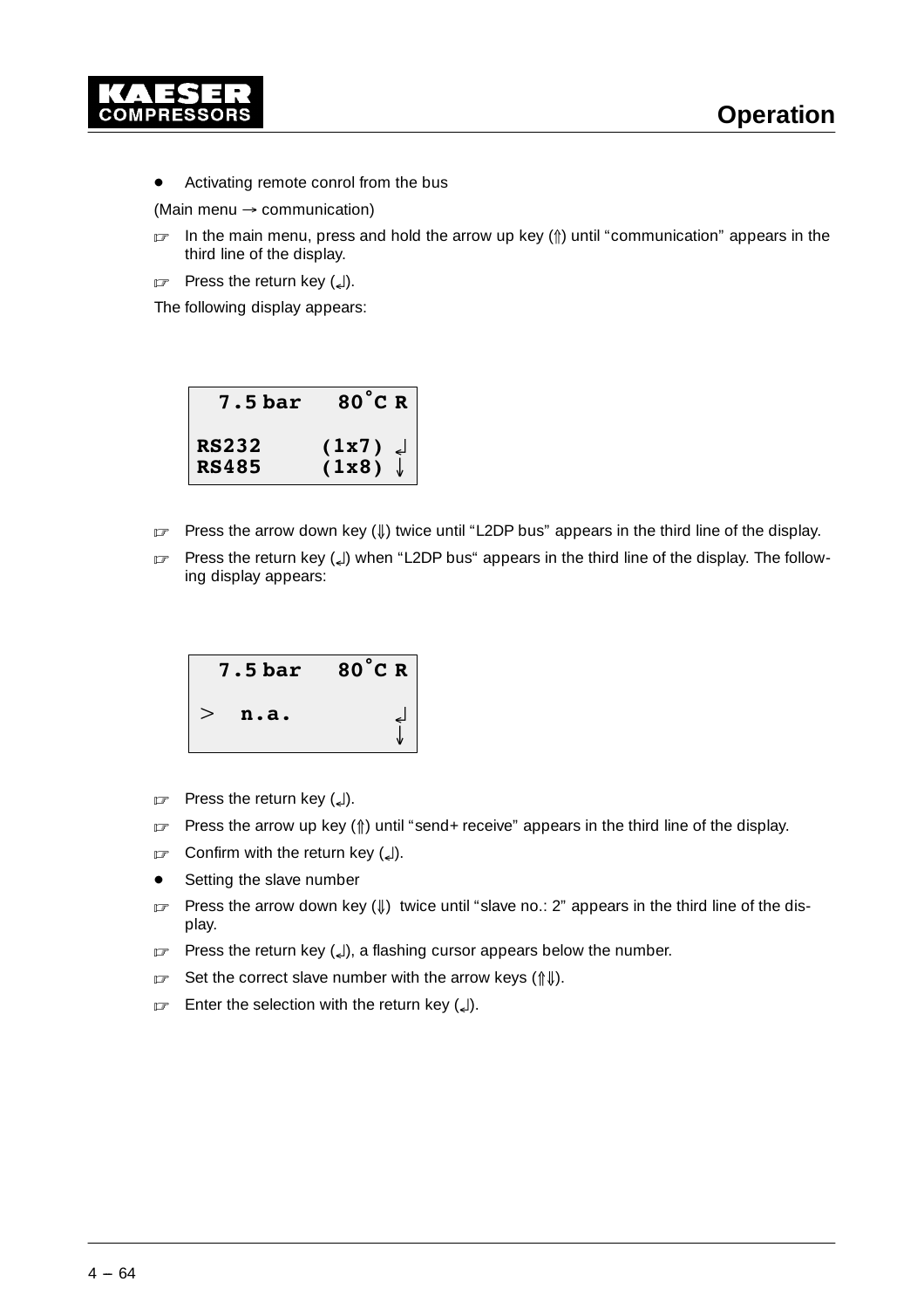- Activating remote conrol from the bus

(Main menu → communication)

☞ In the main menu, press and hold the arrow up key (⇑) until “communication” appears in the third line of the display.

☞ Press the return key (↵).

The following display appears:

```
  7.5 bar   80˚C R

RS232     (1x7) ↵
RS485     (1x8) ↓
```

☞ Press the arrow down key (⇓) twice until “L2DP bus” appears in the third line of the display.

☞ Press the return key (↵) when “L2DP bus“ appears in the third line of the display. The following display appears:

```
  7.5 bar   80˚C R

>  n.a.          ↵
                 ↓
```

☞ Press the return key (↵).

☞ Press the arrow up key (⇑) until “send+ receive” appears in the third line of the display.

☞ Confirm with the return key (↵).

- Setting the slave number

☞ Press the arrow down key (⇓) twice until “slave no.: 2” appears in the third line of the display.

☞ Press the return key (↵), a flashing cursor appears below the number.

☞ Set the correct slave number with the arrow keys (⇑⇓).

☞ Enter the selection with the return key (↵).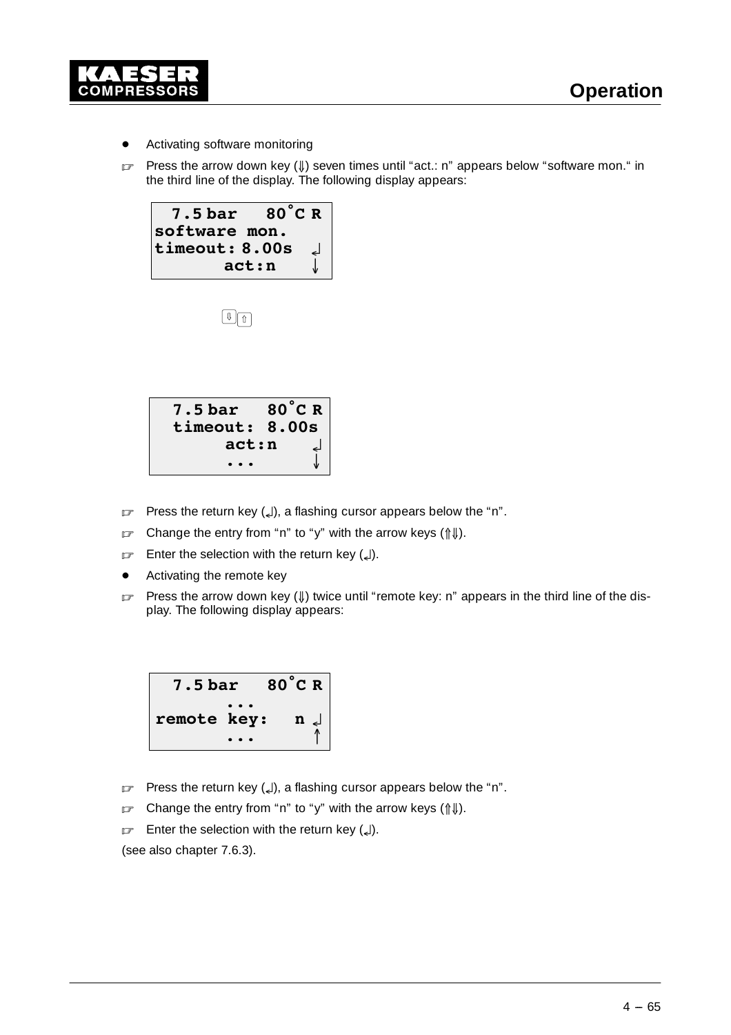- Activating software monitoring

☞ Press the arrow down key (⇓) seven times until “act.: n” appears below “software mon.“ in the third line of the display. The following display appears:

```
  7.5 bar   80°C R
software mon.
timeout: 8.00s  ↵
      act:n     ↓
```

⇓⇑

```
  7.5 bar   80°C R
  timeout:  8.00s
      act:n     ↵
       ...      ↓
```

☞ Press the return key (↵), a flashing cursor appears below the “n”.

☞ Change the entry from “n” to “y” with the arrow keys (⇑⇓).

☞ Enter the selection with the return key (↵).

- Activating the remote key

☞ Press the arrow down key (⇓) twice until “remote key: n” appears in the third line of the display. The following display appears:

```
  7.5 bar   80°C R
       ...
remote key:   n ↵
       ...      ↑
```

☞ Press the return key (↵), a flashing cursor appears below the “n”.

☞ Change the entry from “n” to “y” with the arrow keys (⇑⇓).

☞ Enter the selection with the return key (↵).

(see also chapter 7.6.3).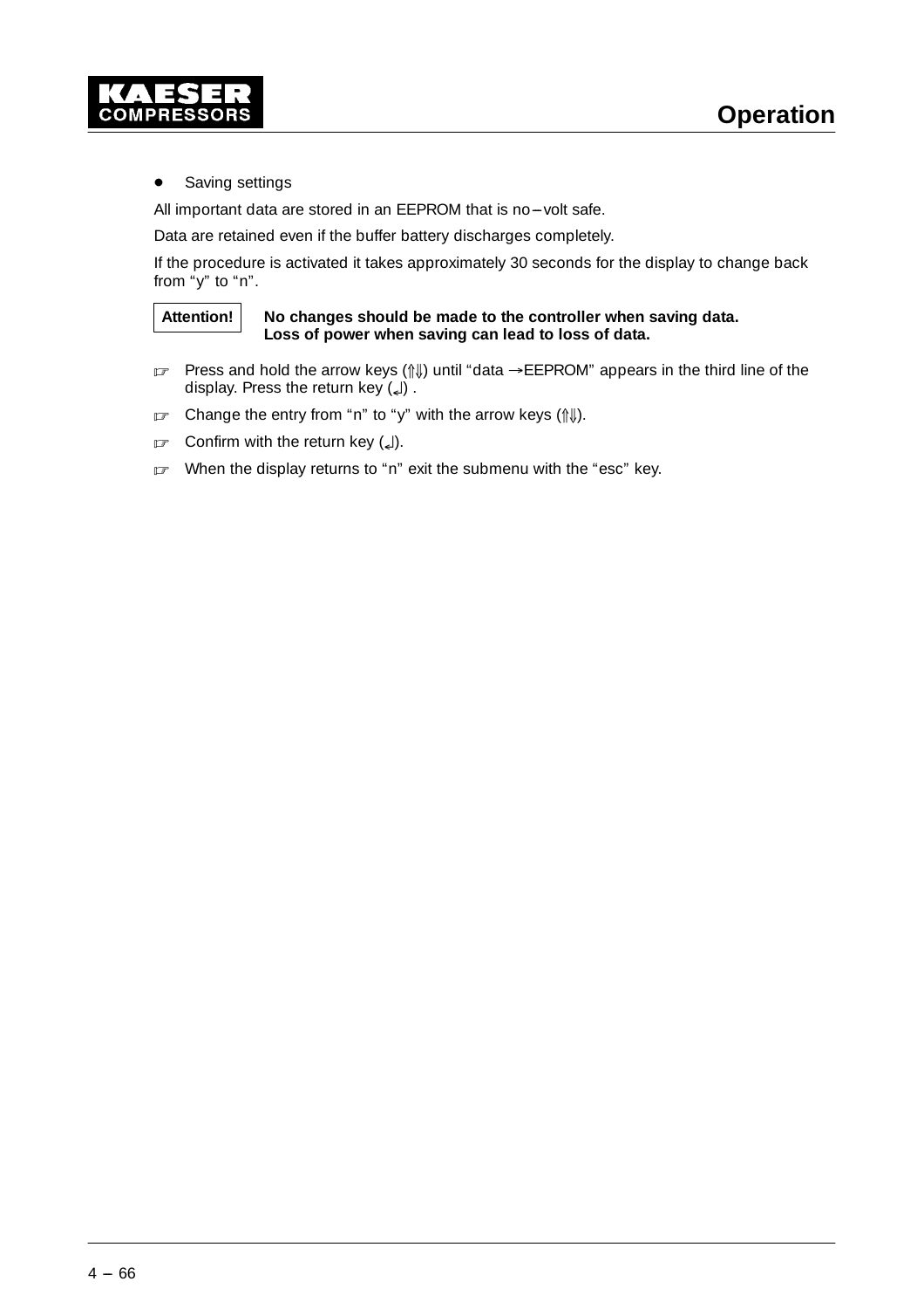- Saving settings

All important data are stored in an EEPROM that is no–volt safe.

Data are retained even if the buffer battery discharges completely.

If the procedure is activated it takes approximately 30 seconds for the display to change back from “y” to “n”.

**Attention!** **No changes should be made to the controller when saving data. Loss of power when saving can lead to loss of data.**

☞ Press and hold the arrow keys (⇑⇓) until “data →EEPROM” appears in the third line of the display. Press the return key (↵) .

☞ Change the entry from “n” to “y” with the arrow keys (⇑⇓).

☞ Confirm with the return key (↵).

☞ When the display returns to “n” exit the submenu with the “esc” key.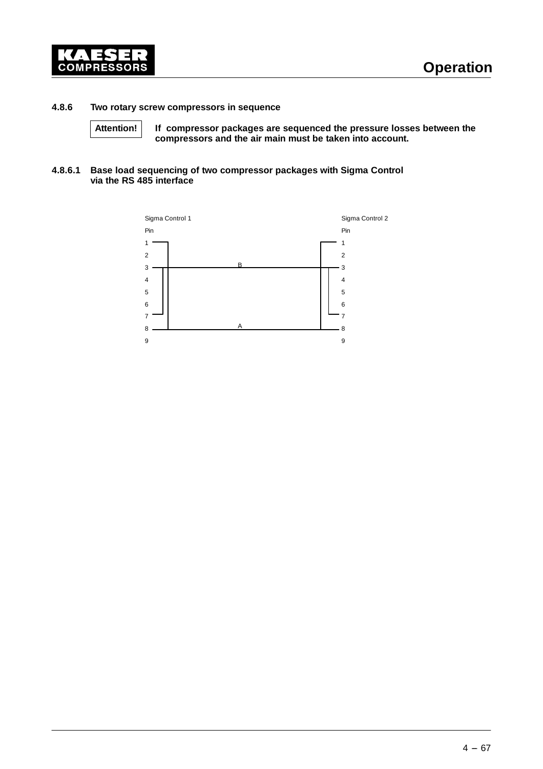#### 4.8.6 Two rotary screw compressors in sequence

| Attention! | **If compressor packages are sequenced the pressure losses between the compressors and the air main must be taken into account.** |
|---|---|

##### 4.8.6.1 Base load sequencing of two compressor packages with Sigma Control via the RS 485 interface

Sigma Control 1

Pin

1
2
3
4
5
6
7
8
9

B

A

Sigma Control 2

Pin

1
2
3
4
5
6
7
8
9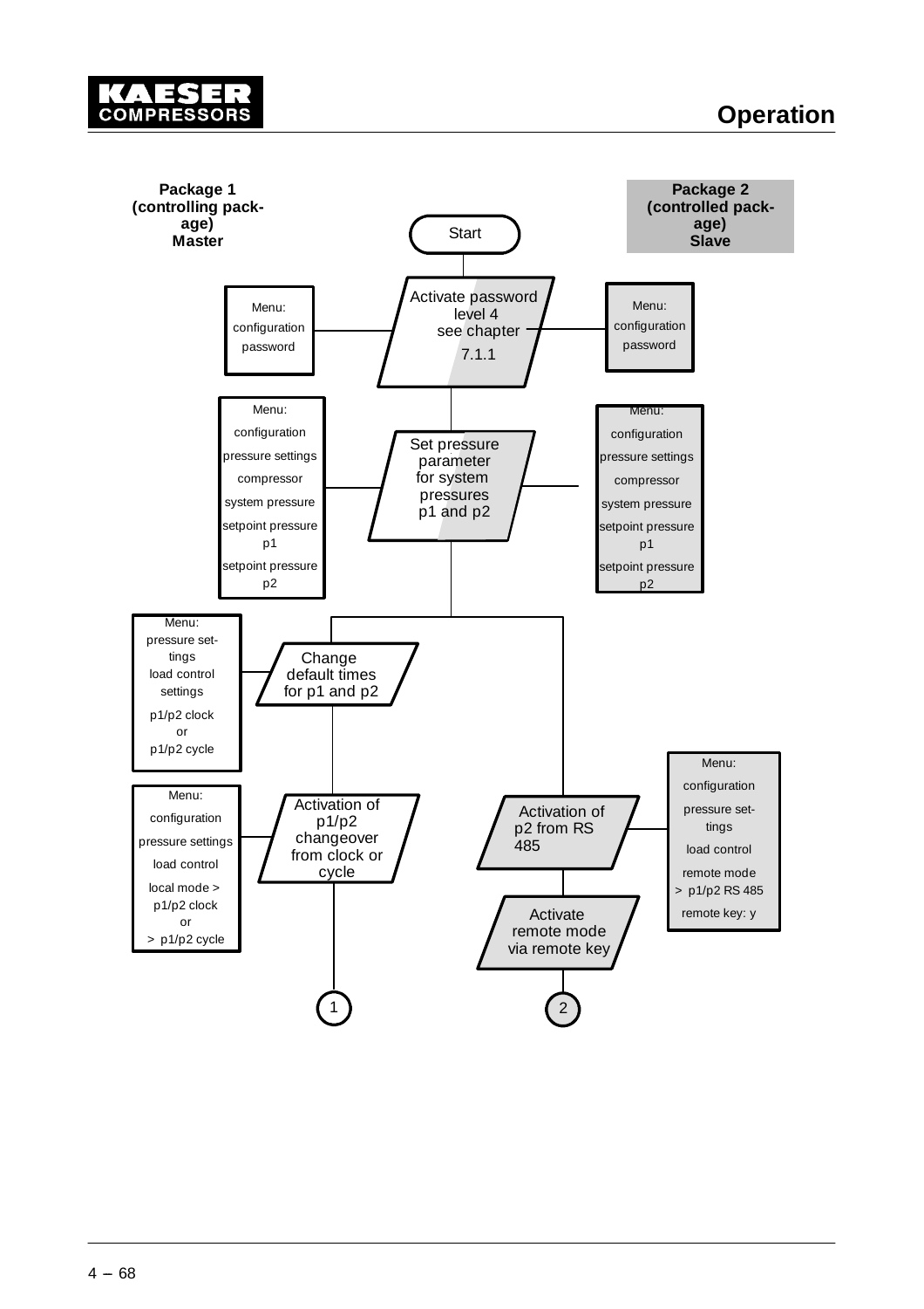**Package 1 (controlling package) Master**

**Package 2 (controlled package) Slave**

Start

Activate password level 4 see chapter 7.1.1

Menu: configuration password

Menu: configuration password

Set pressure parameter for system pressures p1 and p2

Menu: configuration pressure settings compressor system pressure setpoint pressure p1 setpoint pressure p2

Menu: configuration pressure settings compressor system pressure setpoint pressure p1 setpoint pressure p2

Change default times for p1 and p2

Menu: pressure settings load control settings p1/p2 clock or p1/p2 cycle

Activation of p1/p2 changeover from clock or cycle

Menu: configuration pressure settings load control local mode > p1/p2 clock or > p1/p2 cycle

Activation of p2 from RS 485

Menu: configuration pressure settings load control remote mode > p1/p2 RS 485 remote key: y

Activate remote mode via remote key

1

2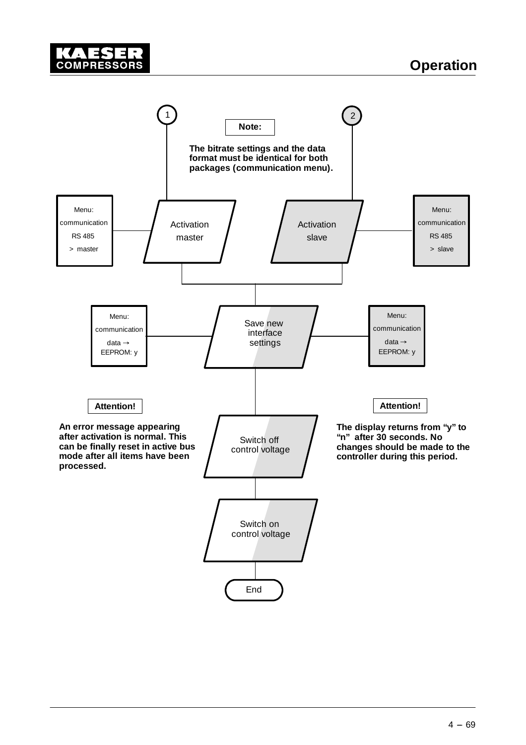1

2

**Note:**

**The bitrate settings and the data format must be identical for both packages (communication menu).**

Menu:
communication
RS 485
> master

Activation master

Activation slave

Menu:
communication
RS 485
> slave

Menu:
communication
data →
EEPROM: y

Save new interface settings

Menu:
communication
data →
EEPROM: y

**Attention!**

**An error message appearing after activation is normal. This can be finally reset in active bus mode after all items have been processed.**

Switch off control voltage

**Attention!**

**The display returns from "y" to "n" after 30 seconds. No changes should be made to the controller during this period.**

Switch on control voltage

End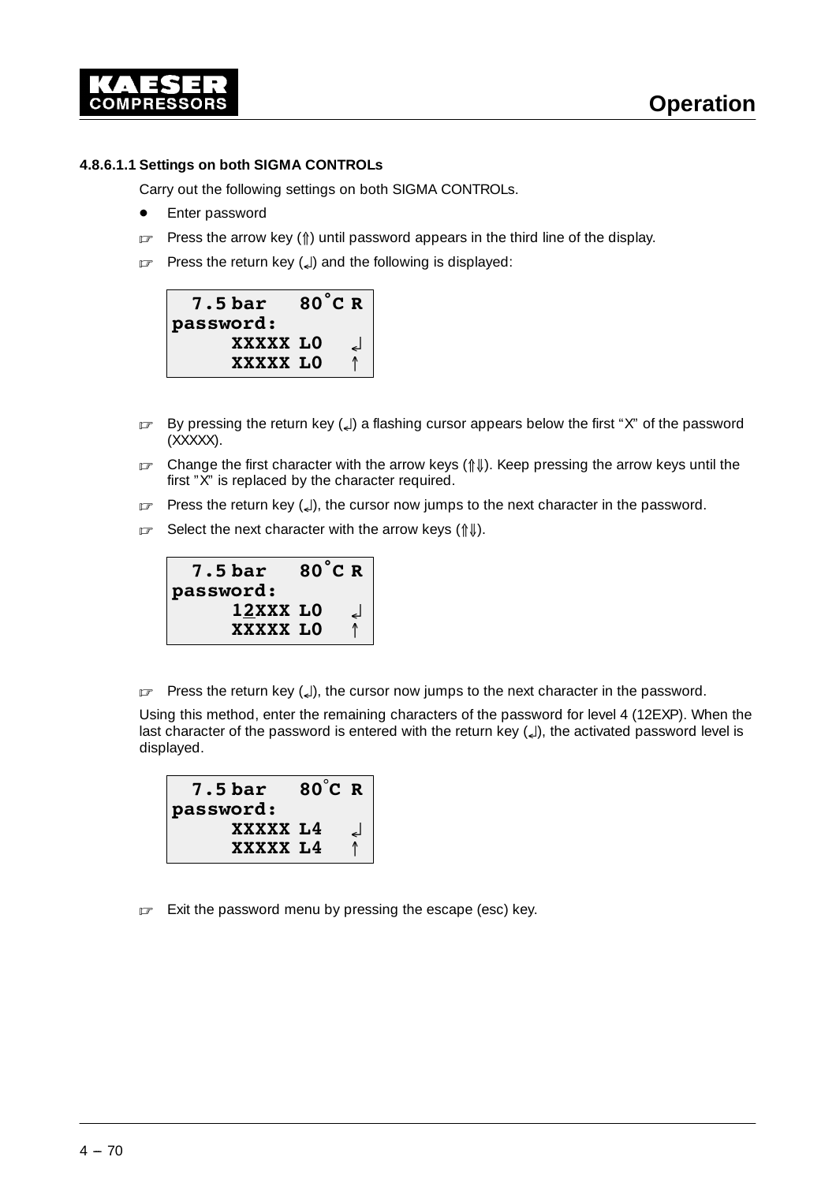#### 4.8.6.1.1 Settings on both SIGMA CONTROLs

Carry out the following settings on both SIGMA CONTROLs.

- Enter password

☞ Press the arrow key (⇑) until password appears in the third line of the display.

☞ Press the return key (↵) and the following is displayed:

```
  7.5 bar   80°C R
password:
     XXXXX L0   ↵
     XXXXX L0   ↑
```

☞ By pressing the return key (↵) a flashing cursor appears below the first "X" of the password (XXXXX).

☞ Change the first character with the arrow keys (⇑⇓). Keep pressing the arrow keys until the first "X" is replaced by the character required.

☞ Press the return key (↵), the cursor now jumps to the next character in the password.

☞ Select the next character with the arrow keys (⇑⇓).

```
  7.5 bar   80°C R
password:
     12XXX L0   ↵
     XXXXX L0   ↑
```

☞ Press the return key (↵), the cursor now jumps to the next character in the password.

Using this method, enter the remaining characters of the password for level 4 (12EXP). When the last character of the password is entered with the return key (↵), the activated password level is displayed.

```
  7.5 bar   80°C R
password:
     XXXXX L4   ↵
     XXXXX L4   ↑
```

☞ Exit the password menu by pressing the escape (esc) key.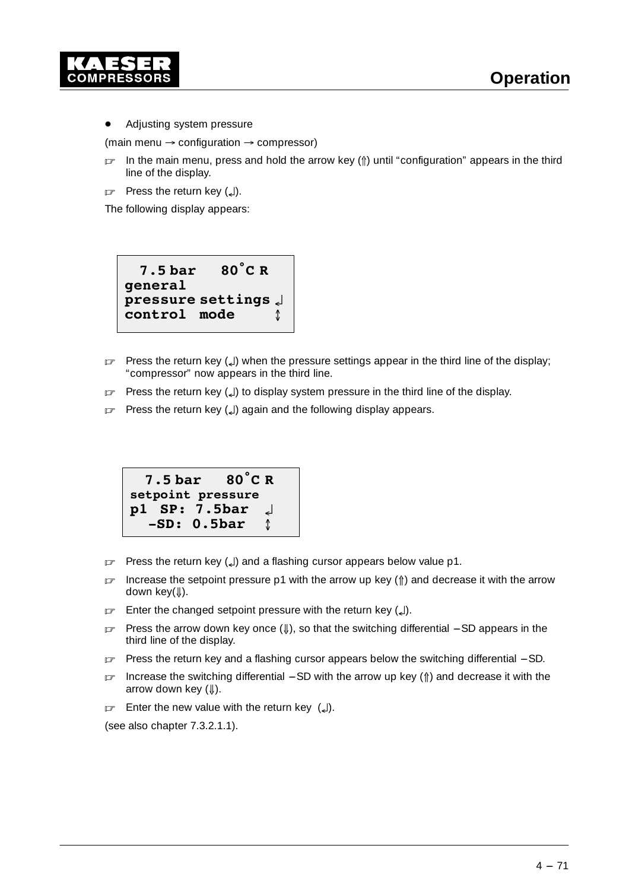- Adjusting system pressure

(main menu → configuration → compressor)

☞ In the main menu, press and hold the arrow key (⇑) until “configuration” appears in the third line of the display.

☞ Press the return key (↲).

The following display appears:

```
  7.5 bar   80°C R
general
pressure settings ↲
control  mode     ↕
```

☞ Press the return key (↲) when the pressure settings appear in the third line of the display; “compressor” now appears in the third line.

☞ Press the return key (↲) to display system pressure in the third line of the display.

☞ Press the return key (↲) again and the following display appears.

```
  7.5 bar   80°C R
setpoint pressure
p1  SP: 7.5bar  ↲
   –SD: 0.5bar  ↕
```

☞ Press the return key (↲) and a flashing cursor appears below value p1.

☞ Increase the setpoint pressure p1 with the arrow up key (⇑) and decrease it with the arrow down key(⇓).

☞ Enter the changed setpoint pressure with the return key (↲).

☞ Press the arrow down key once (⇓), so that the switching differential –SD appears in the third line of the display.

☞ Press the return key and a flashing cursor appears below the switching differential –SD.

☞ Increase the switching differential –SD with the arrow up key (⇑) and decrease it with the arrow down key (⇓).

☞ Enter the new value with the return key (↲).

(see also chapter 7.3.2.1.1).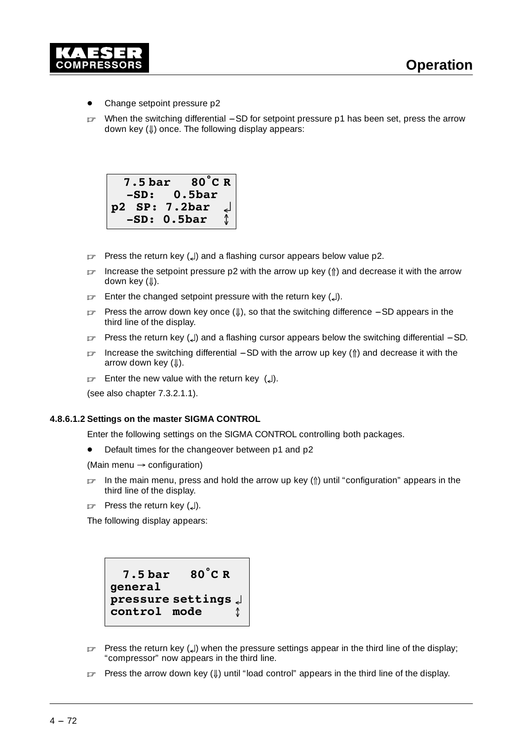- Change setpoint pressure p2

☞ When the switching differential –SD for setpoint pressure p1 has been set, press the arrow down key (⇓) once. The following display appears:

```
  7.5 bar   80°C R
  –SD:   0.5bar
p2  SP: 7.2bar  ↵
  –SD: 0.5bar   ⇕
```

☞ Press the return key (↵) and a flashing cursor appears below value p2.

☞ Increase the setpoint pressure p2 with the arrow up key (⇑) and decrease it with the arrow down key (⇓).

☞ Enter the changed setpoint pressure with the return key (↵).

☞ Press the arrow down key once (⇓), so that the switching difference –SD appears in the third line of the display.

☞ Press the return key (↵) and a flashing cursor appears below the switching differential –SD.

☞ Increase the switching differential –SD with the arrow up key (⇑) and decrease it with the arrow down key (⇓).

☞ Enter the new value with the return key (↵).

(see also chapter 7.3.2.1.1).

#### 4.8.6.1.2 Settings on the master SIGMA CONTROL

Enter the following settings on the SIGMA CONTROL controlling both packages.

- Default times for the changeover between p1 and p2

(Main menu → configuration)

☞ In the main menu, press and hold the arrow up key (⇑) until "configuration" appears in the third line of the display.

☞ Press the return key (↵).

The following display appears:

```
  7.5 bar   80°C R
general
pressure settings ↵
control  mode     ⇕
```

☞ Press the return key (↵) when the pressure settings appear in the third line of the display; "compressor" now appears in the third line.

☞ Press the arrow down key (⇓) until "load control" appears in the third line of the display.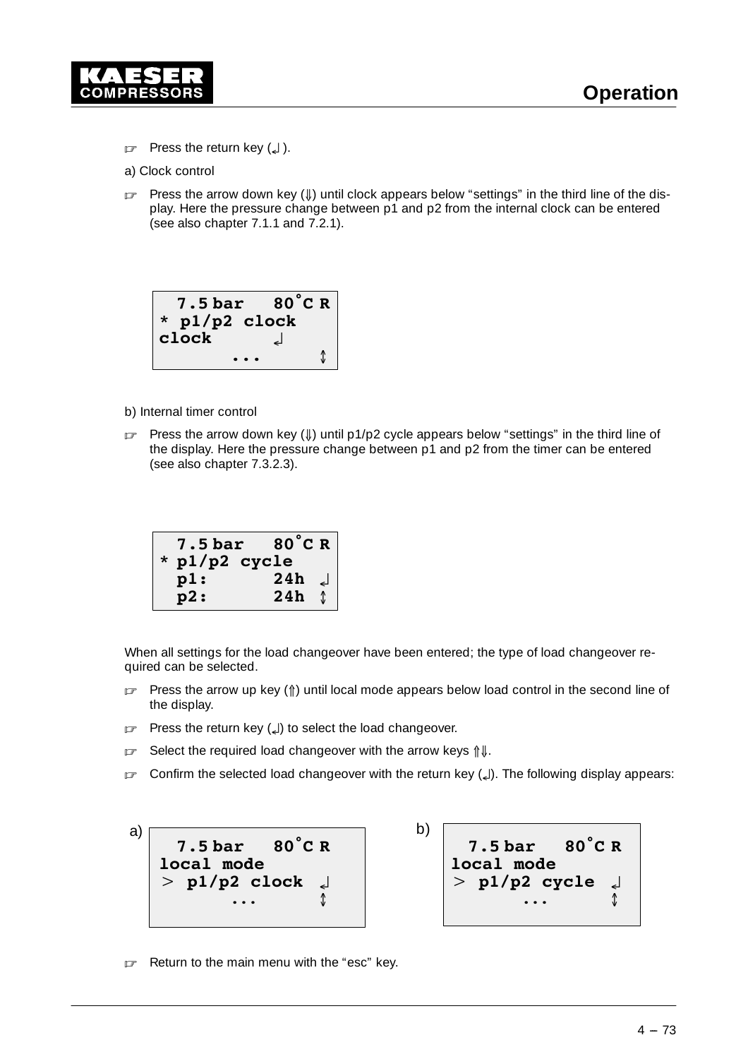☞ Press the return key (↲).

a) Clock control

☞ Press the arrow down key (⇓) until clock appears below "settings" in the third line of the display. Here the pressure change between p1 and p2 from the internal clock can be entered (see also chapter 7.1.1 and 7.2.1).

```
  7.5 bar   80°C R
* p1/p2 clock
clock       ↲
      ...       ↕
```

b) Internal timer control

☞ Press the arrow down key (⇓) until p1/p2 cycle appears below "settings" in the third line of the display. Here the pressure change between p1 and p2 from the timer can be entered (see also chapter 7.3.2.3).

```
  7.5 bar   80°C R
* p1/p2 cycle
  p1:       24h ↲
  p2:       24h ↕
```

When all settings for the load changeover have been entered; the type of load changeover required can be selected.

☞ Press the arrow up key (⇑) until local mode appears below load control in the second line of the display.

☞ Press the return key (↲) to select the load changeover.

☞ Select the required load changeover with the arrow keys ⇑⇓.

☞ Confirm the selected load changeover with the return key (↲). The following display appears:

a)

```
  7.5 bar   80°C R
local mode
> p1/p2 clock ↲
      ...       ↕
```

b)

```
  7.5 bar   80°C R
local mode
> p1/p2 cycle ↲
      ...       ↕
```

☞ Return to the main menu with the "esc" key.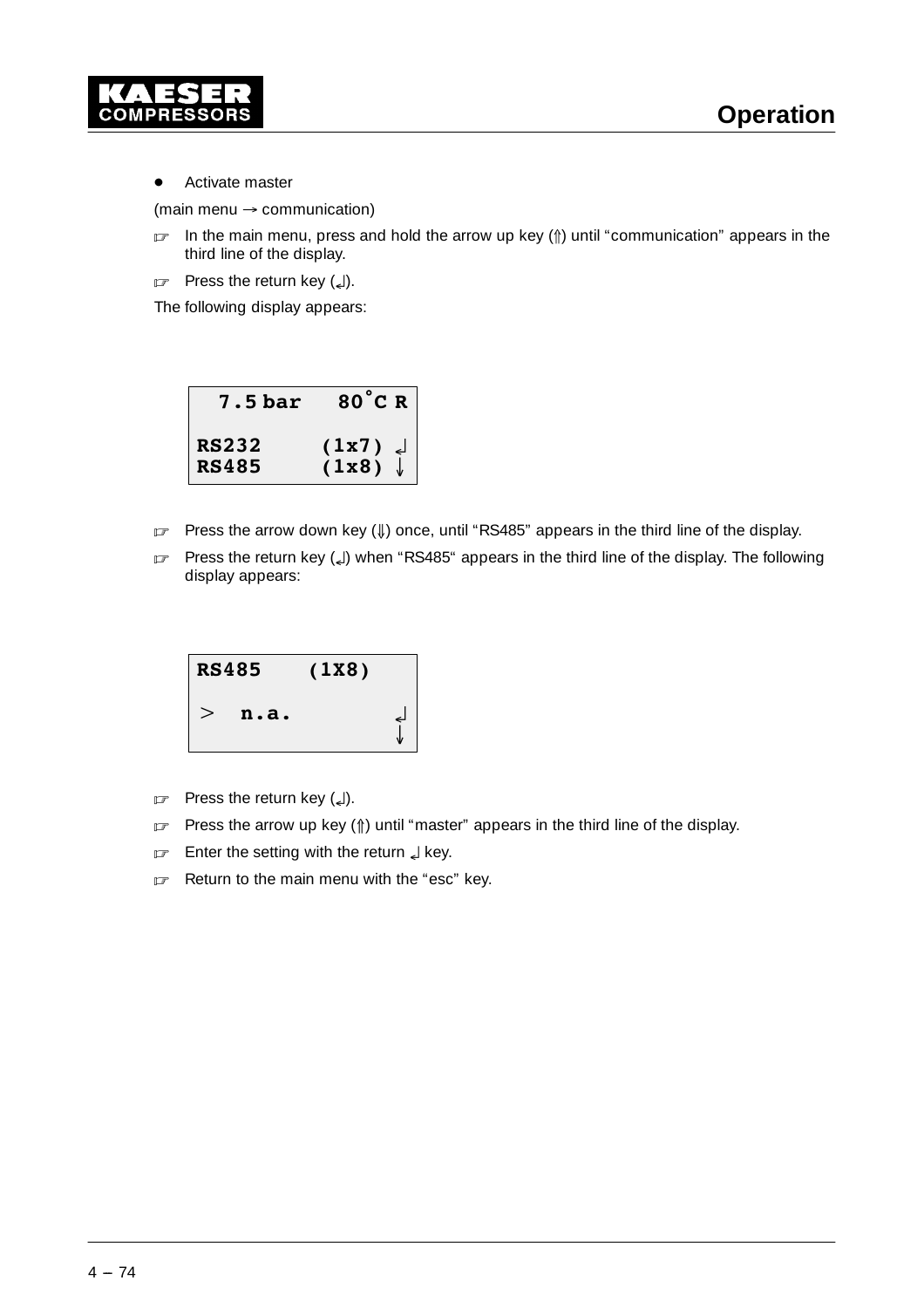- Activate master

(main menu → communication)

☞ In the main menu, press and hold the arrow up key (⇑) until “communication” appears in the third line of the display.

☞ Press the return key (↲).

The following display appears:

```
  7.5 bar   80°C R

RS232     (1x7) ↲
RS485     (1x8) ↓
```

☞ Press the arrow down key (⇓) once, until “RS485” appears in the third line of the display.

☞ Press the return key (↲) when “RS485“ appears in the third line of the display. The following display appears:

```
RS485    (1X8)

>  n.a.         ↲
                ↓
```

☞ Press the return key (↲).

☞ Press the arrow up key (⇑) until “master” appears in the third line of the display.

☞ Enter the setting with the return ↲ key.

☞ Return to the main menu with the “esc” key.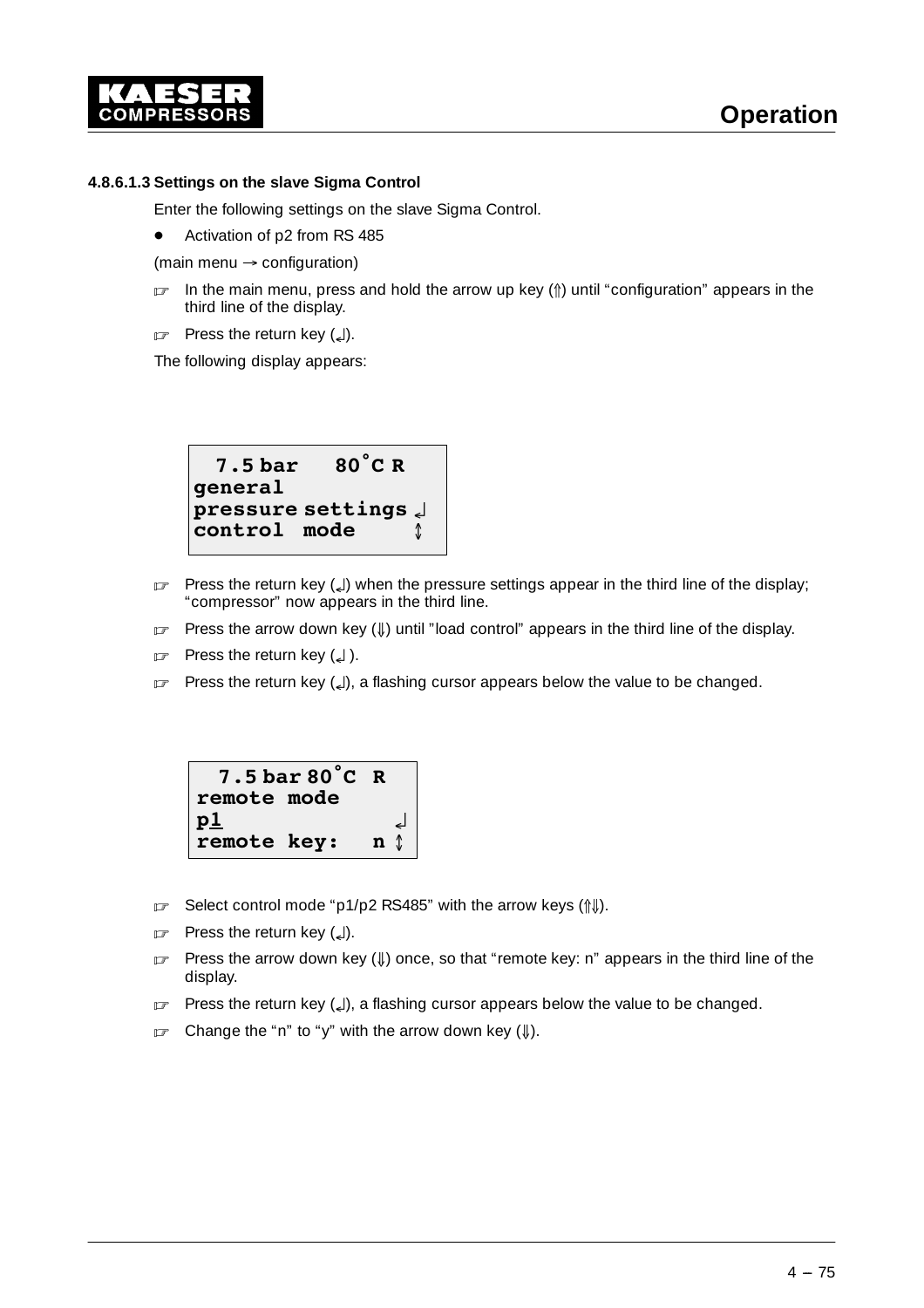#### 4.8.6.1.3 Settings on the slave Sigma Control

Enter the following settings on the slave Sigma Control.

- Activation of p2 from RS 485

(main menu → configuration)

☞ In the main menu, press and hold the arrow up key (⇑) until "configuration" appears in the third line of the display.

☞ Press the return key (↵).

The following display appears:

```
  7.5 bar   80°C R
general
pressure settings ↵
control  mode     ↕
```

☞ Press the return key (↵) when the pressure settings appear in the third line of the display; "compressor" now appears in the third line.

☞ Press the arrow down key (⇓) until "load control" appears in the third line of the display.

☞ Press the return key (↵ ).

☞ Press the return key (↵), a flashing cursor appears below the value to be changed.

```
  7.5 bar 80°C  R
remote mode
p1               ↵
remote key:    n ↕
```

☞ Select control mode "p1/p2 RS485" with the arrow keys (⇑⇓).

☞ Press the return key (↵).

☞ Press the arrow down key (⇓) once, so that "remote key: n" appears in the third line of the display.

☞ Press the return key (↵), a flashing cursor appears below the value to be changed.

☞ Change the "n" to "y" with the arrow down key (⇓).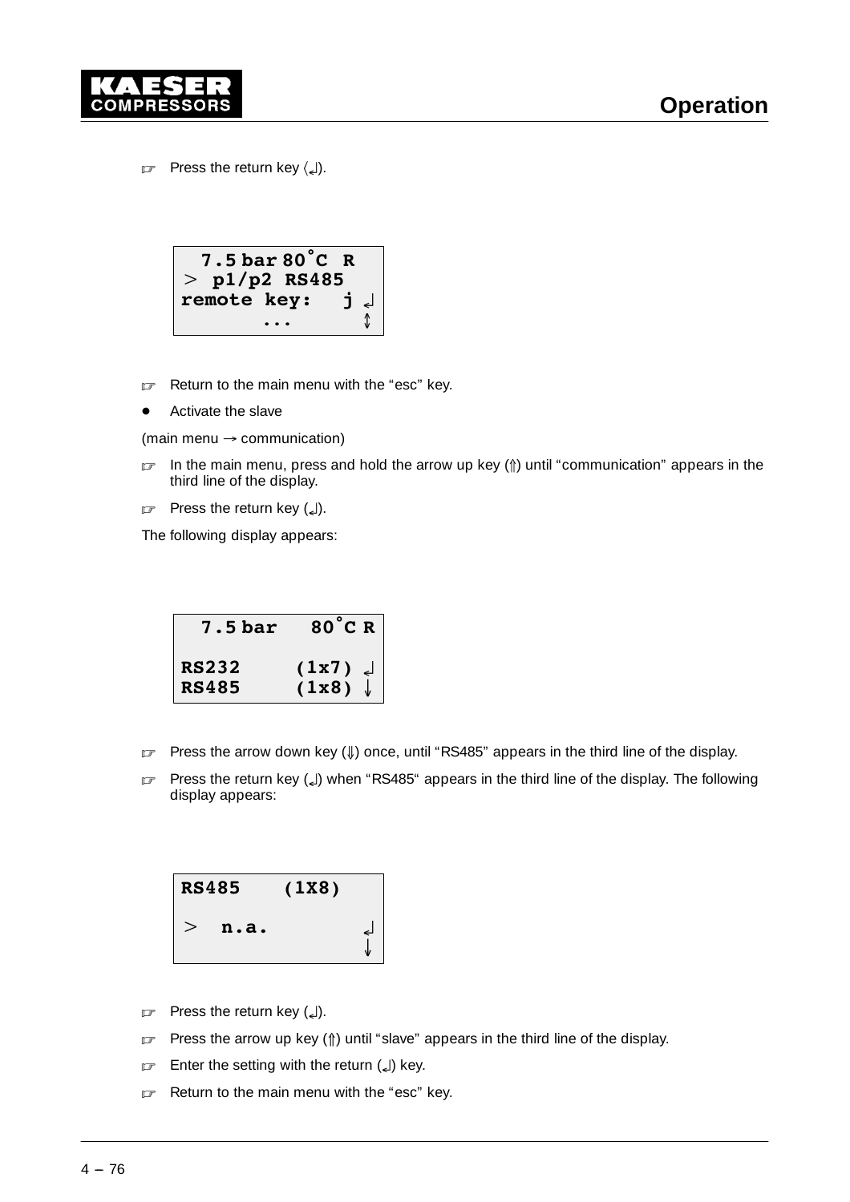☞ Press the return key ⟨↵⟩.

```
  7.5 bar 80˚C  R
>  p1/p2  RS485
remote key:    j ↵
       ...       ↕
```

☞ Return to the main menu with the “esc” key.

- Activate the slave

(main menu → communication)

☞ In the main menu, press and hold the arrow up key (⇑) until “communication” appears in the third line of the display.

☞ Press the return key (↵).

The following display appears:

```
  7.5 bar    80˚C R

RS232      (1x7) ↵
RS485      (1x8) ↓
```

☞ Press the arrow down key (⇓) once, until “RS485” appears in the third line of the display.

☞ Press the return key (↵) when “RS485“ appears in the third line of the display. The following display appears:

```
RS485    (1X8)

>  n.a.          ↵
                 ↓
```

☞ Press the return key (↵).

☞ Press the arrow up key (⇑) until “slave” appears in the third line of the display.

☞ Enter the setting with the return (↵) key.

☞ Return to the main menu with the “esc” key.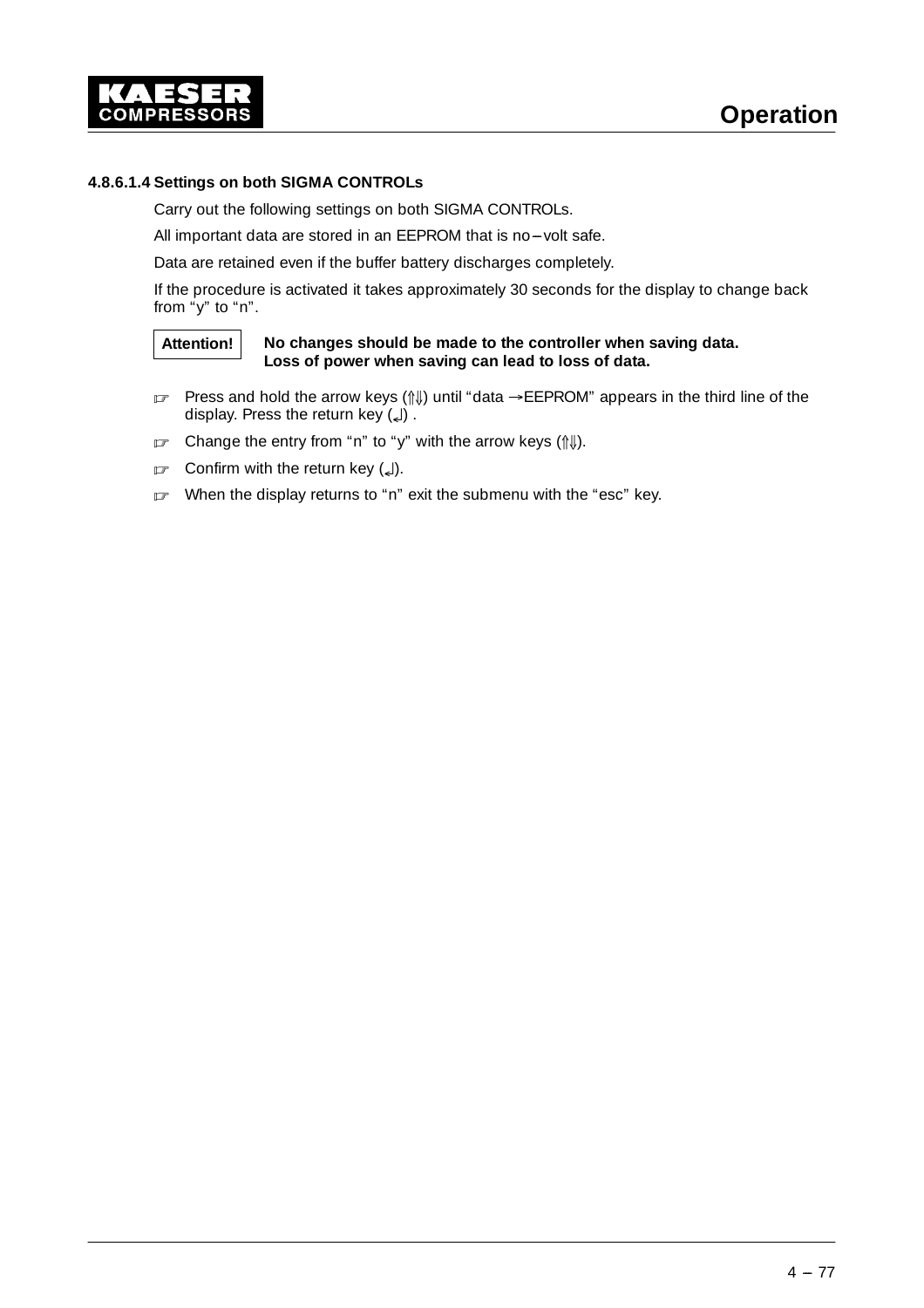#### 4.8.6.1.4 Settings on both SIGMA CONTROLs

Carry out the following settings on both SIGMA CONTROLs.

All important data are stored in an EEPROM that is no–volt safe.

Data are retained even if the buffer battery discharges completely.

If the procedure is activated it takes approximately 30 seconds for the display to change back from "y" to "n".

| Attention! | **No changes should be made to the controller when saving data. Loss of power when saving can lead to loss of data.** |
|---|---|

- ☞ Press and hold the arrow keys (⇑⇓) until "data →EEPROM" appears in the third line of the display. Press the return key (↵) .
- ☞ Change the entry from "n" to "y" with the arrow keys (⇑⇓).
- ☞ Confirm with the return key (↵).
- ☞ When the display returns to "n" exit the submenu with the "esc" key.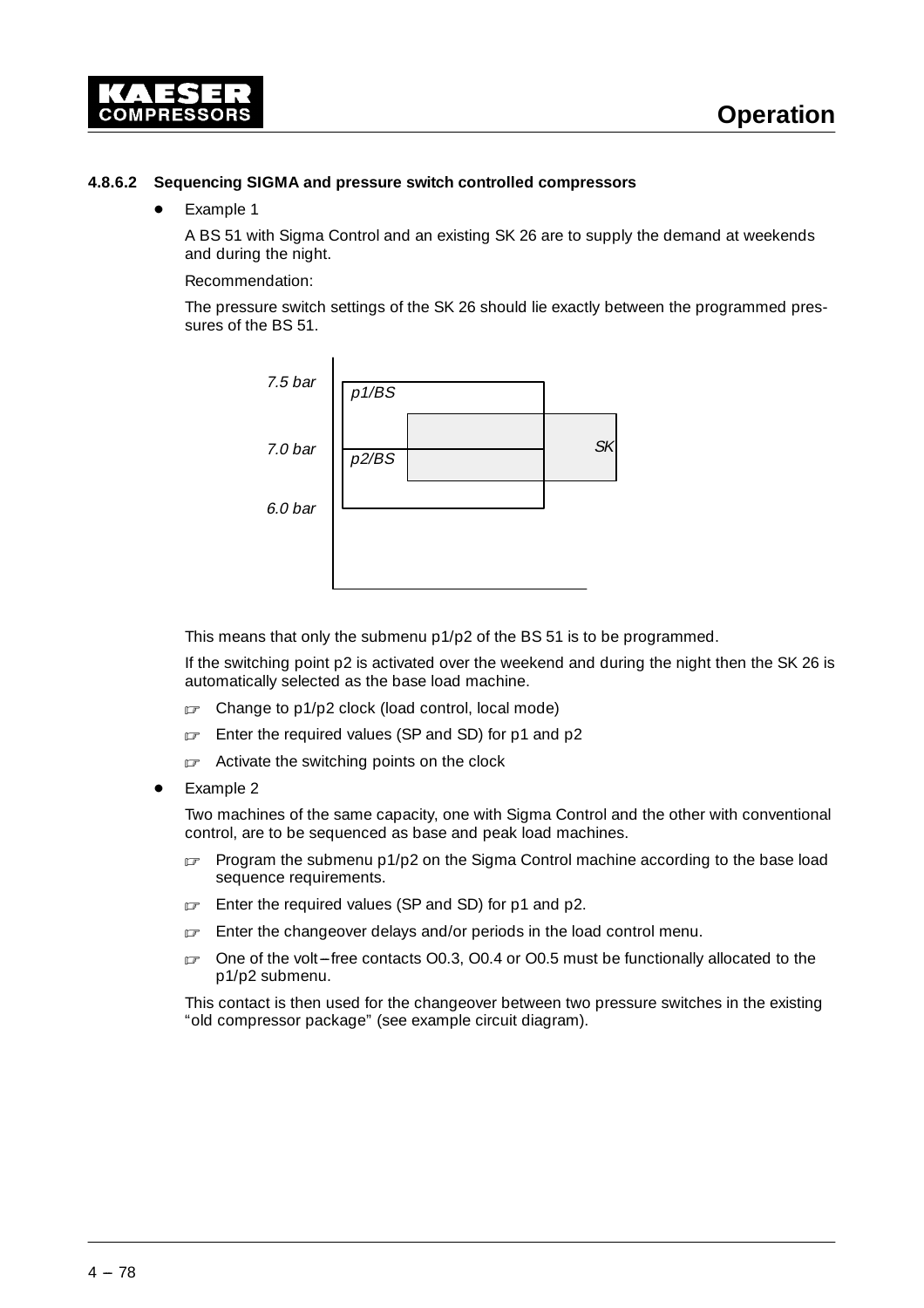#### 4.8.6.2 Sequencing SIGMA and pressure switch controlled compressors

- Example 1

  A BS 51 with Sigma Control and an existing SK 26 are to supply the demand at weekends and during the night.

  Recommendation:

  The pressure switch settings of the SK 26 should lie exactly between the programmed pressures of the BS 51.

  7.5 bar — p1/BS
  7.0 bar — p2/BS — SK
  6.0 bar

  This means that only the submenu p1/p2 of the BS 51 is to be programmed.

  If the switching point p2 is activated over the weekend and during the night then the SK 26 is automatically selected as the base load machine.

  ☞ Change to p1/p2 clock (load control, local mode)

  ☞ Enter the required values (SP and SD) for p1 and p2

  ☞ Activate the switching points on the clock

- Example 2

  Two machines of the same capacity, one with Sigma Control and the other with conventional control, are to be sequenced as base and peak load machines.

  ☞ Program the submenu p1/p2 on the Sigma Control machine according to the base load sequence requirements.

  ☞ Enter the required values (SP and SD) for p1 and p2.

  ☞ Enter the changeover delays and/or periods in the load control menu.

  ☞ One of the volt–free contacts O0.3, O0.4 or O0.5 must be functionally allocated to the p1/p2 submenu.

  This contact is then used for the changeover between two pressure switches in the existing "old compressor package" (see example circuit diagram).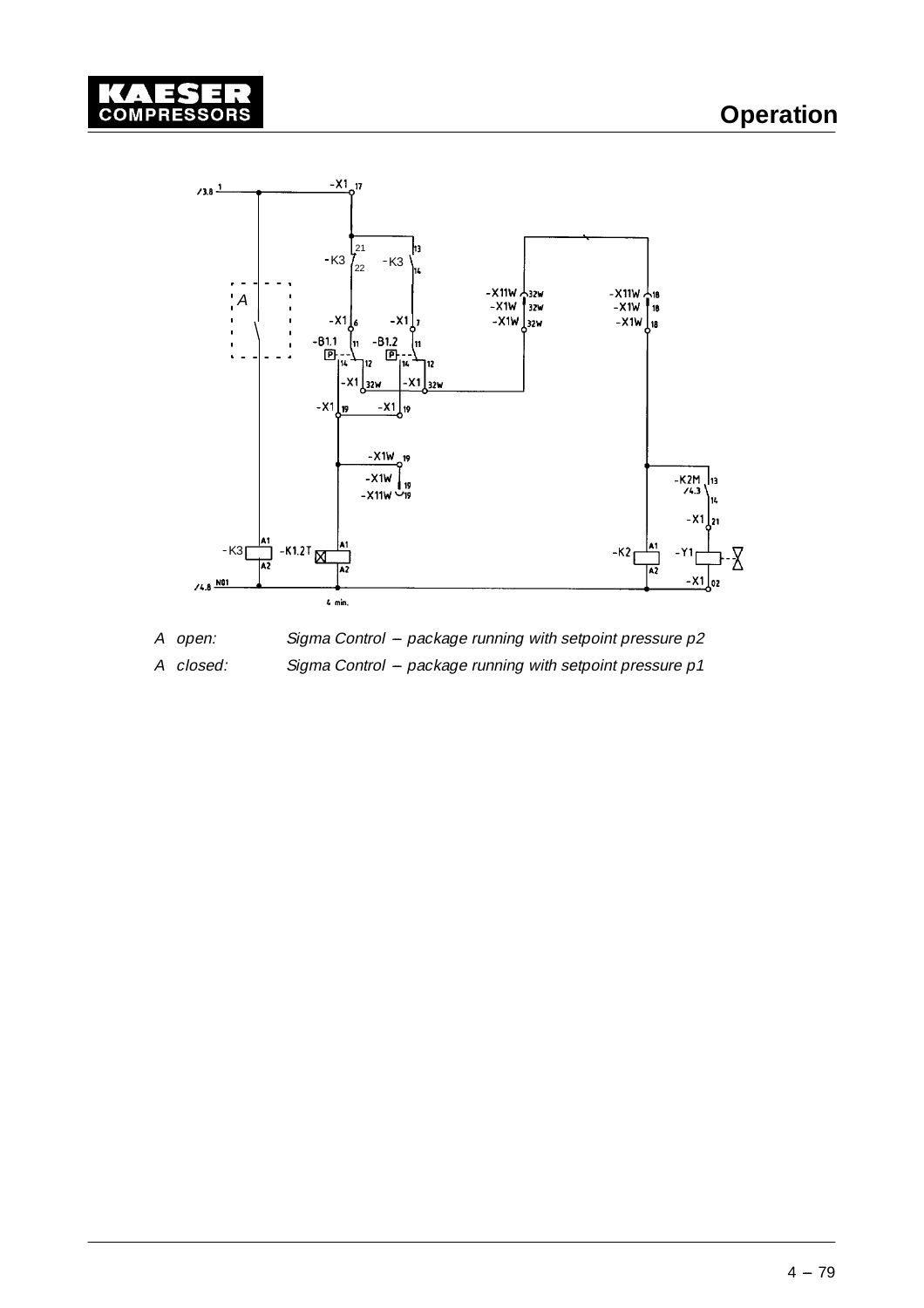A open: *Sigma Control – package running with setpoint pressure p2*

A closed: *Sigma Control – package running with setpoint pressure p1*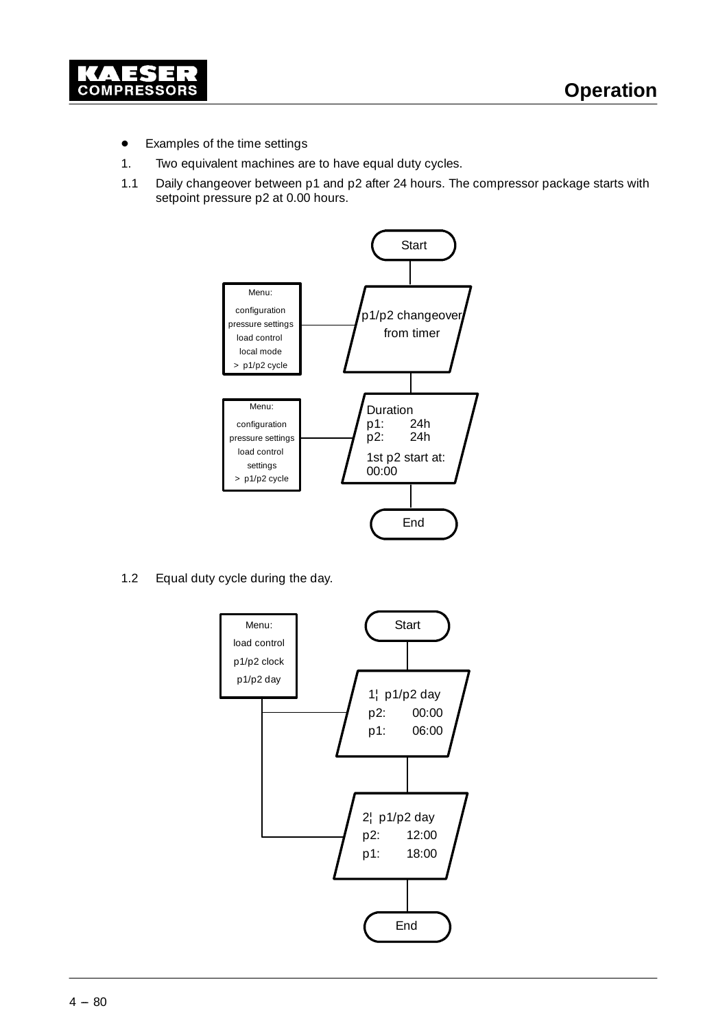- Examples of the time settings

1. Two equivalent machines are to have equal duty cycles.

1.1 Daily changeover between p1 and p2 after 24 hours. The compressor package starts with setpoint pressure p2 at 0.00 hours.

Start

Menu:
configuration
pressure settings
load control
local mode
> p1/p2 cycle

p1/p2 changeover
from timer

Menu:
configuration
pressure settings
load control
settings
> p1/p2 cycle

Duration
p1: 24h
p2: 24h
1st p2 start at:
00:00

End

1.2 Equal duty cycle during the day.

Start

Menu:
load control
p1/p2 clock
p1/p2 day

1¦ p1/p2 day
p2: 00:00
p1: 06:00

2¦ p1/p2 day
p2: 12:00
p1: 18:00

End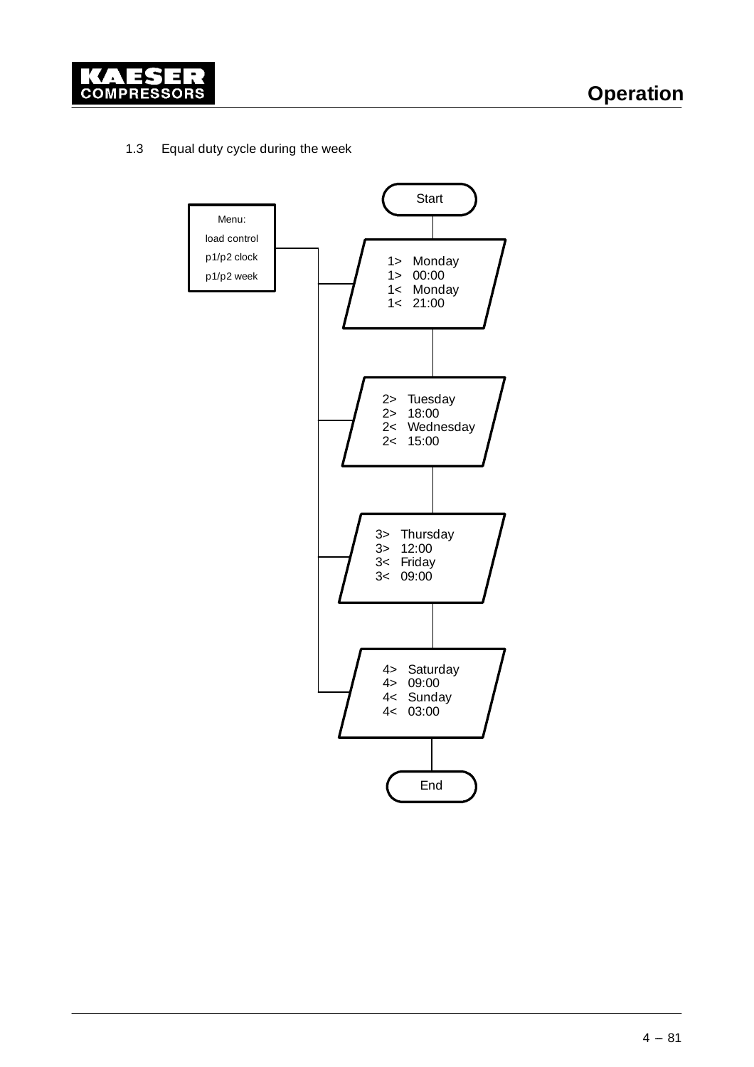1.3 Equal duty cycle during the week

Menu:
load control
p1/p2 clock
p1/p2 week

Start

1> Monday
1> 00:00
1< Monday
1< 21:00

2> Tuesday
2> 18:00
2< Wednesday
2< 15:00

3> Thursday
3> 12:00
3< Friday
3< 09:00

4> Saturday
4> 09:00
4< Sunday
4< 03:00

End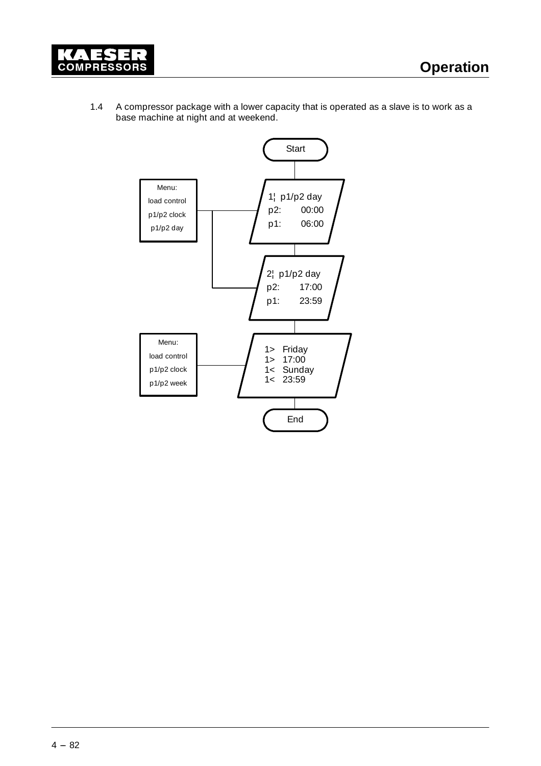1.4 A compressor package with a lower capacity that is operated as a slave is to work as a base machine at night and at weekend.

Start

Menu:
load control
p1/p2 clock
p1/p2 day

1¦ p1/p2 day
p2: 00:00
p1: 06:00

2¦ p1/p2 day
p2: 17:00
p1: 23:59

Menu:
load control
p1/p2 clock
p1/p2 week

1> Friday
1> 17:00
1< Sunday
1< 23:59

End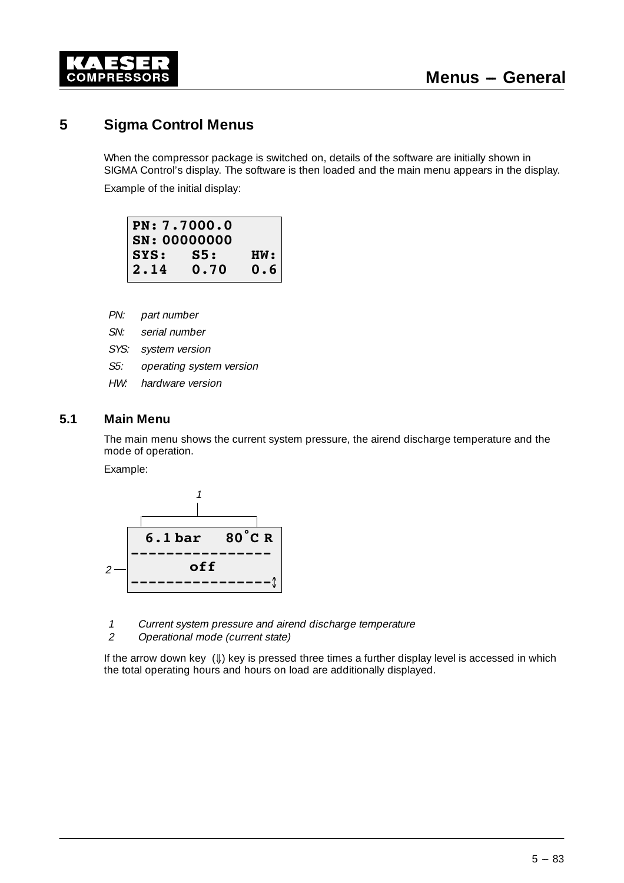# 5 Sigma Control Menus

When the compressor package is switched on, details of the software are initially shown in SIGMA Control's display. The software is then loaded and the main menu appears in the display.

Example of the initial display:

```
PN: 7.7000.0
SN: 00000000
SYS:   S5:    HW:
2.14   0.70   0.6
```

*PN:* *part number*

*SN:* *serial number*

*SYS:* *system version*

*S5:* *operating system version*

*HW:* *hardware version*

## 5.1 Main Menu

The main menu shows the current system pressure, the airend discharge temperature and the mode of operation.

Example:

```
 6.1 bar   80°C R
----------------
      off
----------------↕
```

1 *Current system pressure and airend discharge temperature*
2 *Operational mode (current state)*

If the arrow down key (⇓) key is pressed three times a further display level is accessed in which the total operating hours and hours on load are additionally displayed.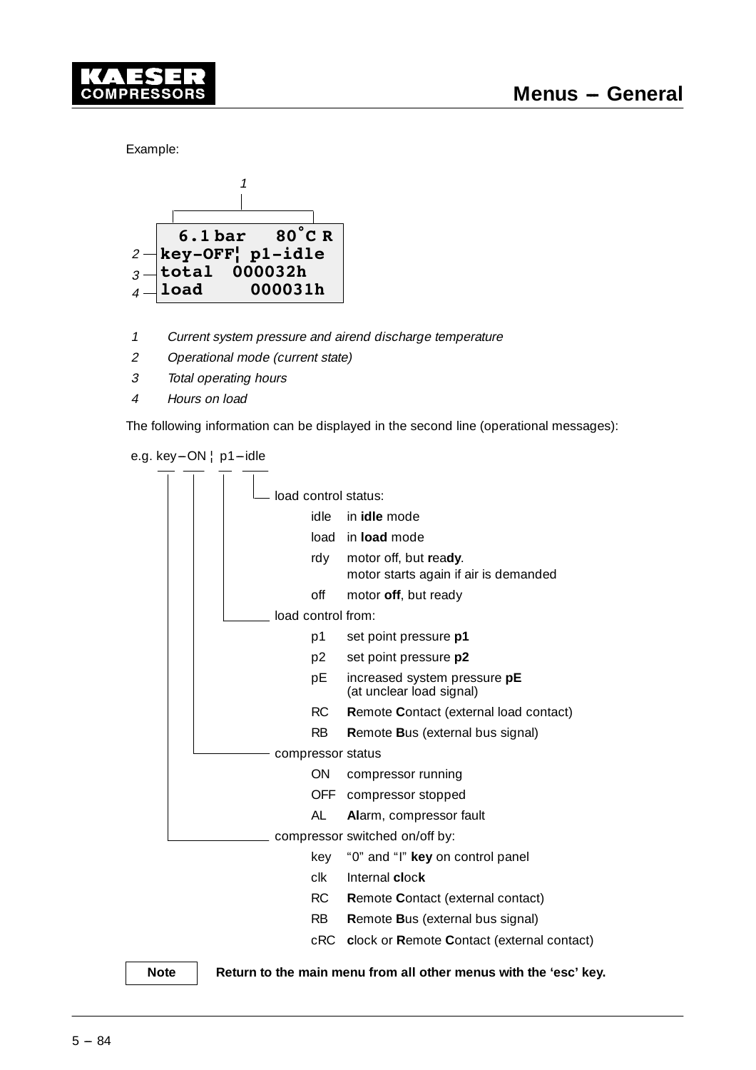Example:

```
  6.1 bar   80°C R
key-OFF¦ p1-idle
total  000032h
load     000031h
```

1 Current system pressure and airend discharge temperature

2 Operational mode (current state)

3 Total operating hours

4 Hours on load

The following information can be displayed in the second line (operational messages):

e.g. key – ON ¦ p1 – idle

load control status:

| | |
|---|---|
| idle | in **idle** mode |
| load | in **load** mode |
| rdy | motor off, but **r**ea**dy**. motor starts again if air is demanded |
| off | motor **off**, but ready |

load control from:

| | |
|---|---|
| p1 | set point pressure **p1** |
| p2 | set point pressure **p2** |
| pE | increased system pressure **pE** (at unclear load signal) |
| RC | **R**emote **C**ontact (external load contact) |
| RB | **R**emote **B**us (external bus signal) |

compressor status

| | |
|---|---|
| ON | compressor running |
| OFF | compressor stopped |
| AL | **Al**arm, compressor fault |

compressor switched on/off by:

| | |
|---|---|
| key | “0” and “I” **key** on control panel |
| clk | Internal **cl**oc**k** |
| RC | **R**emote **C**ontact (external contact) |
| RB | **R**emote **B**us (external bus signal) |
| cRC | **c**lock or **R**emote **C**ontact (external contact) |

**Note** **Return to the main menu from all other menus with the ‘esc’ key.**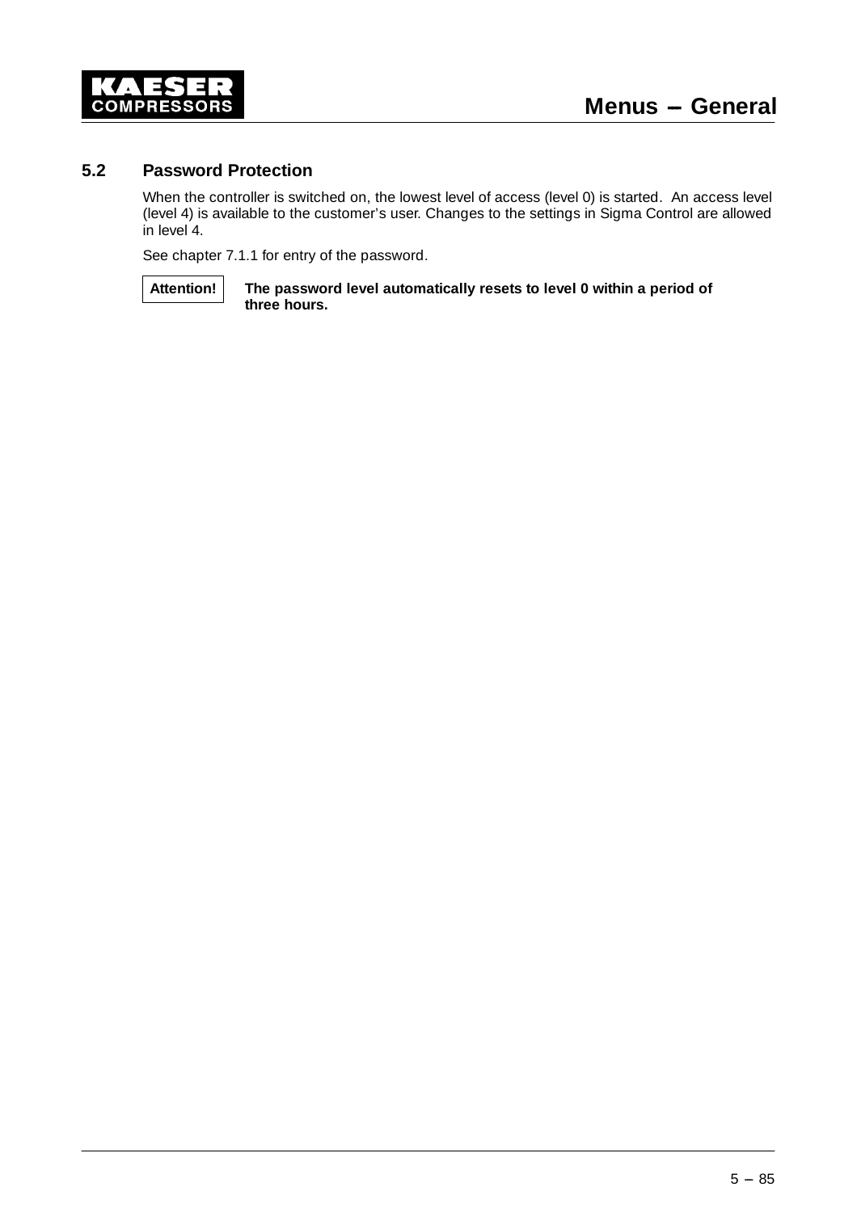## 5.2 Password Protection

When the controller is switched on, the lowest level of access (level 0) is started. An access level (level 4) is available to the customer's user. Changes to the settings in Sigma Control are allowed in level 4.

See chapter 7.1.1 for entry of the password.

**Attention!** **The password level automatically resets to level 0 within a period of three hours.**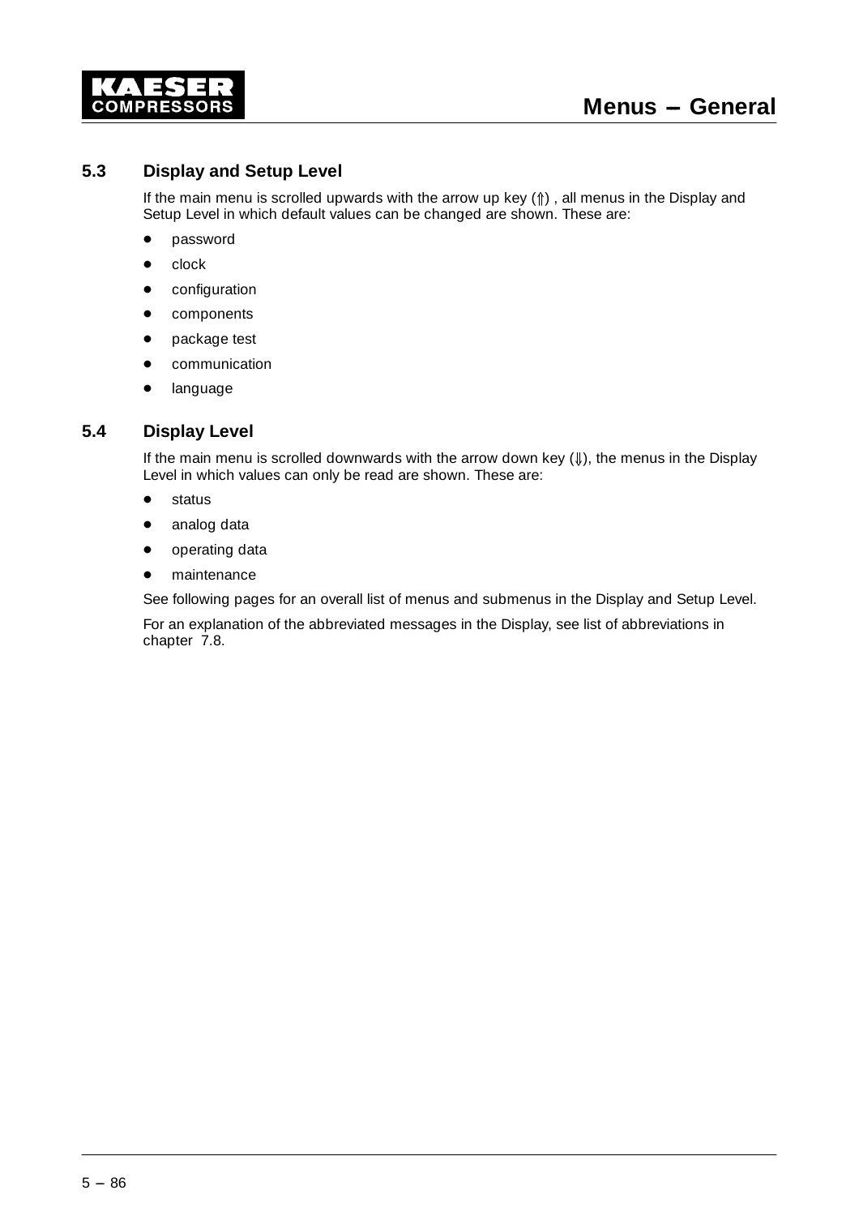## 5.3 Display and Setup Level

If the main menu is scrolled upwards with the arrow up key (⇑) , all menus in the Display and Setup Level in which default values can be changed are shown. These are:

- password
- clock
- configuration
- components
- package test
- communication
- language

## 5.4 Display Level

If the main menu is scrolled downwards with the arrow down key (⇓), the menus in the Display Level in which values can only be read are shown. These are:

- status
- analog data
- operating data
- maintenance

See following pages for an overall list of menus and submenus in the Display and Setup Level.

For an explanation of the abbreviated messages in the Display, see list of abbreviations in chapter 7.8.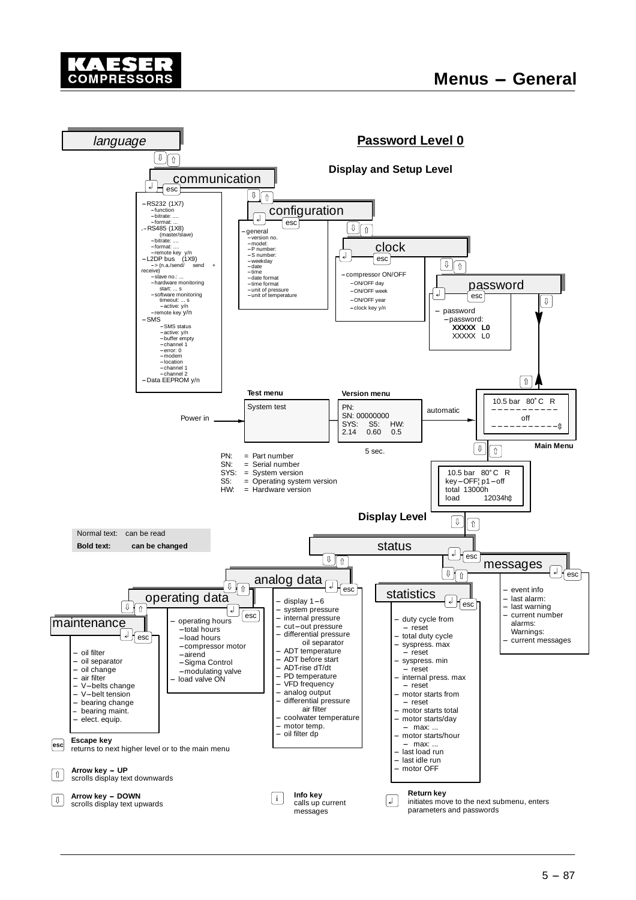# Menus – General

## Password Level 0

### Display and Setup Level

**language**

**communication**

- RS232 (1X7)
  - function
  - bitrate: ....
  - format: ...
- RS485 (1X8) (master/slave)
  - bitrate: ....
  - format: ....
  - remote key y/n
- L2DP bus (1X9)
  - > (n.a./send/ send + receive)
  - slave no.: ...
  - hardware monitoring start: ... s
  - software monitoring timeout: ... s
    - active: y/n
  - remote key y/n
- SMS
  - SMS status
  - active: y/n
  - buffer empty
  - channel 1
  - error: 0
  - modem
  - location
  - channel 1
  - channel 2
- Data EEPROM y/n

**configuration**

- general
  - version no.
  - model:
  - P number:
  - S number:
  - weekday
  - date
  - time
  - date format
  - time format
  - unit of pressure
  - unit of temperature

**clock**

- compressor ON/OFF
  - ON/OFF day
  - ON/OFF week
  - ON/OFF year
- clock key y/n

**password**

- password
  - password:
    - **XXXXX L0**
    - XXXXX L0

**Test menu**

System test

Power in

**Version menu**

PN:
SN: 00000000
SYS: S5: HW:
2.14 0.60 0.5

5 sec.

automatic

**Main Menu**

10.5 bar 80˚C R
off

PN: = Part number
SN: = Serial number
SYS: = System version
S5: = Operating system version
HW: = Hardware version

10.5 bar 80˚C R
key–OFF¦ p1–off
total 13000h
load 12034h

### Display Level

| | |
|---|---|
| Normal text: | can be read |
| **Bold text:** | **can be changed** |

**status**

**messages**

- event info
- last alarm:
- last warning
- current number alarms: Warnings:
- current messages

**analog data**

- display 1–6
- system pressure
- internal pressure
- cut–out pressure
- differential pressure oil separator
- ADT temperature
- ADT before start
- ADT-rise dT/dt
- PD temperature
- VFD frequency
- analog output
- differential pressure air filter
- coolwater temperature
- motor temp.
- oil filter dp

**statistics**

- duty cycle from
  - reset
- total duty cycle
- syspress. max
  - reset
- syspress. min
  - reset
- internal press. max
  - reset
- motor starts from
  - reset
- motor starts total
- motor starts/day
  - max: ...
- motor starts/hour
  - max: ...
- last load run
- last idle run
- motor OFF

**operating data**

- operating hours
  - total hours
  - load hours
  - compressor motor
  - airend
  - Sigma Control
  - modulating valve
- load valve ON

**maintenance**

- oil filter
- oil separator
- oil change
- air filter
- V–belts change
- V–belt tension
- bearing change
- bearing maint.
- elect. equip.

**esc** **Escape key** returns to next higher level or to the main menu

⇧ **Arrow key – UP** scrolls display text downwards

⇩ **Arrow key – DOWN** scrolls display text upwards

i **Info key** calls up current messages

↲ **Return key** initiates move to the next submenu, enters parameters and passwords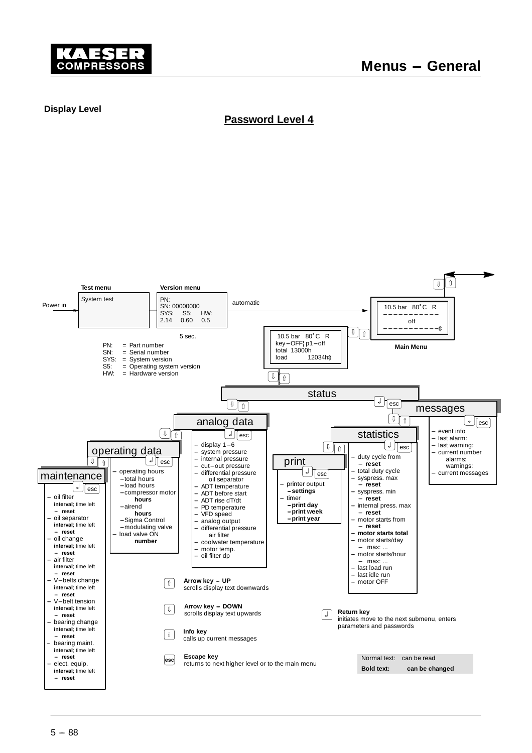**Display Level**

**Password Level 4**

**Test menu**

System test

Power in

**Version menu**

PN:
SN: 00000000
SYS: S5: HW:
2.14 0.60 0.5

5 sec.

automatic

10.5 bar 80˚C R
off

**Main Menu**

10.5 bar 80˚C R
key–OFF¦ p1–off
total 13000h
load 12034h

PN: = Part number
SN: = Serial number
SYS: = System version
S5: = Operating system version
HW: = Hardware version

### status

### messages

- event info
- last alarm:
- last warning:
- current number
  - alarms:
  - warnings:
- current messages

### analog data

- display 1–6
- system pressure
- internal pressure
- cut–out pressure
- differential pressure oil separator
- ADT temperature
- ADT before start
- ADT rise dT/dt
- PD temperature
- VFD speed
- analog output
- differential pressure air filter
- coolwater temperature
- motor temp.
- oil filter dp

### statistics

- duty cycle from
  - **reset**
- total duty cycle
- syspress. max
  - **reset**
- syspress. min
  - **reset**
- internal press. max
  - **reset**
- motor starts from
  - **reset**
- **motor starts total**
- motor starts/day
  - max: ...
- motor starts/hour
  - max: ...
- last load run
- last idle run
- motor OFF

### operating data

- operating hours
  - total hours
  - load hours
  - compressor motor **hours**
  - airend **hours**
  - Sigma Control
  - modulating valve
- load valve ON **number**

### print

- printer output
  - **settings**
- timer
  - **print day**
  - **print week**
  - **print year**

### maintenance

- oil filter
  - **interval**; time left
  - **reset**
- oil separator
  - **interval**; time left
  - **reset**
- oil change
  - **interval**; time left
  - **reset**
- air filter
  - **interval**; time left
  - **reset**
- V–belts change
  - **interval**; time left
  - **reset**
- V–belt tension
  - **interval**; time left
  - **reset**
- bearing change
  - **interval**; time left
  - **reset**
- bearing maint.
  - **interval**; time left
  - **reset**
- elect. equip.
  - **interval**; time left
  - **reset**

**Arrow key – UP**
scrolls display text downwards

**Arrow key – DOWN**
scrolls display text upwards

**Info key**
calls up current messages

**Escape key**
returns to next higher level or to the main menu

**Return key**
initiates move to the next submenu, enters parameters and passwords

| Normal text: | can be read |
|---|---|
| **Bold text:** | **can be changed** |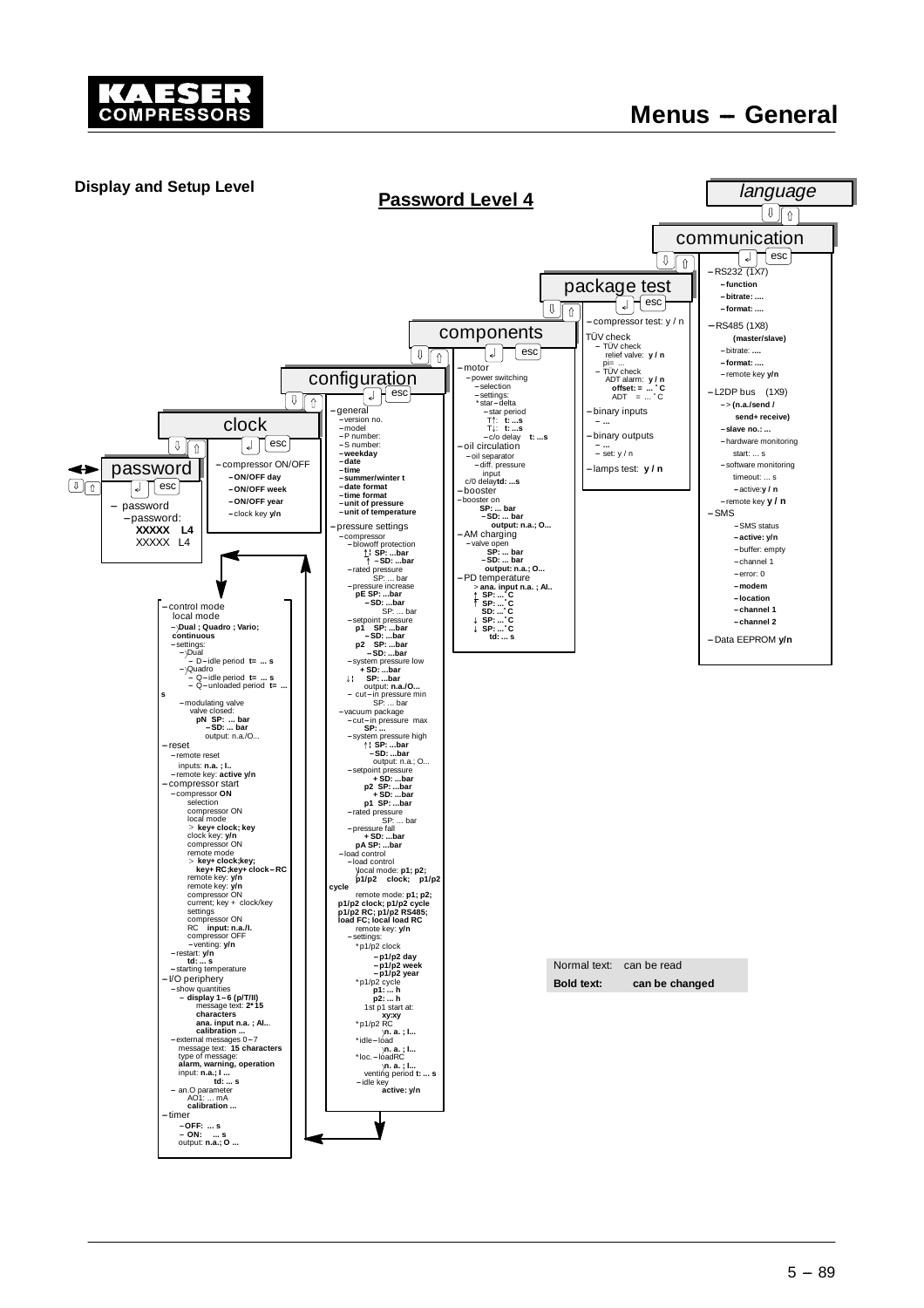## Display and Setup Level

## Password Level 4

### password

- password
  - password:
    **XXXXX L4**
    XXXXX L4

### clock

- compressor ON/OFF
  - **ON/OFF day**
  - **ON/OFF week**
  - **ON/OFF year**
  - clock key **y/n**

### configuration

- general
  - version no.
  - model
  - P number:
  - S number:
  - **weekday**
  - **date**
  - **time**
  - **summer/winter t**
  - **date format**
  - **time format**
  - **unit of pressure**
  - **unit of temperature**
- pressure settings
  - compressor
    - blowoff protection
      ↑↓ **SP: ...bar**
      ↑ **– SD: ...bar**
    - rated pressure
      SP: ... bar
    - pressure increase
      **pE SP: ...bar**
      **– SD: ...bar**
      SP: ... bar
    - setpoint pressure
      **p1 SP: ...bar**
      **– SD: ...bar**
      **p2 SP: ...bar**
      **– SD: ...bar**
    - system pressure low
      **+ SD: ...bar**
      ↓↓ **SP: ...bar**
      output: **n.a./O...**
    - cut–in pressure min
      SP: ... bar
  - vacuum package
    - cut–in pressure max
      **SP: ...**
    - system pressure high
      ↑↓ **SP: ...bar**
      **– SD: ...bar**
      output: n.a.; O...
    - setpoint pressure
      **+ SD: ...bar**
      **p2 SP: ...bar**
      **+ SD: ...bar**
      **p1 SP: ...bar**
    - rated pressure
      SP: ... bar
    - pressure fall
      **+ SD: ...bar**
      **pA SP: ...bar**
  - load control
    - load control
      local mode: **p1; p2; p1/p2 clock; p1/p2 cycle**
      remote mode: **p1; p2; p1/p2 clock; p1/p2 cycle p1/p2 RC; p1/p2 RS485; load FC; local load RC**
      remote key: **y/n**
    - settings:
      - * p1/p2 clock
        - **p1/p2 day**
        - **p1/p2 week**
        - **p1/p2 year**
      - * p1/p2 cycle
        **p1: ... h**
        **p2: ... h**
        1st p1 start at:
        **xy:xy**
      - * p1/p2 RC
        **n. a. ; I...**
      - * idle–load
        **n. a. ; I...**
      - * loc.–loadRC
        **n. a. ; I...**
        venting period **t: ... s**
    - idle key
      **active: y/n**
- control mode
  local mode
  - **Dual ; Quadro ; Vario; continuous**
  - settings:
    - Dual
      - D–idle period **t= ... s**
    - Quadro
      - Q–idle period **t= ... s**
      - Q–unloaded period **t= ... s**
    - modulating valve
      valve closed:
      **pN SP: ... bar**
      **– SD: ... bar**
      output: n.a./O...
- reset
  - remote reset
    inputs: **n.a. ; I..**
  - remote key: **active y/n**
- compressor start
  - compressor **ON**
    selection
    compressor ON
    local mode
    > **key+ clock; key**
    clock key: **y/n**
    compressor ON
    remote mode
    > **key+ clock;key; key+ RC;key+ clock–RC**
    remote key: **y/n**
    remote key: **y/n**
    compressor ON
    current; key + clock/key
    settings
    compressor ON
    RC **input: n.a./I.**
    compressor OFF
    - venting: **y/n**
  - restart: **y/n**
    **td: ... s**
  - starting temperature
- I/O periphery
  - show quantities
    - **display 1–6 (p/T/II)**
      message text: **2*15 characters**
      **ana. input n.a. ; AI...**
      **calibration ...**
  - external messages 0–7
    message text: **15 characters**
    type of message:
    **alarm, warning, operation**
    input: **n.a.; I ...**
    **td: ... s**
  - an.O parameter
    AO1: ... mA
    **calibration ...**
- timer
  - **OFF: ... s**
  - **ON: ... s**
  output: **n.a.; O ...**

### components

- motor
  - power switching
    - selection
    - settings:
      * star–delta
        - star period
          T↑: **t: ...s**
          T↓: **t: ...s**
        - c/o delay **t: ...s**
- oil circulation
  - oil separator
    - diff. pressure input
  c/0 delay **td: ...s**
- booster
- booster on
  **SP: ... bar**
  **– SD: ... bar**
  **output: n.a.; O...**
- AM charging
  - valve open
    **SP: ... bar**
    **– SD: ... bar**
    **output: n.a.; O...**
- PD temperature
  **> ana. input n.a. ; AI..**
  ↑ **SP: ... °C**
  ↑ **SP: ... °C**
  **SD: ... °C**
  ↓ **SP: ... °C**
  ↓ **SP: ... °C**
  **td: ... s**

### package test

- compressor test: y / n
- TÜV check
  - TÜV check
    relief valve: **y / n**
    pi= ...
  - TÜV check
    ADT alarm: **y / n**
    **offset: = ... °C**
    ADT = ... °C
- binary inputs
  - **...**
- binary outputs
  - **...**
  - set: y / n
- lamps test: **y / n**

### communication

- RS232 (1X7)
  - **function**
  - **bitrate: ....**
  - **format: ....**
- RS485 (1X8)
  **(master/slave)**
  - bitrate: **....**
  - **format: ....**
  - remote key **y/n**
- L2DP bus (1X9)
  - > **(n.a./send / send+ receive)**
  - **slave no.: ...**
  - hardware monitoring
    start: ... s
  - software monitoring
    timeout: ... s
    - active:**y / n**
  - remote key **y / n**
- SMS
  - SMS status
  - **active: y/n**
  - buffer: empty
  - channel 1
  - error: 0
  - **modem**
  - **location**
  - **channel 1**
  - **channel 2**
- Data EEPROM **y/n**

### *language*

| Normal text: | can be read |
|---|---|
| **Bold text:** | **can be changed** |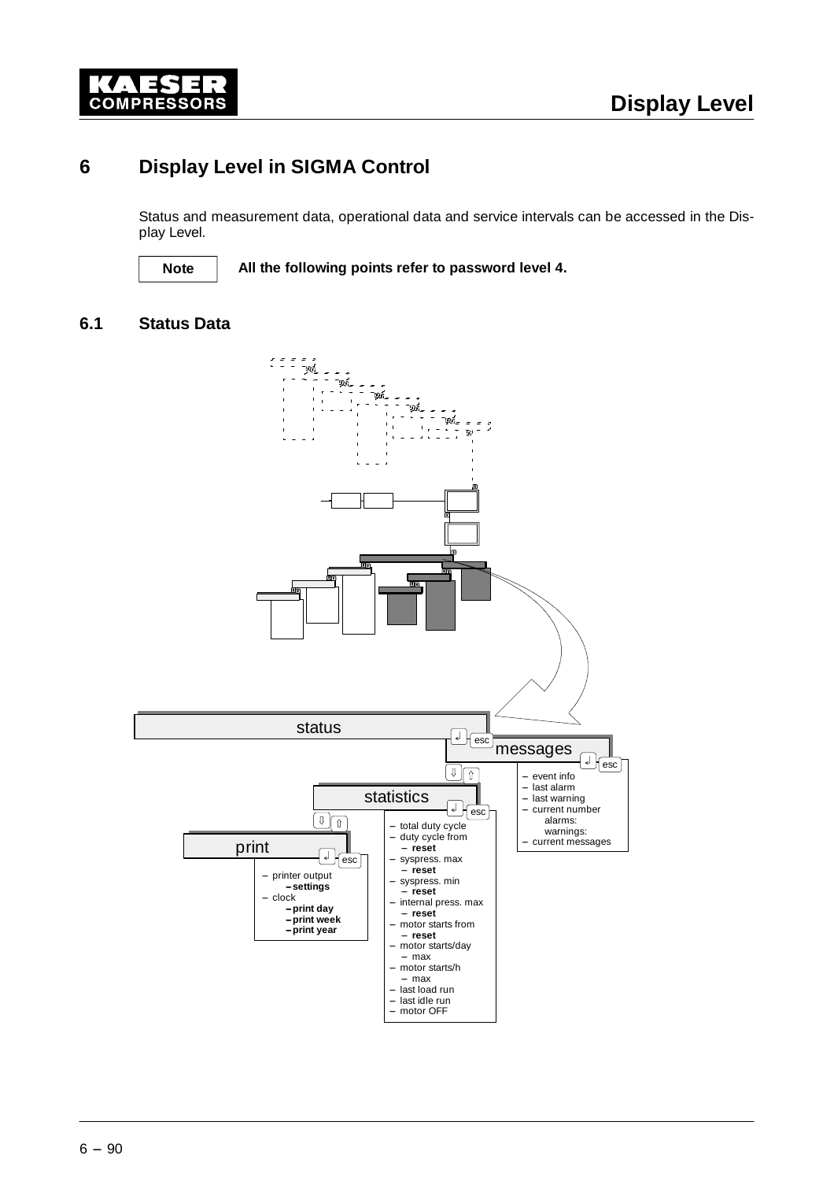# 6 Display Level in SIGMA Control

Status and measurement data, operational data and service intervals can be accessed in the Display Level.

**Note** — **All the following points refer to password level 4.**

## 6.1 Status Data

status

messages
- event info
- last alarm
- last warning
- current number
  - alarms:
  - warnings:
- current messages

statistics
- total duty cycle
- duty cycle from
  - **reset**
- syspress. max
  - **reset**
- syspress. min
  - **reset**
- internal press. max
  - **reset**
- motor starts from
  - **reset**
- motor starts/day
  - max
- motor starts/h
  - max
- last load run
- last idle run
- motor OFF

print
- printer output
  - **settings**
- clock
  - **print day**
  - **print week**
  - **print year**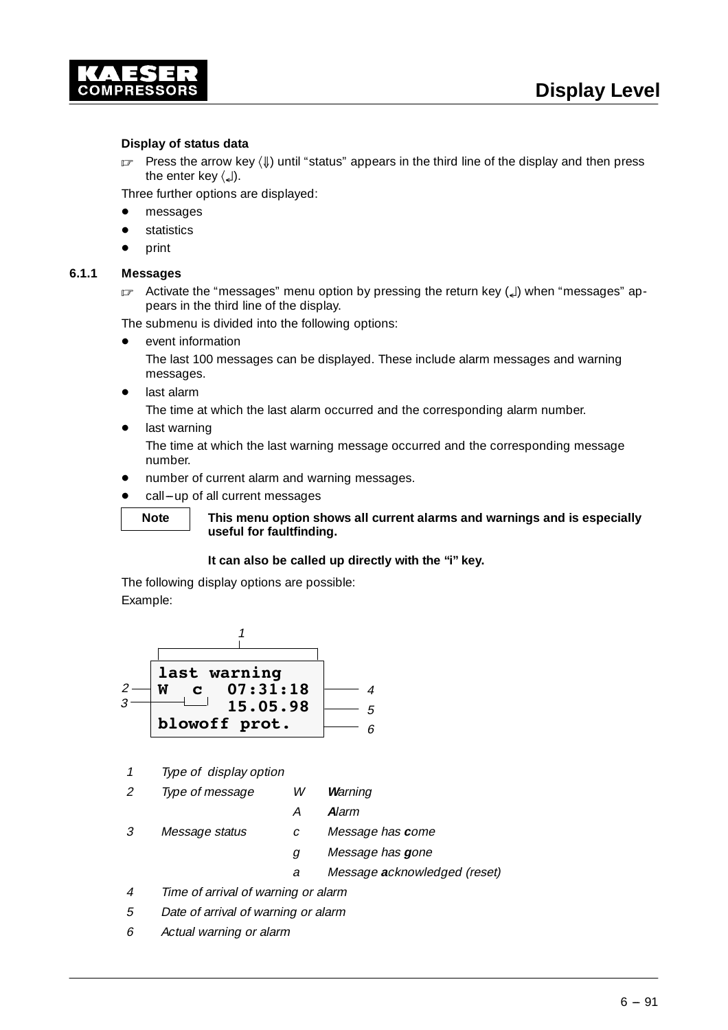**Display of status data**

☞ Press the arrow key 〈⇓〉 until “status” appears in the third line of the display and then press the enter key 〈↵〉.

Three further options are displayed:

- messages
- statistics
- print

## 6.1.1 Messages

☞ Activate the “messages” menu option by pressing the return key (↵) when “messages” appears in the third line of the display.

The submenu is divided into the following options:

- event information

  The last 100 messages can be displayed. These include alarm messages and warning messages.
- last alarm

  The time at which the last alarm occurred and the corresponding alarm number.
- last warning

  The time at which the last warning message occurred and the corresponding message number.
- number of current alarm and warning messages.
- call–up of all current messages

| Note | **This menu option shows all current alarms and warnings and is especially useful for faultfinding.**<br><br>**It can also be called up directly with the “i” key.** |
|---|---|

The following display options are possible:

Example:

```
last warning
W  c  07:31:18
      15.05.98
blowoff prot.
```

| | | | |
|---|---|---|---|
| *1* | *Type of display option* | | |
| *2* | *Type of message* | *W* | ***W**arning* |
| | | *A* | ***A**larm* |
| *3* | *Message status* | *c* | *Message has **c**ome* |
| | | *g* | *Message has **g**one* |
| | | *a* | *Message **a**cknowledged (reset)* |
| *4* | *Time of arrival of warning or alarm* | | |
| *5* | *Date of arrival of warning or alarm* | | |
| *6* | *Actual warning or alarm* | | |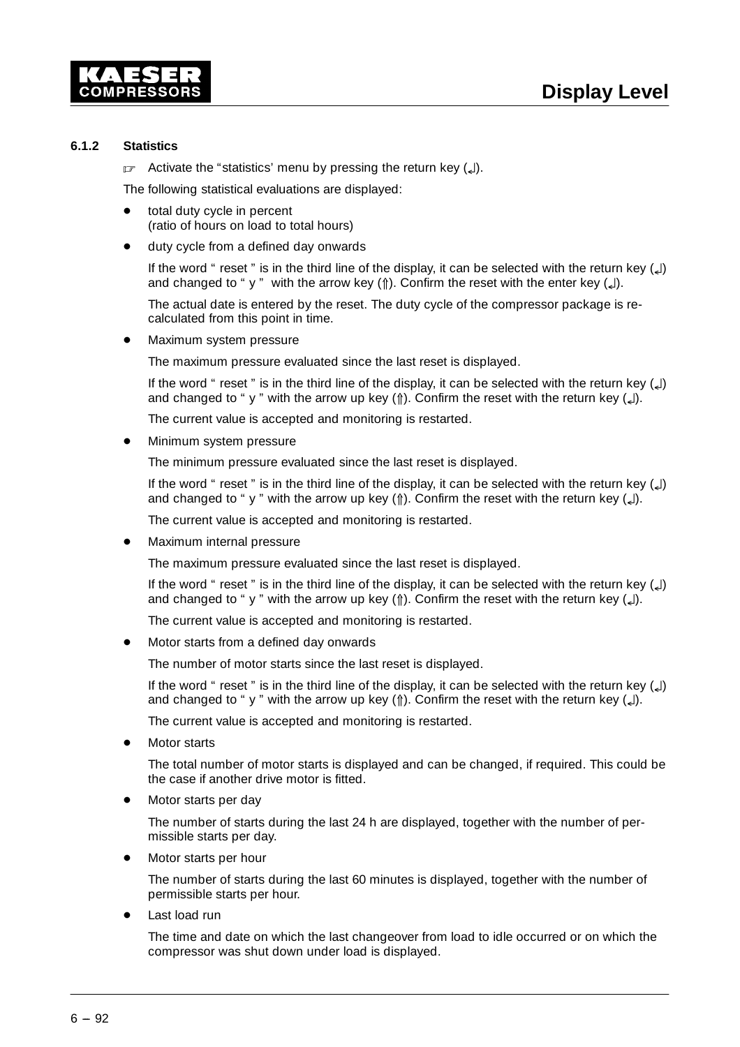### 6.1.2 Statistics

☞ Activate the "statistics' menu by pressing the return key (↵).

The following statistical evaluations are displayed:

- total duty cycle in percent
  (ratio of hours on load to total hours)
- duty cycle from a defined day onwards

  If the word " reset " is in the third line of the display, it can be selected with the return key (↵) and changed to " y " with the arrow key (⇑). Confirm the reset with the enter key (↵).

  The actual date is entered by the reset. The duty cycle of the compressor package is re-calculated from this point in time.

- Maximum system pressure

  The maximum pressure evaluated since the last reset is displayed.

  If the word " reset " is in the third line of the display, it can be selected with the return key (↵) and changed to " y " with the arrow up key (⇑). Confirm the reset with the return key (↵).

  The current value is accepted and monitoring is restarted.

- Minimum system pressure

  The minimum pressure evaluated since the last reset is displayed.

  If the word " reset " is in the third line of the display, it can be selected with the return key (↵) and changed to " y " with the arrow up key (⇑). Confirm the reset with the return key (↵).

  The current value is accepted and monitoring is restarted.

- Maximum internal pressure

  The maximum pressure evaluated since the last reset is displayed.

  If the word " reset " is in the third line of the display, it can be selected with the return key (↵) and changed to " y " with the arrow up key (⇑). Confirm the reset with the return key (↵).

  The current value is accepted and monitoring is restarted.

- Motor starts from a defined day onwards

  The number of motor starts since the last reset is displayed.

  If the word " reset " is in the third line of the display, it can be selected with the return key (↵) and changed to " y " with the arrow up key (⇑). Confirm the reset with the return key (↵).

  The current value is accepted and monitoring is restarted.

- Motor starts

  The total number of motor starts is displayed and can be changed, if required. This could be the case if another drive motor is fitted.

- Motor starts per day

  The number of starts during the last 24 h are displayed, together with the number of permissible starts per day.

- Motor starts per hour

  The number of starts during the last 60 minutes is displayed, together with the number of permissible starts per hour.

- Last load run

  The time and date on which the last changeover from load to idle occurred or on which the compressor was shut down under load is displayed.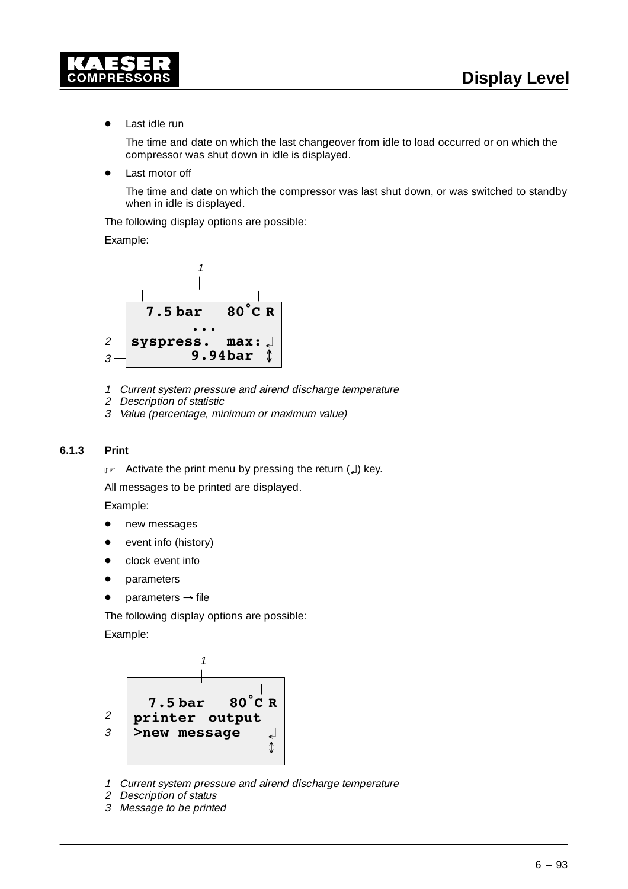- Last idle run

  The time and date on which the last changeover from idle to load occurred or on which the compressor was shut down in idle is displayed.

- Last motor off

  The time and date on which the compressor was last shut down, or was switched to standby when in idle is displayed.

The following display options are possible:

Example:

```
  7.5 bar   80°C R
       ...
syspress.  max: ↵
       9.94bar  ↕
```

*1 Current system pressure and airend discharge temperature*
*2 Description of statistic*
*3 Value (percentage, minimum or maximum value)*

### 6.1.3 Print

☞ Activate the print menu by pressing the return (↵) key.

All messages to be printed are displayed.

Example:

- new messages
- event info (history)
- clock event info
- parameters
- parameters → file

The following display options are possible:

Example:

```
  7.5 bar   80°C R
printer output
>new message    ↵
                ↕
```

*1 Current system pressure and airend discharge temperature*
*2 Description of status*
*3 Message to be printed*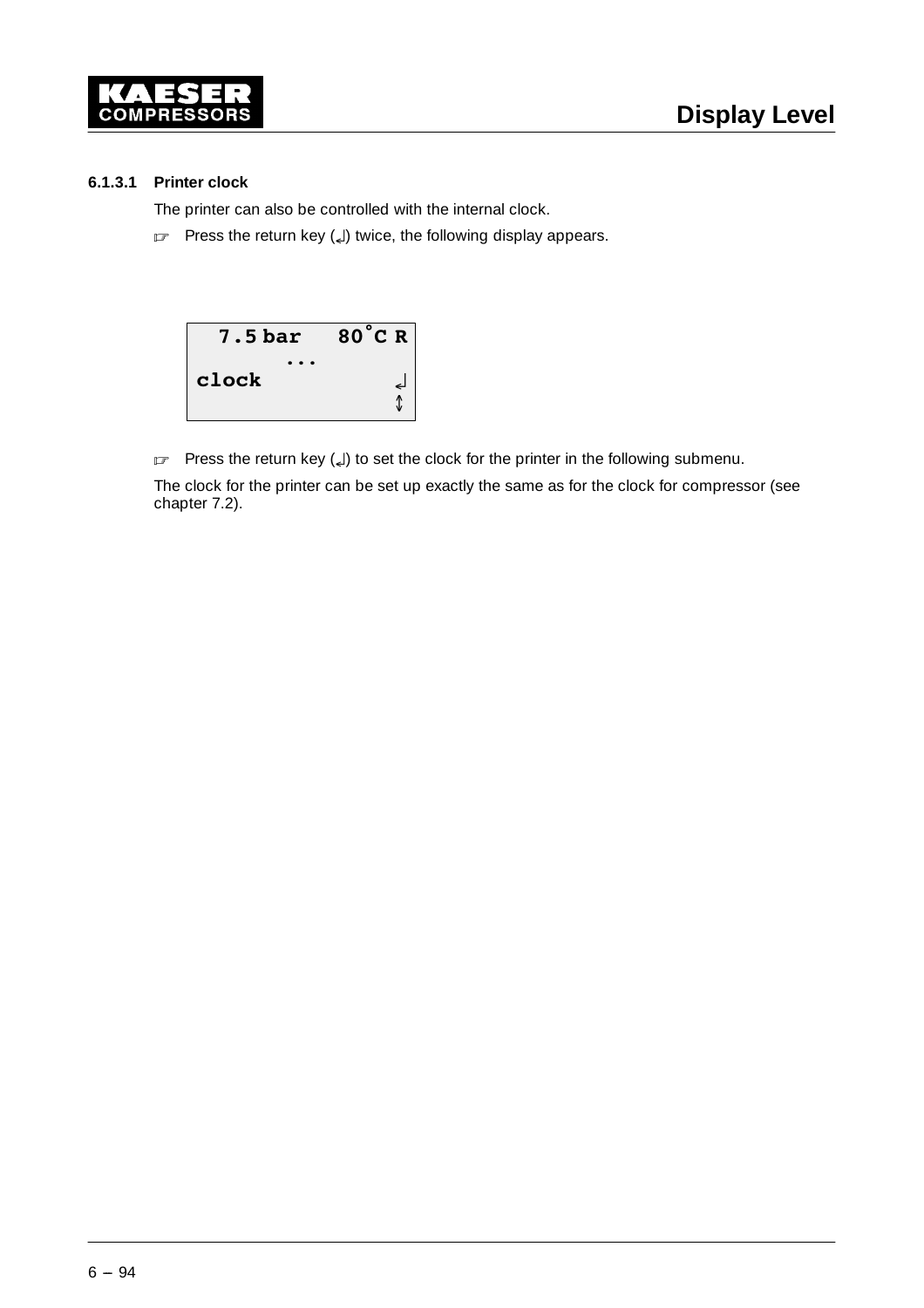#### 6.1.3.1 Printer clock

The printer can also be controlled with the internal clock.

☞ Press the return key (↵) twice, the following display appears.

```
  7.5 bar   80°C R
       ...
clock           ↵
                ↕
```

☞ Press the return key (↵) to set the clock for the printer in the following submenu.

The clock for the printer can be set up exactly the same as for the clock for compressor (see chapter 7.2).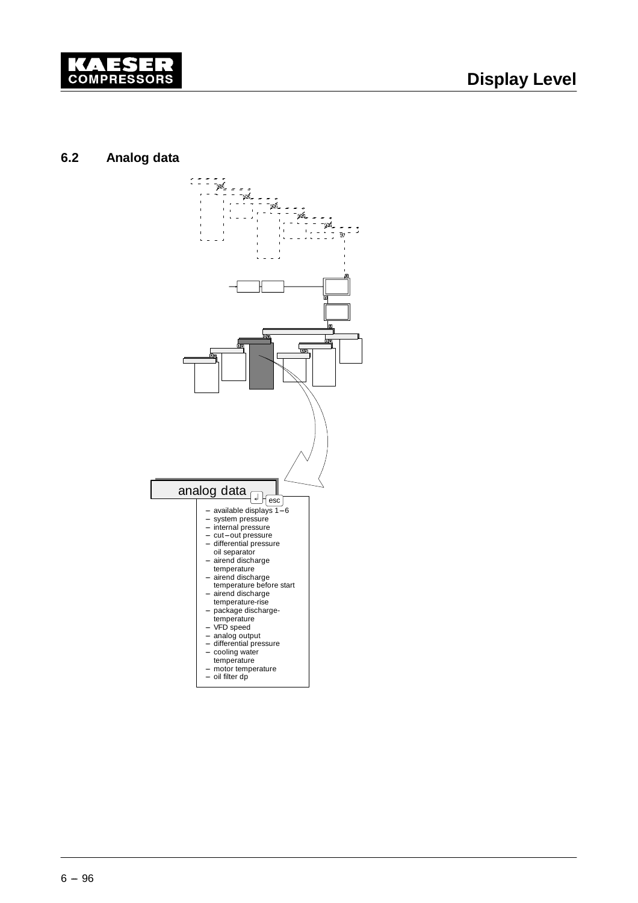## 6.2 Analog data

analog data

- available displays 1 – 6
- system pressure
- internal pressure
- cut – out pressure
- differential pressure oil separator
- airend discharge temperature
- airend discharge temperature before start
- airend discharge temperature-rise
- package discharge-temperature
- VFD speed
- analog output
- differential pressure
- cooling water temperature
- motor temperature
- oil filter dp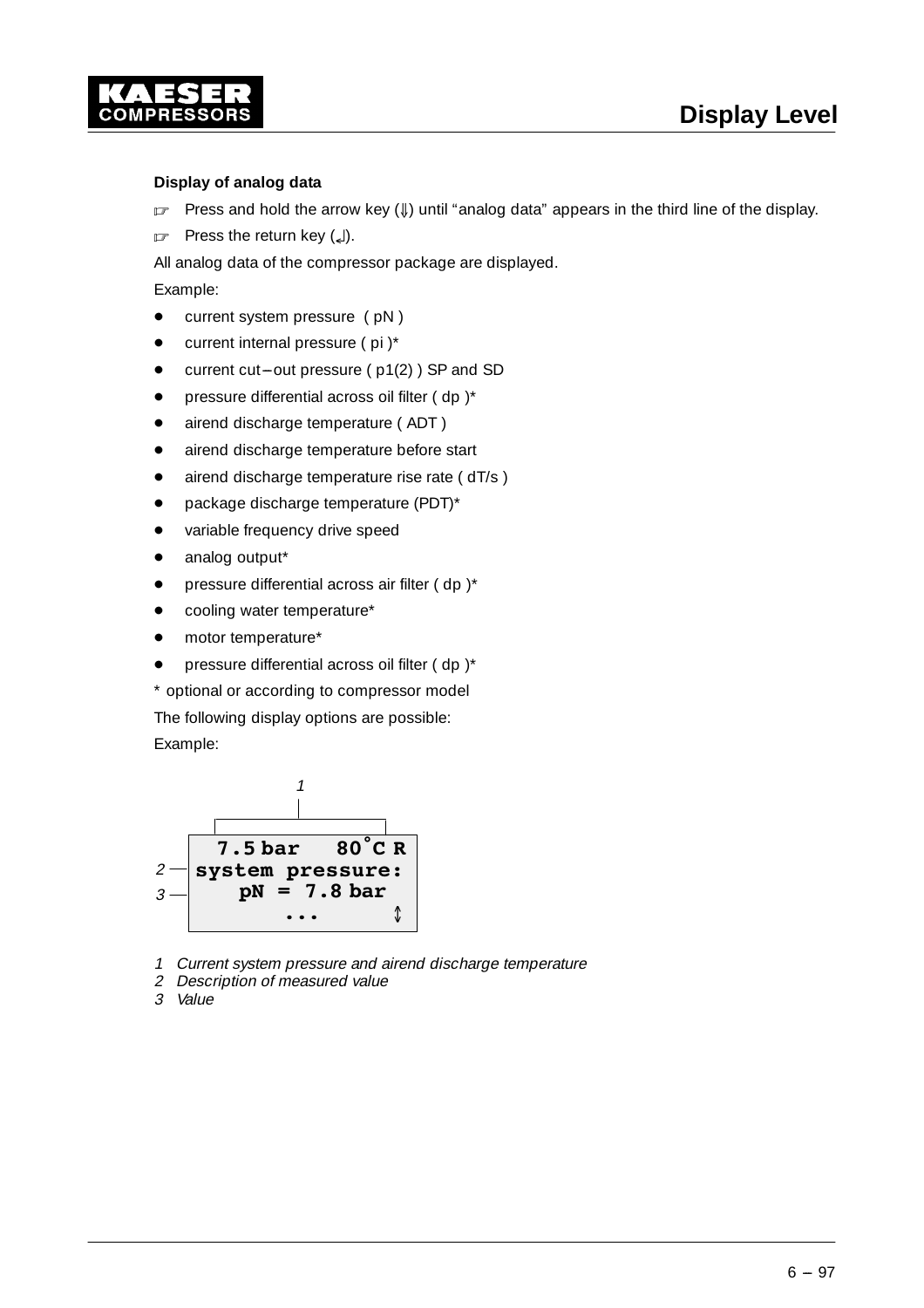**Display of analog data**

☞ Press and hold the arrow key (⇓) until “analog data” appears in the third line of the display.

☞ Press the return key (↲).

All analog data of the compressor package are displayed.

Example:

- current system pressure ( pN )
- current internal pressure ( pi )*
- current cut–out pressure ( p1(2) ) SP and SD
- pressure differential across oil filter ( dp )*
- airend discharge temperature ( ADT )
- airend discharge temperature before start
- airend discharge temperature rise rate ( dT/s )
- package discharge temperature (PDT)*
- variable frequency drive speed
- analog output*
- pressure differential across air filter ( dp )*
- cooling water temperature*
- motor temperature*
- pressure differential across oil filter ( dp )*

* optional or according to compressor model

The following display options are possible:

Example:

```
  7.5 bar   80°C R
system pressure:
    pN = 7.8 bar
       ...       ↕
```

*1 Current system pressure and airend discharge temperature*
*2 Description of measured value*
*3 Value*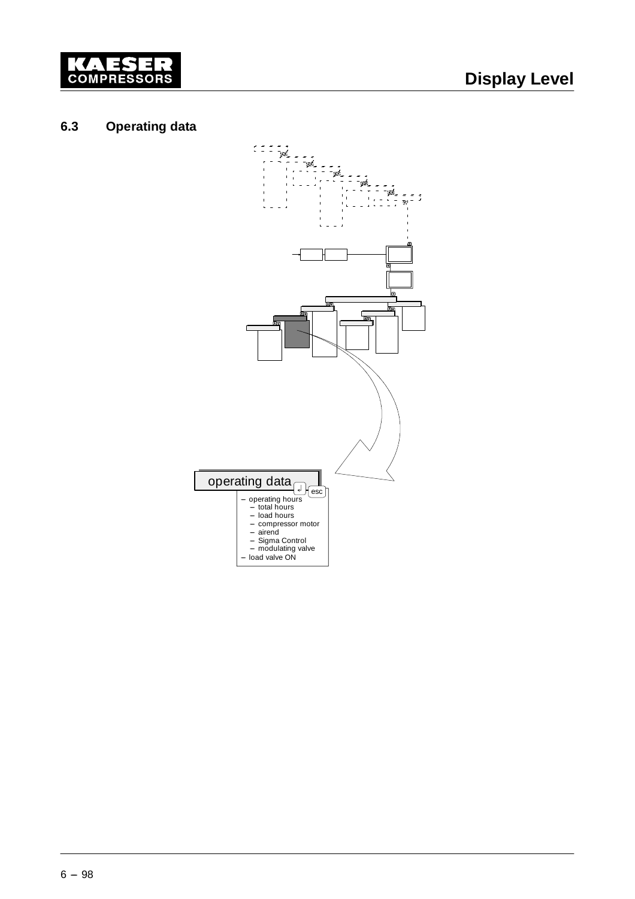## 6.3 Operating data

operating data

- operating hours
  - total hours
  - load hours
  - compressor motor
  - airend
  - Sigma Control
  - modulating valve
- load valve ON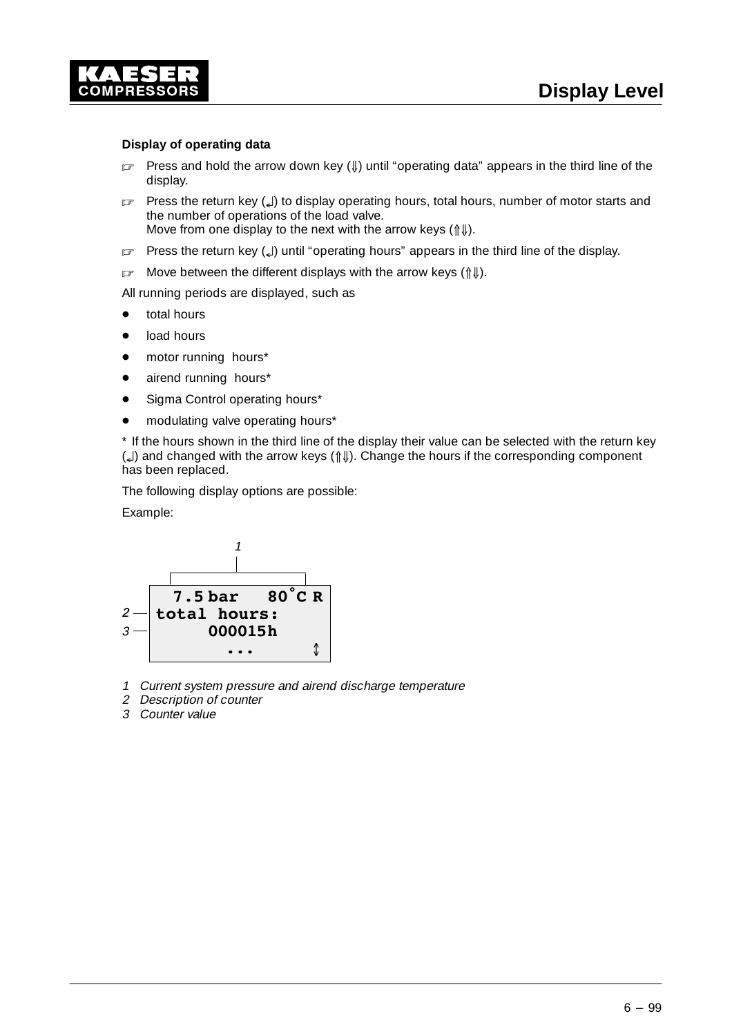#### Display of operating data

☞ Press and hold the arrow down key (⇓) until "operating data" appears in the third line of the display.

☞ Press the return key (↵) to display operating hours, total hours, number of motor starts and the number of operations of the load valve.
Move from one display to the next with the arrow keys (⇑⇓).

☞ Press the return key (↵) until "operating hours" appears in the third line of the display.

☞ Move between the different displays with the arrow keys (⇑⇓).

All running periods are displayed, such as

- total hours
- load hours
- motor running hours*
- airend running hours*
- Sigma Control operating hours*
- modulating valve operating hours*

* If the hours shown in the third line of the display their value can be selected with the return key (↵) and changed with the arrow keys (⇑⇓). Change the hours if the corresponding component has been replaced.

The following display options are possible:

Example:

```
  7.5 bar   80°C R
total hours:
     000015h
       ...      ↕
```

*1 Current system pressure and airend discharge temperature*
*2 Description of counter*
*3 Counter value*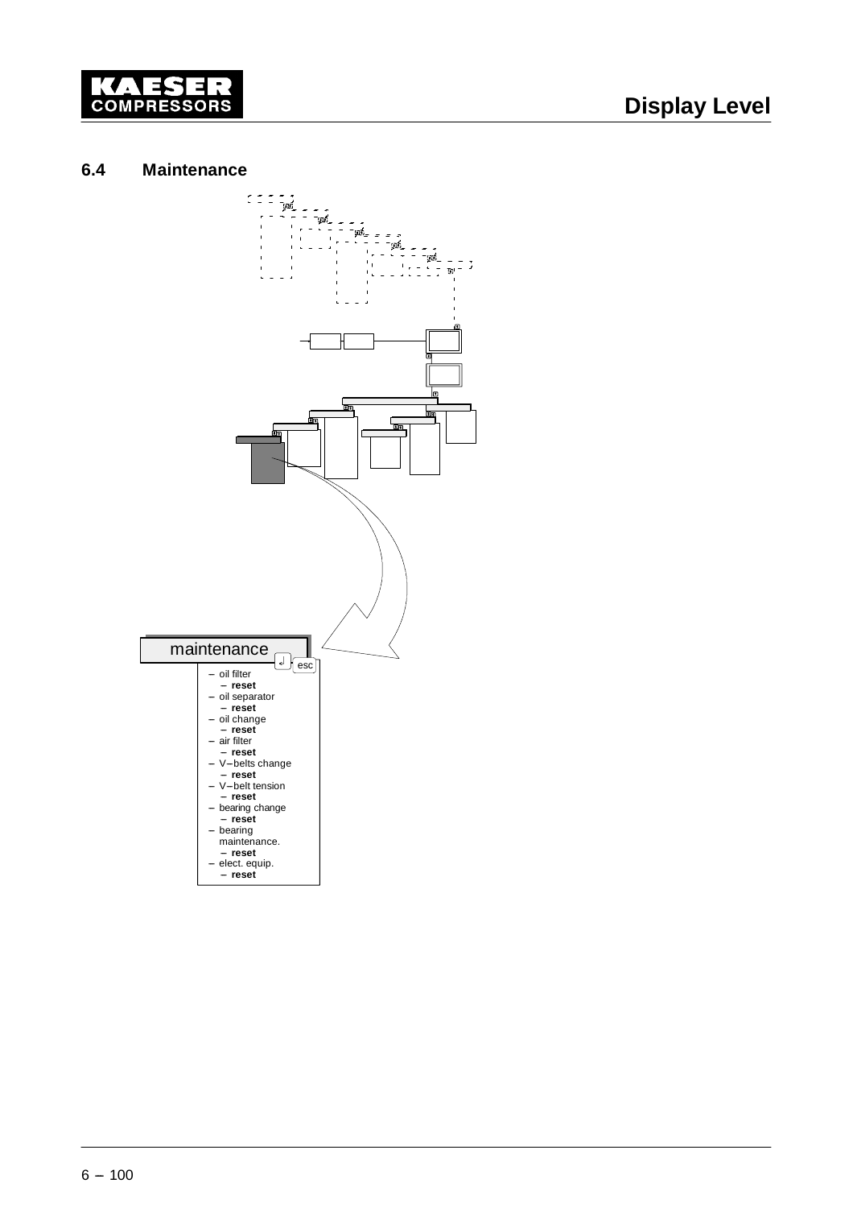## 6.4 Maintenance

maintenance

- oil filter
  - **reset**
- oil separator
  - **reset**
- oil change
  - **reset**
- air filter
  - **reset**
- V–belts change
  - **reset**
- V–belt tension
  - **reset**
- bearing change
  - **reset**
- bearing maintenance.
  - **reset**
- elect. equip.
  - **reset**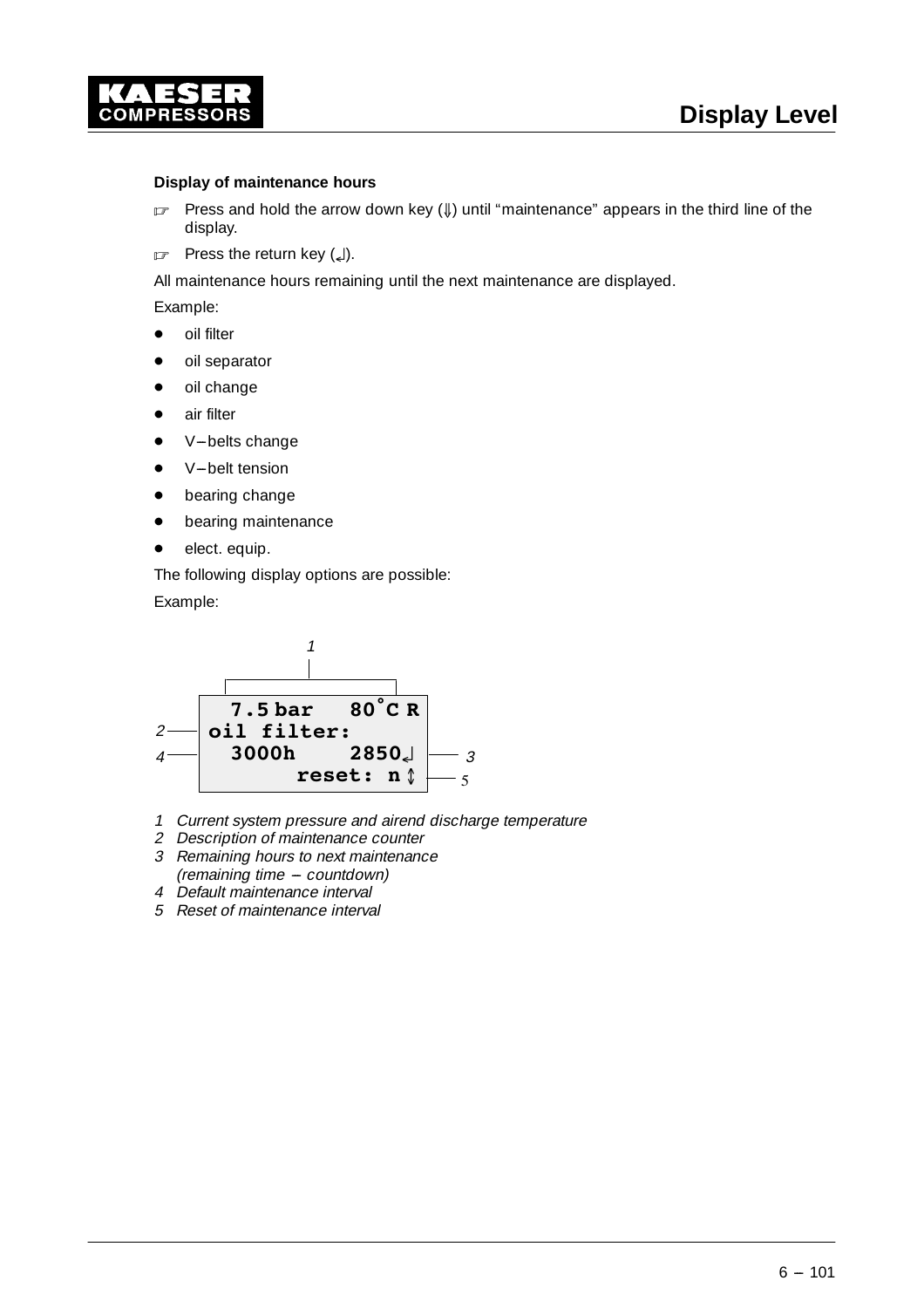**Display of maintenance hours**

- ☞ Press and hold the arrow down key (⇓) until "maintenance" appears in the third line of the display.
- ☞ Press the return key (↵).

All maintenance hours remaining until the next maintenance are displayed.

Example:

- oil filter
- oil separator
- oil change
- air filter
- V–belts change
- V–belt tension
- bearing change
- bearing maintenance
- elect. equip.

The following display options are possible:

Example:

```
  7.5 bar   80°C R
oil filter:
  3000h     2850↵
       reset: n ↕
```

1 Current system pressure and airend discharge temperature
2 Description of maintenance counter
3 Remaining hours to next maintenance
(remaining time – countdown)
4 Default maintenance interval
5 Reset of maintenance interval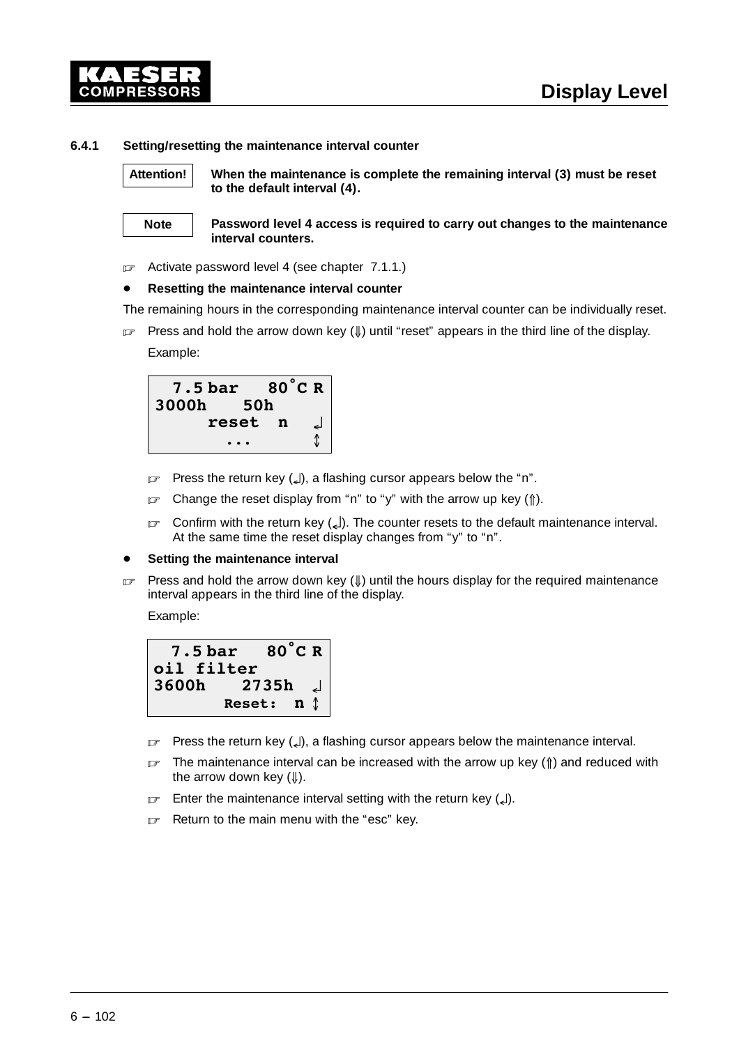### 6.4.1 Setting/resetting the maintenance interval counter

**Attention!** **When the maintenance is complete the remaining interval (3) must be reset to the default interval (4).**

**Note** **Password level 4 access is required to carry out changes to the maintenance interval counters.**

☞ Activate password level 4 (see chapter 7.1.1.)

- **Resetting the maintenance interval counter**

The remaining hours in the corresponding maintenance interval counter can be individually reset.

☞ Press and hold the arrow down key (⇓) until "reset" appears in the third line of the display.

Example:

```
  7.5 bar   80°C R
3000h    50h
     reset  n   ↵
       ...      ↕
```

☞ Press the return key (↵), a flashing cursor appears below the "n".

☞ Change the reset display from "n" to "y" with the arrow up key (⇑).

☞ Confirm with the return key (↵). The counter resets to the default maintenance interval. At the same time the reset display changes from "y" to "n".

- **Setting the maintenance interval**

☞ Press and hold the arrow down key (⇓) until the hours display for the required maintenance interval appears in the third line of the display.

Example:

```
  7.5 bar   80°C R
oil filter
3600h    2735h  ↵
       Reset:  n ↕
```

☞ Press the return key (↵), a flashing cursor appears below the maintenance interval.

☞ The maintenance interval can be increased with the arrow up key (⇑) and reduced with the arrow down key (⇓).

☞ Enter the maintenance interval setting with the return key (↵).

☞ Return to the main menu with the "esc" key.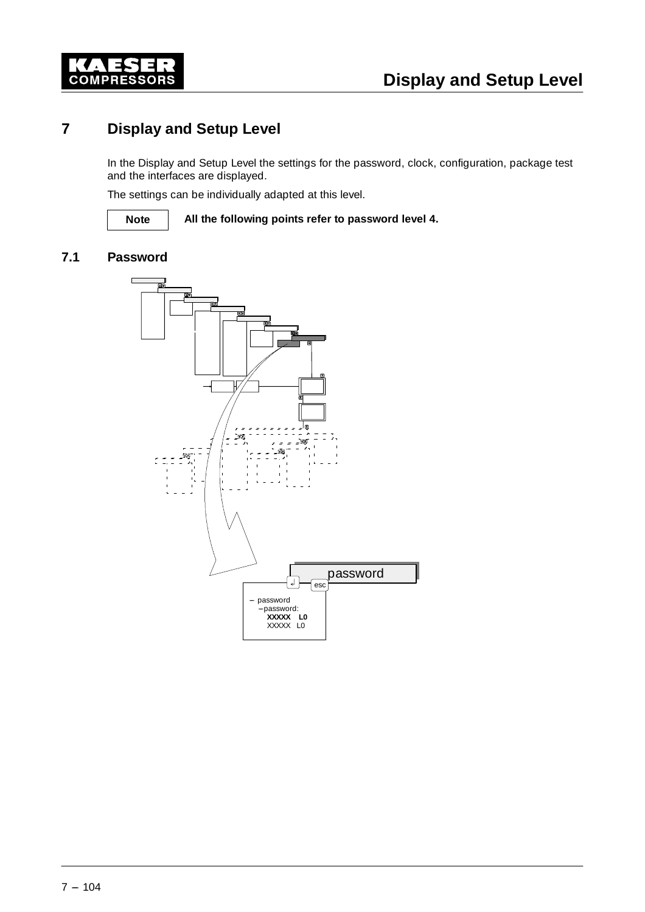# 7 Display and Setup Level

In the Display and Setup Level the settings for the password, clock, configuration, package test and the interfaces are displayed.

The settings can be individually adapted at this level.

**Note** **All the following points refer to password level 4.**

## 7.1 Password

password

↵ esc

– password
 – password:
 **XXXXX L0**
 XXXXX L0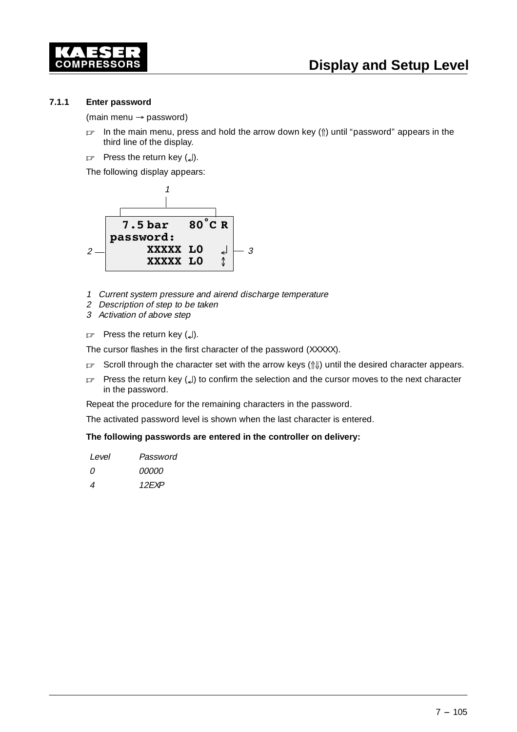### 7.1.1 Enter password

(main menu → password)

☞ In the main menu, press and hold the arrow down key (⇑) until "password" appears in the third line of the display.

☞ Press the return key (↵).

The following display appears:

```
  7.5 bar   80°C R
password:
     XXXXX L0   ↵
     XXXXX L0   ↕
```

1 *Current system pressure and airend discharge temperature*
2 *Description of step to be taken*
3 *Activation of above step*

☞ Press the return key (↵).

The cursor flashes in the first character of the password (XXXXX).

☞ Scroll through the character set with the arrow keys (⇑⇓) until the desired character appears.

☞ Press the return key (↵) to confirm the selection and the cursor moves to the next character in the password.

Repeat the procedure for the remaining characters in the password.

The activated password level is shown when the last character is entered.

**The following passwords are entered in the controller on delivery:**

| *Level* | *Password* |
|---|---|
| *0* | *00000* |
| *4* | *12EXP* |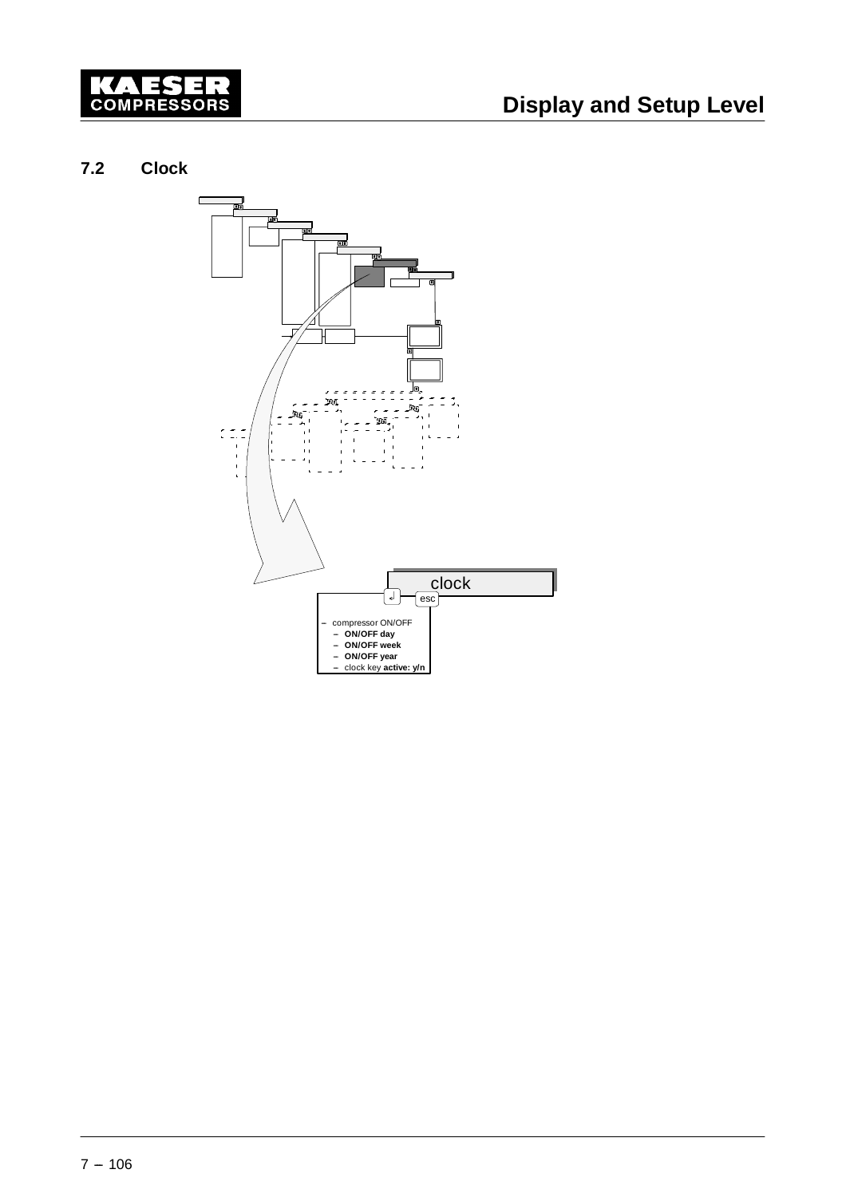## 7.2 Clock

clock

↲ esc

- compressor ON/OFF
  - **ON/OFF day**
  - **ON/OFF week**
  - **ON/OFF year**
  - clock key **active: y/n**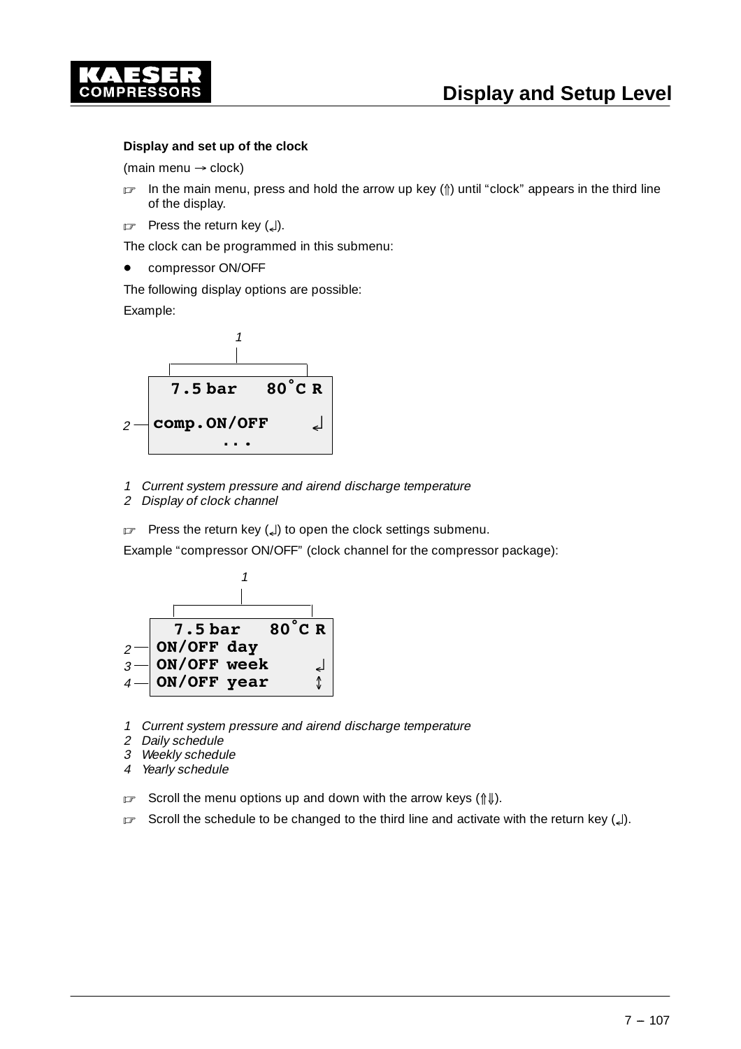**Display and set up of the clock**

(main menu → clock)

- ☞ In the main menu, press and hold the arrow up key (⇑) until “clock” appears in the third line of the display.
- ☞ Press the return key (↵).

The clock can be programmed in this submenu:

- compressor ON/OFF

The following display options are possible:

Example:

```
  7.5 bar   80°C R
comp.ON/OFF     ↵
      ...
```

*1 Current system pressure and airend discharge temperature*
*2 Display of clock channel*

- ☞ Press the return key (↵) to open the clock settings submenu.

Example “compressor ON/OFF” (clock channel for the compressor package):

```
  7.5 bar   80°C R
ON/OFF day
ON/OFF week     ↵
ON/OFF year     ↕
```

*1 Current system pressure and airend discharge temperature*
*2 Daily schedule*
*3 Weekly schedule*
*4 Yearly schedule*

- ☞ Scroll the menu options up and down with the arrow keys (⇑⇓).
- ☞ Scroll the schedule to be changed to the third line and activate with the return key (↵).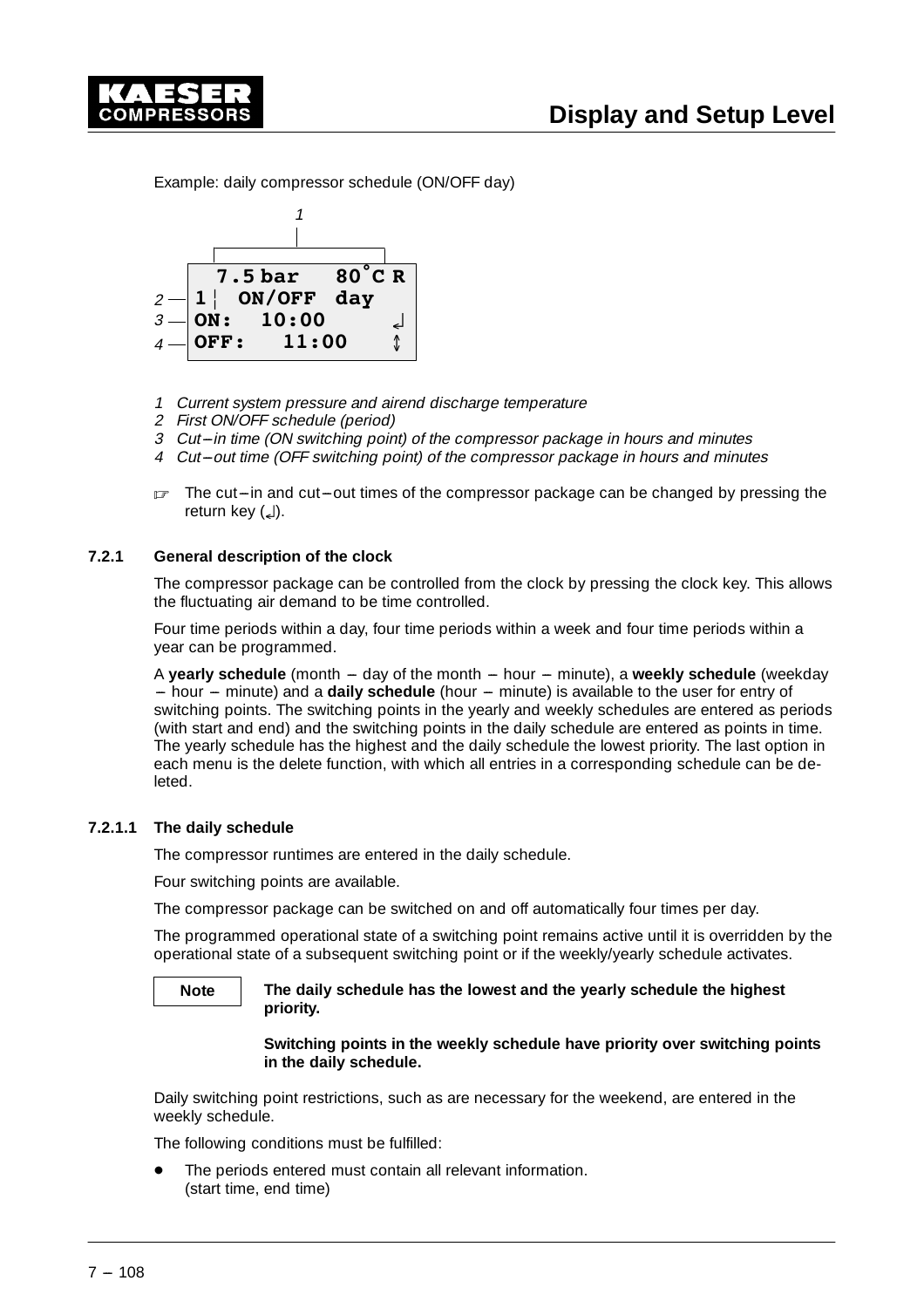Example: daily compressor schedule (ON/OFF day)

```
  7.5 bar   80°C R
1¦ ON/OFF  day
ON:   10:00      ↵
OFF:    11:00    ↕
```

1 *Current system pressure and airend discharge temperature*
2 *First ON/OFF schedule (period)*
3 *Cut–in time (ON switching point) of the compressor package in hours and minutes*
4 *Cut–out time (OFF switching point) of the compressor package in hours and minutes*

☞ The cut–in and cut–out times of the compressor package can be changed by pressing the return key (↵).

### 7.2.1 General description of the clock

The compressor package can be controlled from the clock by pressing the clock key. This allows the fluctuating air demand to be time controlled.

Four time periods within a day, four time periods within a week and four time periods within a year can be programmed.

A **yearly schedule** (month – day of the month – hour – minute), a **weekly schedule** (weekday – hour – minute) and a **daily schedule** (hour – minute) is available to the user for entry of switching points. The switching points in the yearly and weekly schedules are entered as periods (with start and end) and the switching points in the daily schedule are entered as points in time. The yearly schedule has the highest and the daily schedule the lowest priority. The last option in each menu is the delete function, with which all entries in a corresponding schedule can be deleted.

#### 7.2.1.1 The daily schedule

The compressor runtimes are entered in the daily schedule.

Four switching points are available.

The compressor package can be switched on and off automatically four times per day.

The programmed operational state of a switching point remains active until it is overridden by the operational state of a subsequent switching point or if the weekly/yearly schedule activates.

**Note**

**The daily schedule has the lowest and the yearly schedule the highest priority.**

**Switching points in the weekly schedule have priority over switching points in the daily schedule.**

Daily switching point restrictions, such as are necessary for the weekend, are entered in the weekly schedule.

The following conditions must be fulfilled:

- The periods entered must contain all relevant information. (start time, end time)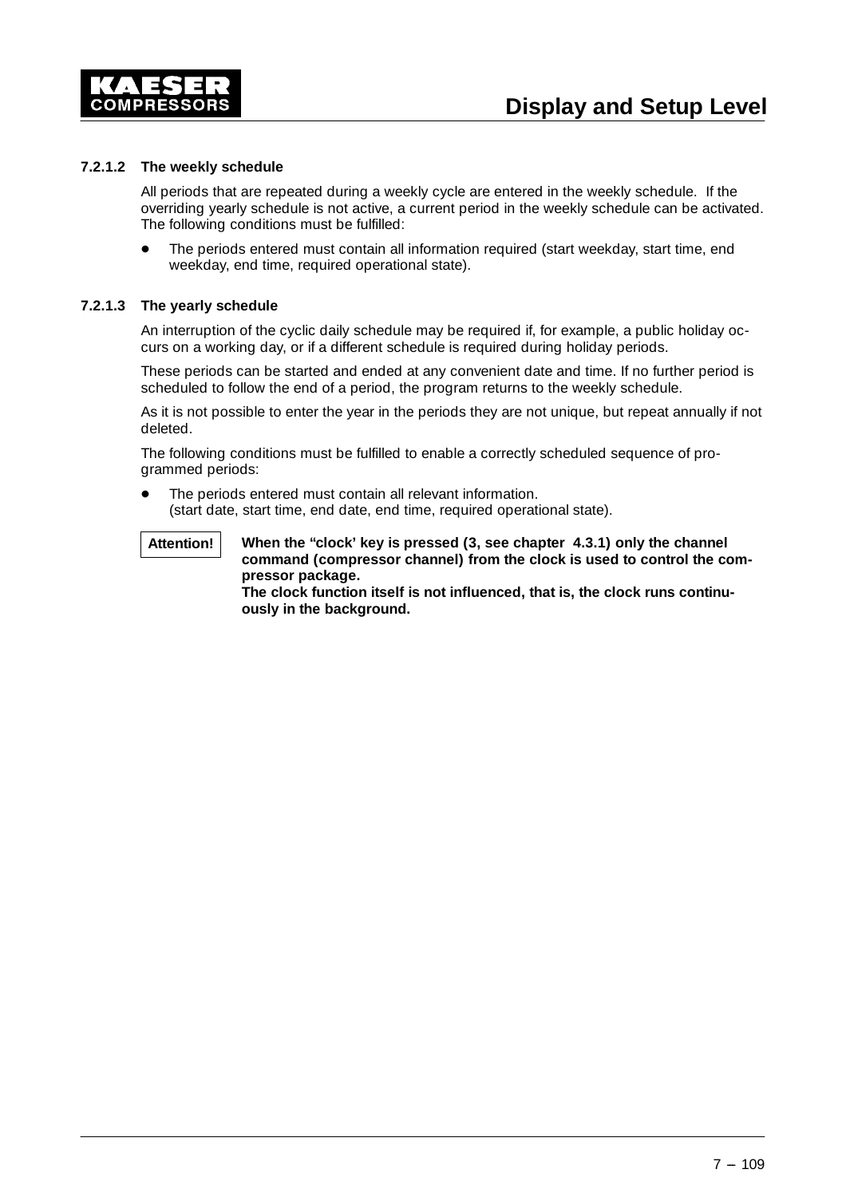#### 7.2.1.2 The weekly schedule

All periods that are repeated during a weekly cycle are entered in the weekly schedule. If the overriding yearly schedule is not active, a current period in the weekly schedule can be activated. The following conditions must be fulfilled:

- The periods entered must contain all information required (start weekday, start time, end weekday, end time, required operational state).

#### 7.2.1.3 The yearly schedule

An interruption of the cyclic daily schedule may be required if, for example, a public holiday occurs on a working day, or if a different schedule is required during holiday periods.

These periods can be started and ended at any convenient date and time. If no further period is scheduled to follow the end of a period, the program returns to the weekly schedule.

As it is not possible to enter the year in the periods they are not unique, but repeat annually if not deleted.

The following conditions must be fulfilled to enable a correctly scheduled sequence of programmed periods:

- The periods entered must contain all relevant information.
  (start date, start time, end date, end time, required operational state).

**Attention!** **When the “clock’ key is pressed (3, see chapter 4.3.1) only the channel command (compressor channel) from the clock is used to control the compressor package.**
**The clock function itself is not influenced, that is, the clock runs continuously in the background.**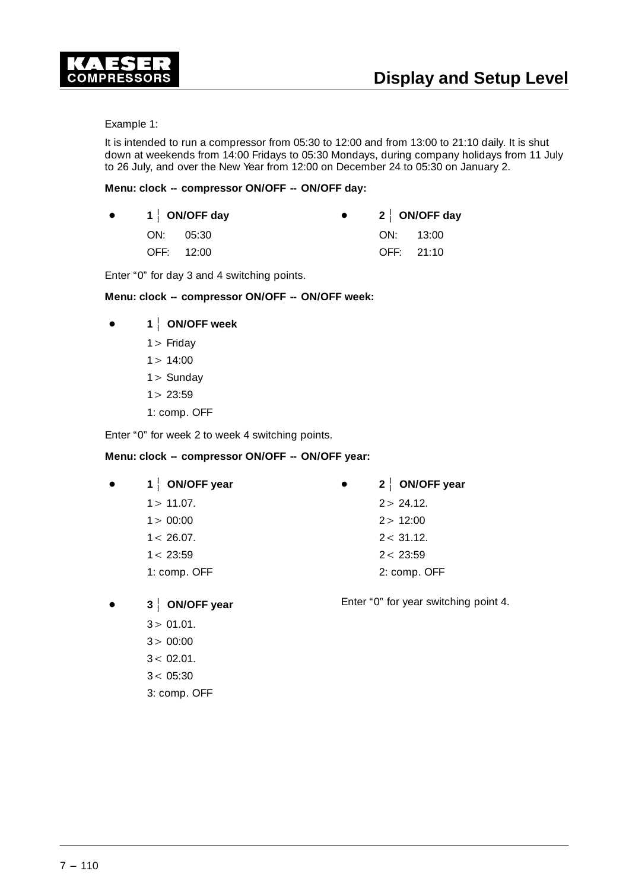Example 1:

It is intended to run a compressor from 05:30 to 12:00 and from 13:00 to 21:10 daily. It is shut down at weekends from 14:00 Fridays to 05:30 Mondays, during company holidays from 11 July to 26 July, and over the New Year from 12:00 on December 24 to 05:30 on January 2.

**Menu: clock -- compressor ON/OFF -- ON/OFF day:**

- **1 ¦ ON/OFF day**
  ON: 05:30
  OFF: 12:00

- **2 ¦ ON/OFF day**
  ON: 13:00
  OFF: 21:10

Enter “0” for day 3 and 4 switching points.

**Menu: clock -- compressor ON/OFF -- ON/OFF week:**

- **1 ¦ ON/OFF week**
  1 > Friday
  1 > 14:00
  1 > Sunday
  1 > 23:59
  1: comp. OFF

Enter “0” for week 2 to week 4 switching points.

**Menu: clock -- compressor ON/OFF -- ON/OFF year:**

- **1 ¦ ON/OFF year**
  1 > 11.07.
  1 > 00:00
  1 < 26.07.
  1 < 23:59
  1: comp. OFF

- **2 ¦ ON/OFF year**
  2 > 24.12.
  2 > 12:00
  2 < 31.12.
  2 < 23:59
  2: comp. OFF

- **3 ¦ ON/OFF year**
  3 > 01.01.
  3 > 00:00
  3 < 02.01.
  3 < 05:30
  3: comp. OFF

Enter “0” for year switching point 4.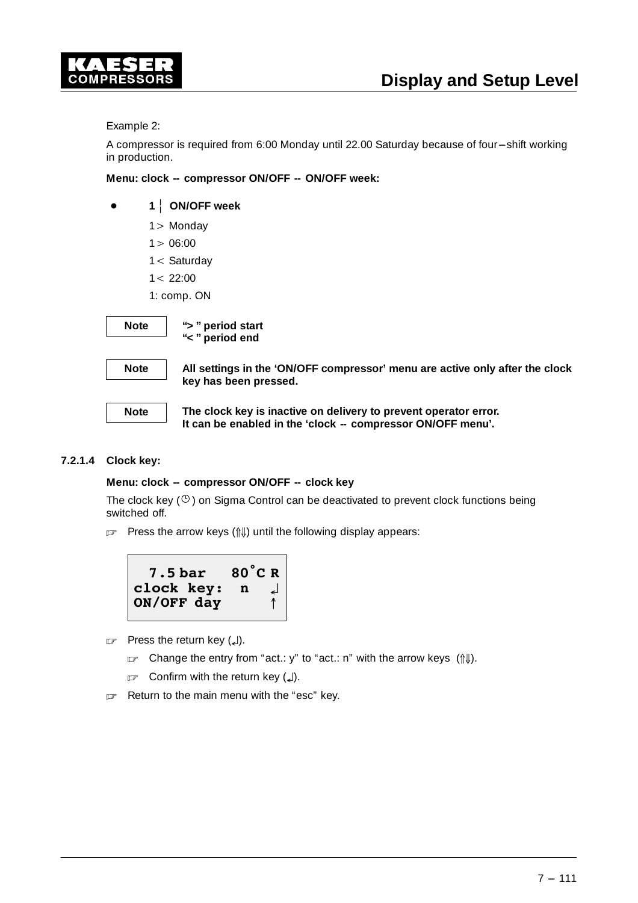Example 2:

A compressor is required from 6:00 Monday until 22.00 Saturday because of four–shift working in production.

**Menu: clock -- compressor ON/OFF -- ON/OFF week:**

- **1 ┆ ON/OFF week**

  1 > Monday

  1 > 06:00

  1 < Saturday

  1 < 22:00

  1: comp. ON

| Note | **“> ” period start**<br>**“< ” period end** |
|---|---|

| Note | **All settings in the ‘ON/OFF compressor’ menu are active only after the clock key has been pressed.** |
|---|---|

| Note | **The clock key is inactive on delivery to prevent operator error.**<br>**It can be enabled in the ‘clock -- compressor ON/OFF menu’.** |
|---|---|

### 7.2.1.4 Clock key:

**Menu: clock – compressor ON/OFF -- clock key**

The clock key (🕒) on Sigma Control can be deactivated to prevent clock functions being switched off.

☞ Press the arrow keys (⇑⇓) until the following display appears:

```
 7.5 bar   80°C R
clock key:  n  ↲
ON/OFF day      ↑
```

☞ Press the return key (↲).

  ☞ Change the entry from “act.: y” to “act.: n” with the arrow keys (⇑⇓).

  ☞ Confirm with the return key (↲).

☞ Return to the main menu with the “esc” key.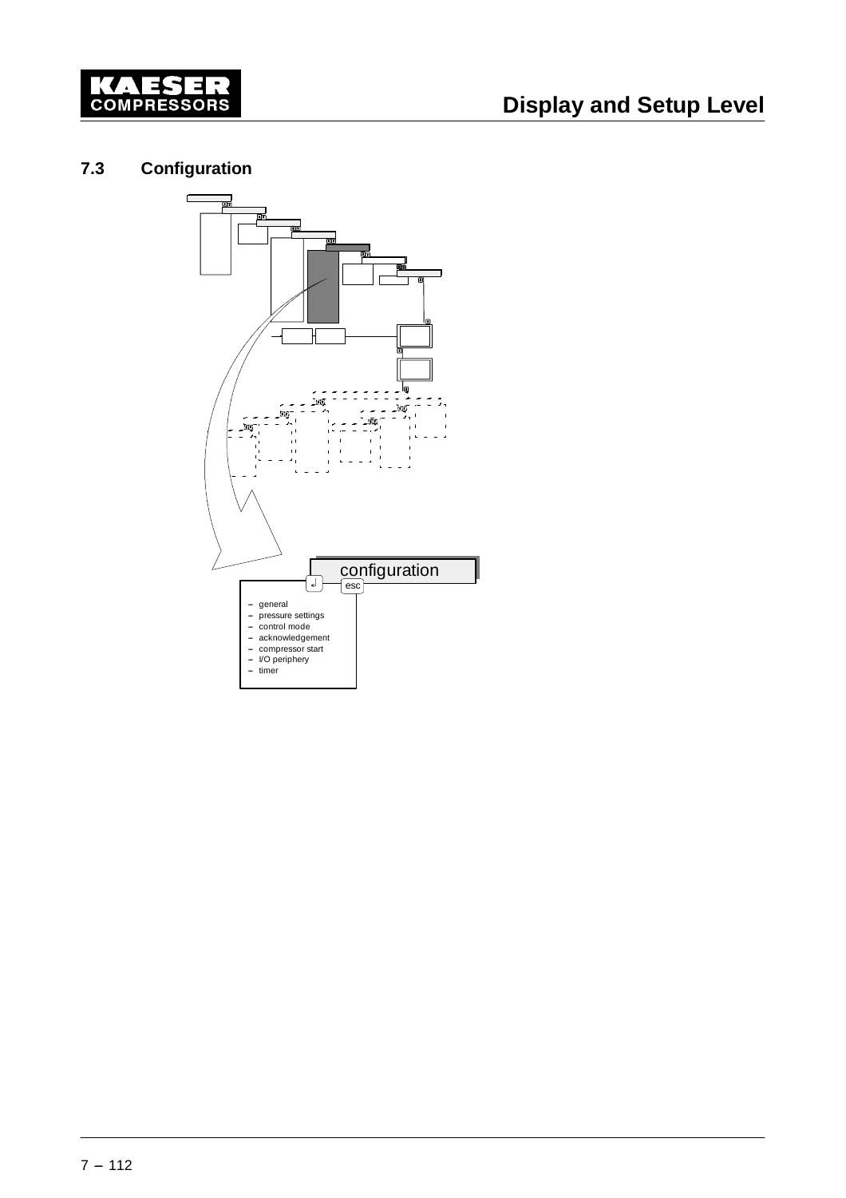## 7.3 Configuration

configuration

↲ esc

- general
- pressure settings
- control mode
- acknowledgement
- compressor start
- I/O periphery
- timer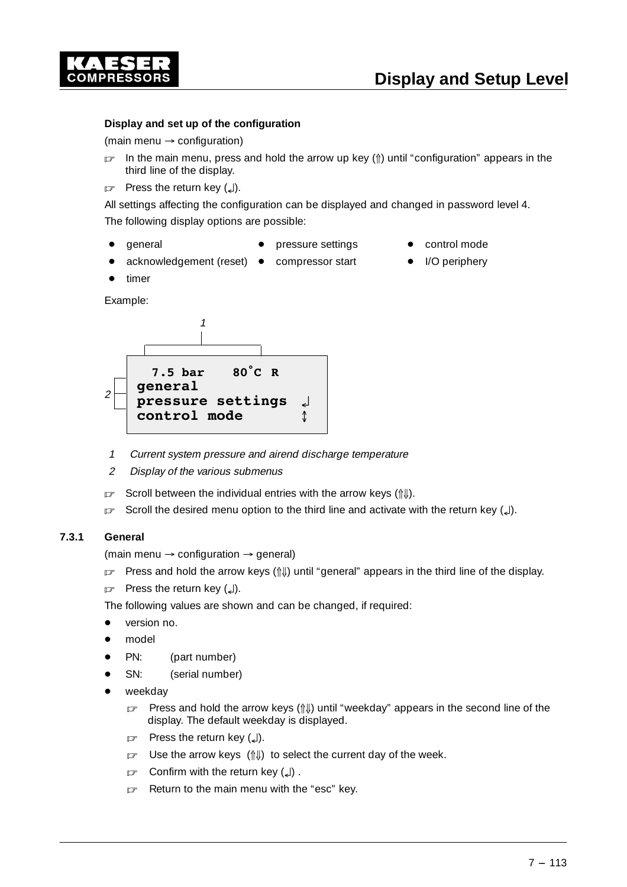**Display and set up of the configuration**

(main menu → configuration)

☞ In the main menu, press and hold the arrow up key (⇑) until “configuration” appears in the third line of the display.

☞ Press the return key (↵).

All settings affecting the configuration can be displayed and changed in password level 4.

The following display options are possible:

- general
- acknowledgement (reset)
- timer
- pressure settings
- compressor start
- control mode
- I/O periphery

Example:

```
  7.5 bar   80°C R
general
pressure settings  ↵
control mode       ↕
```

1 *Current system pressure and airend discharge temperature*

2 *Display of the various submenus*

☞ Scroll between the individual entries with the arrow keys (⇑⇓).

☞ Scroll the desired menu option to the third line and activate with the return key (↵).

### 7.3.1 General

(main menu → configuration → general)

☞ Press and hold the arrow keys (⇑⇓) until “general” appears in the third line of the display.

☞ Press the return key (↵).

The following values are shown and can be changed, if required:

- version no.
- model
- PN: (part number)
- SN: (serial number)
- weekday
  - ☞ Press and hold the arrow keys (⇑⇓) until “weekday” appears in the second line of the display. The default weekday is displayed.
  - ☞ Press the return key (↵).
  - ☞ Use the arrow keys (⇑⇓) to select the current day of the week.
  - ☞ Confirm with the return key (↵) .
  - ☞ Return to the main menu with the “esc” key.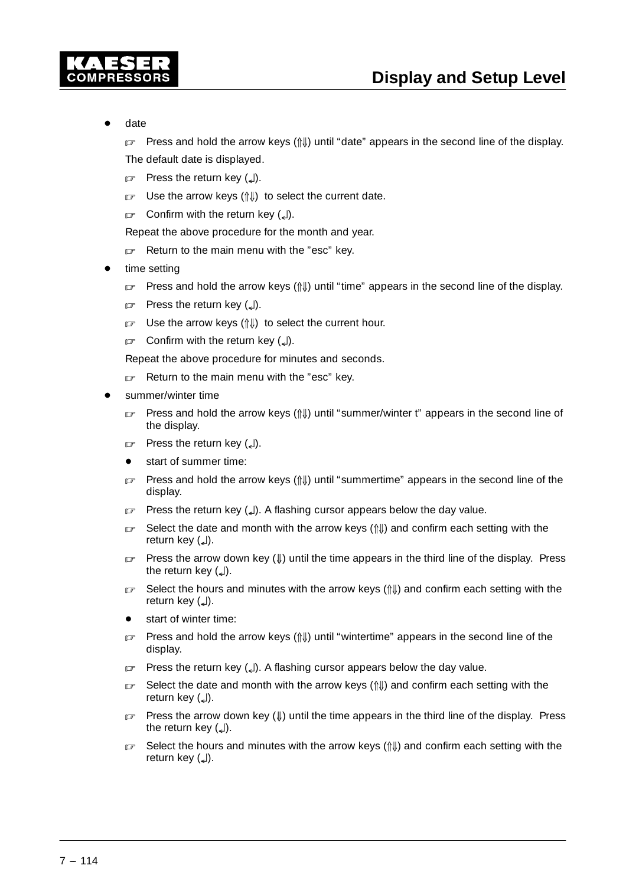- date

  ☞ Press and hold the arrow keys (⇑⇓) until “date” appears in the second line of the display.

  The default date is displayed.

  ☞ Press the return key (↵).

  ☞ Use the arrow keys (⇑⇓) to select the current date.

  ☞ Confirm with the return key (↵).

  Repeat the above procedure for the month and year.

  ☞ Return to the main menu with the ”esc” key.

- time setting

  ☞ Press and hold the arrow keys (⇑⇓) until “time” appears in the second line of the display.

  ☞ Press the return key (↵).

  ☞ Use the arrow keys (⇑⇓) to select the current hour.

  ☞ Confirm with the return key (↵).

  Repeat the above procedure for minutes and seconds.

  ☞ Return to the main menu with the ”esc” key.

- summer/winter time

  ☞ Press and hold the arrow keys (⇑⇓) until “summer/winter t” appears in the second line of the display.

  ☞ Press the return key (↵).

  - start of summer time:

  ☞ Press and hold the arrow keys (⇑⇓) until “summertime” appears in the second line of the display.

  ☞ Press the return key (↵). A flashing cursor appears below the day value.

  ☞ Select the date and month with the arrow keys (⇑⇓) and confirm each setting with the return key (↵).

  ☞ Press the arrow down key (⇓) until the time appears in the third line of the display. Press the return key (↵).

  ☞ Select the hours and minutes with the arrow keys (⇑⇓) and confirm each setting with the return key (↵).

  - start of winter time:

  ☞ Press and hold the arrow keys (⇑⇓) until “wintertime” appears in the second line of the display.

  ☞ Press the return key (↵). A flashing cursor appears below the day value.

  ☞ Select the date and month with the arrow keys (⇑⇓) and confirm each setting with the return key (↵).

  ☞ Press the arrow down key (⇓) until the time appears in the third line of the display. Press the return key (↵).

  ☞ Select the hours and minutes with the arrow keys (⇑⇓) and confirm each setting with the return key (↵).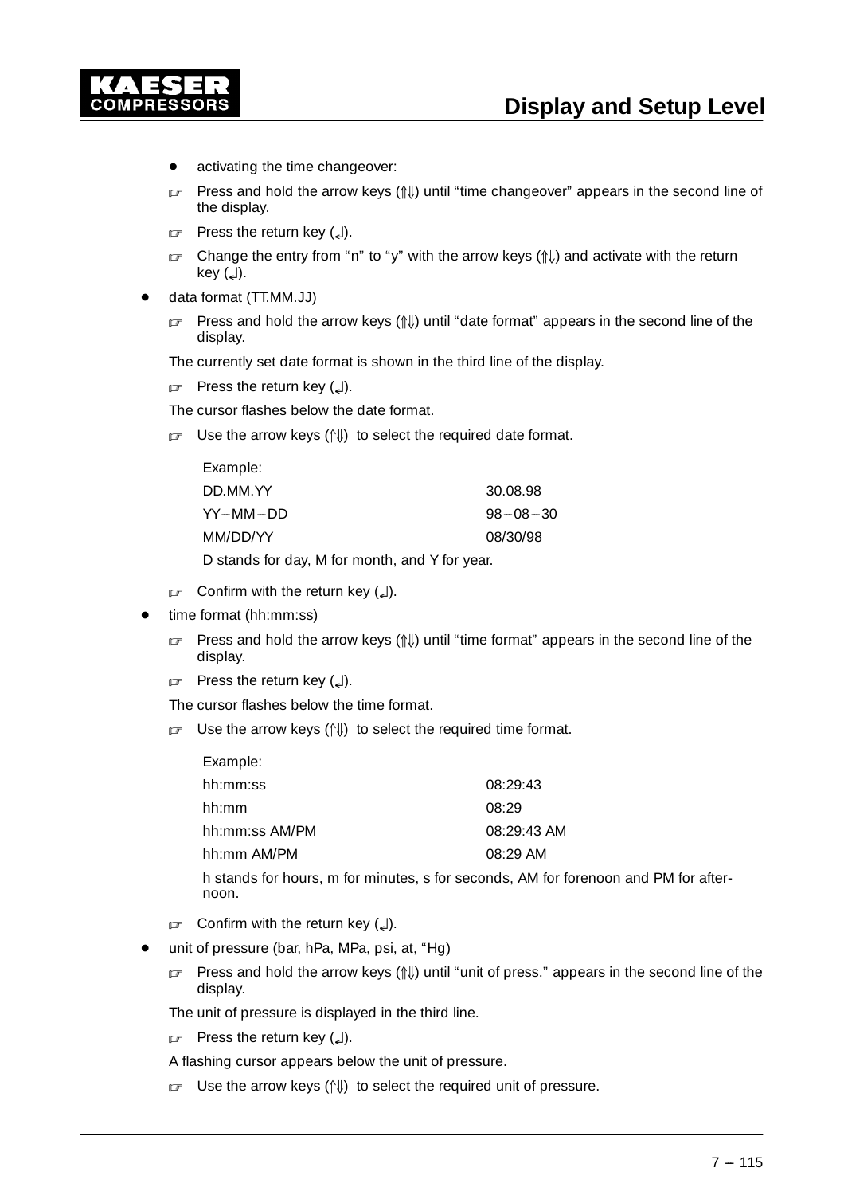- activating the time changeover:
  - ☞ Press and hold the arrow keys (⇑⇓) until “time changeover” appears in the second line of the display.
  - ☞ Press the return key (↵).
  - ☞ Change the entry from “n” to “y” with the arrow keys (⇑⇓) and activate with the return key (↵).

- data format (TT.MM.JJ)
  - ☞ Press and hold the arrow keys (⇑⇓) until “date format” appears in the second line of the display.

  The currently set date format is shown in the third line of the display.

  - ☞ Press the return key (↵).

  The cursor flashes below the date format.

  - ☞ Use the arrow keys (⇑⇓) to select the required date format.

  | Example: | |
  |---|---|
  | DD.MM.YY | 30.08.98 |
  | YY–MM–DD | 98–08–30 |
  | MM/DD/YY | 08/30/98 |

  D stands for day, M for month, and Y for year.

  - ☞ Confirm with the return key (↵).

- time format (hh:mm:ss)
  - ☞ Press and hold the arrow keys (⇑⇓) until “time format” appears in the second line of the display.
  - ☞ Press the return key (↵).

  The cursor flashes below the time format.

  - ☞ Use the arrow keys (⇑⇓) to select the required time format.

  | Example: | |
  |---|---|
  | hh:mm:ss | 08:29:43 |
  | hh:mm | 08:29 |
  | hh:mm:ss AM/PM | 08:29:43 AM |
  | hh:mm AM/PM | 08:29 AM |

  h stands for hours, m for minutes, s for seconds, AM for forenoon and PM for afternoon.

  - ☞ Confirm with the return key (↵).

- unit of pressure (bar, hPa, MPa, psi, at, “Hg)
  - ☞ Press and hold the arrow keys (⇑⇓) until “unit of press.” appears in the second line of the display.

  The unit of pressure is displayed in the third line.

  - ☞ Press the return key (↵).

  A flashing cursor appears below the unit of pressure.

  - ☞ Use the arrow keys (⇑⇓) to select the required unit of pressure.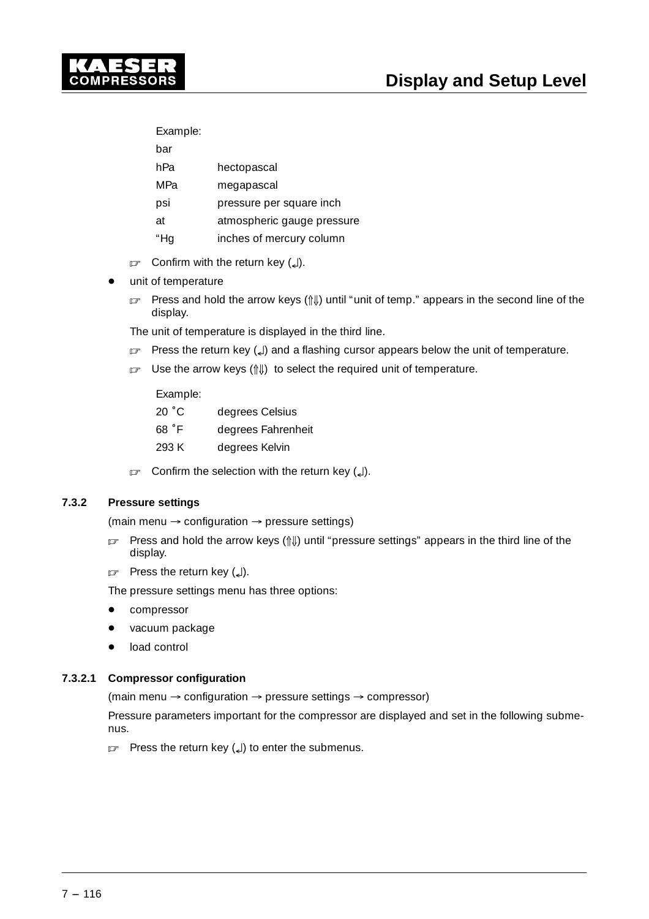Example:

| | |
|---|---|
| bar | |
| hPa | hectopascal |
| MPa | megapascal |
| psi | pressure per square inch |
| at | atmospheric gauge pressure |
| “Hg | inches of mercury column |

☞ Confirm with the return key (↵).

- unit of temperature

  ☞ Press and hold the arrow keys (⇑⇓) until “unit of temp.” appears in the second line of the display.

  The unit of temperature is displayed in the third line.

  ☞ Press the return key (↵) and a flashing cursor appears below the unit of temperature.

  ☞ Use the arrow keys (⇑⇓) to select the required unit of temperature.

  Example:

  | | |
  |---|---|
  | 20 ˚C | degrees Celsius |
  | 68 ˚F | degrees Fahrenheit |
  | 293 K | degrees Kelvin |

  ☞ Confirm the selection with the return key (↵).

### 7.3.2 Pressure settings

(main menu → configuration → pressure settings)

☞ Press and hold the arrow keys (⇑⇓) until “pressure settings” appears in the third line of the display.

☞ Press the return key (↵).

The pressure settings menu has three options:

- compressor
- vacuum package
- load control

#### 7.3.2.1 Compressor configuration

(main menu → configuration → pressure settings → compressor)

Pressure parameters important for the compressor are displayed and set in the following submenus.

☞ Press the return key (↵) to enter the submenus.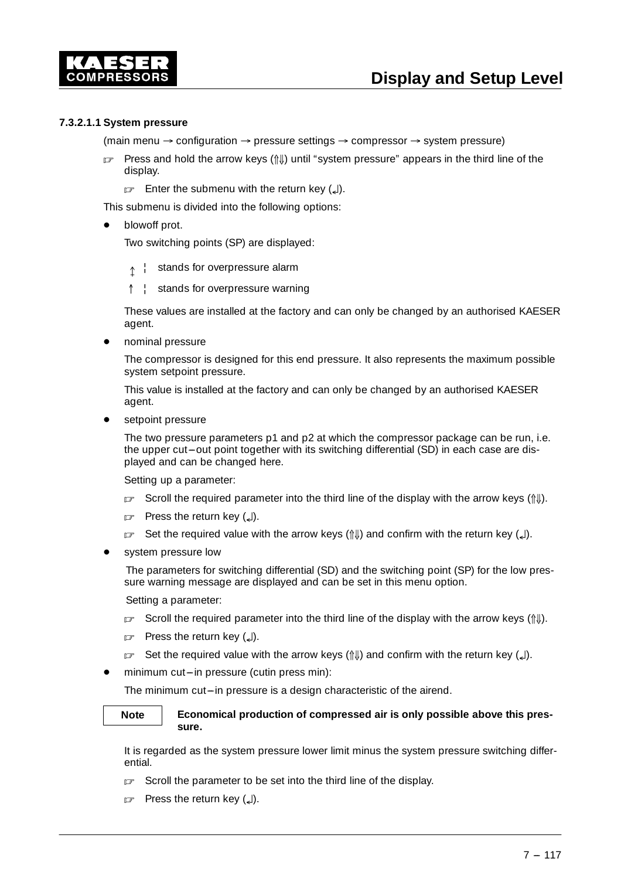#### 7.3.2.1.1 System pressure

(main menu → configuration → pressure settings → compressor → system pressure)

☞ Press and hold the arrow keys (⇑⇓) until “system pressure” appears in the third line of the display.

☞ Enter the submenu with the return key (↵).

This submenu is divided into the following options:

- blowoff prot.

  Two switching points (SP) are displayed:

  ↥ ¦ stands for overpressure alarm

  ↑ ¦ stands for overpressure warning

  These values are installed at the factory and can only be changed by an authorised KAESER agent.

- nominal pressure

  The compressor is designed for this end pressure. It also represents the maximum possible system setpoint pressure.

  This value is installed at the factory and can only be changed by an authorised KAESER agent.

- setpoint pressure

  The two pressure parameters p1 and p2 at which the compressor package can be run, i.e. the upper cut–out point together with its switching differential (SD) in each case are displayed and can be changed here.

  Setting up a parameter:

  ☞ Scroll the required parameter into the third line of the display with the arrow keys (⇑⇓).

  ☞ Press the return key (↵).

  ☞ Set the required value with the arrow keys (⇑⇓) and confirm with the return key (↵).

- system pressure low

  The parameters for switching differential (SD) and the switching point (SP) for the low pressure warning message are displayed and can be set in this menu option.

  Setting a parameter:

  ☞ Scroll the required parameter into the third line of the display with the arrow keys (⇑⇓).

  ☞ Press the return key (↵).

  ☞ Set the required value with the arrow keys (⇑⇓) and confirm with the return key (↵).

- minimum cut–in pressure (cutin press min):

  The minimum cut–in pressure is a design characteristic of the airend.

  **Note** — **Economical production of compressed air is only possible above this pressure.**

  It is regarded as the system pressure lower limit minus the system pressure switching differential.

  ☞ Scroll the parameter to be set into the third line of the display.

  ☞ Press the return key (↵).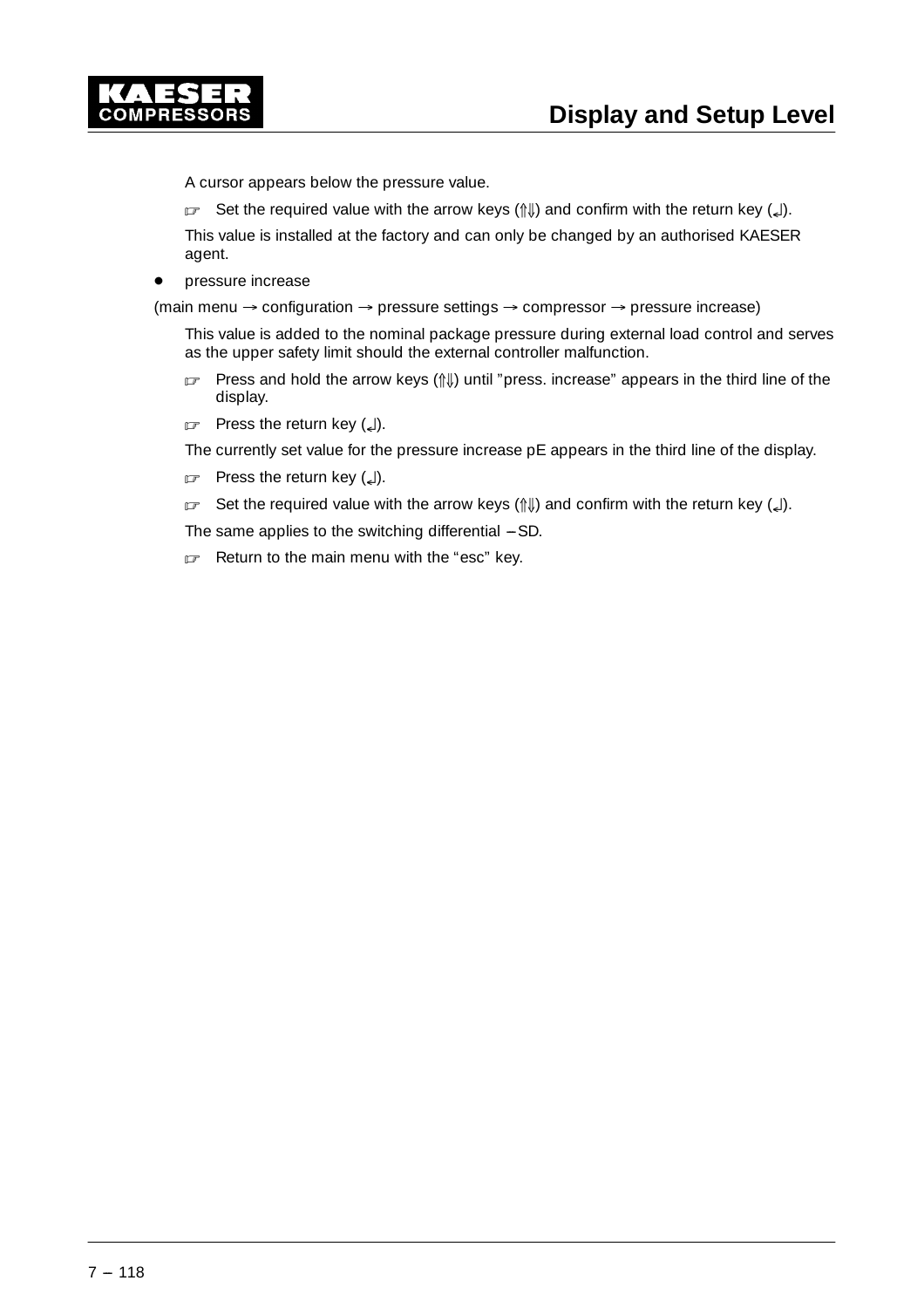A cursor appears below the pressure value.

☞ Set the required value with the arrow keys (⇑⇓) and confirm with the return key (↵).

This value is installed at the factory and can only be changed by an authorised KAESER agent.

- pressure increase

(main menu → configuration → pressure settings → compressor → pressure increase)

This value is added to the nominal package pressure during external load control and serves as the upper safety limit should the external controller malfunction.

☞ Press and hold the arrow keys (⇑⇓) until "press. increase" appears in the third line of the display.

☞ Press the return key (↵).

The currently set value for the pressure increase pE appears in the third line of the display.

☞ Press the return key (↵).

☞ Set the required value with the arrow keys (⇑⇓) and confirm with the return key (↵).

The same applies to the switching differential – SD.

☞ Return to the main menu with the "esc" key.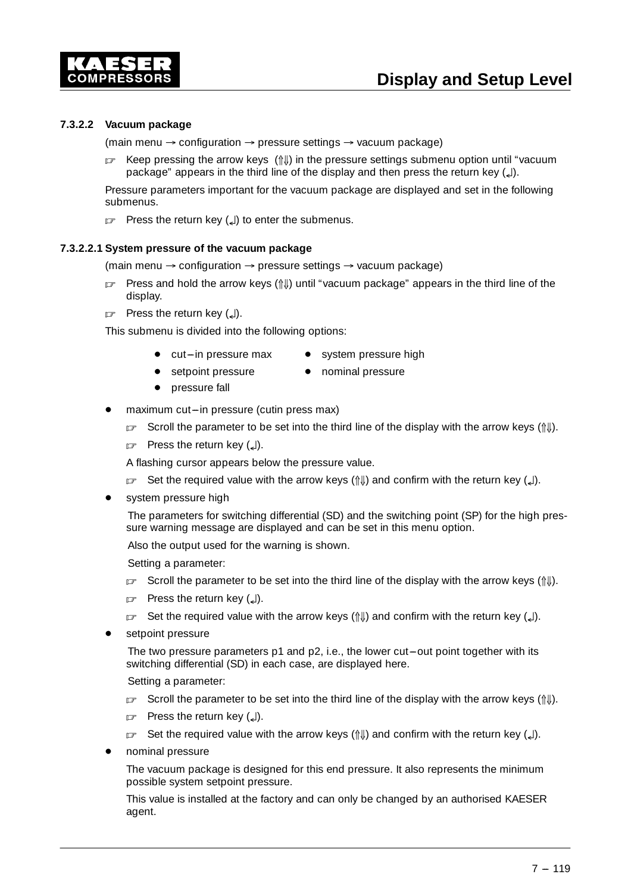#### 7.3.2.2 Vacuum package

(main menu → configuration → pressure settings → vacuum package)

☞ Keep pressing the arrow keys (⇑⇓) in the pressure settings submenu option until "vacuum package" appears in the third line of the display and then press the return key (↵).

Pressure parameters important for the vacuum package are displayed and set in the following submenus.

☞ Press the return key (↵) to enter the submenus.

##### 7.3.2.2.1 System pressure of the vacuum package

(main menu → configuration → pressure settings → vacuum package)

☞ Press and hold the arrow keys (⇑⇓) until "vacuum package" appears in the third line of the display.

☞ Press the return key (↵).

This submenu is divided into the following options:

- cut–in pressure max
- setpoint pressure
- pressure fall
- system pressure high
- nominal pressure

- maximum cut–in pressure (cutin press max)

  ☞ Scroll the parameter to be set into the third line of the display with the arrow keys (⇑⇓).

  ☞ Press the return key (↵).

  A flashing cursor appears below the pressure value.

  ☞ Set the required value with the arrow keys (⇑⇓) and confirm with the return key (↵).

- system pressure high

  The parameters for switching differential (SD) and the switching point (SP) for the high pressure warning message are displayed and can be set in this menu option.

  Also the output used for the warning is shown.

  Setting a parameter:

  ☞ Scroll the parameter to be set into the third line of the display with the arrow keys (⇑⇓).

  ☞ Press the return key (↵).

  ☞ Set the required value with the arrow keys (⇑⇓) and confirm with the return key (↵).

- setpoint pressure

  The two pressure parameters p1 and p2, i.e., the lower cut–out point together with its switching differential (SD) in each case, are displayed here.

  Setting a parameter:

  ☞ Scroll the parameter to be set into the third line of the display with the arrow keys (⇑⇓).

  ☞ Press the return key (↵).

  ☞ Set the required value with the arrow keys (⇑⇓) and confirm with the return key (↵).

- nominal pressure

  The vacuum package is designed for this end pressure. It also represents the minimum possible system setpoint pressure.

  This value is installed at the factory and can only be changed by an authorised KAESER agent.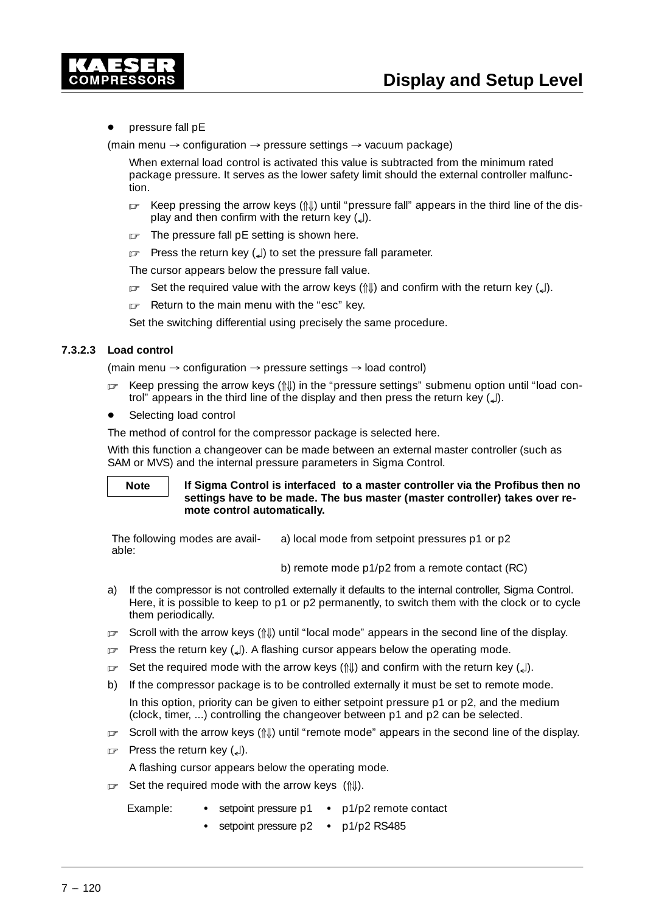- pressure fall pE

(main menu → configuration → pressure settings → vacuum package)

When external load control is activated this value is subtracted from the minimum rated package pressure. It serves as the lower safety limit should the external controller malfunction.

☞ Keep pressing the arrow keys (⇑⇓) until “pressure fall” appears in the third line of the display and then confirm with the return key (↵).

☞ The pressure fall pE setting is shown here.

☞ Press the return key (↵) to set the pressure fall parameter.

The cursor appears below the pressure fall value.

☞ Set the required value with the arrow keys (⇑⇓) and confirm with the return key (↵).

☞ Return to the main menu with the “esc” key.

Set the switching differential using precisely the same procedure.

#### 7.3.2.3 Load control

(main menu → configuration → pressure settings → load control)

☞ Keep pressing the arrow keys (⇑⇓) in the “pressure settings” submenu option until “load control” appears in the third line of the display and then press the return key (↵).

- Selecting load control

The method of control for the compressor package is selected here.

With this function a changeover can be made between an external master controller (such as SAM or MVS) and the internal pressure parameters in Sigma Control.

**Note** — **If Sigma Control is interfaced to a master controller via the Profibus then no settings have to be made. The bus master (master controller) takes over remote control automatically.**

The following modes are available:
a) local mode from setpoint pressures p1 or p2
b) remote mode p1/p2 from a remote contact (RC)

a) If the compressor is not controlled externally it defaults to the internal controller, Sigma Control. Here, it is possible to keep to p1 or p2 permanently, to switch them with the clock or to cycle them periodically.

☞ Scroll with the arrow keys (⇑⇓) until “local mode” appears in the second line of the display.

☞ Press the return key (↵). A flashing cursor appears below the operating mode.

☞ Set the required mode with the arrow keys (⇑⇓) and confirm with the return key (↵).

b) If the compressor package is to be controlled externally it must be set to remote mode.

In this option, priority can be given to either setpoint pressure p1 or p2, and the medium (clock, timer, ...) controlling the changeover between p1 and p2 can be selected.

☞ Scroll with the arrow keys (⇑⇓) until “remote mode” appears in the second line of the display.

☞ Press the return key (↵).

A flashing cursor appears below the operating mode.

☞ Set the required mode with the arrow keys (⇑⇓).

Example:
- setpoint pressure p1
- p1/p2 remote contact
- setpoint pressure p2
- p1/p2 RS485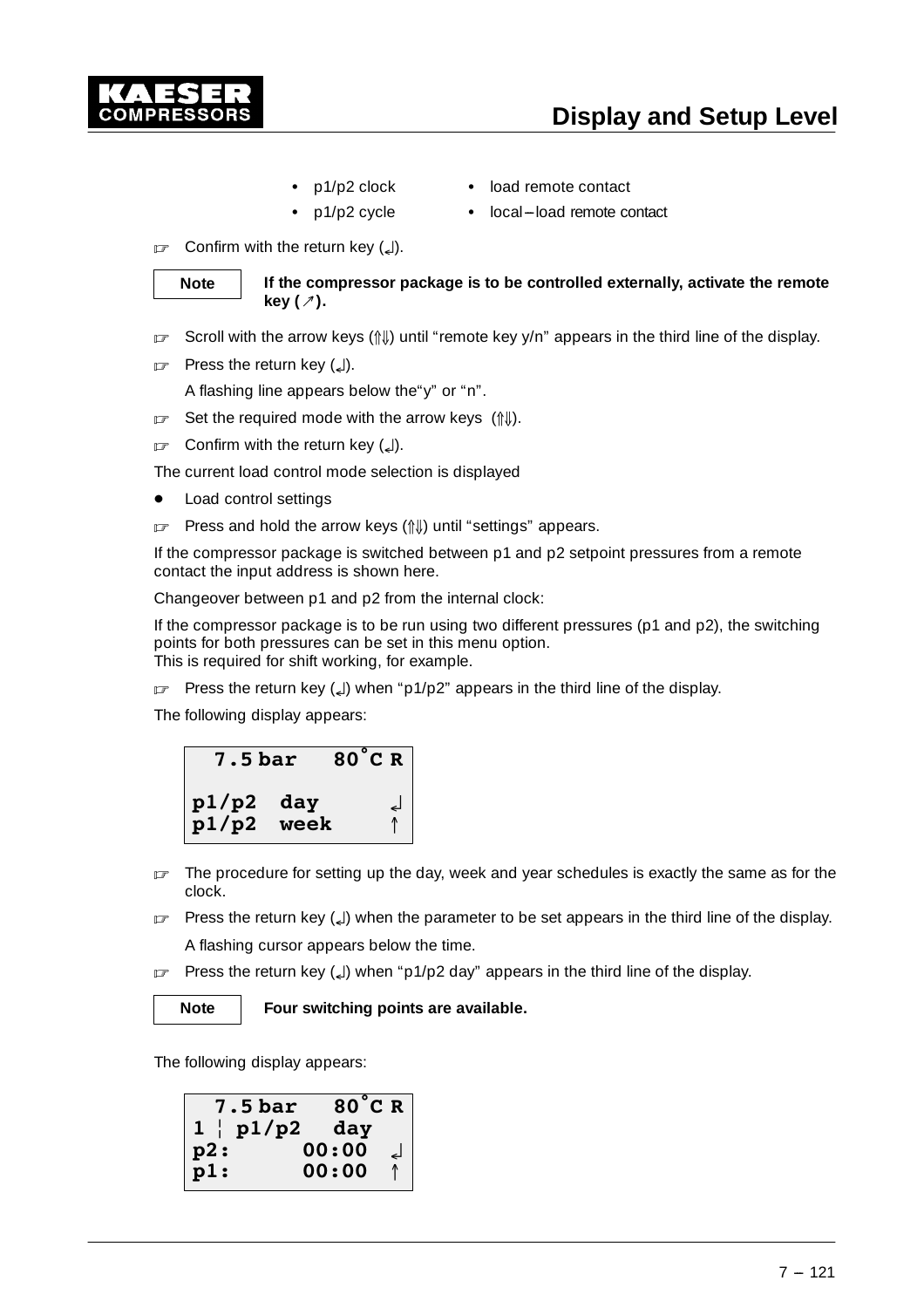- p1/p2 clock
- p1/p2 cycle
- load remote contact
- local – load remote contact

☞ Confirm with the return key (↲).

| Note | **If the compressor package is to be controlled externally, activate the remote key (↗).** |
|---|---|

☞ Scroll with the arrow keys (⇑⇓) until "remote key y/n" appears in the third line of the display.

☞ Press the return key (↲).

A flashing line appears below the"y" or "n".

☞ Set the required mode with the arrow keys (⇑⇓).

☞ Confirm with the return key (↲).

The current load control mode selection is displayed

- Load control settings

☞ Press and hold the arrow keys (⇑⇓) until "settings" appears.

If the compressor package is switched between p1 and p2 setpoint pressures from a remote contact the input address is shown here.

Changeover between p1 and p2 from the internal clock:

If the compressor package is to be run using two different pressures (p1 and p2), the switching points for both pressures can be set in this menu option.
This is required for shift working, for example.

☞ Press the return key (↲) when "p1/p2" appears in the third line of the display.

The following display appears:

```
  7.5 bar   80°C R

p1/p2  day      ↲
p1/p2  week     ↑
```

☞ The procedure for setting up the day, week and year schedules is exactly the same as for the clock.

☞ Press the return key (↲) when the parameter to be set appears in the third line of the display.

A flashing cursor appears below the time.

☞ Press the return key (↲) when "p1/p2 day" appears in the third line of the display.

| Note | **Four switching points are available.** |
|---|---|

The following display appears:

```
  7.5 bar   80°C R
1 ¦ p1/p2   day
p2:      00:00  ↲
p1:      00:00  ↑
```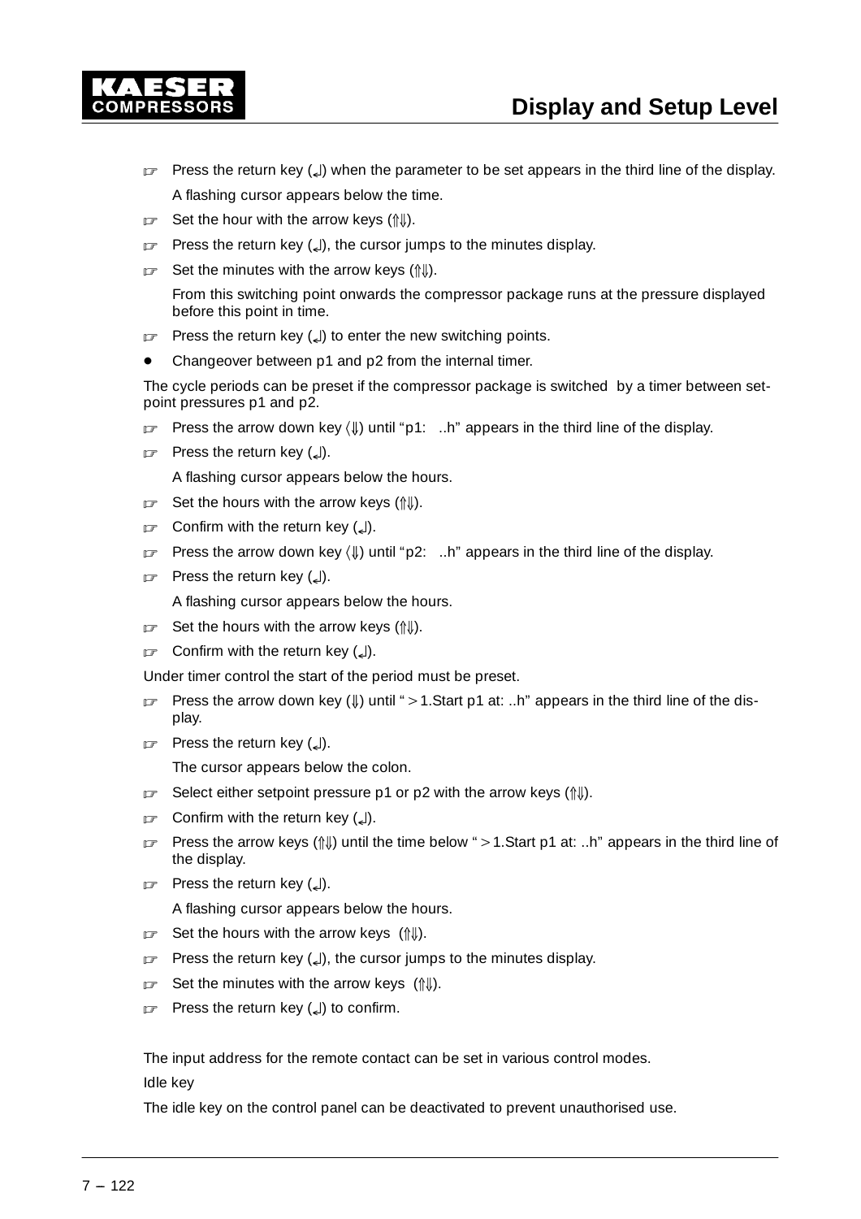☞ Press the return key (↵) when the parameter to be set appears in the third line of the display.

A flashing cursor appears below the time.

☞ Set the hour with the arrow keys (⇑⇓).

☞ Press the return key (↵), the cursor jumps to the minutes display.

☞ Set the minutes with the arrow keys (⇑⇓).

From this switching point onwards the compressor package runs at the pressure displayed before this point in time.

☞ Press the return key (↵) to enter the new switching points.

- Changeover between p1 and p2 from the internal timer.

The cycle periods can be preset if the compressor package is switched by a timer between setpoint pressures p1 and p2.

☞ Press the arrow down key (⇓) until "p1: ..h" appears in the third line of the display.

☞ Press the return key (↵).

A flashing cursor appears below the hours.

☞ Set the hours with the arrow keys (⇑⇓).

☞ Confirm with the return key (↵).

☞ Press the arrow down key (⇓) until "p2: ..h" appears in the third line of the display.

☞ Press the return key (↵).

A flashing cursor appears below the hours.

☞ Set the hours with the arrow keys (⇑⇓).

☞ Confirm with the return key (↵).

Under timer control the start of the period must be preset.

☞ Press the arrow down key (⇓) until "＞1.Start p1 at: ..h" appears in the third line of the display.

☞ Press the return key (↵).

The cursor appears below the colon.

☞ Select either setpoint pressure p1 or p2 with the arrow keys (⇑⇓).

☞ Confirm with the return key (↵).

☞ Press the arrow keys (⇑⇓) until the time below "＞1.Start p1 at: ..h" appears in the third line of the display.

☞ Press the return key (↵).

A flashing cursor appears below the hours.

☞ Set the hours with the arrow keys (⇑⇓).

☞ Press the return key (↵), the cursor jumps to the minutes display.

☞ Set the minutes with the arrow keys (⇑⇓).

☞ Press the return key (↵) to confirm.

The input address for the remote contact can be set in various control modes.

Idle key

The idle key on the control panel can be deactivated to prevent unauthorised use.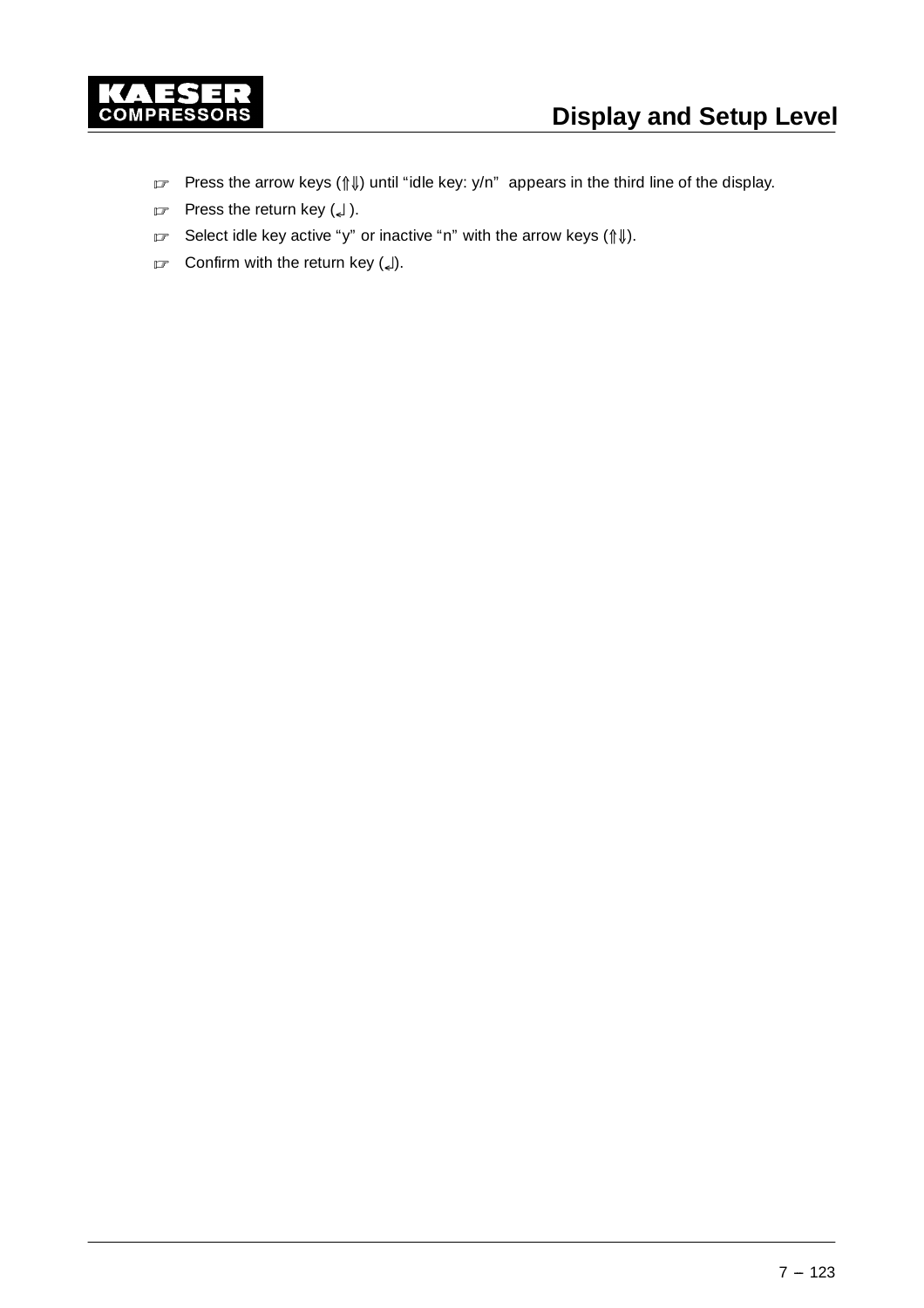- ☞ Press the arrow keys (⇑⇓) until "idle key: y/n" appears in the third line of the display.
- ☞ Press the return key (↵).
- ☞ Select idle key active "y" or inactive "n" with the arrow keys (⇑⇓).
- ☞ Confirm with the return key (↵).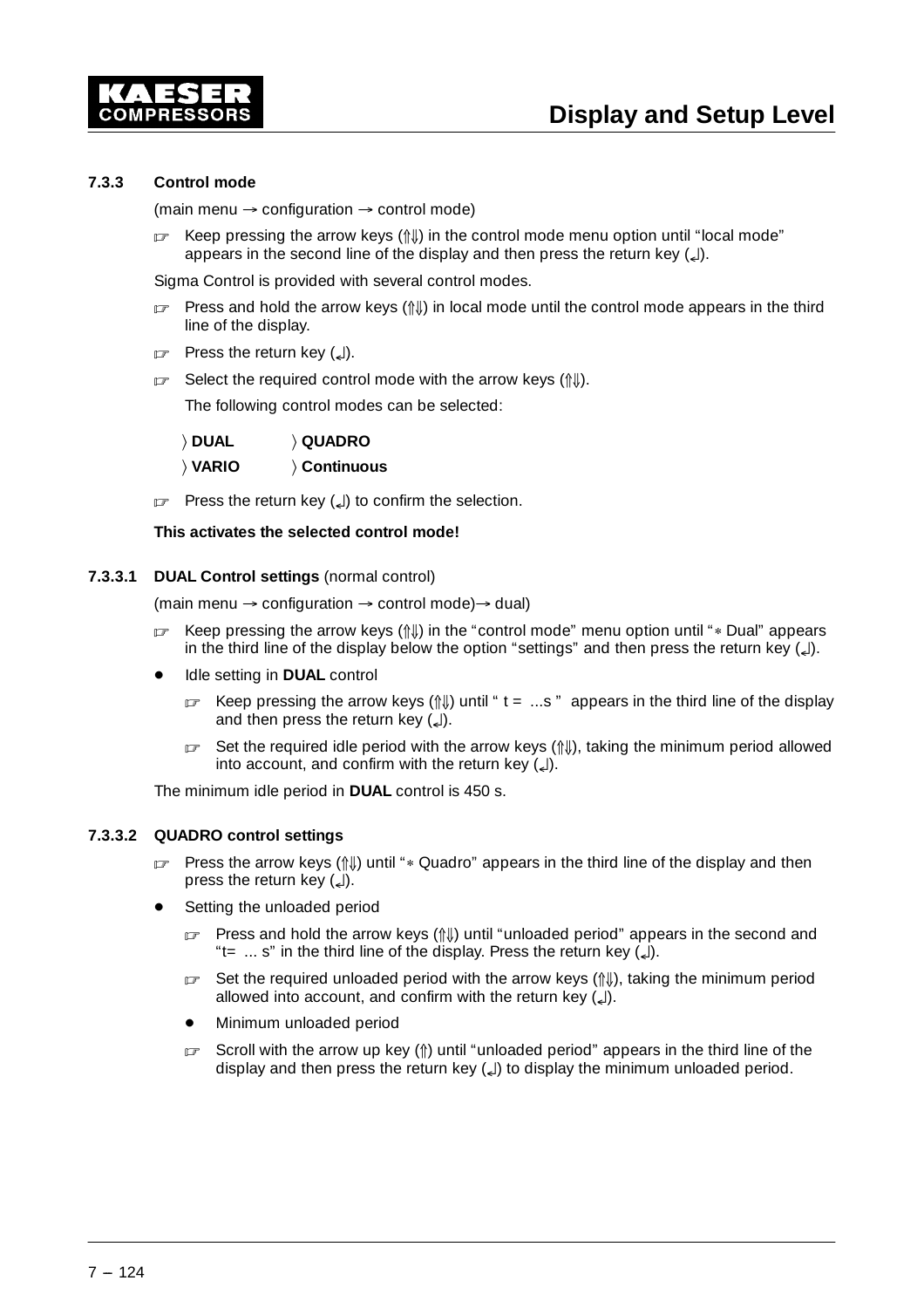### 7.3.3 Control mode

(main menu → configuration → control mode)

☞ Keep pressing the arrow keys (⇑⇓) in the control mode menu option until “local mode” appears in the second line of the display and then press the return key (↵).

Sigma Control is provided with several control modes.

☞ Press and hold the arrow keys (⇑⇓) in local mode until the control mode appears in the third line of the display.

☞ Press the return key (↵).

☞ Select the required control mode with the arrow keys (⇑⇓).

The following control modes can be selected:

〉**DUAL** 〉**QUADRO**

〉**VARIO** 〉**Continuous**

☞ Press the return key (↵) to confirm the selection.

**This activates the selected control mode!**

#### 7.3.3.1 DUAL Control settings (normal control)

(main menu → configuration → control mode)→ dual)

☞ Keep pressing the arrow keys (⇑⇓) in the “control mode” menu option until “* Dual” appears in the third line of the display below the option “settings” and then press the return key (↵).

- Idle setting in **DUAL** control
  - ☞ Keep pressing the arrow keys (⇑⇓) until “ t = ...s ” appears in the third line of the display and then press the return key (↵).
  - ☞ Set the required idle period with the arrow keys (⇑⇓), taking the minimum period allowed into account, and confirm with the return key (↵).

The minimum idle period in **DUAL** control is 450 s.

#### 7.3.3.2 QUADRO control settings

☞ Press the arrow keys (⇑⇓) until “* Quadro” appears in the third line of the display and then press the return key (↵).

- Setting the unloaded period
  - ☞ Press and hold the arrow keys (⇑⇓) until “unloaded period” appears in the second and “t= ... s” in the third line of the display. Press the return key (↵).
  - ☞ Set the required unloaded period with the arrow keys (⇑⇓), taking the minimum period allowed into account, and confirm with the return key (↵).
  - Minimum unloaded period
  - ☞ Scroll with the arrow up key (⇑) until “unloaded period” appears in the third line of the display and then press the return key (↵) to display the minimum unloaded period.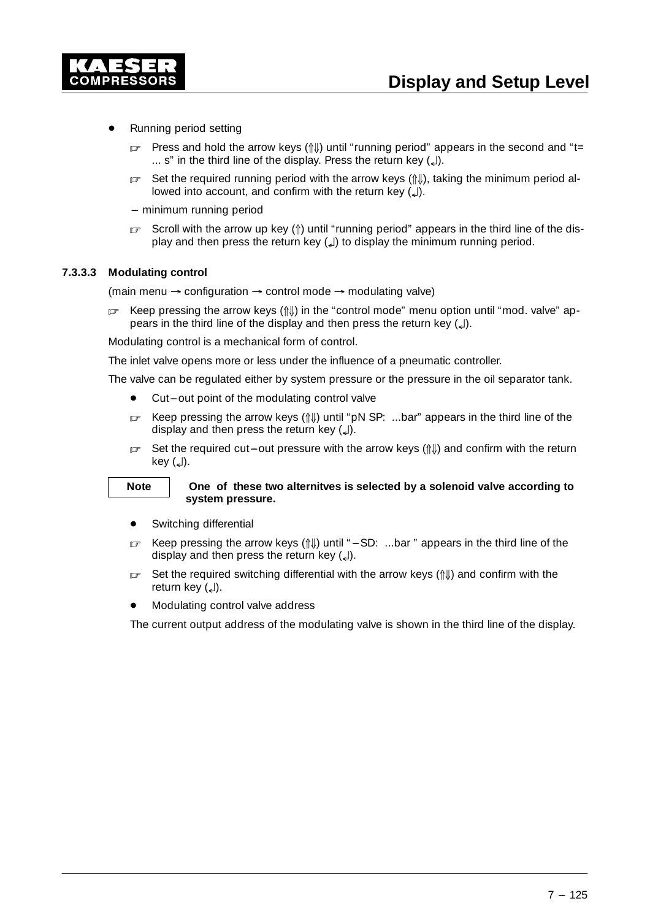- Running period setting

  ☞ Press and hold the arrow keys (⇑⇓) until “running period” appears in the second and “t= ... s” in the third line of the display. Press the return key (↵).

  ☞ Set the required running period with the arrow keys (⇑⇓), taking the minimum period allowed into account, and confirm with the return key (↵).

  – minimum running period

  ☞ Scroll with the arrow up key (⇑) until “running period” appears in the third line of the display and then press the return key (↵) to display the minimum running period.

### 7.3.3.3 Modulating control

(main menu → configuration → control mode → modulating valve)

☞ Keep pressing the arrow keys (⇑⇓) in the “control mode” menu option until “mod. valve” appears in the third line of the display and then press the return key (↵).

Modulating control is a mechanical form of control.

The inlet valve opens more or less under the influence of a pneumatic controller.

The valve can be regulated either by system pressure or the pressure in the oil separator tank.

- Cut–out point of the modulating control valve

  ☞ Keep pressing the arrow keys (⇑⇓) until “pN SP: ...bar” appears in the third line of the display and then press the return key (↵).

  ☞ Set the required cut–out pressure with the arrow keys (⇑⇓) and confirm with the return key (↵).

**Note** — **One of these two alternitves is selected by a solenoid valve according to system pressure.**

- Switching differential

  ☞ Keep pressing the arrow keys (⇑⇓) until “–SD: ...bar ” appears in the third line of the display and then press the return key (↵).

  ☞ Set the required switching differential with the arrow keys (⇑⇓) and confirm with the return key (↵).

- Modulating control valve address

The current output address of the modulating valve is shown in the third line of the display.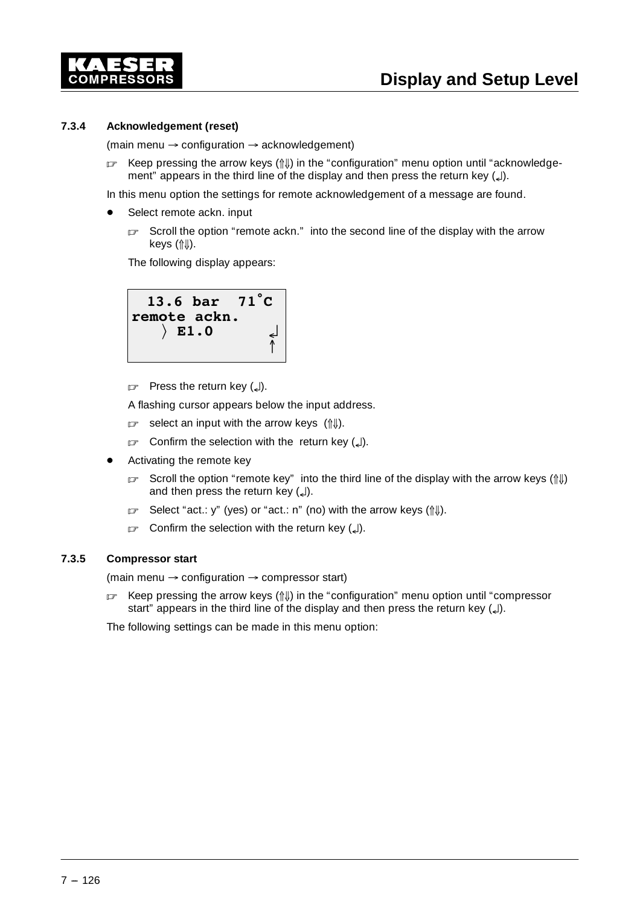### 7.3.4 Acknowledgement (reset)

(main menu → configuration → acknowledgement)

☞ Keep pressing the arrow keys (⇑⇓) in the “configuration” menu option until “acknowledgement” appears in the third line of the display and then press the return key (↵).

In this menu option the settings for remote acknowledgement of a message are found.

- Select remote ackn. input

  ☞ Scroll the option “remote ackn.” into the second line of the display with the arrow keys (⇑⇓).

  The following display appears:

```
  13.6 bar  71°C
remote ackn.
   〉 E1.0       ↵
                ↑
```

  ☞ Press the return key (↵).

  A flashing cursor appears below the input address.

  ☞ select an input with the arrow keys (⇑⇓).

  ☞ Confirm the selection with the return key (↵).

- Activating the remote key

  ☞ Scroll the option “remote key” into the third line of the display with the arrow keys (⇑⇓) and then press the return key (↵).

  ☞ Select “act.: y” (yes) or “act.: n” (no) with the arrow keys (⇑⇓).

  ☞ Confirm the selection with the return key (↵).

### 7.3.5 Compressor start

(main menu → configuration → compressor start)

☞ Keep pressing the arrow keys (⇑⇓) in the “configuration” menu option until “compressor start” appears in the third line of the display and then press the return key (↵).

The following settings can be made in this menu option: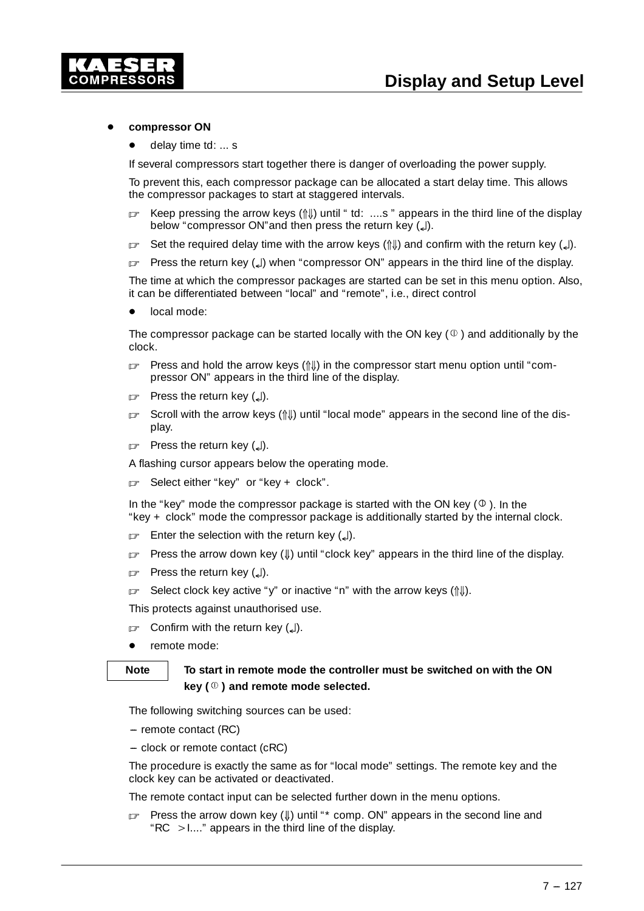- **compressor ON**
  - delay time td: ... s

  If several compressors start together there is danger of overloading the power supply.

  To prevent this, each compressor package can be allocated a start delay time. This allows the compressor packages to start at staggered intervals.

  ☞ Keep pressing the arrow keys (⇑⇓) until “ td: ....s ” appears in the third line of the display below “compressor ON”and then press the return key (↵).

  ☞ Set the required delay time with the arrow keys (⇑⇓) and confirm with the return key (↵).

  ☞ Press the return key (↵) when “compressor ON” appears in the third line of the display.

  The time at which the compressor packages are started can be set in this menu option. Also, it can be differentiated between “local” and “remote”, i.e., direct control

  - local mode:

  The compressor package can be started locally with the ON key (⏀) and additionally by the clock.

  ☞ Press and hold the arrow keys (⇑⇓) in the compressor start menu option until “compressor ON” appears in the third line of the display.

  ☞ Press the return key (↵).

  ☞ Scroll with the arrow keys (⇑⇓) until “local mode” appears in the second line of the display.

  ☞ Press the return key (↵).

  A flashing cursor appears below the operating mode.

  ☞ Select either “key” or “key + clock”.

  In the “key” mode the compressor package is started with the ON key (⏀). In the “key + clock” mode the compressor package is additionally started by the internal clock.

  ☞ Enter the selection with the return key (↵).

  ☞ Press the arrow down key (⇓) until “clock key” appears in the third line of the display.

  ☞ Press the return key (↵).

  ☞ Select clock key active “y” or inactive “n” with the arrow keys (⇑⇓).

  This protects against unauthorised use.

  ☞ Confirm with the return key (↵).

  - remote mode:

| Note | **To start in remote mode the controller must be switched on with the ON key (⏀) and remote mode selected.** |
|---|---|

  The following switching sources can be used:

  – remote contact (RC)

  – clock or remote contact (cRC)

  The procedure is exactly the same as for “local mode” settings. The remote key and the clock key can be activated or deactivated.

  The remote contact input can be selected further down in the menu options.

  ☞ Press the arrow down key (⇓) until “* comp. ON” appears in the second line and “RC >I....” appears in the third line of the display.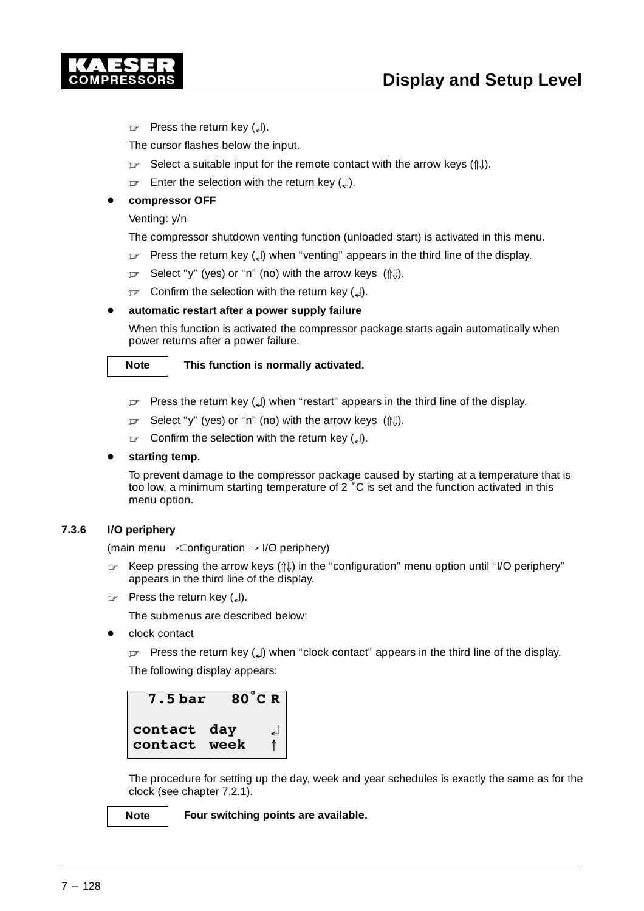☞ Press the return key (↲).

The cursor flashes below the input.

☞ Select a suitable input for the remote contact with the arrow keys (⇑⇓).

☞ Enter the selection with the return key (↲).

- **compressor OFF**

  Venting: y/n

  The compressor shutdown venting function (unloaded start) is activated in this menu.

  ☞ Press the return key (↲) when “venting” appears in the third line of the display.

  ☞ Select “y” (yes) or “n” (no) with the arrow keys (⇑⇓).

  ☞ Confirm the selection with the return key (↲).

- **automatic restart after a power supply failure**

  When this function is activated the compressor package starts again automatically when power returns after a power failure.

| Note | **This function is normally activated.** |
|---|---|

  ☞ Press the return key (↲) when “restart” appears in the third line of the display.

  ☞ Select “y” (yes) or “n” (no) with the arrow keys (⇑⇓).

  ☞ Confirm the selection with the return key (↲).

- **starting temp.**

  To prevent damage to the compressor package caused by starting at a temperature that is too low, a minimum starting temperature of 2 °C is set and the function activated in this menu option.

### 7.3.6 I/O periphery

(main menu → configuration → I/O periphery)

☞ Keep pressing the arrow keys (⇑⇓) in the “configuration” menu option until “I/O periphery” appears in the third line of the display.

☞ Press the return key (↲).

The submenus are described below:

- clock contact

  ☞ Press the return key (↲) when “clock contact” appears in the third line of the display.

  The following display appears:

```
  7.5 bar   80°C R

contact  day    ↲
contact  week   ↑
```

  The procedure for setting up the day, week and year schedules is exactly the same as for the clock (see chapter 7.2.1).

| Note | **Four switching points are available.** |
|---|---|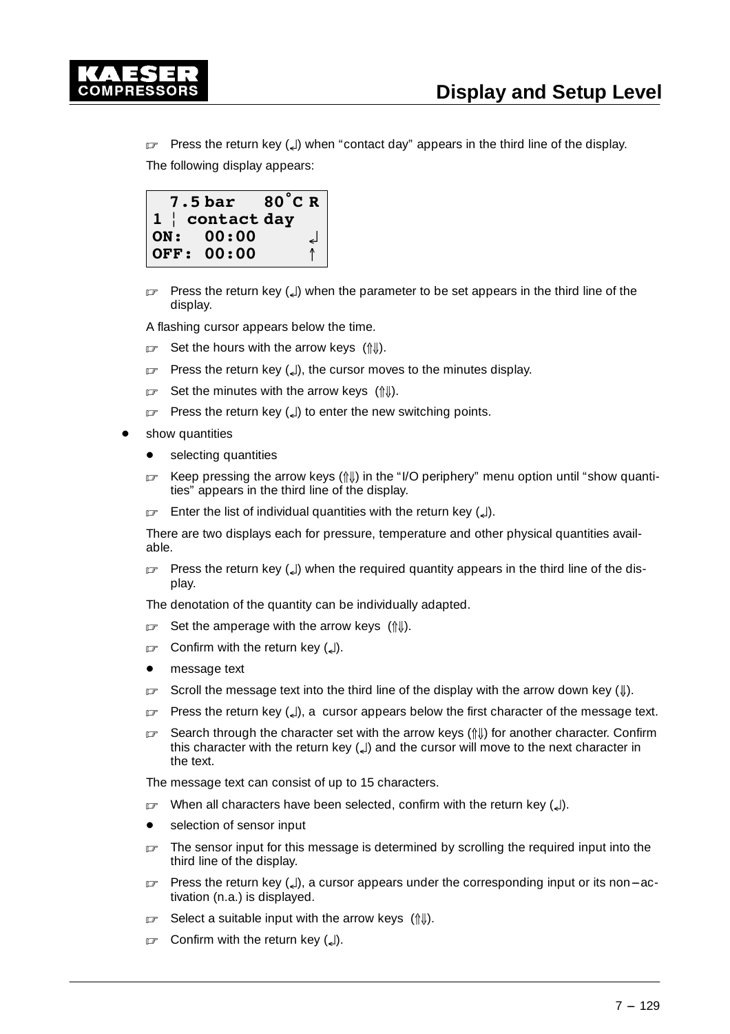☞ Press the return key (↵) when “contact day” appears in the third line of the display.

The following display appears:

```
  7.5 bar   80°C R
1 ¦ contact day
ON:  00:00     ↵
OFF: 00:00     ↑
```

☞ Press the return key (↵) when the parameter to be set appears in the third line of the display.

A flashing cursor appears below the time.

☞ Set the hours with the arrow keys (⇑⇓).

☞ Press the return key (↵), the cursor moves to the minutes display.

☞ Set the minutes with the arrow keys (⇑⇓).

☞ Press the return key (↵) to enter the new switching points.

- show quantities
  - selecting quantities

  ☞ Keep pressing the arrow keys (⇑⇓) in the “I/O periphery” menu option until “show quantities” appears in the third line of the display.

  ☞ Enter the list of individual quantities with the return key (↵).

  There are two displays each for pressure, temperature and other physical quantities available.

  ☞ Press the return key (↵) when the required quantity appears in the third line of the display.

  The denotation of the quantity can be individually adapted.

  ☞ Set the amperage with the arrow keys (⇑⇓).

  ☞ Confirm with the return key (↵).

  - message text

  ☞ Scroll the message text into the third line of the display with the arrow down key (⇓).

  ☞ Press the return key (↵), a cursor appears below the first character of the message text.

  ☞ Search through the character set with the arrow keys (⇑⇓) for another character. Confirm this character with the return key (↵) and the cursor will move to the next character in the text.

  The message text can consist of up to 15 characters.

  ☞ When all characters have been selected, confirm with the return key (↵).

  - selection of sensor input

  ☞ The sensor input for this message is determined by scrolling the required input into the third line of the display.

  ☞ Press the return key (↵), a cursor appears under the corresponding input or its non–activation (n.a.) is displayed.

  ☞ Select a suitable input with the arrow keys (⇑⇓).

  ☞ Confirm with the return key (↵).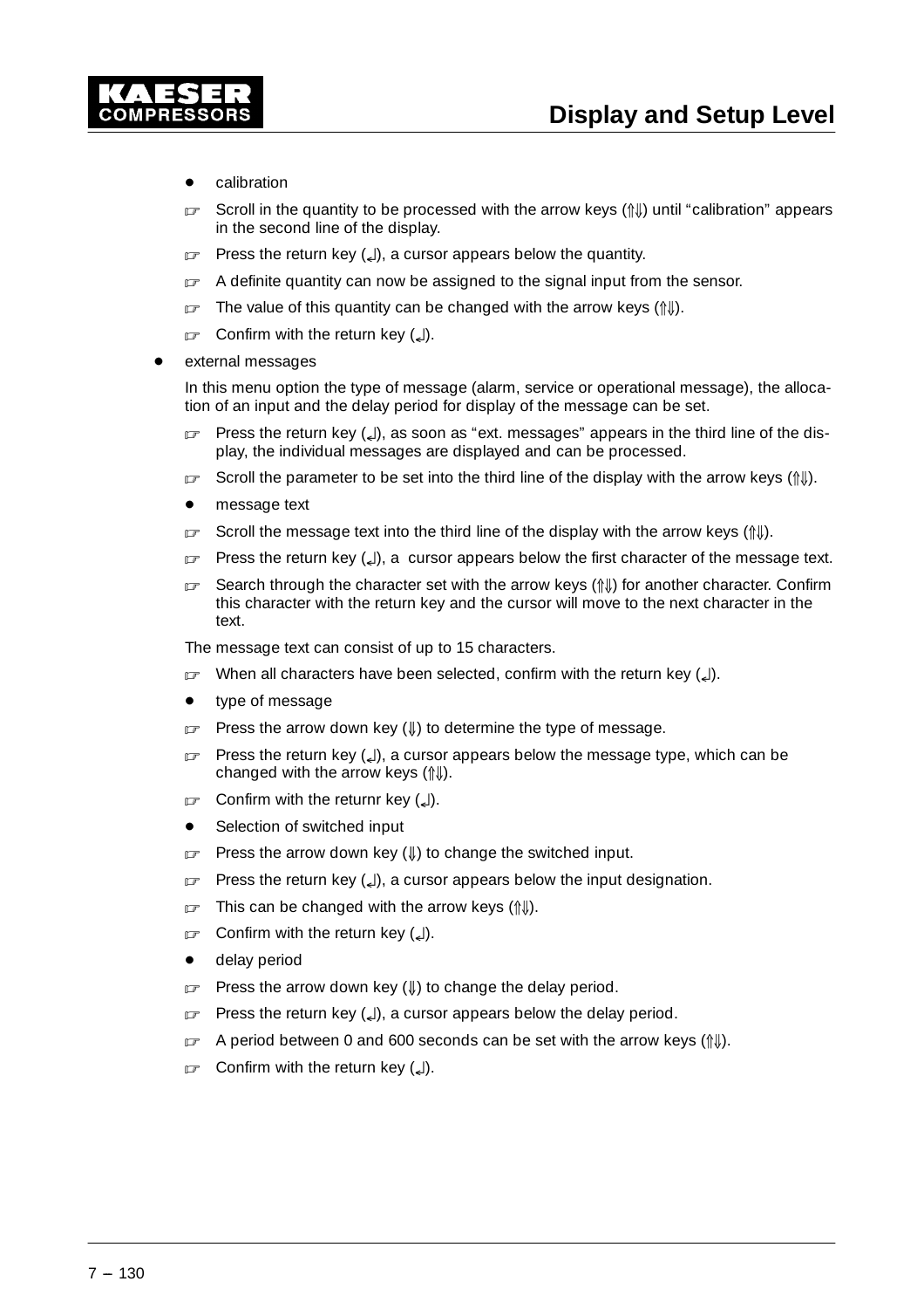- calibration

  ☞ Scroll in the quantity to be processed with the arrow keys (⇑⇓) until “calibration” appears in the second line of the display.

  ☞ Press the return key (↵), a cursor appears below the quantity.

  ☞ A definite quantity can now be assigned to the signal input from the sensor.

  ☞ The value of this quantity can be changed with the arrow keys (⇑⇓).

  ☞ Confirm with the return key (↵).

- external messages

  In this menu option the type of message (alarm, service or operational message), the allocation of an input and the delay period for display of the message can be set.

  ☞ Press the return key (↵), as soon as “ext. messages” appears in the third line of the display, the individual messages are displayed and can be processed.

  ☞ Scroll the parameter to be set into the third line of the display with the arrow keys (⇑⇓).

  - message text

  ☞ Scroll the message text into the third line of the display with the arrow keys (⇑⇓).

  ☞ Press the return key (↵), a cursor appears below the first character of the message text.

  ☞ Search through the character set with the arrow keys (⇑⇓) for another character. Confirm this character with the return key and the cursor will move to the next character in the text.

  The message text can consist of up to 15 characters.

  ☞ When all characters have been selected, confirm with the return key (↵).

  - type of message

  ☞ Press the arrow down key (⇓) to determine the type of message.

  ☞ Press the return key (↵), a cursor appears below the message type, which can be changed with the arrow keys (⇑⇓).

  ☞ Confirm with the returnr key (↵).

  - Selection of switched input

  ☞ Press the arrow down key (⇓) to change the switched input.

  ☞ Press the return key (↵), a cursor appears below the input designation.

  ☞ This can be changed with the arrow keys (⇑⇓).

  ☞ Confirm with the return key (↵).

  - delay period

  ☞ Press the arrow down key (⇓) to change the delay period.

  ☞ Press the return key (↵), a cursor appears below the delay period.

  ☞ A period between 0 and 600 seconds can be set with the arrow keys (⇑⇓).

  ☞ Confirm with the return key (↵).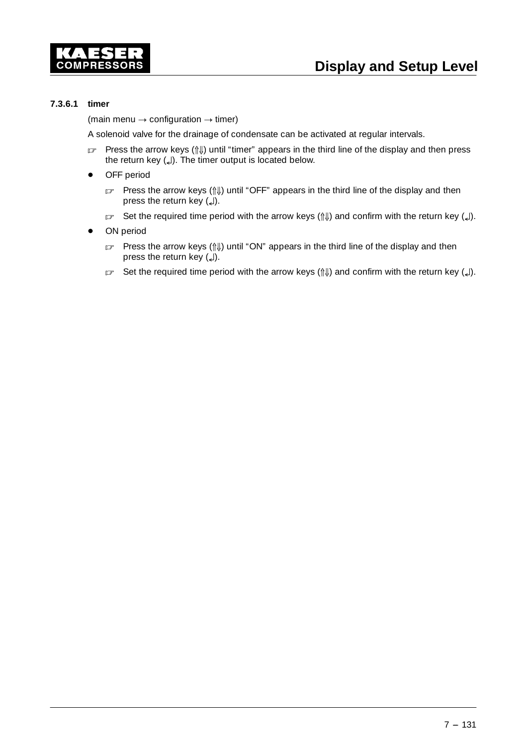#### 7.3.6.1 timer

(main menu → configuration → timer)

A solenoid valve for the drainage of condensate can be activated at regular intervals.

☞ Press the arrow keys (⇑⇓) until “timer” appears in the third line of the display and then press the return key (↵). The timer output is located below.

- OFF period
  - ☞ Press the arrow keys (⇑⇓) until “OFF” appears in the third line of the display and then press the return key (↵).
  - ☞ Set the required time period with the arrow keys (⇑⇓) and confirm with the return key (↵).
- ON period
  - ☞ Press the arrow keys (⇑⇓) until “ON” appears in the third line of the display and then press the return key (↵).
  - ☞ Set the required time period with the arrow keys (⇑⇓) and confirm with the return key (↵).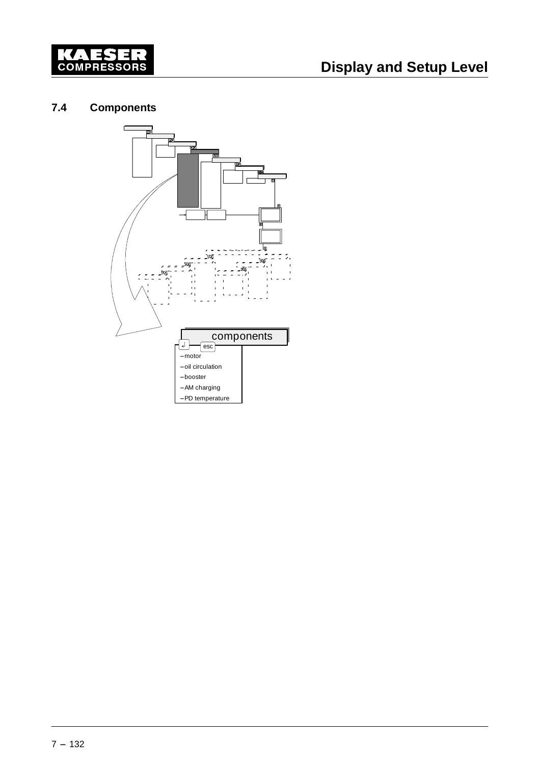## 7.4 Components

components

↲ esc

- motor
- oil circulation
- booster
- AM charging
- PD temperature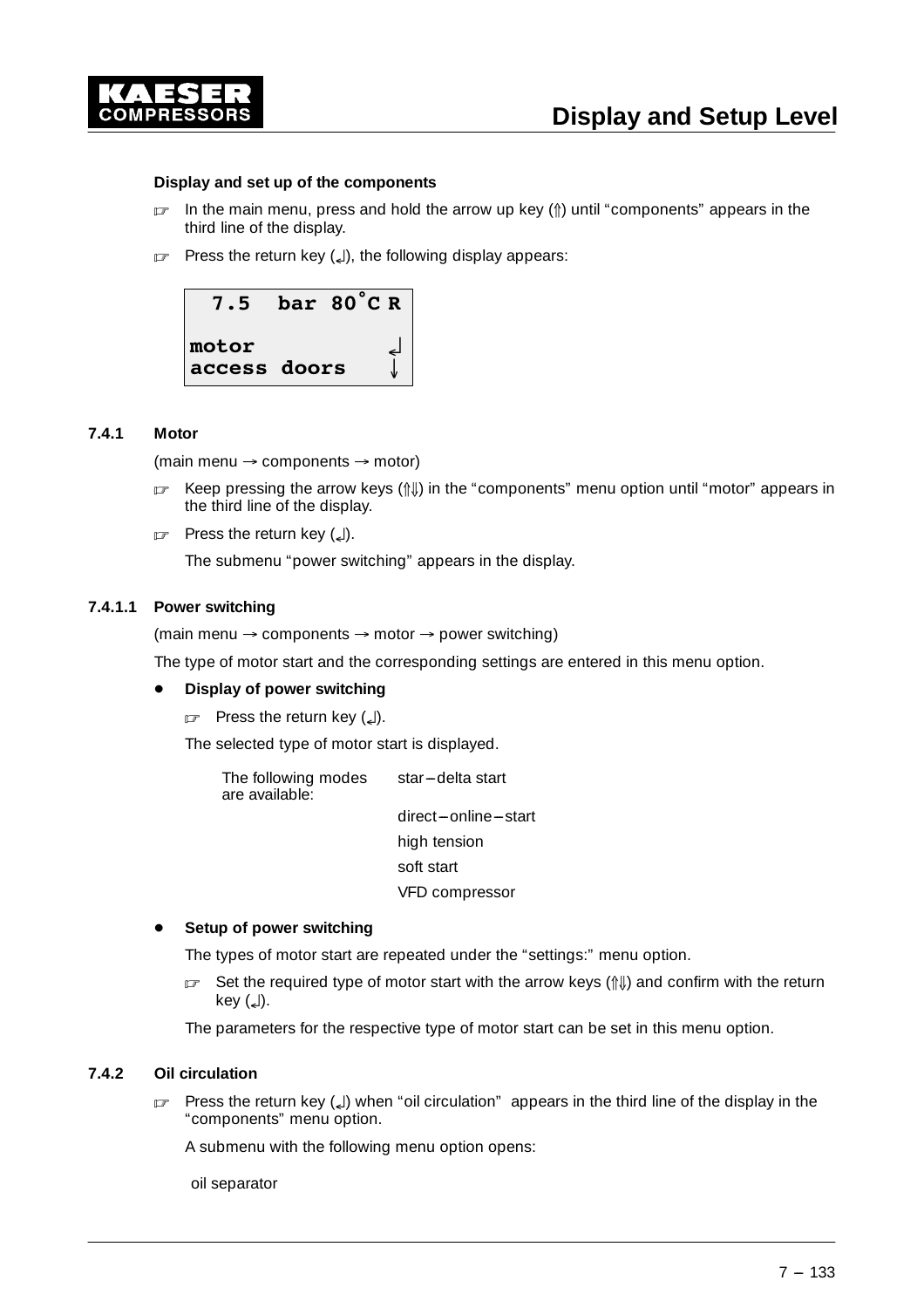**Display and set up of the components**

☞ In the main menu, press and hold the arrow up key (⇑) until "components" appears in the third line of the display.

☞ Press the return key (↲), the following display appears:

```
  7.5  bar 80°C R

motor           ↲
access doors    ↓
```

### 7.4.1 Motor

(main menu → components → motor)

☞ Keep pressing the arrow keys (⇑⇓) in the "components" menu option until "motor" appears in the third line of the display.

☞ Press the return key (↲).

The submenu "power switching" appears in the display.

#### 7.4.1.1 Power switching

(main menu → components → motor → power switching)

The type of motor start and the corresponding settings are entered in this menu option.

- **Display of power switching**

  ☞ Press the return key (↲).

  The selected type of motor start is displayed.

  | The following modes are available: | star–delta start |
  |---|---|
  | | direct–online–start |
  | | high tension |
  | | soft start |
  | | VFD compressor |

- **Setup of power switching**

  The types of motor start are repeated under the "settings:" menu option.

  ☞ Set the required type of motor start with the arrow keys (⇑⇓) and confirm with the return key (↲).

  The parameters for the respective type of motor start can be set in this menu option.

### 7.4.2 Oil circulation

☞ Press the return key (↲) when "oil circulation" appears in the third line of the display in the "components" menu option.

A submenu with the following menu option opens:

oil separator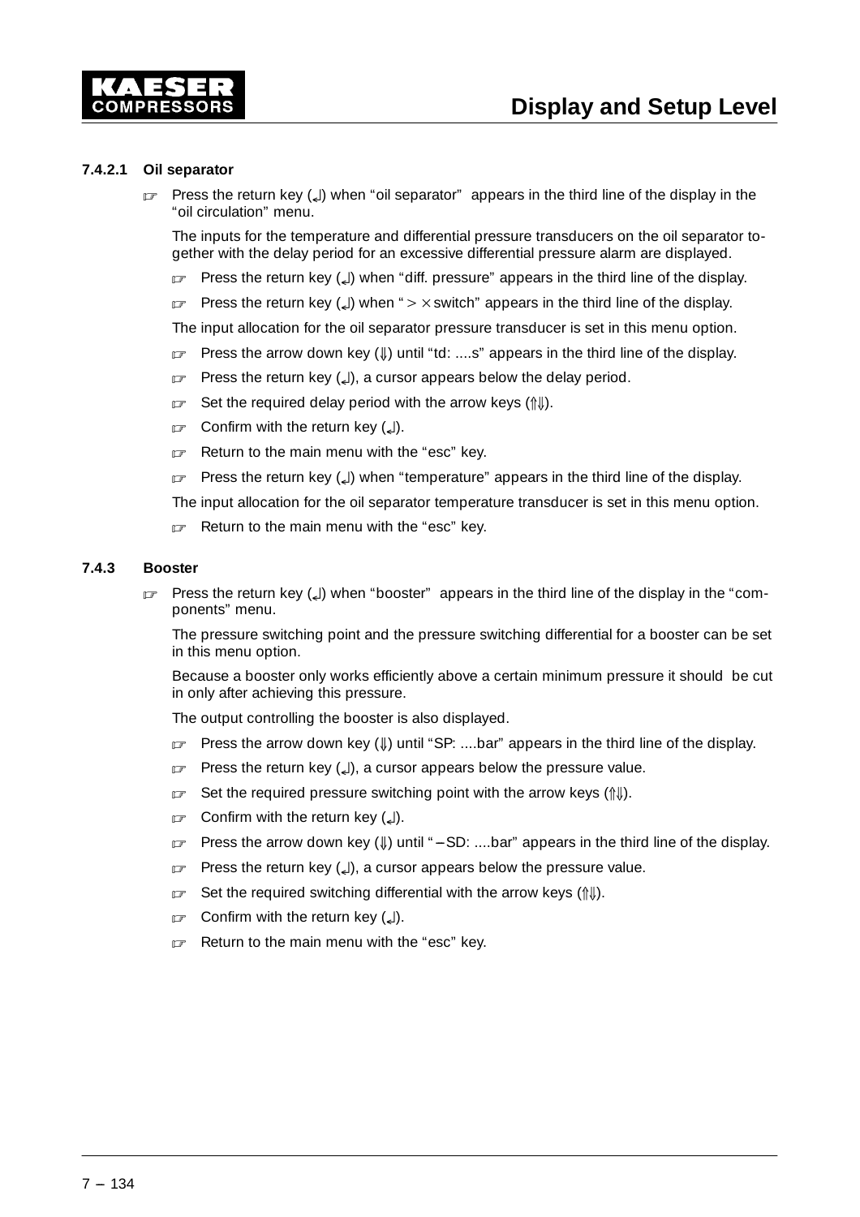#### 7.4.2.1 Oil separator

☞ Press the return key (↵) when "oil separator" appears in the third line of the display in the "oil circulation" menu.

The inputs for the temperature and differential pressure transducers on the oil separator together with the delay period for an excessive differential pressure alarm are displayed.

- ☞ Press the return key (↵) when "diff. pressure" appears in the third line of the display.
- ☞ Press the return key (↵) when " > × switch" appears in the third line of the display.

The input allocation for the oil separator pressure transducer is set in this menu option.

- ☞ Press the arrow down key (⇓) until "td: ....s" appears in the third line of the display.
- ☞ Press the return key (↵), a cursor appears below the delay period.
- ☞ Set the required delay period with the arrow keys (⇑⇓).
- ☞ Confirm with the return key (↵).
- ☞ Return to the main menu with the "esc" key.
- ☞ Press the return key (↵) when "temperature" appears in the third line of the display.

The input allocation for the oil separator temperature transducer is set in this menu option.

- ☞ Return to the main menu with the "esc" key.

### 7.4.3 Booster

☞ Press the return key (↵) when "booster" appears in the third line of the display in the "components" menu.

The pressure switching point and the pressure switching differential for a booster can be set in this menu option.

Because a booster only works efficiently above a certain minimum pressure it should be cut in only after achieving this pressure.

The output controlling the booster is also displayed.

- ☞ Press the arrow down key (⇓) until "SP: ....bar" appears in the third line of the display.
- ☞ Press the return key (↵), a cursor appears below the pressure value.
- ☞ Set the required pressure switching point with the arrow keys (⇑⇓).
- ☞ Confirm with the return key (↵).
- ☞ Press the arrow down key (⇓) until "–SD: ....bar" appears in the third line of the display.
- ☞ Press the return key (↵), a cursor appears below the pressure value.
- ☞ Set the required switching differential with the arrow keys (⇑⇓).
- ☞ Confirm with the return key (↵).
- ☞ Return to the main menu with the "esc" key.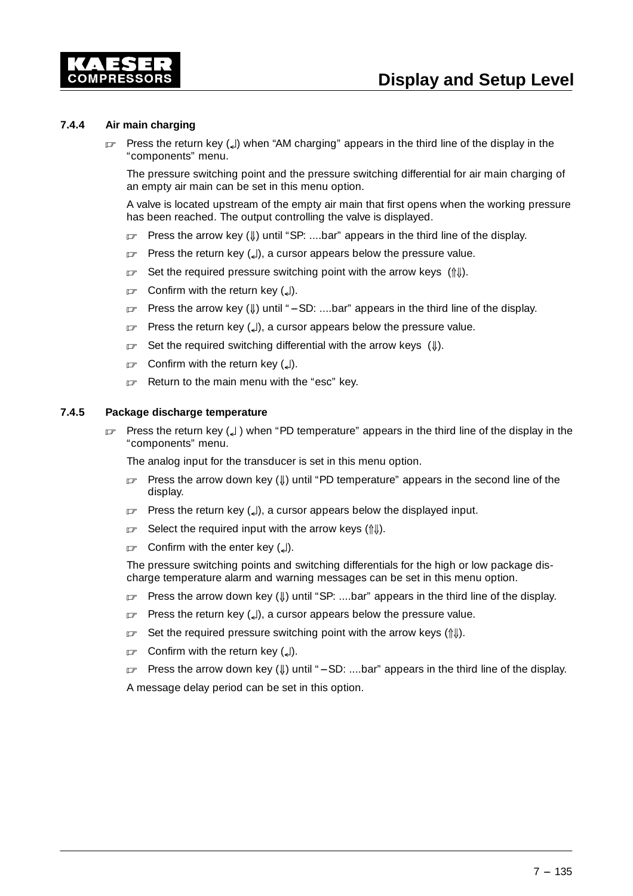### 7.4.4 Air main charging

- ☞ Press the return key (↲) when “AM charging” appears in the third line of the display in the “components” menu.

  The pressure switching point and the pressure switching differential for air main charging of an empty air main can be set in this menu option.

  A valve is located upstream of the empty air main that first opens when the working pressure has been reached. The output controlling the valve is displayed.

  - ☞ Press the arrow key (⇓) until “SP: ....bar” appears in the third line of the display.
  - ☞ Press the return key (↲), a cursor appears below the pressure value.
  - ☞ Set the required pressure switching point with the arrow keys (⇑⇓).
  - ☞ Confirm with the return key (↲).
  - ☞ Press the arrow key (⇓) until “ – SD: ....bar” appears in the third line of the display.
  - ☞ Press the return key (↲), a cursor appears below the pressure value.
  - ☞ Set the required switching differential with the arrow keys (⇓).
  - ☞ Confirm with the return key (↲).
  - ☞ Return to the main menu with the “esc” key.

### 7.4.5 Package discharge temperature

- ☞ Press the return key (↲ ) when “PD temperature” appears in the third line of the display in the “components” menu.

  The analog input for the transducer is set in this menu option.

  - ☞ Press the arrow down key (⇓) until “PD temperature” appears in the second line of the display.
  - ☞ Press the return key (↲), a cursor appears below the displayed input.
  - ☞ Select the required input with the arrow keys (⇑⇓).
  - ☞ Confirm with the enter key (↲).

  The pressure switching points and switching differentials for the high or low package discharge temperature alarm and warning messages can be set in this menu option.

  - ☞ Press the arrow down key (⇓) until “SP: ....bar” appears in the third line of the display.
  - ☞ Press the return key (↲), a cursor appears below the pressure value.
  - ☞ Set the required pressure switching point with the arrow keys (⇑⇓).
  - ☞ Confirm with the return key (↲).
  - ☞ Press the arrow down key (⇓) until “ – SD: ....bar” appears in the third line of the display.

  A message delay period can be set in this option.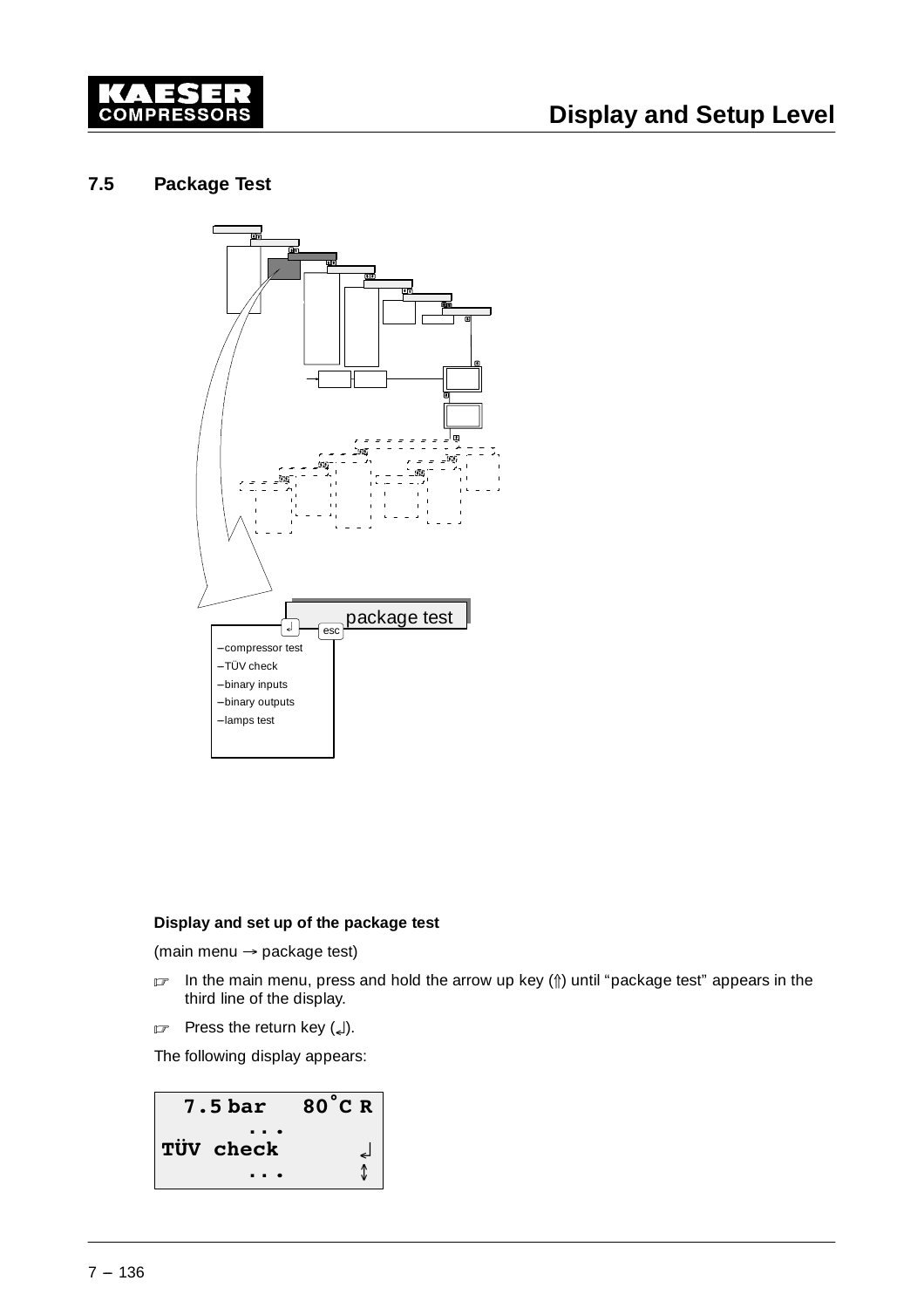## 7.5 Package Test

package test

- compressor test
- TÜV check
- binary inputs
- binary outputs
- lamps test

**Display and set up of the package test**

(main menu → package test)

☞ In the main menu, press and hold the arrow up key (⇑) until “package test” appears in the third line of the display.

☞ Press the return key (↵).

The following display appears:

```
  7.5 bar   80°C R
       ...
TÜV check       ↵
       ...      ↕
```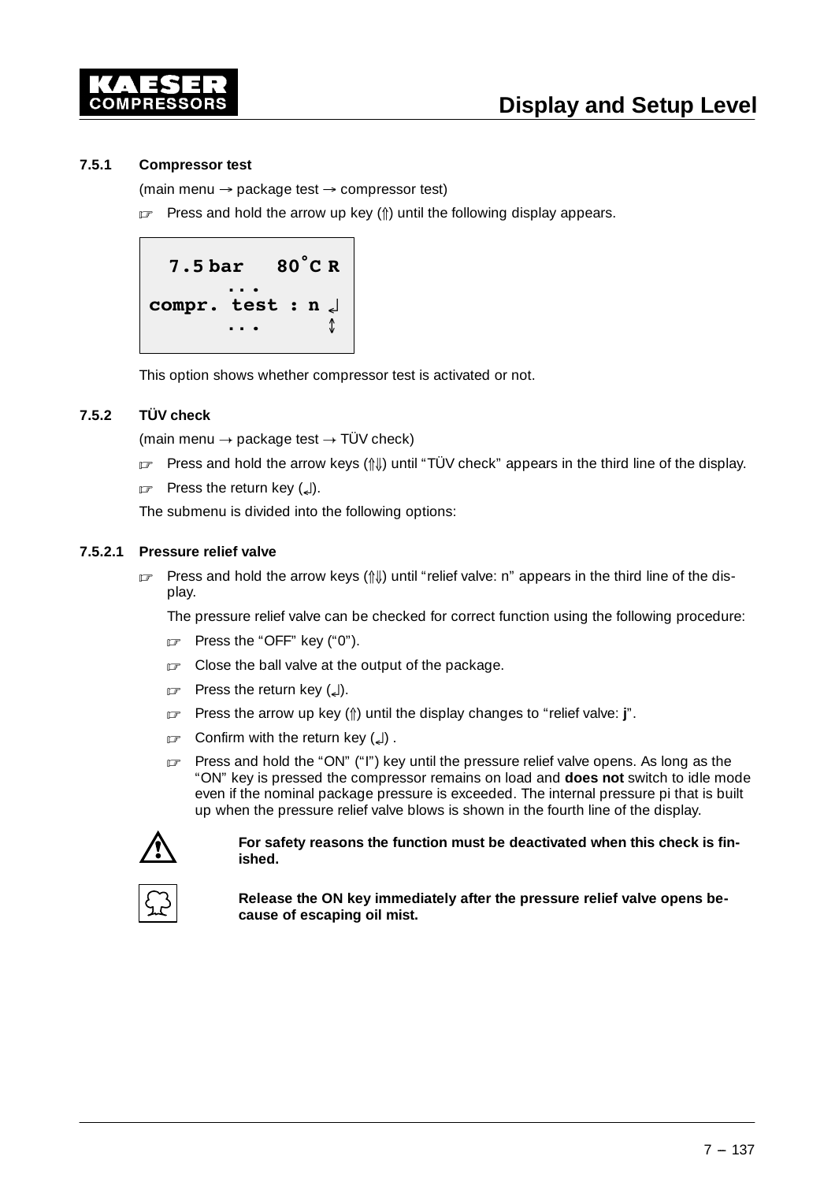### 7.5.1 Compressor test

(main menu → package test → compressor test)

☞ Press and hold the arrow up key (⇑) until the following display appears.

```
  7.5 bar   80°C R
       ...
compr. test : n ↲
       ...      ↕
```

This option shows whether compressor test is activated or not.

### 7.5.2 TÜV check

(main menu → package test → TÜV check)

☞ Press and hold the arrow keys (⇑⇓) until "TÜV check" appears in the third line of the display.

☞ Press the return key (↲).

The submenu is divided into the following options:

#### 7.5.2.1 Pressure relief valve

☞ Press and hold the arrow keys (⇑⇓) until "relief valve: n" appears in the third line of the display.

The pressure relief valve can be checked for correct function using the following procedure:

☞ Press the "OFF" key ("0").

☞ Close the ball valve at the output of the package.

☞ Press the return key (↲).

☞ Press the arrow up key (⇑) until the display changes to "relief valve: **j**".

☞ Confirm with the return key (↲) .

☞ Press and hold the "ON" ("I") key until the pressure relief valve opens. As long as the "ON" key is pressed the compressor remains on load and **does not** switch to idle mode even if the nominal package pressure is exceeded. The internal pressure pi that is built up when the pressure relief valve blows is shown in the fourth line of the display.

**For safety reasons the function must be deactivated when this check is finished.**

**Release the ON key immediately after the pressure relief valve opens because of escaping oil mist.**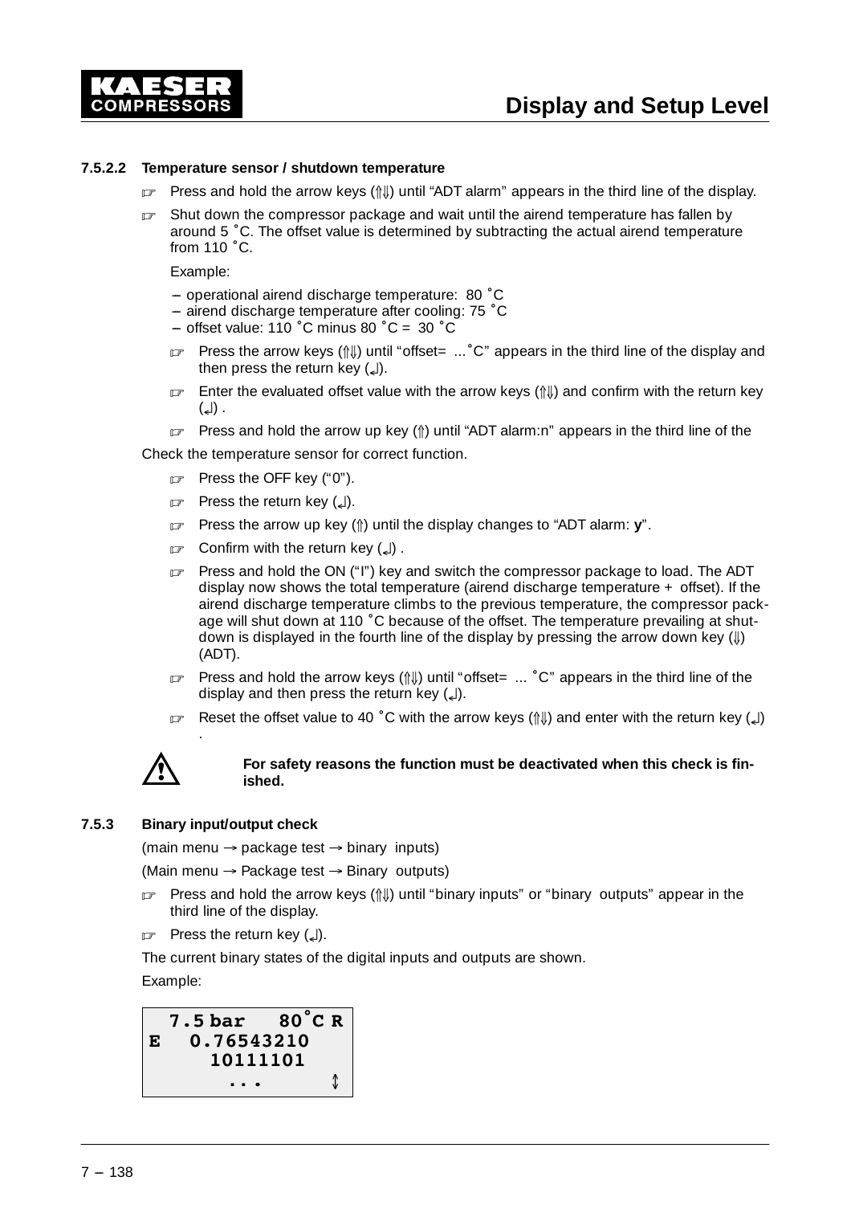#### 7.5.2.2 Temperature sensor / shutdown temperature

- ☞ Press and hold the arrow keys (⇑⇓) until "ADT alarm" appears in the third line of the display.
- ☞ Shut down the compressor package and wait until the airend temperature has fallen by around 5 °C. The offset value is determined by subtracting the actual airend temperature from 110 °C.

  Example:

  - operational airend discharge temperature: 80 °C
  - airend discharge temperature after cooling: 75 °C
  - offset value: 110 °C minus 80 °C = 30 °C

  - ☞ Press the arrow keys (⇑⇓) until "offset= ...°C" appears in the third line of the display and then press the return key (↲).
  - ☞ Enter the evaluated offset value with the arrow keys (⇑⇓) and confirm with the return key (↲) .
  - ☞ Press and hold the arrow up key (⇑) until "ADT alarm:n" appears in the third line of the

Check the temperature sensor for correct function.

- ☞ Press the OFF key ("0").
- ☞ Press the return key (↲).
- ☞ Press the arrow up key (⇑) until the display changes to "ADT alarm: **y**".
- ☞ Confirm with the return key (↲) .
- ☞ Press and hold the ON ("I") key and switch the compressor package to load. The ADT display now shows the total temperature (airend discharge temperature + offset). If the airend discharge temperature climbs to the previous temperature, the compressor package will shut down at 110 °C because of the offset. The temperature prevailing at shutdown is displayed in the fourth line of the display by pressing the arrow down key (⇓) (ADT).
- ☞ Press and hold the arrow keys (⇑⇓) until "offset= ... °C" appears in the third line of the display and then press the return key (↲).
- ☞ Reset the offset value to 40 °C with the arrow keys (⇑⇓) and enter with the return key (↲) .

⚠ **For safety reasons the function must be deactivated when this check is finished.**

### 7.5.3 Binary input/output check

(main menu → package test → binary inputs)

(Main menu → Package test → Binary outputs)

- ☞ Press and hold the arrow keys (⇑⇓) until "binary inputs" or "binary outputs" appear in the third line of the display.
- ☞ Press the return key (↲).

The current binary states of the digital inputs and outputs are shown.

Example:

```
 7.5 bar   80°C R
E  0.76543210
     10111101
       ...      ↕
```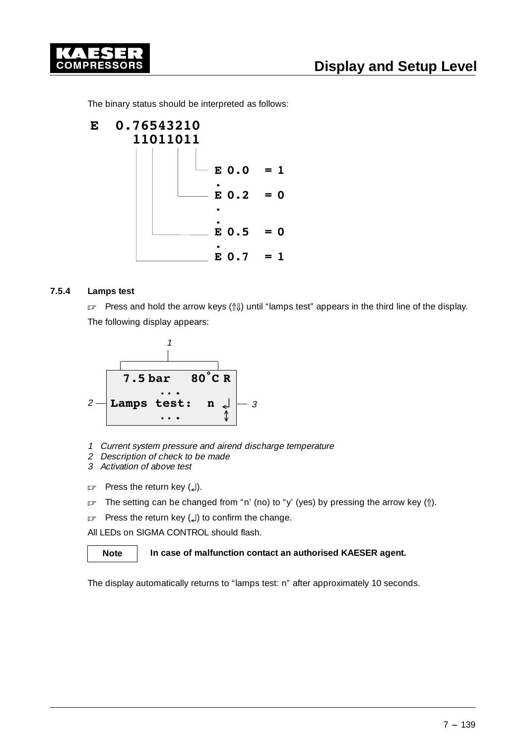The binary status should be interpreted as follows:

```
E  0.76543210
     11011011
     |  | |  |
     |  | |  └── E 0.0  = 1
     |  | |      .
     |  | └───── E 0.2  = 0
     |  |        .
     |  |        .
     |  └─────── E 0.5  = 0
     |           .
     └────────── E 0.7  = 1
```

### 7.5.4 Lamps test

☞ Press and hold the arrow keys (⇑⇓) until “lamps test” appears in the third line of the display.

The following display appears:

```
  7.5 bar   80°C R
        ...
Lamps test:   n ↲
        ...      ↕
```

1 Current system pressure and airend discharge temperature
2 Description of check to be made
3 Activation of above test

☞ Press the return key (↲).

☞ The setting can be changed from “n’ (no) to “y’ (yes) by pressing the arrow key (⇑).

☞ Press the return key (↲) to confirm the change.

All LEDs on SIGMA CONTROL should flash.

**Note** — **In case of malfunction contact an authorised KAESER agent.**

The display automatically returns to “lamps test: n” after approximately 10 seconds.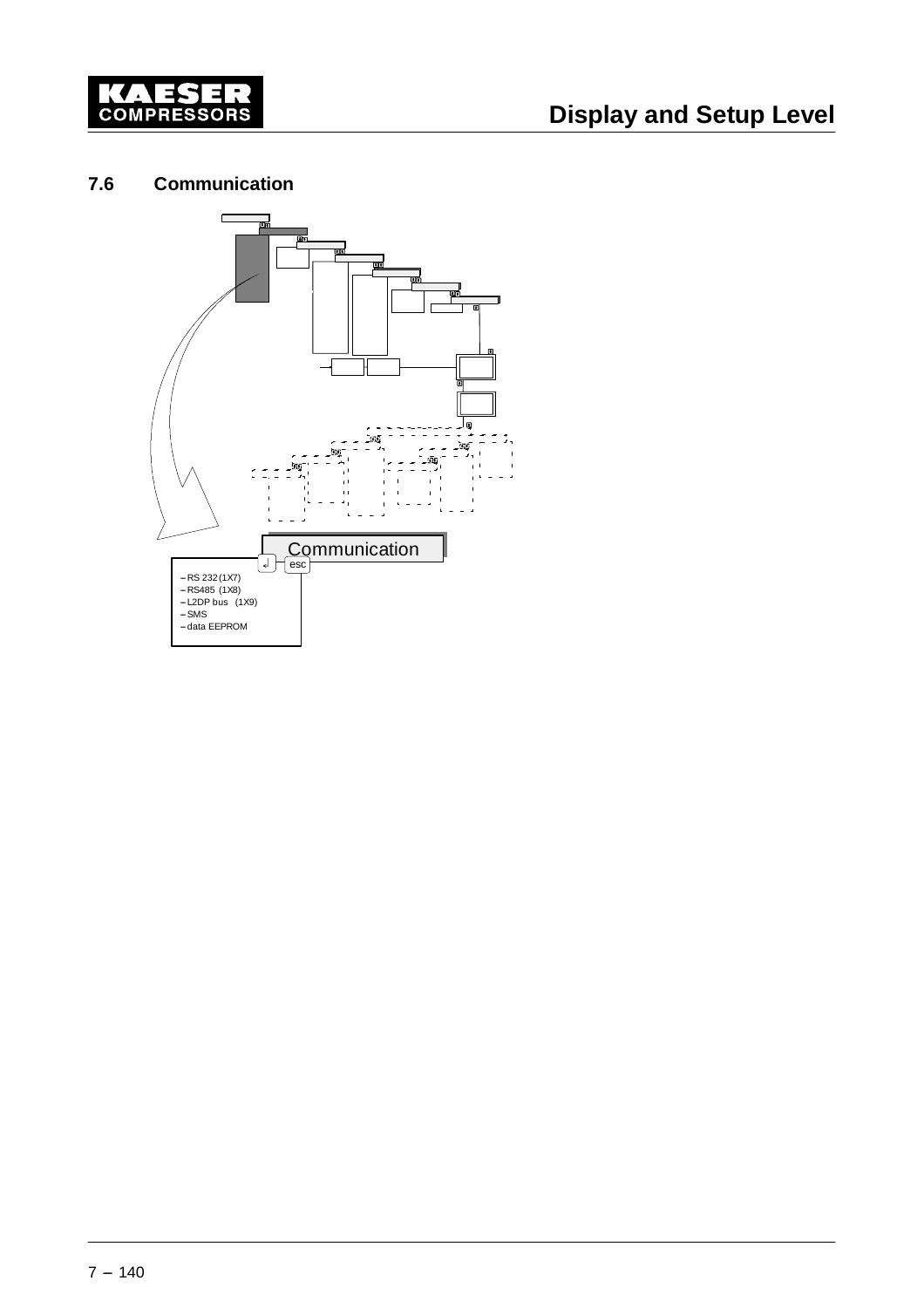## 7.6 Communication

Communication

↲ esc

– RS 232 (1X7)
– RS485 (1X8)
– L2DP bus (1X9)
– SMS
– data EEPROM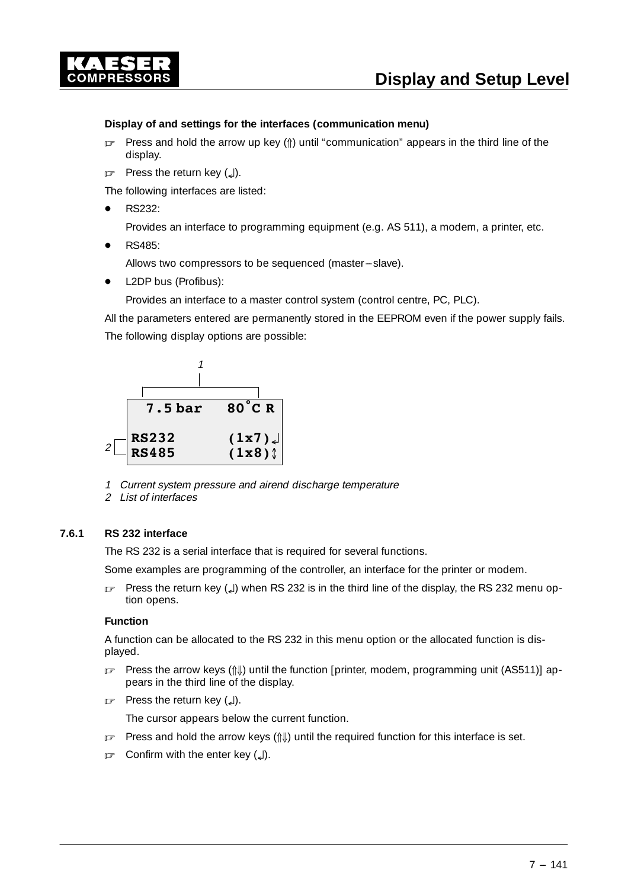**Display of and settings for the interfaces (communication menu)**

☞ Press and hold the arrow up key (⇑) until “communication” appears in the third line of the display.

☞ Press the return key (↲).

The following interfaces are listed:

- RS232:

  Provides an interface to programming equipment (e.g. AS 511), a modem, a printer, etc.

- RS485:

  Allows two compressors to be sequenced (master–slave).

- L2DP bus (Profibus):

  Provides an interface to a master control system (control centre, PC, PLC).

All the parameters entered are permanently stored in the EEPROM even if the power supply fails.

The following display options are possible:

```
  7.5 bar   80°C R

RS232       (1x7)↲
RS485       (1x8)↕
```

*1 Current system pressure and airend discharge temperature*
*2 List of interfaces*

### 7.6.1 RS 232 interface

The RS 232 is a serial interface that is required for several functions.

Some examples are programming of the controller, an interface for the printer or modem.

☞ Press the return key (↲) when RS 232 is in the third line of the display, the RS 232 menu option opens.

**Function**

A function can be allocated to the RS 232 in this menu option or the allocated function is displayed.

☞ Press the arrow keys (⇑⇓) until the function [printer, modem, programming unit (AS511)] appears in the third line of the display.

☞ Press the return key (↲).

The cursor appears below the current function.

☞ Press and hold the arrow keys (⇑⇓) until the required function for this interface is set.

☞ Confirm with the enter key (↲).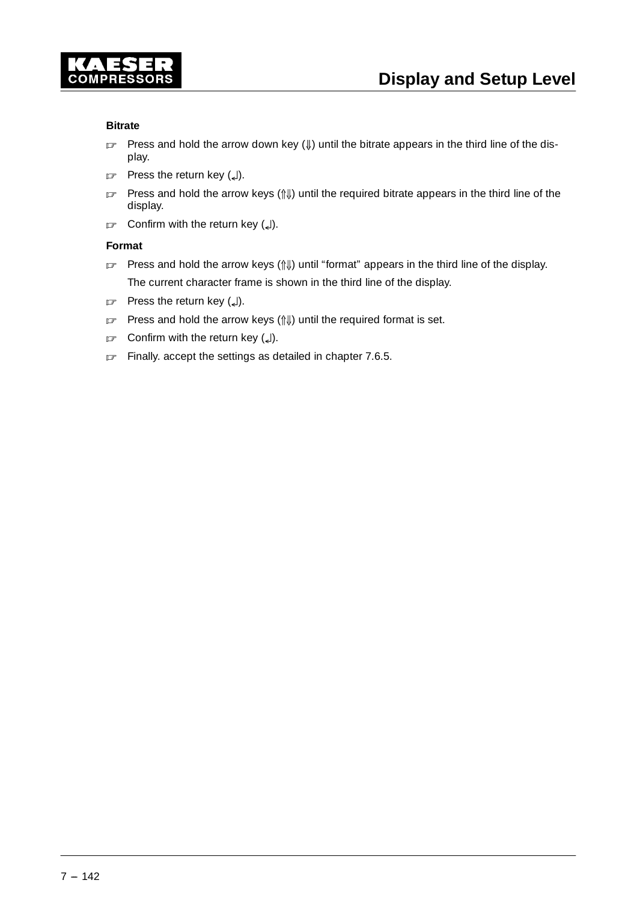**Bitrate**

☞ Press and hold the arrow down key (⇓) until the bitrate appears in the third line of the display.

☞ Press the return key (↵).

☞ Press and hold the arrow keys (⇑⇓) until the required bitrate appears in the third line of the display.

☞ Confirm with the return key (↵).

**Format**

☞ Press and hold the arrow keys (⇑⇓) until "format" appears in the third line of the display.

The current character frame is shown in the third line of the display.

☞ Press the return key (↵).

☞ Press and hold the arrow keys (⇑⇓) until the required format is set.

☞ Confirm with the return key (↵).

☞ Finally. accept the settings as detailed in chapter 7.6.5.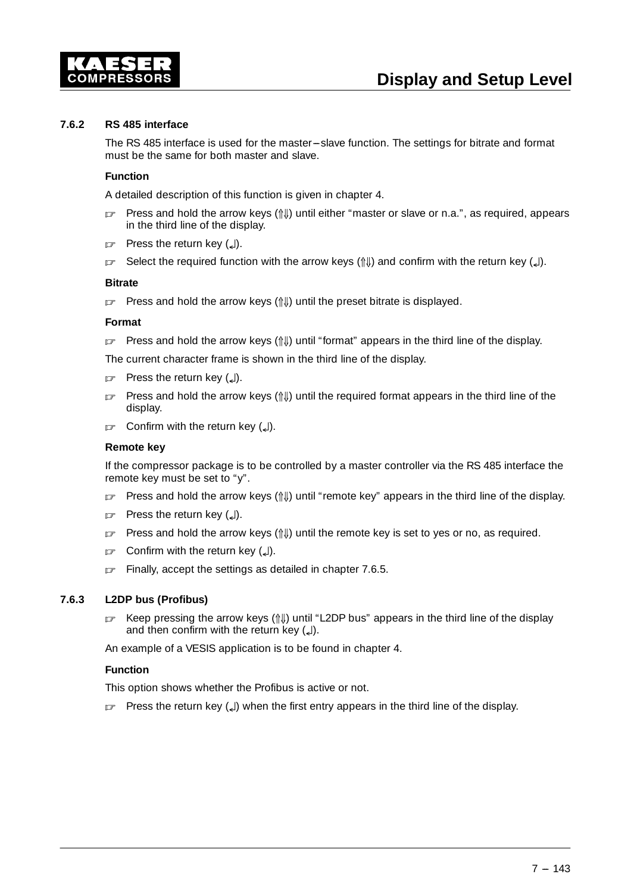### 7.6.2 RS 485 interface

The RS 485 interface is used for the master–slave function. The settings for bitrate and format must be the same for both master and slave.

**Function**

A detailed description of this function is given in chapter 4.

☞ Press and hold the arrow keys (⇑⇓) until either “master or slave or n.a.”, as required, appears in the third line of the display.

☞ Press the return key (↵).

☞ Select the required function with the arrow keys (⇑⇓) and confirm with the return key (↵).

**Bitrate**

☞ Press and hold the arrow keys (⇑⇓) until the preset bitrate is displayed.

**Format**

☞ Press and hold the arrow keys (⇑⇓) until “format” appears in the third line of the display.

The current character frame is shown in the third line of the display.

☞ Press the return key (↵).

☞ Press and hold the arrow keys (⇑⇓) until the required format appears in the third line of the display.

☞ Confirm with the return key (↵).

**Remote key**

If the compressor package is to be controlled by a master controller via the RS 485 interface the remote key must be set to “y”.

☞ Press and hold the arrow keys (⇑⇓) until “remote key” appears in the third line of the display.

☞ Press the return key (↵).

☞ Press and hold the arrow keys (⇑⇓) until the remote key is set to yes or no, as required.

☞ Confirm with the return key (↵).

☞ Finally, accept the settings as detailed in chapter 7.6.5.

### 7.6.3 L2DP bus (Profibus)

☞ Keep pressing the arrow keys (⇑⇓) until “L2DP bus” appears in the third line of the display and then confirm with the return key (↵).

An example of a VESIS application is to be found in chapter 4.

**Function**

This option shows whether the Profibus is active or not.

☞ Press the return key (↵) when the first entry appears in the third line of the display.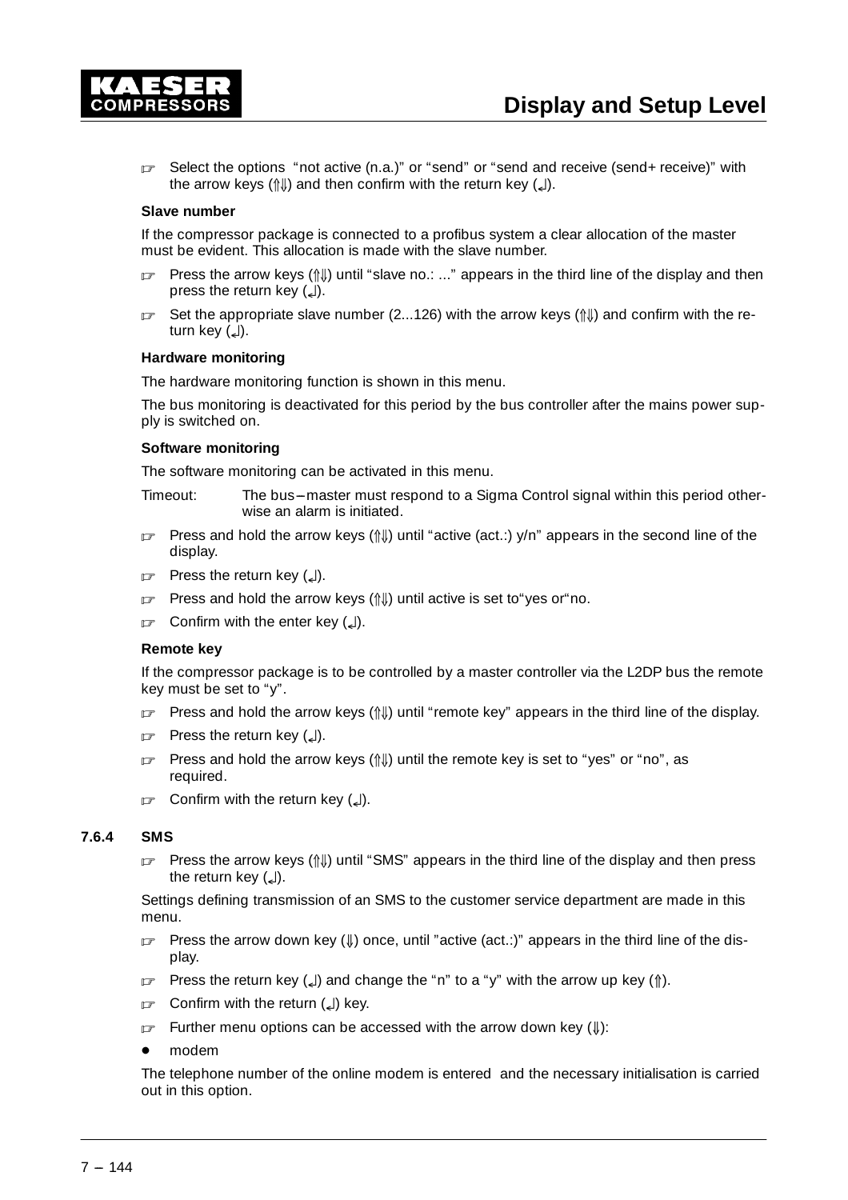☞ Select the options "not active (n.a.)" or "send" or "send and receive (send+ receive)" with the arrow keys (⇑⇓) and then confirm with the return key (↵).

**Slave number**

If the compressor package is connected to a profibus system a clear allocation of the master must be evident. This allocation is made with the slave number.

☞ Press the arrow keys (⇑⇓) until "slave no.: ..." appears in the third line of the display and then press the return key (↵).

☞ Set the appropriate slave number (2...126) with the arrow keys (⇑⇓) and confirm with the return key (↵).

**Hardware monitoring**

The hardware monitoring function is shown in this menu.

The bus monitoring is deactivated for this period by the bus controller after the mains power supply is switched on.

**Software monitoring**

The software monitoring can be activated in this menu.

Timeout: The bus–master must respond to a Sigma Control signal within this period otherwise an alarm is initiated.

☞ Press and hold the arrow keys (⇑⇓) until "active (act.:) y/n" appears in the second line of the display.

☞ Press the return key (↵).

☞ Press and hold the arrow keys (⇑⇓) until active is set to"yes or"no.

☞ Confirm with the enter key (↵).

**Remote key**

If the compressor package is to be controlled by a master controller via the L2DP bus the remote key must be set to "y".

☞ Press and hold the arrow keys (⇑⇓) until "remote key" appears in the third line of the display.

☞ Press the return key (↵).

☞ Press and hold the arrow keys (⇑⇓) until the remote key is set to "yes" or "no", as required.

☞ Confirm with the return key (↵).

### 7.6.4 SMS

☞ Press the arrow keys (⇑⇓) until "SMS" appears in the third line of the display and then press the return key (↵).

Settings defining transmission of an SMS to the customer service department are made in this menu.

☞ Press the arrow down key (⇓) once, until "active (act.:)" appears in the third line of the display.

☞ Press the return key (↵) and change the "n" to a "y" with the arrow up key (⇑).

☞ Confirm with the return (↵) key.

☞ Further menu options can be accessed with the arrow down key (⇓):

- modem

The telephone number of the online modem is entered and the necessary initialisation is carried out in this option.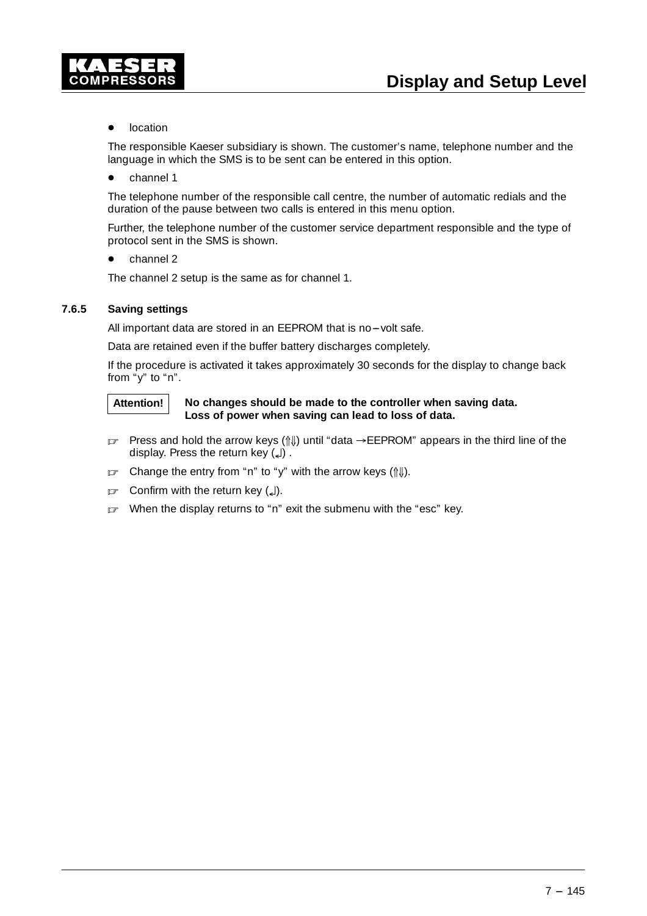- location

The responsible Kaeser subsidiary is shown. The customer's name, telephone number and the language in which the SMS is to be sent can be entered in this option.

- channel 1

The telephone number of the responsible call centre, the number of automatic redials and the duration of the pause between two calls is entered in this menu option.

Further, the telephone number of the customer service department responsible and the type of protocol sent in the SMS is shown.

- channel 2

The channel 2 setup is the same as for channel 1.

### 7.6.5 Saving settings

All important data are stored in an EEPROM that is no–volt safe.

Data are retained even if the buffer battery discharges completely.

If the procedure is activated it takes approximately 30 seconds for the display to change back from "y" to "n".

**Attention!** **No changes should be made to the controller when saving data. Loss of power when saving can lead to loss of data.**

☞ Press and hold the arrow keys (⇑⇓) until "data →EEPROM" appears in the third line of the display. Press the return key (↲) .

☞ Change the entry from "n" to "y" with the arrow keys (⇑⇓).

☞ Confirm with the return key (↲).

☞ When the display returns to "n" exit the submenu with the "esc" key.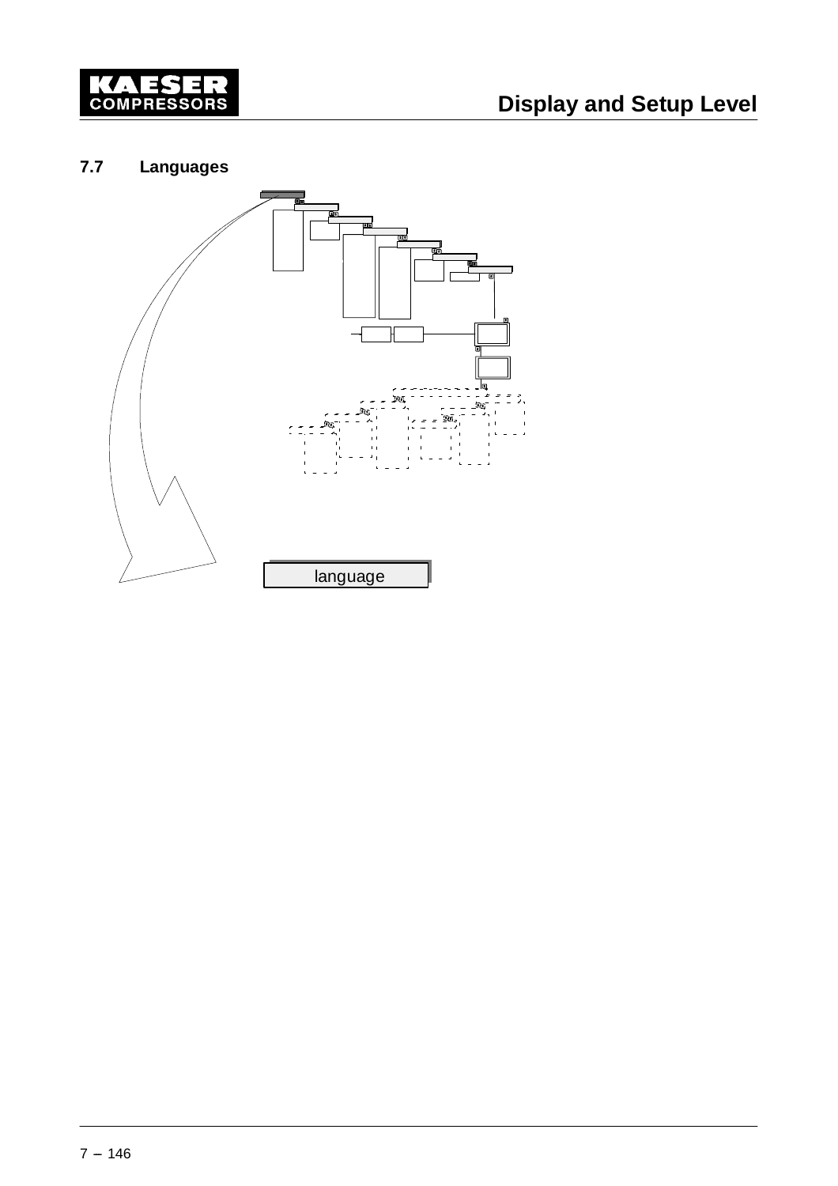## 7.7 Languages

language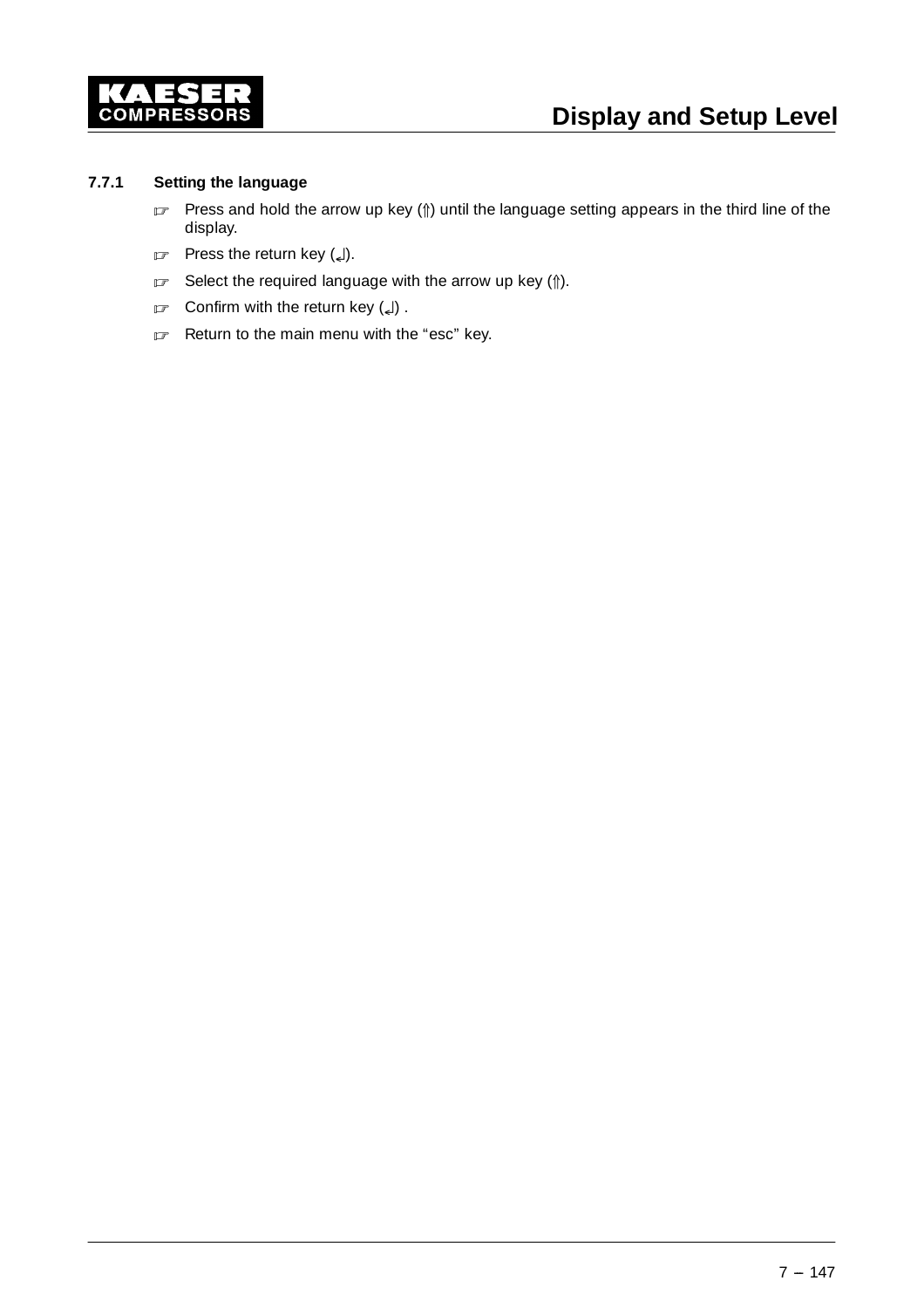### 7.7.1 Setting the language

- ☞ Press and hold the arrow up key (⇑) until the language setting appears in the third line of the display.
- ☞ Press the return key (↵).
- ☞ Select the required language with the arrow up key (⇑).
- ☞ Confirm with the return key (↵) .
- ☞ Return to the main menu with the “esc” key.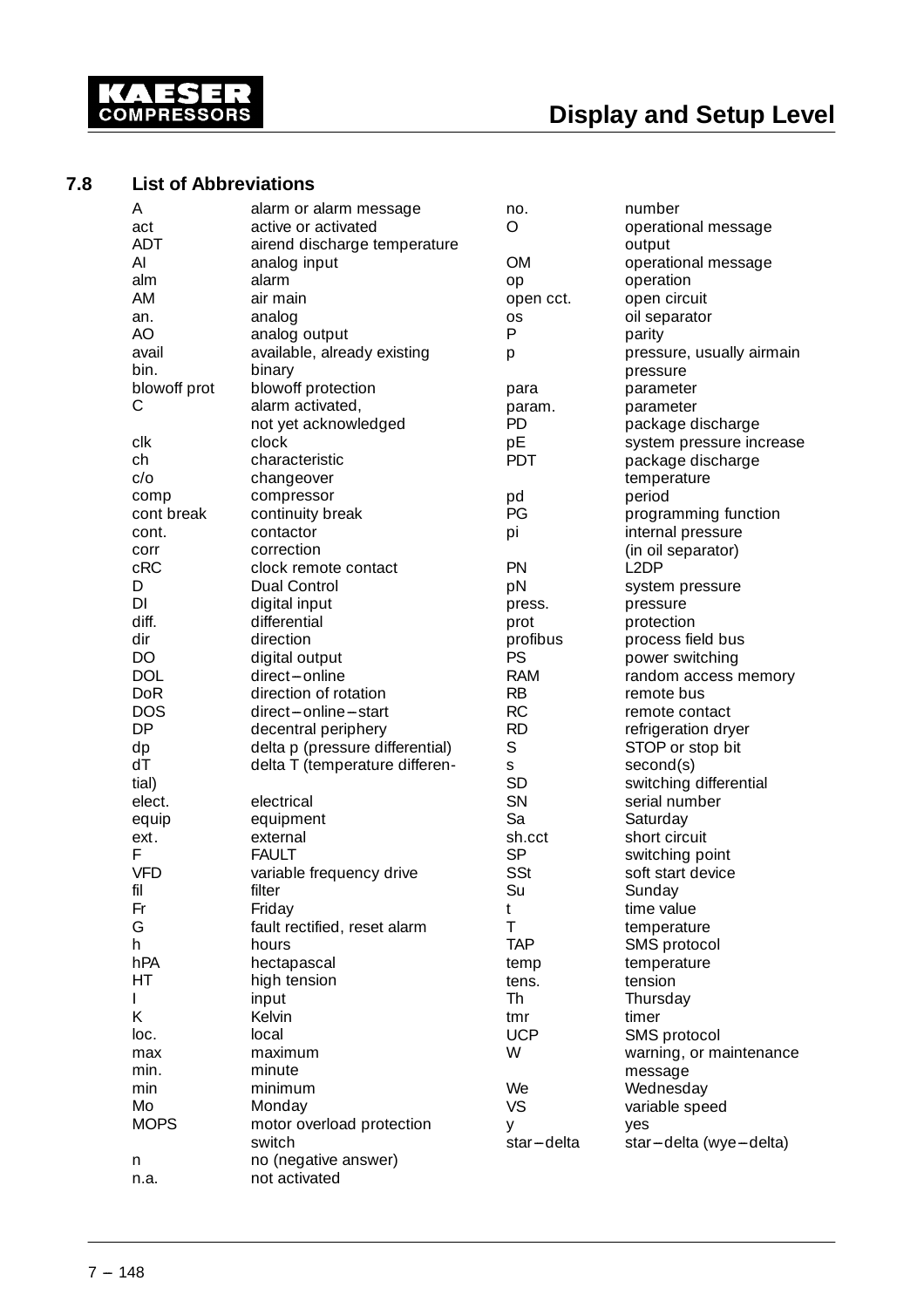## 7.8 List of Abbreviations

| | |
|---|---|
| A | alarm or alarm message |
| act | active or activated |
| ADT | airend discharge temperature |
| AI | analog input |
| alm | alarm |
| AM | air main |
| an. | analog |
| AO | analog output |
| avail | available, already existing |
| bin. | binary |
| blowoff prot | blowoff protection |
| C | alarm activated, not yet acknowledged |
| clk | clock |
| ch | characteristic |
| c/o | changeover |
| comp | compressor |
| cont break | continuity break |
| cont. | contactor |
| corr | correction |
| cRC | clock remote contact |
| D | Dual Control |
| DI | digital input |
| diff. | differential |
| dir | direction |
| DO | digital output |
| DOL | direct–online |
| DoR | direction of rotation |
| DOS | direct–online–start |
| DP | decentral periphery |
| dp | delta p (pressure differential) |
| dT | delta T (temperature differential) |
| elect. | electrical |
| equip | equipment |
| ext. | external |
| F | FAULT |
| VFD | variable frequency drive |
| fil | filter |
| Fr | Friday |
| G | fault rectified, reset alarm |
| h | hours |
| hPA | hectapascal |
| HT | high tension |
| I | input |
| K | Kelvin |
| loc. | local |
| max | maximum |
| min. | minute |
| min | minimum |
| Mo | Monday |
| MOPS | motor overload protection switch |
| n | no (negative answer) |
| n.a. | not activated |
| no. | number |
| O | operational message output |
| OM | operational message |
| op | operation |
| open cct. | open circuit |
| os | oil separator |
| P | parity |
| p | pressure, usually airmain pressure |
| para | parameter |
| param. | parameter |
| PD | package discharge |
| pE | system pressure increase |
| PDT | package discharge temperature |
| pd | period |
| PG | programming function |
| pi | internal pressure (in oil separator) |
| PN | L2DP |
| pN | system pressure |
| press. | pressure |
| prot | protection |
| profibus | process field bus |
| PS | power switching |
| RAM | random access memory |
| RB | remote bus |
| RC | remote contact |
| RD | refrigeration dryer |
| S | STOP or stop bit |
| s | second(s) |
| SD | switching differential |
| SN | serial number |
| Sa | Saturday |
| sh.cct | short circuit |
| SP | switching point |
| SSt | soft start device |
| Su | Sunday |
| t | time value |
| T | temperature |
| TAP | SMS protocol |
| temp | temperature |
| tens. | tension |
| Th | Thursday |
| tmr | timer |
| UCP | SMS protocol |
| W | warning, or maintenance message |
| We | Wednesday |
| VS | variable speed |
| y | yes |
| star–delta | star–delta (wye–delta) |